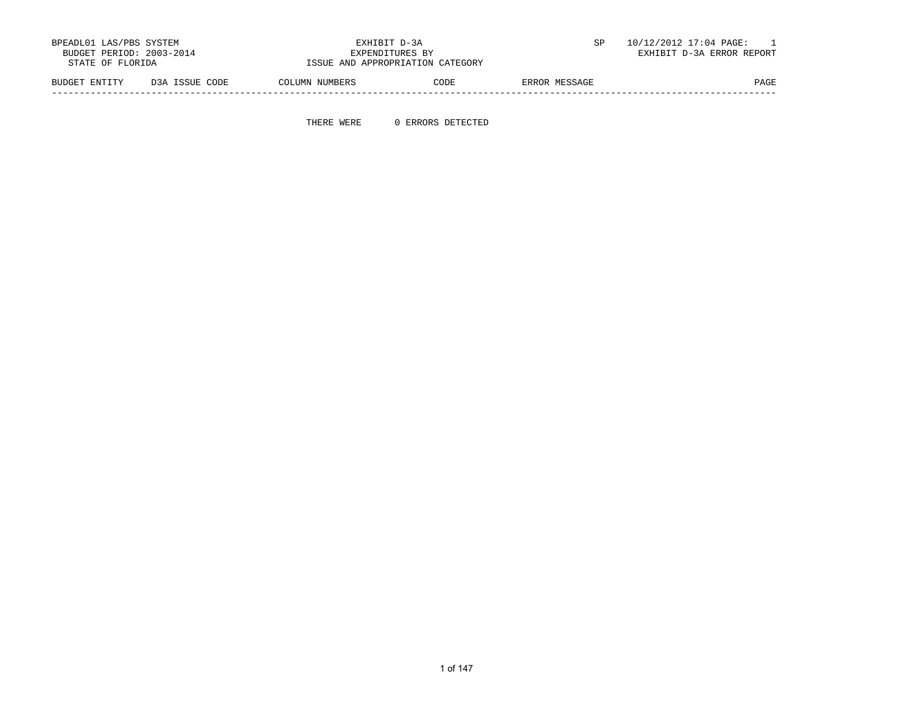BPEADL01 LAS/PBS SYSTEM
BUDGET PERIOD: 2003-2014
STATE OF FLORIDA

EXHIBIT D-3A
EXPENDITURES BY
ISSUE AND APPROPRIATION CATEGORY

SP 10/12/2012 17:04 PAGE: 1
EXHIBIT D-3A ERROR REPORT

| BUDGET ENTITY | D3A ISSUE CODE | COLUMN NUMBERS | CODE | ERROR MESSAGE | PAGE |
|---|---|---|---|---|---|

THERE WERE 0 ERRORS DETECTED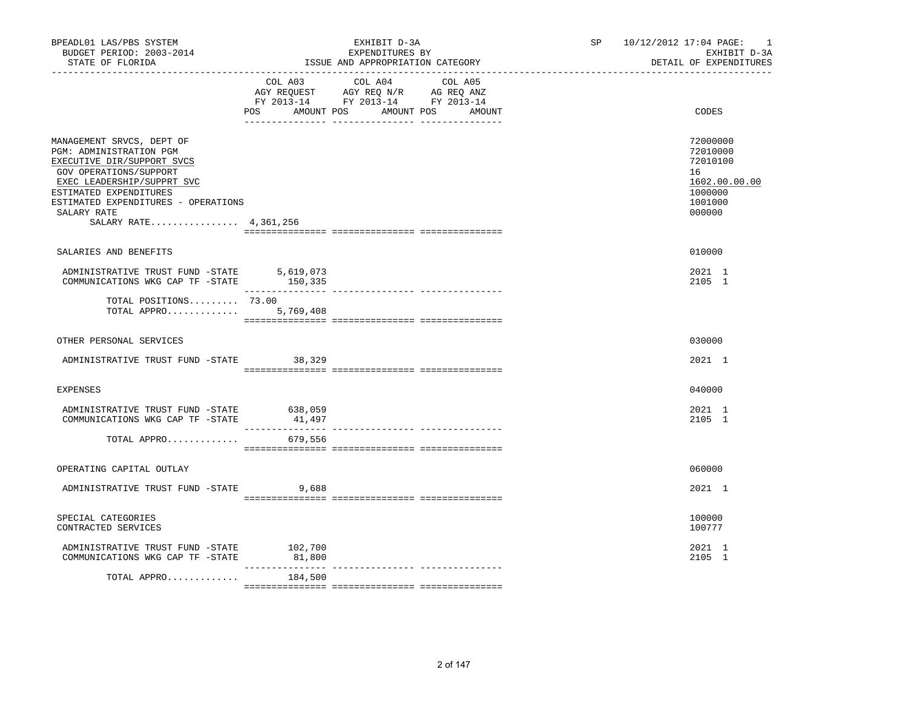BPEADL01 LAS/PBS SYSTEM
BUDGET PERIOD: 2003-2014
STATE OF FLORIDA

EXHIBIT D-3A
EXPENDITURES BY
ISSUE AND APPROPRIATION CATEGORY

SP 10/12/2012 17:04 PAGE: 1
EXHIBIT D-3A
DETAIL OF EXPENDITURES

| | COL A03 AGY REQUEST FY 2013-14 POS AMOUNT | COL A04 AGY REQ N/R FY 2013-14 POS AMOUNT | COL A05 AG REQ ANZ FY 2013-14 POS AMOUNT | CODES |
|---|---|---|---|---|
| MANAGEMENT SRVCS, DEPT OF | | | | 72000000 |
| PGM: ADMINISTRATION PGM | | | | 72010000 |
| EXECUTIVE DIR/SUPPORT SVCS | | | | 72010100 |
| GOV OPERATIONS/SUPPORT | | | | 16 |
| EXEC LEADERSHIP/SUPPRT SVC | | | | 1602.00.00.00 |
| ESTIMATED EXPENDITURES | | | | 1000000 |
| ESTIMATED EXPENDITURES - OPERATIONS | | | | 1001000 |
| SALARY RATE | | | | 000000 |
| SALARY RATE................ 4,361,256 | | | | |
| SALARIES AND BENEFITS | | | | 010000 |
| ADMINISTRATIVE TRUST FUND -STATE | 5,619,073 | | | 2021 1 |
| COMMUNICATIONS WKG CAP TF -STATE | 150,335 | | | 2105 1 |
| TOTAL POSITIONS......... | 73.00 | | | |
| TOTAL APPRO............. | 5,769,408 | | | |
| OTHER PERSONAL SERVICES | | | | 030000 |
| ADMINISTRATIVE TRUST FUND -STATE | 38,329 | | | 2021 1 |
| EXPENSES | | | | 040000 |
| ADMINISTRATIVE TRUST FUND -STATE | 638,059 | | | 2021 1 |
| COMMUNICATIONS WKG CAP TF -STATE | 41,497 | | | 2105 1 |
| TOTAL APPRO............. | 679,556 | | | |
| OPERATING CAPITAL OUTLAY | | | | 060000 |
| ADMINISTRATIVE TRUST FUND -STATE | 9,688 | | | 2021 1 |
| SPECIAL CATEGORIES | | | | 100000 |
| CONTRACTED SERVICES | | | | 100777 |
| ADMINISTRATIVE TRUST FUND -STATE | 102,700 | | | 2021 1 |
| COMMUNICATIONS WKG CAP TF -STATE | 81,800 | | | 2105 1 |
| TOTAL APPRO............. | 184,500 | | | |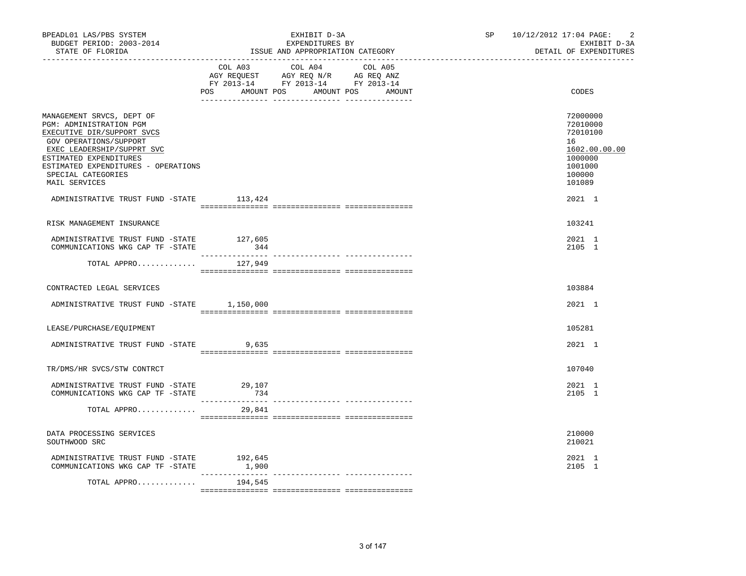BPEADL01 LAS/PBS SYSTEM — EXHIBIT D-3A — SP 10/12/2012 17:04 PAGE: 2
BUDGET PERIOD: 2003-2014 — EXPENDITURES BY — EXHIBIT D-3A
STATE OF FLORIDA — ISSUE AND APPROPRIATION CATEGORY — DETAIL OF EXPENDITURES

| | COL A03 AGY REQUEST FY 2013-14 POS AMOUNT | COL A04 AGY REQ N/R FY 2013-14 POS AMOUNT | COL A05 AG REQ ANZ FY 2013-14 POS AMOUNT | CODES |
|---|---|---|---|---|
| MANAGEMENT SRVCS, DEPT OF | | | | 72000000 |
| PGM: ADMINISTRATION PGM | | | | 72010000 |
| EXECUTIVE DIR/SUPPORT SVCS | | | | 72010100 |
| GOV OPERATIONS/SUPPORT | | | | 16 |
| EXEC LEADERSHIP/SUPPRT SVC | | | | 1602.00.00.00 |
| ESTIMATED EXPENDITURES | | | | 1000000 |
| ESTIMATED EXPENDITURES - OPERATIONS | | | | 1001000 |
| SPECIAL CATEGORIES | | | | 100000 |
| MAIL SERVICES | | | | 101089 |
| ADMINISTRATIVE TRUST FUND -STATE | 113,424 | | | 2021 1 |
| RISK MANAGEMENT INSURANCE | | | | 103241 |
| ADMINISTRATIVE TRUST FUND -STATE | 127,605 | | | 2021 1 |
| COMMUNICATIONS WKG CAP TF -STATE | 344 | | | 2105 1 |
| TOTAL APPRO............ | 127,949 | | | |
| CONTRACTED LEGAL SERVICES | | | | 103884 |
| ADMINISTRATIVE TRUST FUND -STATE | 1,150,000 | | | 2021 1 |
| LEASE/PURCHASE/EQUIPMENT | | | | 105281 |
| ADMINISTRATIVE TRUST FUND -STATE | 9,635 | | | 2021 1 |
| TR/DMS/HR SVCS/STW CONTRCT | | | | 107040 |
| ADMINISTRATIVE TRUST FUND -STATE | 29,107 | | | 2021 1 |
| COMMUNICATIONS WKG CAP TF -STATE | 734 | | | 2105 1 |
| TOTAL APPRO............ | 29,841 | | | |
| DATA PROCESSING SERVICES | | | | 210000 |
| SOUTHWOOD SRC | | | | 210021 |
| ADMINISTRATIVE TRUST FUND -STATE | 192,645 | | | 2021 1 |
| COMMUNICATIONS WKG CAP TF -STATE | 1,900 | | | 2105 1 |
| TOTAL APPRO............ | 194,545 | | | |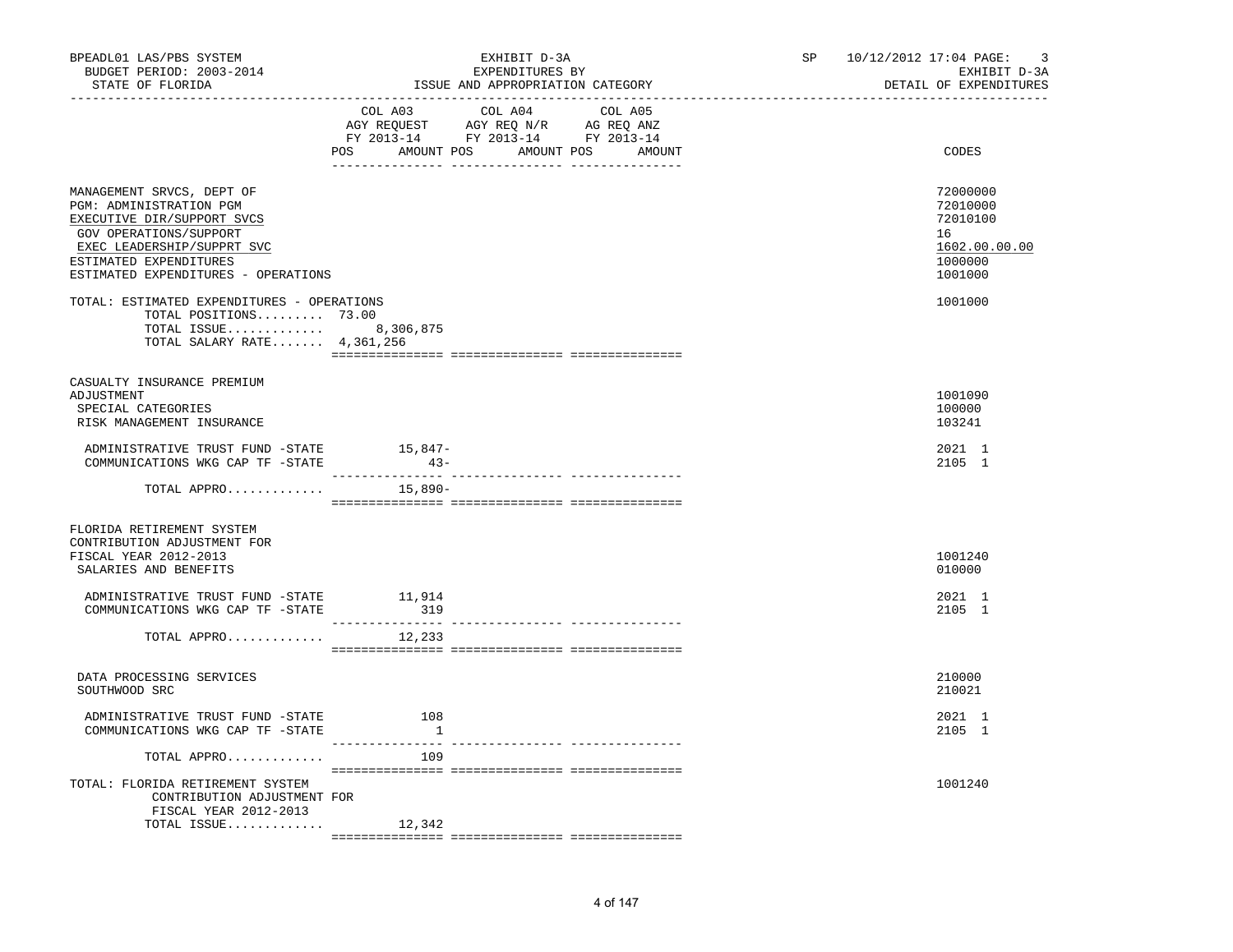BPEADL01 LAS/PBS SYSTEM | EXHIBIT D-3A | SP 10/12/2012 17:04 PAGE: 3
BUDGET PERIOD: 2003-2014 | EXPENDITURES BY | EXHIBIT D-3A
STATE OF FLORIDA | ISSUE AND APPROPRIATION CATEGORY | DETAIL OF EXPENDITURES

| | COL A03 AGY REQUEST FY 2013-14 POS AMOUNT | COL A04 AGY REQ N/R FY 2013-14 POS AMOUNT | COL A05 AG REQ ANZ FY 2013-14 POS AMOUNT | CODES |
|---|---|---|---|---|
| MANAGEMENT SRVCS, DEPT OF | | | | 72000000 |
| PGM: ADMINISTRATION PGM | | | | 72010000 |
| EXECUTIVE DIR/SUPPORT SVCS | | | | 72010100 |
| GOV OPERATIONS/SUPPORT | | | | 16 |
| EXEC LEADERSHIP/SUPPRT SVC | | | | 1602.00.00.00 |
| ESTIMATED EXPENDITURES | | | | 1000000 |
| ESTIMATED EXPENDITURES - OPERATIONS | | | | 1001000 |
| TOTAL: ESTIMATED EXPENDITURES - OPERATIONS | | | | 1001000 |
| TOTAL POSITIONS......... | 73.00 | | | |
| TOTAL ISSUE............. | 8,306,875 | | | |
| TOTAL SALARY RATE....... | 4,361,256 | | | |
| CASUALTY INSURANCE PREMIUM ADJUSTMENT | | | | 1001090 |
| SPECIAL CATEGORIES | | | | 100000 |
| RISK MANAGEMENT INSURANCE | | | | 103241 |
| ADMINISTRATIVE TRUST FUND -STATE | 15,847- | | | 2021 1 |
| COMMUNICATIONS WKG CAP TF -STATE | 43- | | | 2105 1 |
| TOTAL APPRO............ | 15,890- | | | |
| FLORIDA RETIREMENT SYSTEM CONTRIBUTION ADJUSTMENT FOR FISCAL YEAR 2012-2013 | | | | 1001240 |
| SALARIES AND BENEFITS | | | | 010000 |
| ADMINISTRATIVE TRUST FUND -STATE | 11,914 | | | 2021 1 |
| COMMUNICATIONS WKG CAP TF -STATE | 319 | | | 2105 1 |
| TOTAL APPRO............ | 12,233 | | | |
| DATA PROCESSING SERVICES | | | | 210000 |
| SOUTHWOOD SRC | | | | 210021 |
| ADMINISTRATIVE TRUST FUND -STATE | 108 | | | 2021 1 |
| COMMUNICATIONS WKG CAP TF -STATE | 1 | | | 2105 1 |
| TOTAL APPRO............ | 109 | | | |
| TOTAL: FLORIDA RETIREMENT SYSTEM CONTRIBUTION ADJUSTMENT FOR FISCAL YEAR 2012-2013 | | | | 1001240 |
| TOTAL ISSUE............ | 12,342 | | | |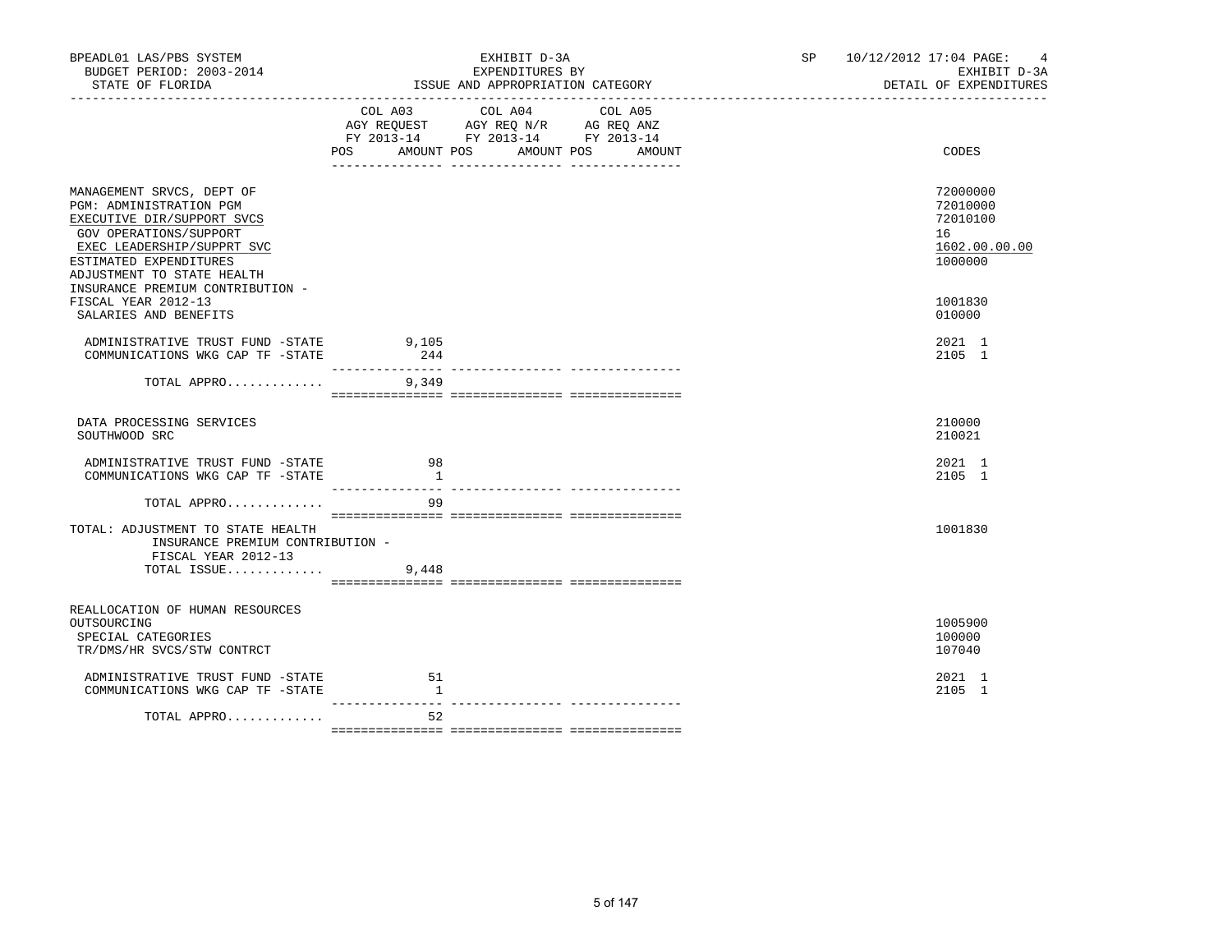BPEADL01 LAS/PBS SYSTEM — EXHIBIT D-3A — SP 10/12/2012 17:04 PAGE: 4
BUDGET PERIOD: 2003-2014 — EXPENDITURES BY — EXHIBIT D-3A
STATE OF FLORIDA — ISSUE AND APPROPRIATION CATEGORY — DETAIL OF EXPENDITURES

| | COL A03 AGY REQUEST FY 2013-14 POS AMOUNT | COL A04 AGY REQ N/R FY 2013-14 POS AMOUNT | COL A05 AG REQ ANZ FY 2013-14 POS AMOUNT | CODES |
|---|---|---|---|---|
| MANAGEMENT SRVCS, DEPT OF | | | | 72000000 |
| PGM: ADMINISTRATION PGM | | | | 72010000 |
| EXECUTIVE DIR/SUPPORT SVCS | | | | 72010100 |
| GOV OPERATIONS/SUPPORT | | | | 16 |
| EXEC LEADERSHIP/SUPPRT SVC | | | | 1602.00.00.00 |
| ESTIMATED EXPENDITURES | | | | 1000000 |
| ADJUSTMENT TO STATE HEALTH INSURANCE PREMIUM CONTRIBUTION - FISCAL YEAR 2012-13 | | | | 1001830 |
| SALARIES AND BENEFITS | | | | 010000 |
| ADMINISTRATIVE TRUST FUND -STATE | 9,105 | | | 2021 1 |
| COMMUNICATIONS WKG CAP TF -STATE | 244 | | | 2105 1 |
| TOTAL APPRO............. | 9,349 | | | |
| DATA PROCESSING SERVICES | | | | 210000 |
| SOUTHWOOD SRC | | | | 210021 |
| ADMINISTRATIVE TRUST FUND -STATE | 98 | | | 2021 1 |
| COMMUNICATIONS WKG CAP TF -STATE | 1 | | | 2105 1 |
| TOTAL APPRO............. | 99 | | | |
| TOTAL: ADJUSTMENT TO STATE HEALTH INSURANCE PREMIUM CONTRIBUTION - FISCAL YEAR 2012-13 | | | | 1001830 |
| TOTAL ISSUE............. | 9,448 | | | |
| REALLOCATION OF HUMAN RESOURCES OUTSOURCING | | | | 1005900 |
| SPECIAL CATEGORIES | | | | 100000 |
| TR/DMS/HR SVCS/STW CONTRCT | | | | 107040 |
| ADMINISTRATIVE TRUST FUND -STATE | 51 | | | 2021 1 |
| COMMUNICATIONS WKG CAP TF -STATE | 1 | | | 2105 1 |
| TOTAL APPRO............. | 52 | | | |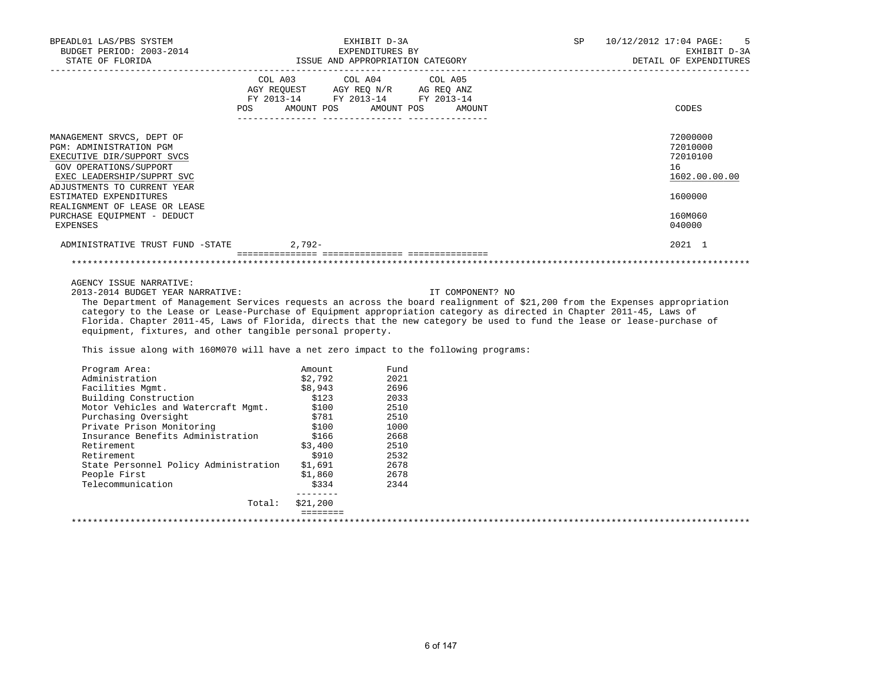BPEADL01 LAS/PBS SYSTEM
BUDGET PERIOD: 2003-2014
STATE OF FLORIDA

EXHIBIT D-3A
EXPENDITURES BY
ISSUE AND APPROPRIATION CATEGORY

SP 10/12/2012 17:04 PAGE: 5
EXHIBIT D-3A
DETAIL OF EXPENDITURES

| | COL A03 AGY REQUEST FY 2013-14 POS AMOUNT | COL A04 AGY REQ N/R FY 2013-14 POS AMOUNT | COL A05 AG REQ ANZ FY 2013-14 POS AMOUNT | CODES |
|---|---|---|---|---|
| MANAGEMENT SRVCS, DEPT OF | | | | 72000000 |
| PGM: ADMINISTRATION PGM | | | | 72010000 |
| EXECUTIVE DIR/SUPPORT SVCS | | | | 72010100 |
| GOV OPERATIONS/SUPPORT | | | | 16 |
| EXEC LEADERSHIP/SUPPRT SVC | | | | 1602.00.00.00 |
| ADJUSTMENTS TO CURRENT YEAR ESTIMATED EXPENDITURES | | | | 1600000 |
| REALIGNMENT OF LEASE OR LEASE PURCHASE EQUIPMENT - DEDUCT | | | | 160M060 |
| EXPENSES | | | | 040000 |
| ADMINISTRATIVE TRUST FUND -STATE | 2,792- | | | 2021 1 |

AGENCY ISSUE NARRATIVE:

2013-2014 BUDGET YEAR NARRATIVE: IT COMPONENT? NO

The Department of Management Services requests an across the board realignment of $21,200 from the Expenses appropriation category to the Lease or Lease-Purchase of Equipment appropriation category as directed in Chapter 2011-45, Laws of Florida. Chapter 2011-45, Laws of Florida, directs that the new category be used to fund the lease or lease-purchase of equipment, fixtures, and other tangible personal property.

This issue along with 160M070 will have a net zero impact to the following programs:

| Program Area: | Amount | Fund |
|---|---|---|
| Administration | $2,792 | 2021 |
| Facilities Mgmt. | $8,943 | 2696 |
| Building Construction | $123 | 2033 |
| Motor Vehicles and Watercraft Mgmt. | $100 | 2510 |
| Purchasing Oversight | $781 | 2510 |
| Private Prison Monitoring | $100 | 1000 |
| Insurance Benefits Administration | $166 | 2668 |
| Retirement | $3,400 | 2510 |
| Retirement | $910 | 2532 |
| State Personnel Policy Administration | $1,691 | 2678 |
| People First | $1,860 | 2678 |
| Telecommunication | $334 | 2344 |
| Total: | $21,200 | |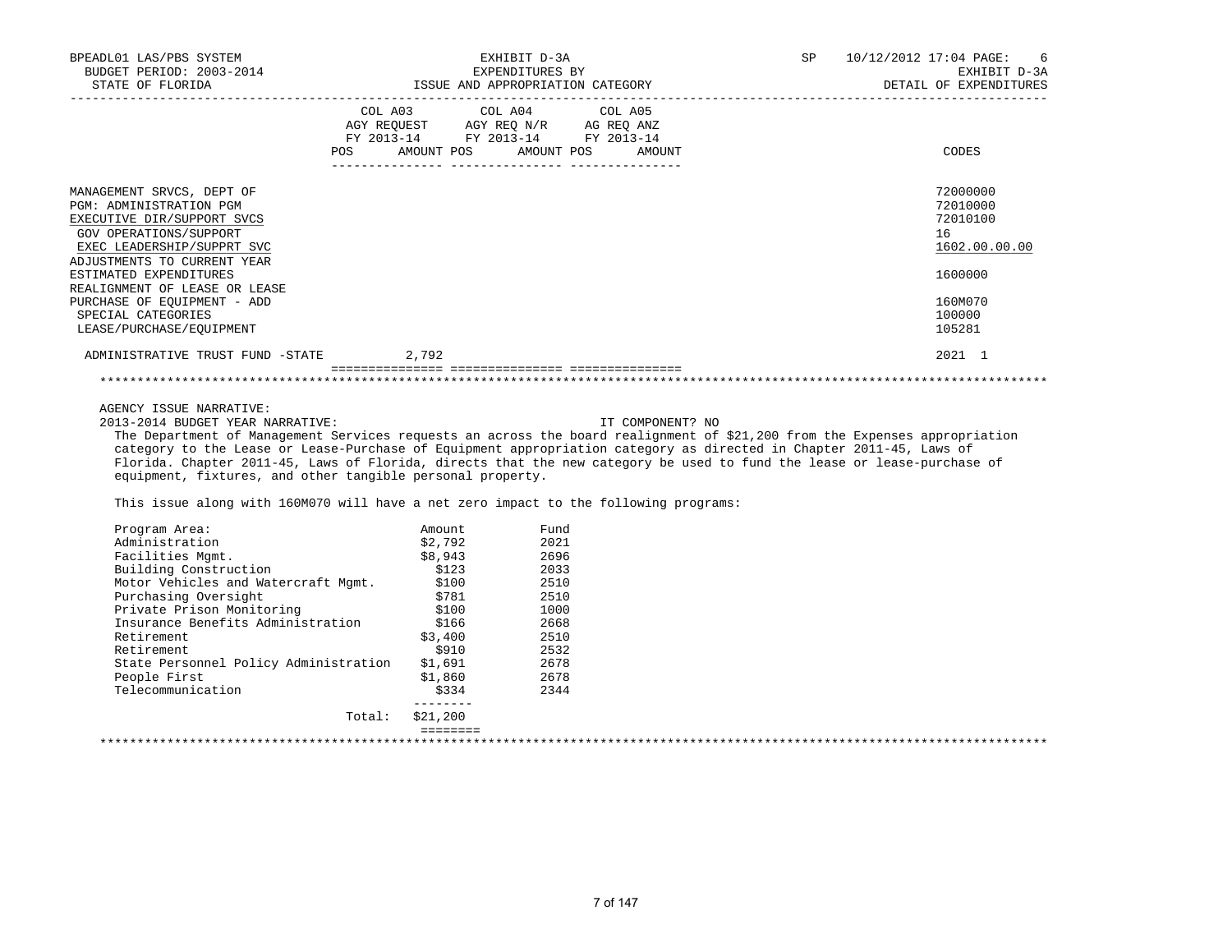BPEADL01 LAS/PBS SYSTEM — EXHIBIT D-3A — SP 10/12/2012 17:04 PAGE: 6
BUDGET PERIOD: 2003-2014 — EXPENDITURES BY — EXHIBIT D-3A
STATE OF FLORIDA — ISSUE AND APPROPRIATION CATEGORY — DETAIL OF EXPENDITURES

| | COL A03 AGY REQUEST FY 2013-14 POS AMOUNT | COL A04 AGY REQ N/R FY 2013-14 POS AMOUNT | COL A05 AG REQ ANZ FY 2013-14 POS AMOUNT | CODES |
|---|---|---|---|---|
| MANAGEMENT SRVCS, DEPT OF | | | | 72000000 |
| PGM: ADMINISTRATION PGM | | | | 72010000 |
| EXECUTIVE DIR/SUPPORT SVCS | | | | 72010100 |
| GOV OPERATIONS/SUPPORT | | | | 16 |
| EXEC LEADERSHIP/SUPPRT SVC | | | | 1602.00.00.00 |
| ADJUSTMENTS TO CURRENT YEAR ESTIMATED EXPENDITURES | | | | 1600000 |
| REALIGNMENT OF LEASE OR LEASE PURCHASE OF EQUIPMENT - ADD | | | | 160M070 |
| SPECIAL CATEGORIES | | | | 100000 |
| LEASE/PURCHASE/EQUIPMENT | | | | 105281 |
| ADMINISTRATIVE TRUST FUND -STATE | 2,792 | | | 2021 1 |

AGENCY ISSUE NARRATIVE:

2013-2014 BUDGET YEAR NARRATIVE: IT COMPONENT? NO

The Department of Management Services requests an across the board realignment of $21,200 from the Expenses appropriation category to the Lease or Lease-Purchase of Equipment appropriation category as directed in Chapter 2011-45, Laws of Florida. Chapter 2011-45, Laws of Florida, directs that the new category be used to fund the lease or lease-purchase of equipment, fixtures, and other tangible personal property.

This issue along with 160M070 will have a net zero impact to the following programs:

| Program Area: | Amount | Fund |
|---|---|---|
| Administration | $2,792 | 2021 |
| Facilities Mgmt. | $8,943 | 2696 |
| Building Construction | $123 | 2033 |
| Motor Vehicles and Watercraft Mgmt. | $100 | 2510 |
| Purchasing Oversight | $781 | 2510 |
| Private Prison Monitoring | $100 | 1000 |
| Insurance Benefits Administration | $166 | 2668 |
| Retirement | $3,400 | 2510 |
| Retirement | $910 | 2532 |
| State Personnel Policy Administration | $1,691 | 2678 |
| People First | $1,860 | 2678 |
| Telecommunication | $334 | 2344 |
| Total: | $21,200 | |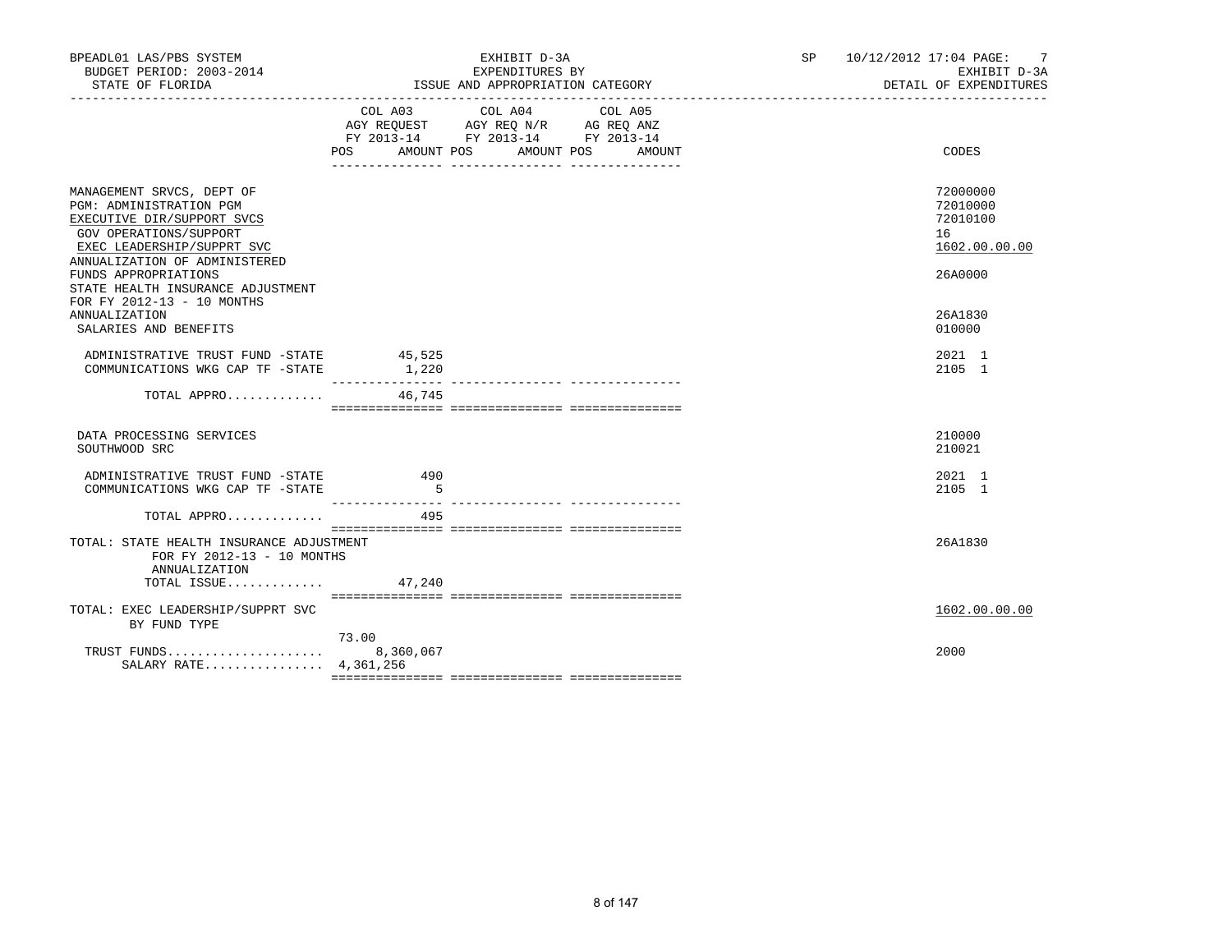BPEADL01 LAS/PBS SYSTEM | EXHIBIT D-3A | SP 10/12/2012 17:04 PAGE: 7
BUDGET PERIOD: 2003-2014 | EXPENDITURES BY | EXHIBIT D-3A
STATE OF FLORIDA | ISSUE AND APPROPRIATION CATEGORY | DETAIL OF EXPENDITURES

| | COL A03 AGY REQUEST FY 2013-14 POS AMOUNT | COL A04 AGY REQ N/R FY 2013-14 POS AMOUNT | COL A05 AG REQ ANZ FY 2013-14 POS AMOUNT | CODES |
|---|---|---|---|---|
| MANAGEMENT SRVCS, DEPT OF | | | | 72000000 |
| PGM: ADMINISTRATION PGM | | | | 72010000 |
| EXECUTIVE DIR/SUPPORT SVCS | | | | 72010100 |
| GOV OPERATIONS/SUPPORT | | | | 16 |
| EXEC LEADERSHIP/SUPPRT SVC | | | | 1602.00.00.00 |
| ANNUALIZATION OF ADMINISTERED FUNDS APPROPRIATIONS | | | | 26A0000 |
| STATE HEALTH INSURANCE ADJUSTMENT FOR FY 2012-13 - 10 MONTHS ANNUALIZATION | | | | 26A1830 |
| SALARIES AND BENEFITS | | | | 010000 |
| ADMINISTRATIVE TRUST FUND -STATE | 45,525 | | | 2021 1 |
| COMMUNICATIONS WKG CAP TF -STATE | 1,220 | | | 2105 1 |
| TOTAL APPRO............. | 46,745 | | | |
| DATA PROCESSING SERVICES | | | | 210000 |
| SOUTHWOOD SRC | | | | 210021 |
| ADMINISTRATIVE TRUST FUND -STATE | 490 | | | 2021 1 |
| COMMUNICATIONS WKG CAP TF -STATE | 5 | | | 2105 1 |
| TOTAL APPRO............. | 495 | | | |
| TOTAL: STATE HEALTH INSURANCE ADJUSTMENT FOR FY 2012-13 - 10 MONTHS ANNUALIZATION | | | | 26A1830 |
| TOTAL ISSUE............. | 47,240 | | | |
| TOTAL: EXEC LEADERSHIP/SUPPRT SVC BY FUND TYPE | | | | 1602.00.00.00 |
| TRUST FUNDS..................... | 73.00 8,360,067 | | | 2000 |
| SALARY RATE................ | 4,361,256 | | | |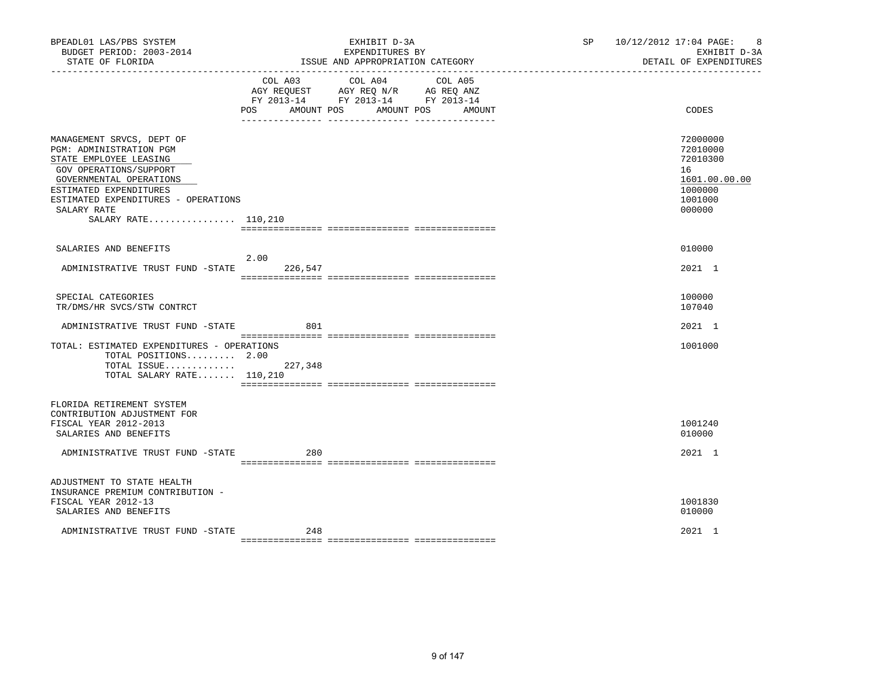BPEADL01 LAS/PBS SYSTEM
BUDGET PERIOD: 2003-2014
STATE OF FLORIDA

EXHIBIT D-3A
EXPENDITURES BY
ISSUE AND APPROPRIATION CATEGORY

SP 10/12/2012 17:04 PAGE: 8
EXHIBIT D-3A
DETAIL OF EXPENDITURES

| | COL A03 AGY REQUEST FY 2013-14 POS AMOUNT | COL A04 AGY REQ N/R FY 2013-14 POS AMOUNT | COL A05 AG REQ ANZ FY 2013-14 POS AMOUNT | CODES |
|---|---|---|---|---|
| MANAGEMENT SRVCS, DEPT OF | | | | 72000000 |
| PGM: ADMINISTRATION PGM | | | | 72010000 |
| STATE EMPLOYEE LEASING | | | | 72010300 |
| GOV OPERATIONS/SUPPORT | | | | 16 |
| GOVERNMENTAL OPERATIONS | | | | 1601.00.00.00 |
| ESTIMATED EXPENDITURES | | | | 1000000 |
| ESTIMATED EXPENDITURES - OPERATIONS | | | | 1001000 |
| SALARY RATE | | | | 000000 |
| SALARY RATE................ | 110,210 | | | |
| SALARIES AND BENEFITS | | | | 010000 |
| ADMINISTRATIVE TRUST FUND -STATE | 2.00 226,547 | | | 2021 1 |
| SPECIAL CATEGORIES | | | | 100000 |
| TR/DMS/HR SVCS/STW CONTRCT | | | | 107040 |
| ADMINISTRATIVE TRUST FUND -STATE | 801 | | | 2021 1 |
| TOTAL: ESTIMATED EXPENDITURES - OPERATIONS | | | | 1001000 |
| TOTAL POSITIONS......... | 2.00 | | | |
| TOTAL ISSUE............. | 227,348 | | | |
| TOTAL SALARY RATE....... | 110,210 | | | |
| FLORIDA RETIREMENT SYSTEM CONTRIBUTION ADJUSTMENT FOR FISCAL YEAR 2012-2013 | | | | 1001240 |
| SALARIES AND BENEFITS | | | | 010000 |
| ADMINISTRATIVE TRUST FUND -STATE | 280 | | | 2021 1 |
| ADJUSTMENT TO STATE HEALTH INSURANCE PREMIUM CONTRIBUTION - FISCAL YEAR 2012-13 | | | | 1001830 |
| SALARIES AND BENEFITS | | | | 010000 |
| ADMINISTRATIVE TRUST FUND -STATE | 248 | | | 2021 1 |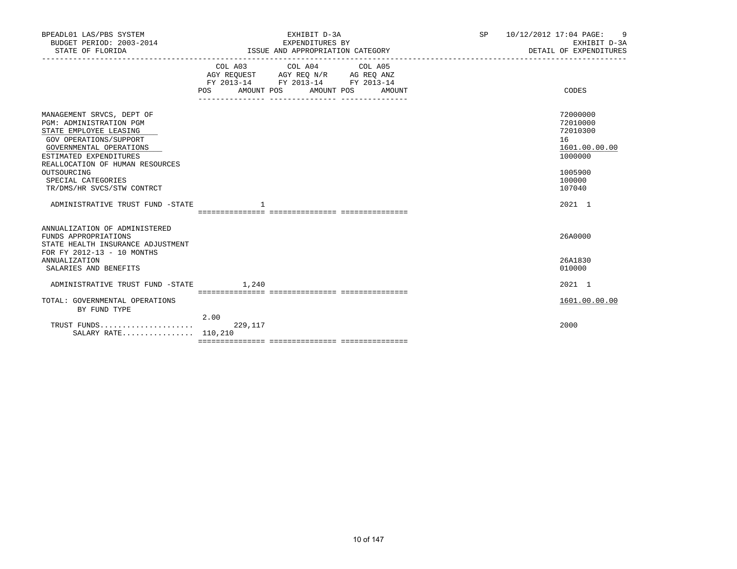BPEADL01 LAS/PBS SYSTEM | EXHIBIT D-3A | SP 10/12/2012 17:04 PAGE: 9
BUDGET PERIOD: 2003-2014 | EXPENDITURES BY | EXHIBIT D-3A
STATE OF FLORIDA | ISSUE AND APPROPRIATION CATEGORY | DETAIL OF EXPENDITURES

| | COL A03 AGY REQUEST FY 2013-14 POS AMOUNT | COL A04 AGY REQ N/R FY 2013-14 POS AMOUNT | COL A05 AG REQ ANZ FY 2013-14 POS AMOUNT | CODES |
|---|---|---|---|---|
| MANAGEMENT SRVCS, DEPT OF | | | | 72000000 |
| PGM: ADMINISTRATION PGM | | | | 72010000 |
| STATE EMPLOYEE LEASING | | | | 72010300 |
| GOV OPERATIONS/SUPPORT | | | | 16 |
| GOVERNMENTAL OPERATIONS | | | | 1601.00.00.00 |
| ESTIMATED EXPENDITURES | | | | 1000000 |
| REALLOCATION OF HUMAN RESOURCES OUTSOURCING | | | | 1005900 |
| SPECIAL CATEGORIES | | | | 100000 |
| TR/DMS/HR SVCS/STW CONTRCT | | | | 107040 |
| ADMINISTRATIVE TRUST FUND -STATE | 1 | | | 2021 1 |
| ANNUALIZATION OF ADMINISTERED FUNDS APPROPRIATIONS | | | | 26A0000 |
| STATE HEALTH INSURANCE ADJUSTMENT FOR FY 2012-13 - 10 MONTHS ANNUALIZATION | | | | 26A1830 |
| SALARIES AND BENEFITS | | | | 010000 |
| ADMINISTRATIVE TRUST FUND -STATE | 1,240 | | | 2021 1 |
| TOTAL: GOVERNMENTAL OPERATIONS | | | | 1601.00.00.00 |
| BY FUND TYPE | | | | |
| | 2.00 | | | |
| TRUST FUNDS..................... | 229,117 | | | 2000 |
| SALARY RATE................ | 110,210 | | | |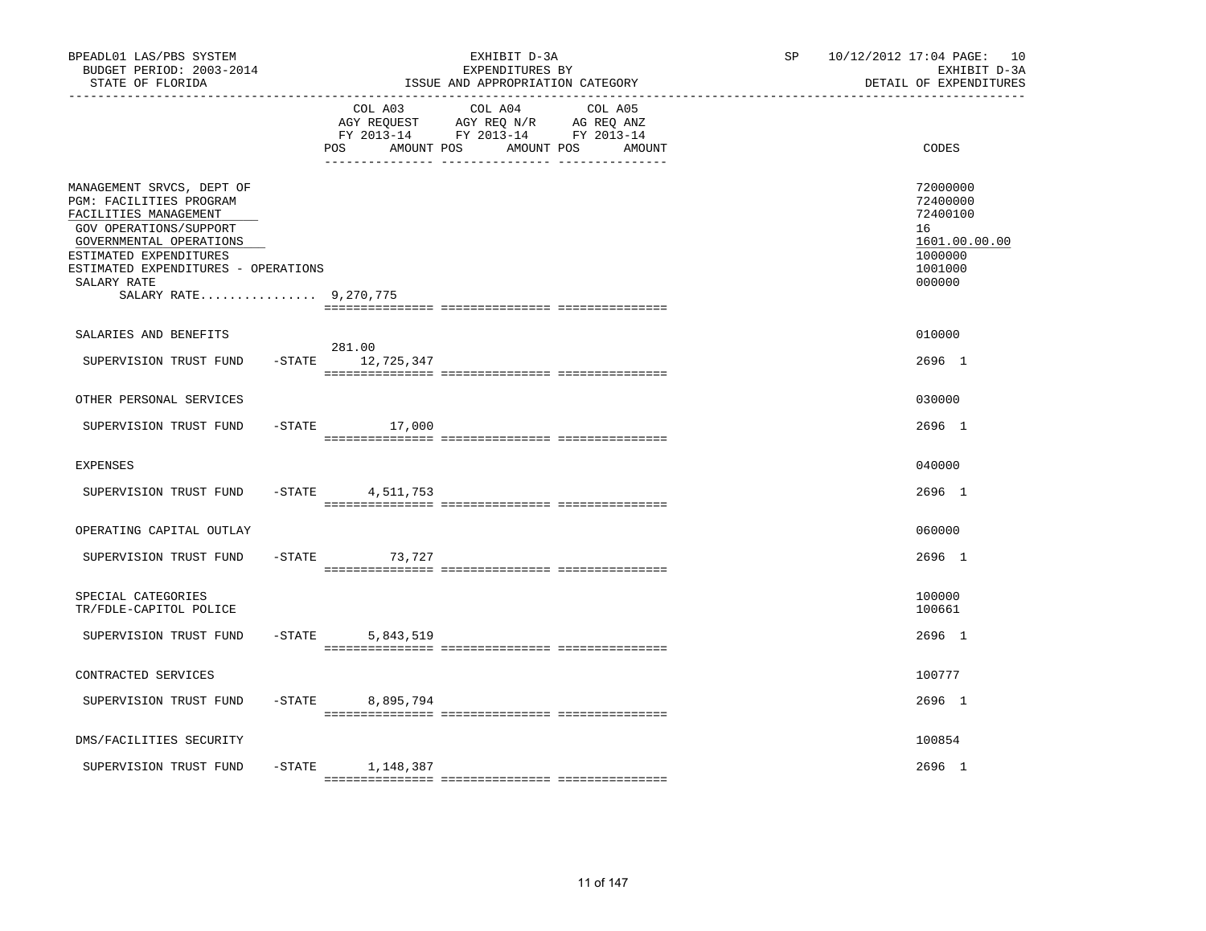BPEADL01 LAS/PBS SYSTEM — EXHIBIT D-3A — SP 10/12/2012 17:04 PAGE: 10
BUDGET PERIOD: 2003-2014 — EXPENDITURES BY — EXHIBIT D-3A
STATE OF FLORIDA — ISSUE AND APPROPRIATION CATEGORY — DETAIL OF EXPENDITURES

| | COL A03 AGY REQUEST FY 2013-14 POS AMOUNT | COL A04 AGY REQ N/R FY 2013-14 POS AMOUNT | COL A05 AG REQ ANZ FY 2013-14 POS AMOUNT | CODES |
|---|---|---|---|---|
| MANAGEMENT SRVCS, DEPT OF | | | | 72000000 |
| PGM: FACILITIES PROGRAM | | | | 72400000 |
| FACILITIES MANAGEMENT | | | | 72400100 |
| GOV OPERATIONS/SUPPORT | | | | 16 |
| GOVERNMENTAL OPERATIONS | | | | 1601.00.00.00 |
| ESTIMATED EXPENDITURES | | | | 1000000 |
| ESTIMATED EXPENDITURES - OPERATIONS | | | | 1001000 |
| SALARY RATE | | | | 000000 |
| SALARY RATE................ 9,270,775 | | | | |
| SALARIES AND BENEFITS | | | | 010000 |
| SUPERVISION TRUST FUND -STATE | 281.00 12,725,347 | | | 2696 1 |
| OTHER PERSONAL SERVICES | | | | 030000 |
| SUPERVISION TRUST FUND -STATE | 17,000 | | | 2696 1 |
| EXPENSES | | | | 040000 |
| SUPERVISION TRUST FUND -STATE | 4,511,753 | | | 2696 1 |
| OPERATING CAPITAL OUTLAY | | | | 060000 |
| SUPERVISION TRUST FUND -STATE | 73,727 | | | 2696 1 |
| SPECIAL CATEGORIES | | | | 100000 |
| TR/FDLE-CAPITOL POLICE | | | | 100661 |
| SUPERVISION TRUST FUND -STATE | 5,843,519 | | | 2696 1 |
| CONTRACTED SERVICES | | | | 100777 |
| SUPERVISION TRUST FUND -STATE | 8,895,794 | | | 2696 1 |
| DMS/FACILITIES SECURITY | | | | 100854 |
| SUPERVISION TRUST FUND -STATE | 1,148,387 | | | 2696 1 |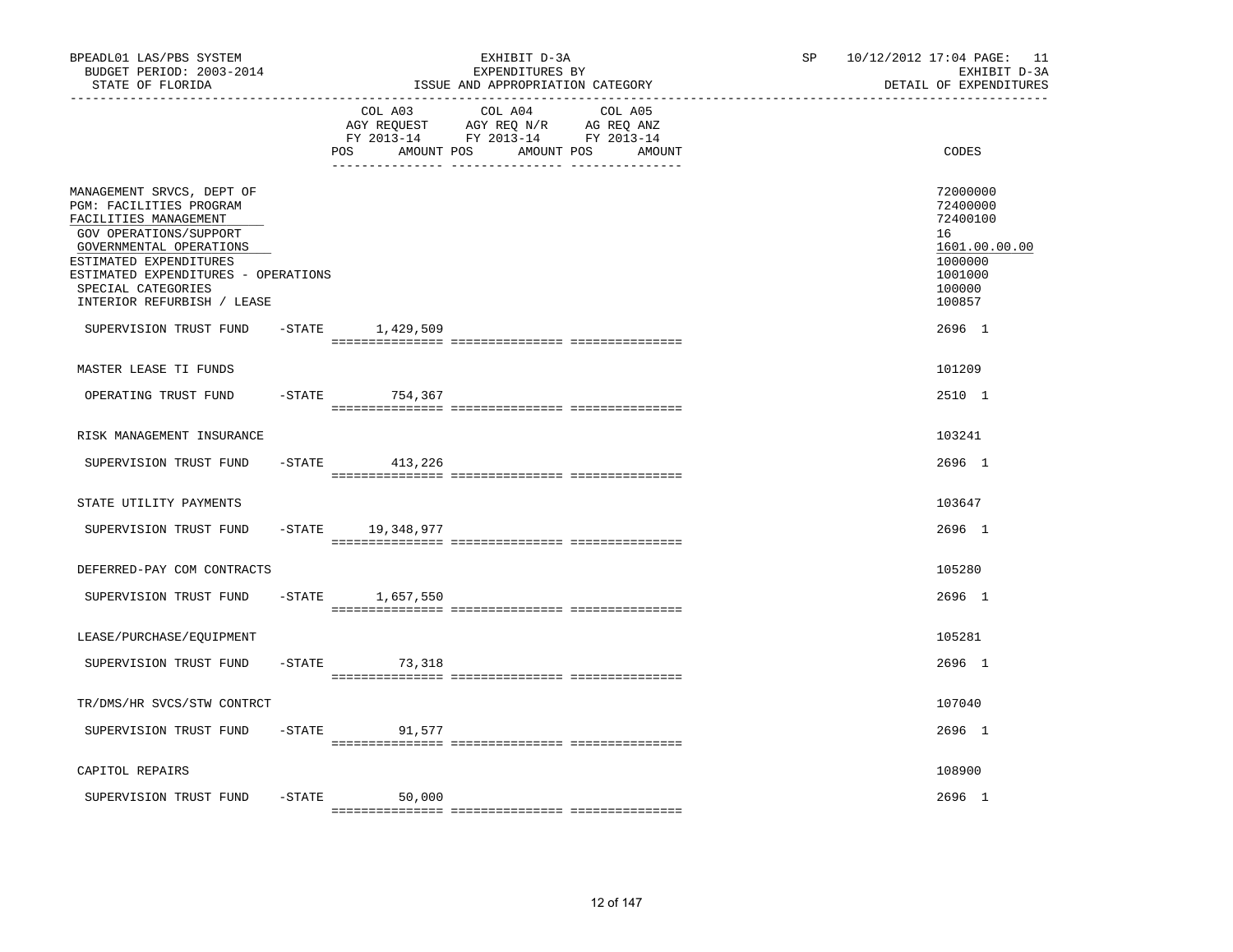BPEADL01 LAS/PBS SYSTEM | EXHIBIT D-3A | SP 10/12/2012 17:04 PAGE: 11
BUDGET PERIOD: 2003-2014 | EXPENDITURES BY | EXHIBIT D-3A
STATE OF FLORIDA | ISSUE AND APPROPRIATION CATEGORY | DETAIL OF EXPENDITURES

| | COL A03 AGY REQUEST FY 2013-14 POS AMOUNT | COL A04 AGY REQ N/R FY 2013-14 POS AMOUNT | COL A05 AG REQ ANZ FY 2013-14 POS AMOUNT | CODES |
|---|---|---|---|---|
| MANAGEMENT SRVCS, DEPT OF | | | | 72000000 |
| PGM: FACILITIES PROGRAM | | | | 72400000 |
| FACILITIES MANAGEMENT | | | | 72400100 |
| GOV OPERATIONS/SUPPORT | | | | 16 |
| GOVERNMENTAL OPERATIONS | | | | 1601.00.00.00 |
| ESTIMATED EXPENDITURES | | | | 1000000 |
| ESTIMATED EXPENDITURES - OPERATIONS | | | | 1001000 |
| SPECIAL CATEGORIES | | | | 100000 |
| INTERIOR REFURBISH / LEASE | | | | 100857 |
| SUPERVISION TRUST FUND -STATE | 1,429,509 | | | 2696 1 |
| MASTER LEASE TI FUNDS | | | | 101209 |
| OPERATING TRUST FUND -STATE | 754,367 | | | 2510 1 |
| RISK MANAGEMENT INSURANCE | | | | 103241 |
| SUPERVISION TRUST FUND -STATE | 413,226 | | | 2696 1 |
| STATE UTILITY PAYMENTS | | | | 103647 |
| SUPERVISION TRUST FUND -STATE | 19,348,977 | | | 2696 1 |
| DEFERRED-PAY COM CONTRACTS | | | | 105280 |
| SUPERVISION TRUST FUND -STATE | 1,657,550 | | | 2696 1 |
| LEASE/PURCHASE/EQUIPMENT | | | | 105281 |
| SUPERVISION TRUST FUND -STATE | 73,318 | | | 2696 1 |
| TR/DMS/HR SVCS/STW CONTRCT | | | | 107040 |
| SUPERVISION TRUST FUND -STATE | 91,577 | | | 2696 1 |
| CAPITOL REPAIRS | | | | 108900 |
| SUPERVISION TRUST FUND -STATE | 50,000 | | | 2696 1 |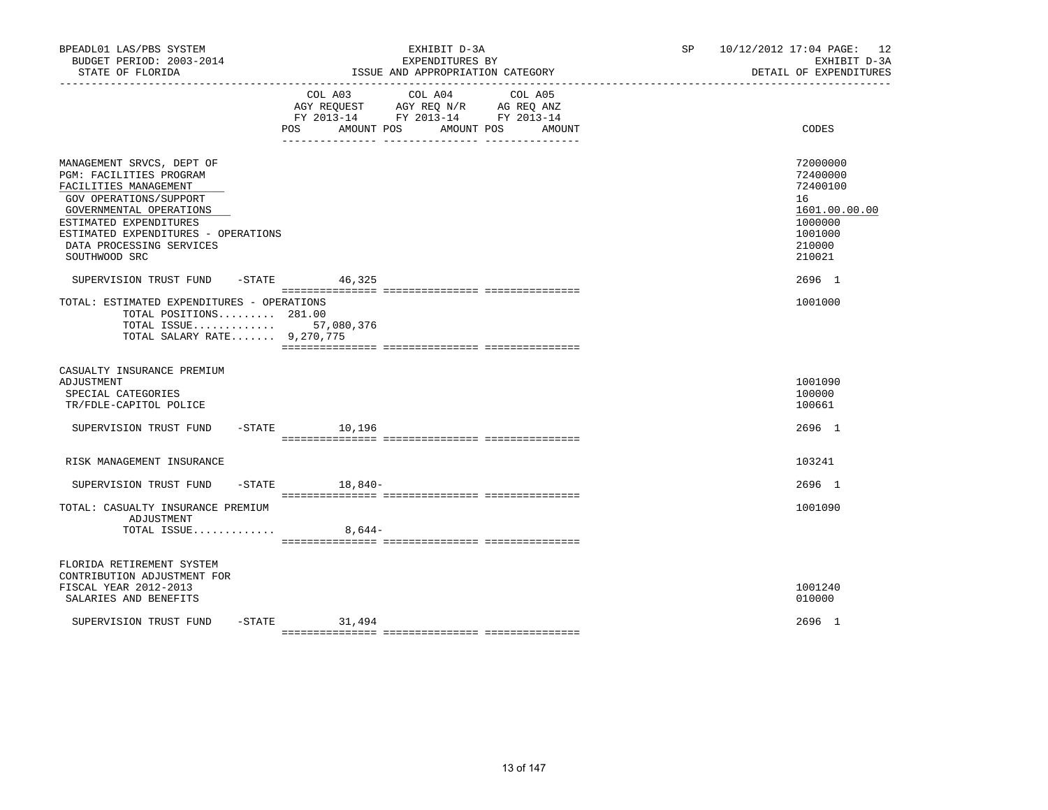BPEADL01 LAS/PBS SYSTEM | EXHIBIT D-3A | SP 10/12/2012 17:04 PAGE: 12
BUDGET PERIOD: 2003-2014 | EXPENDITURES BY | EXHIBIT D-3A
STATE OF FLORIDA | ISSUE AND APPROPRIATION CATEGORY | DETAIL OF EXPENDITURES

| | COL A03 AGY REQUEST FY 2013-14 POS AMOUNT | COL A04 AGY REQ N/R FY 2013-14 POS AMOUNT | COL A05 AG REQ ANZ FY 2013-14 POS AMOUNT | CODES |
|---|---|---|---|---|
| MANAGEMENT SRVCS, DEPT OF | | | | 72000000 |
| PGM: FACILITIES PROGRAM | | | | 72400000 |
| FACILITIES MANAGEMENT | | | | 72400100 |
| GOV OPERATIONS/SUPPORT | | | | 16 |
| GOVERNMENTAL OPERATIONS | | | | 1601.00.00.00 |
| ESTIMATED EXPENDITURES | | | | 1000000 |
| ESTIMATED EXPENDITURES - OPERATIONS | | | | 1001000 |
| DATA PROCESSING SERVICES | | | | 210000 |
| SOUTHWOOD SRC | | | | 210021 |
| SUPERVISION TRUST FUND -STATE | 46,325 | | | 2696 1 |
| TOTAL: ESTIMATED EXPENDITURES - OPERATIONS | | | | 1001000 |
| TOTAL POSITIONS......... 281.00 | | | | |
| TOTAL ISSUE............. | 57,080,376 | | | |
| TOTAL SALARY RATE....... 9,270,775 | | | | |
| CASUALTY INSURANCE PREMIUM ADJUSTMENT | | | | 1001090 |
| SPECIAL CATEGORIES | | | | 100000 |
| TR/FDLE-CAPITOL POLICE | | | | 100661 |
| SUPERVISION TRUST FUND -STATE | 10,196 | | | 2696 1 |
| RISK MANAGEMENT INSURANCE | | | | 103241 |
| SUPERVISION TRUST FUND -STATE | 18,840- | | | 2696 1 |
| TOTAL: CASUALTY INSURANCE PREMIUM ADJUSTMENT | | | | 1001090 |
| TOTAL ISSUE............. | 8,644- | | | |
| FLORIDA RETIREMENT SYSTEM CONTRIBUTION ADJUSTMENT FOR FISCAL YEAR 2012-2013 | | | | 1001240 |
| SALARIES AND BENEFITS | | | | 010000 |
| SUPERVISION TRUST FUND -STATE | 31,494 | | | 2696 1 |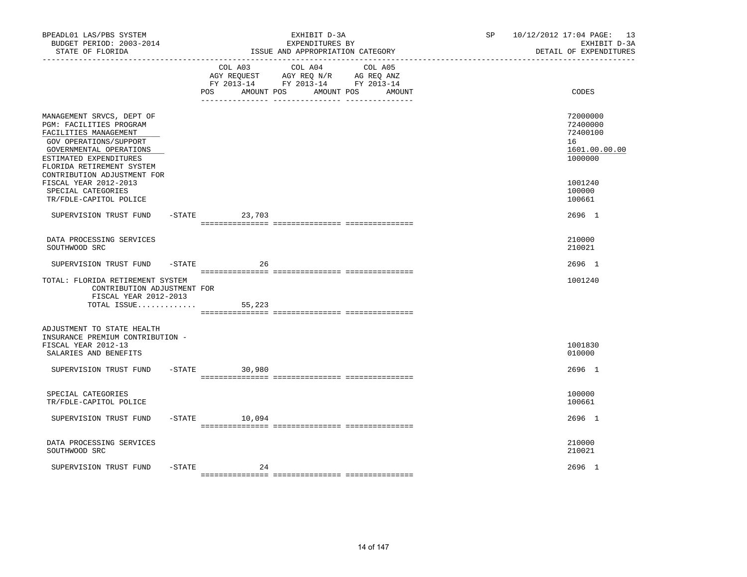BPEADL01 LAS/PBS SYSTEM
BUDGET PERIOD: 2003-2014
STATE OF FLORIDA

EXHIBIT D-3A
EXPENDITURES BY
ISSUE AND APPROPRIATION CATEGORY

SP 10/12/2012 17:04 PAGE: 13
EXHIBIT D-3A
DETAIL OF EXPENDITURES

| | COL A03 AGY REQUEST FY 2013-14 POS AMOUNT | COL A04 AGY REQ N/R FY 2013-14 POS AMOUNT | COL A05 AG REQ ANZ FY 2013-14 POS AMOUNT | CODES |
|---|---|---|---|---|
| MANAGEMENT SRVCS, DEPT OF | | | | 72000000 |
| PGM: FACILITIES PROGRAM | | | | 72400000 |
| FACILITIES MANAGEMENT | | | | 72400100 |
| GOV OPERATIONS/SUPPORT | | | | 16 |
| GOVERNMENTAL OPERATIONS | | | | 1601.00.00.00 |
| ESTIMATED EXPENDITURES | | | | 1000000 |
| FLORIDA RETIREMENT SYSTEM CONTRIBUTION ADJUSTMENT FOR FISCAL YEAR 2012-2013 | | | | 1001240 |
| SPECIAL CATEGORIES | | | | 100000 |
| TR/FDLE-CAPITOL POLICE | | | | 100661 |
| SUPERVISION TRUST FUND -STATE | 23,703 | | | 2696 1 |
| DATA PROCESSING SERVICES | | | | 210000 |
| SOUTHWOOD SRC | | | | 210021 |
| SUPERVISION TRUST FUND -STATE | 26 | | | 2696 1 |
| TOTAL: FLORIDA RETIREMENT SYSTEM CONTRIBUTION ADJUSTMENT FOR FISCAL YEAR 2012-2013 | | | | 1001240 |
| TOTAL ISSUE............. | 55,223 | | | |
| ADJUSTMENT TO STATE HEALTH INSURANCE PREMIUM CONTRIBUTION - FISCAL YEAR 2012-13 | | | | 1001830 |
| SALARIES AND BENEFITS | | | | 010000 |
| SUPERVISION TRUST FUND -STATE | 30,980 | | | 2696 1 |
| SPECIAL CATEGORIES | | | | 100000 |
| TR/FDLE-CAPITOL POLICE | | | | 100661 |
| SUPERVISION TRUST FUND -STATE | 10,094 | | | 2696 1 |
| DATA PROCESSING SERVICES | | | | 210000 |
| SOUTHWOOD SRC | | | | 210021 |
| SUPERVISION TRUST FUND -STATE | 24 | | | 2696 1 |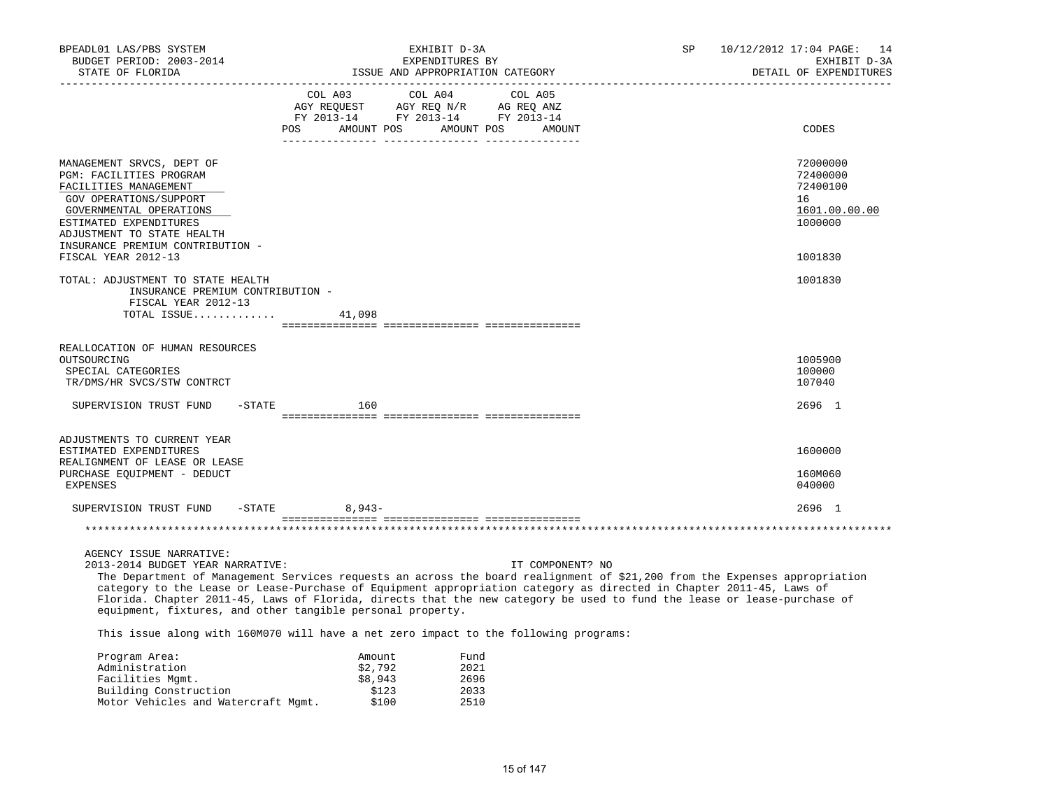BPEADL01 LAS/PBS SYSTEM
BUDGET PERIOD: 2003-2014
STATE OF FLORIDA

EXHIBIT D-3A
EXPENDITURES BY
ISSUE AND APPROPRIATION CATEGORY

SP 10/12/2012 17:04 PAGE: 14
EXHIBIT D-3A
DETAIL OF EXPENDITURES

| | COL A03 AGY REQUEST FY 2013-14 POS AMOUNT | COL A04 AGY REQ N/R FY 2013-14 POS AMOUNT | COL A05 AG REQ ANZ FY 2013-14 POS AMOUNT | CODES |
|---|---|---|---|---|
| MANAGEMENT SRVCS, DEPT OF | | | | 72000000 |
| PGM: FACILITIES PROGRAM | | | | 72400000 |
| FACILITIES MANAGEMENT | | | | 72400100 |
| GOV OPERATIONS/SUPPORT | | | | 16 |
| GOVERNMENTAL OPERATIONS | | | | 1601.00.00.00 |
| ESTIMATED EXPENDITURES | | | | 1000000 |
| ADJUSTMENT TO STATE HEALTH INSURANCE PREMIUM CONTRIBUTION - FISCAL YEAR 2012-13 | | | | 1001830 |
| TOTAL: ADJUSTMENT TO STATE HEALTH INSURANCE PREMIUM CONTRIBUTION - FISCAL YEAR 2012-13 | | | | 1001830 |
| TOTAL ISSUE............. | 41,098 | | | |
| REALLOCATION OF HUMAN RESOURCES OUTSOURCING | | | | 1005900 |
| SPECIAL CATEGORIES | | | | 100000 |
| TR/DMS/HR SVCS/STW CONTRCT | | | | 107040 |
| SUPERVISION TRUST FUND -STATE | 160 | | | 2696 1 |
| ADJUSTMENTS TO CURRENT YEAR ESTIMATED EXPENDITURES | | | | 1600000 |
| REALIGNMENT OF LEASE OR LEASE PURCHASE EQUIPMENT - DEDUCT | | | | 160M060 |
| EXPENSES | | | | 040000 |
| SUPERVISION TRUST FUND -STATE | 8,943- | | | 2696 1 |

AGENCY ISSUE NARRATIVE:
2013-2014 BUDGET YEAR NARRATIVE: IT COMPONENT? NO

The Department of Management Services requests an across the board realignment of $21,200 from the Expenses appropriation category to the Lease or Lease-Purchase of Equipment appropriation category as directed in Chapter 2011-45, Laws of Florida. Chapter 2011-45, Laws of Florida, directs that the new category be used to fund the lease or lease-purchase of equipment, fixtures, and other tangible personal property.

This issue along with 160M070 will have a net zero impact to the following programs:

| Program Area: | Amount | Fund |
|---|---|---|
| Administration | $2,792 | 2021 |
| Facilities Mgmt. | $8,943 | 2696 |
| Building Construction | $123 | 2033 |
| Motor Vehicles and Watercraft Mgmt. | $100 | 2510 |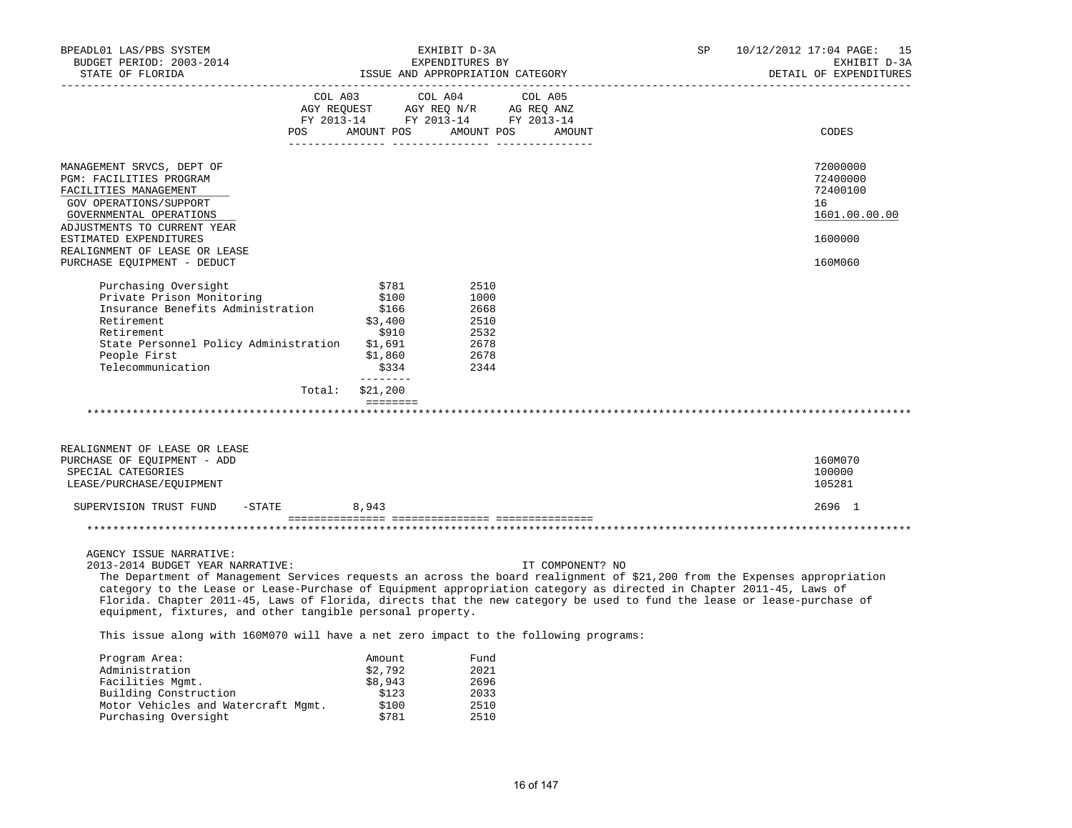BPEADL01 LAS/PBS SYSTEM — EXHIBIT D-3A — EXPENDITURES BY ISSUE AND APPROPRIATION CATEGORY
BUDGET PERIOD: 2003-2014 — STATE OF FLORIDA
SP 10/12/2012 17:04 PAGE: 15 — EXHIBIT D-3A — DETAIL OF EXPENDITURES

| | COL A03 AGY REQUEST FY 2013-14 | | COL A04 AGY REQ N/R FY 2013-14 | | COL A05 AG REQ ANZ FY 2013-14 | | CODES |
|---|---|---|---|---|---|---|---|
| | POS | AMOUNT | POS | AMOUNT | POS | AMOUNT | |
| MANAGEMENT SRVCS, DEPT OF | | | | | | | 72000000 |
| PGM: FACILITIES PROGRAM | | | | | | | 72400000 |
| FACILITIES MANAGEMENT | | | | | | | 72400100 |
| GOV OPERATIONS/SUPPORT | | | | | | | 16 |
| GOVERNMENTAL OPERATIONS | | | | | | | 1601.00.00.00 |
| ADJUSTMENTS TO CURRENT YEAR ESTIMATED EXPENDITURES | | | | | | | 1600000 |
| REALIGNMENT OF LEASE OR LEASE PURCHASE EQUIPMENT - DEDUCT | | | | | | | 160M060 |

| | Amount | Fund |
|---|---|---|
| Purchasing Oversight | $781 | 2510 |
| Private Prison Monitoring | $100 | 1000 |
| Insurance Benefits Administration | $166 | 2668 |
| Retirement | $3,400 | 2510 |
| Retirement | $910 | 2532 |
| State Personnel Policy Administration | $1,691 | 2678 |
| People First | $1,860 | 2678 |
| Telecommunication | $334 | 2344 |
| Total: | $21,200 | |

********************************************************************************

| | COL A03 AMOUNT | CODES |
|---|---|---|
| REALIGNMENT OF LEASE OR LEASE PURCHASE OF EQUIPMENT - ADD | | 160M070 |
| SPECIAL CATEGORIES | | 100000 |
| LEASE/PURCHASE/EQUIPMENT | | 105281 |
| SUPERVISION TRUST FUND -STATE | 8,943 | 2696 1 |

********************************************************************************

AGENCY ISSUE NARRATIVE:

2013-2014 BUDGET YEAR NARRATIVE: IT COMPONENT? NO

The Department of Management Services requests an across the board realignment of $21,200 from the Expenses appropriation category to the Lease or Lease-Purchase of Equipment appropriation category as directed in Chapter 2011-45, Laws of Florida. Chapter 2011-45, Laws of Florida, directs that the new category be used to fund the lease or lease-purchase of equipment, fixtures, and other tangible personal property.

This issue along with 160M070 will have a net zero impact to the following programs:

| Program Area: | Amount | Fund |
|---|---|---|
| Administration | $2,792 | 2021 |
| Facilities Mgmt. | $8,943 | 2696 |
| Building Construction | $123 | 2033 |
| Motor Vehicles and Watercraft Mgmt. | $100 | 2510 |
| Purchasing Oversight | $781 | 2510 |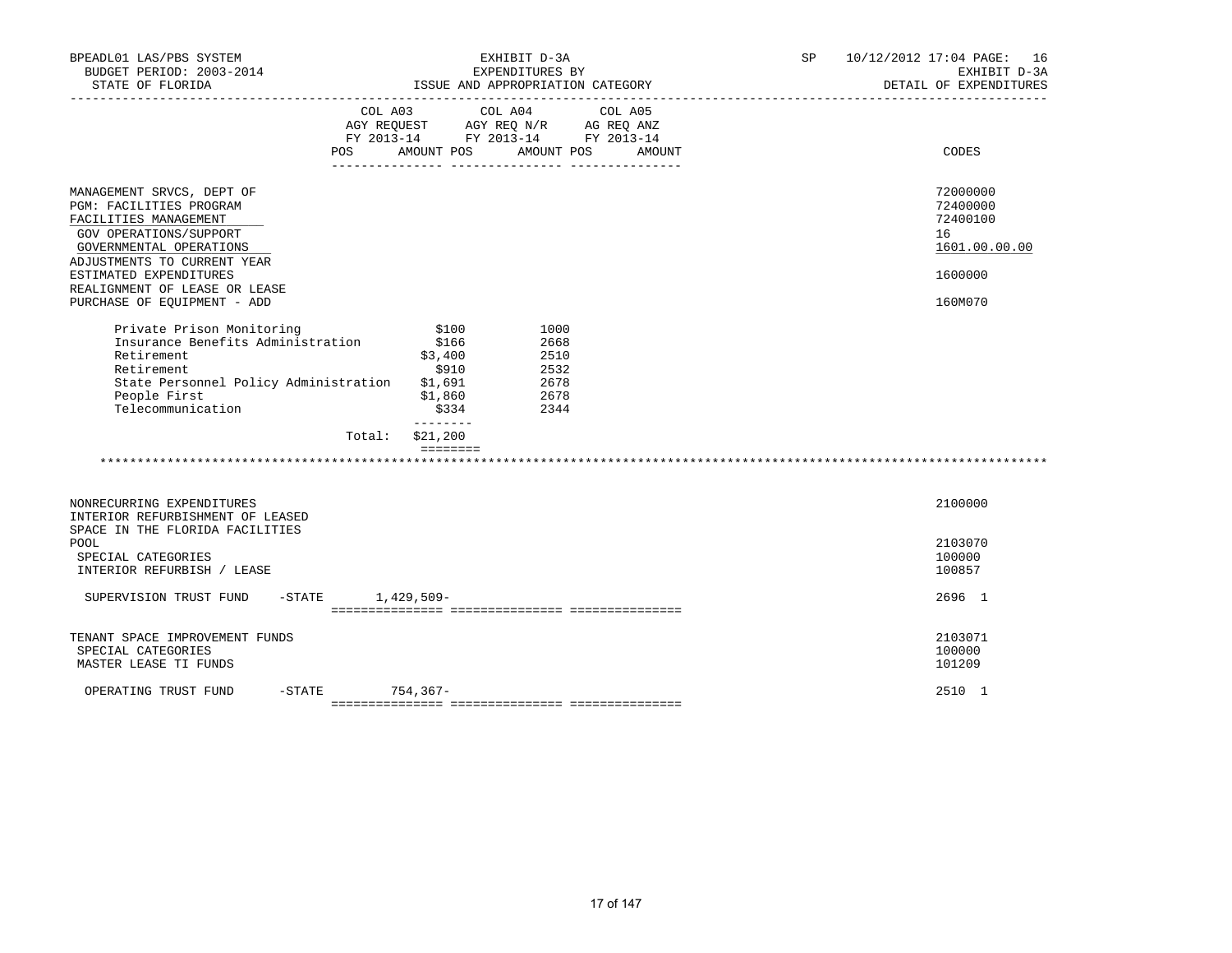BPEADL01 LAS/PBS SYSTEM — EXHIBIT D-3A — SP 10/12/2012 17:04 PAGE: 16
BUDGET PERIOD: 2003-2014 — EXPENDITURES BY — EXHIBIT D-3A
STATE OF FLORIDA — ISSUE AND APPROPRIATION CATEGORY — DETAIL OF EXPENDITURES

| | COL A03 AGY REQUEST FY 2013-14 POS AMOUNT | COL A04 AGY REQ N/R FY 2013-14 POS AMOUNT | COL A05 AG REQ ANZ FY 2013-14 POS AMOUNT | CODES |
|---|---|---|---|---|
| MANAGEMENT SRVCS, DEPT OF | | | | 72000000 |
| PGM: FACILITIES PROGRAM | | | | 72400000 |
| FACILITIES MANAGEMENT | | | | 72400100 |
| GOV OPERATIONS/SUPPORT | | | | 16 |
| GOVERNMENTAL OPERATIONS | | | | 1601.00.00.00 |
| ADJUSTMENTS TO CURRENT YEAR ESTIMATED EXPENDITURES | | | | 1600000 |
| REALIGNMENT OF LEASE OR LEASE PURCHASE OF EQUIPMENT - ADD | | | | 160M070 |

| Item | Amount | Code |
|---|---|---|
| Private Prison Monitoring | $100 | 1000 |
| Insurance Benefits Administration | $166 | 2668 |
| Retirement | $3,400 | 2510 |
| Retirement | $910 | 2532 |
| State Personnel Policy Administration | $1,691 | 2678 |
| People First | $1,860 | 2678 |
| Telecommunication | $334 | 2344 |
| Total: | $21,200 | |

******************************************************************************************

| | COL A03 | COL A04 | COL A05 | CODES |
|---|---|---|---|---|
| NONRECURRING EXPENDITURES | | | | 2100000 |
| INTERIOR REFURBISHMENT OF LEASED SPACE IN THE FLORIDA FACILITIES POOL | | | | 2103070 |
| SPECIAL CATEGORIES | | | | 100000 |
| INTERIOR REFURBISH / LEASE | | | | 100857 |
| SUPERVISION TRUST FUND -STATE | 1,429,509- | | | 2696 1 |
| TENANT SPACE IMPROVEMENT FUNDS | | | | 2103071 |
| SPECIAL CATEGORIES | | | | 100000 |
| MASTER LEASE TI FUNDS | | | | 101209 |
| OPERATING TRUST FUND -STATE | 754,367- | | | 2510 1 |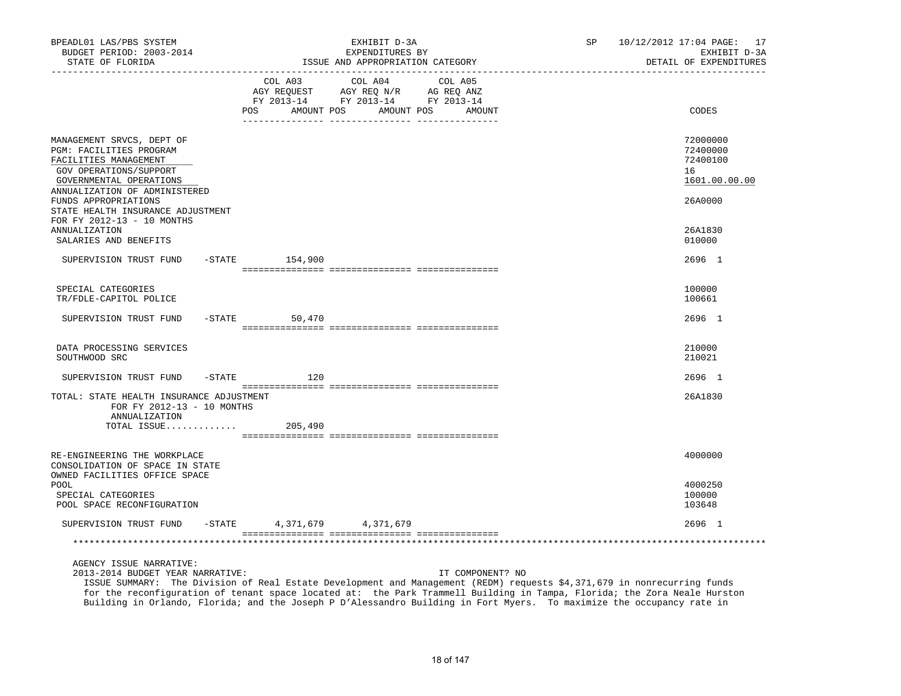BPEADL01 LAS/PBS SYSTEM | EXHIBIT D-3A | SP 10/12/2012 17:04 PAGE: 17
BUDGET PERIOD: 2003-2014 | EXPENDITURES BY | EXHIBIT D-3A
STATE OF FLORIDA | ISSUE AND APPROPRIATION CATEGORY | DETAIL OF EXPENDITURES

| | COL A03 AGY REQUEST FY 2013-14 POS AMOUNT | COL A04 AGY REQ N/R FY 2013-14 POS AMOUNT | COL A05 AG REQ ANZ FY 2013-14 POS AMOUNT | CODES |
|---|---|---|---|---|
| MANAGEMENT SRVCS, DEPT OF | | | | 72000000 |
| PGM: FACILITIES PROGRAM | | | | 72400000 |
| FACILITIES MANAGEMENT | | | | 72400100 |
| GOV OPERATIONS/SUPPORT | | | | 16 |
| GOVERNMENTAL OPERATIONS | | | | 1601.00.00.00 |
| ANNUALIZATION OF ADMINISTERED FUNDS APPROPRIATIONS | | | | 26A0000 |
| STATE HEALTH INSURANCE ADJUSTMENT FOR FY 2012-13 - 10 MONTHS ANNUALIZATION | | | | 26A1830 |
| SALARIES AND BENEFITS | | | | 010000 |
| SUPERVISION TRUST FUND -STATE | 154,900 | | | 2696 1 |
| SPECIAL CATEGORIES | | | | 100000 |
| TR/FDLE-CAPITOL POLICE | | | | 100661 |
| SUPERVISION TRUST FUND -STATE | 50,470 | | | 2696 1 |
| DATA PROCESSING SERVICES | | | | 210000 |
| SOUTHWOOD SRC | | | | 210021 |
| SUPERVISION TRUST FUND -STATE | 120 | | | 2696 1 |
| TOTAL: STATE HEALTH INSURANCE ADJUSTMENT FOR FY 2012-13 - 10 MONTHS ANNUALIZATION | | | | 26A1830 |
| TOTAL ISSUE............ | 205,490 | | | |
| RE-ENGINEERING THE WORKPLACE | | | | 4000000 |
| CONSOLIDATION OF SPACE IN STATE OWNED FACILITIES OFFICE SPACE POOL | | | | 4000250 |
| SPECIAL CATEGORIES | | | | 100000 |
| POOL SPACE RECONFIGURATION | | | | 103648 |
| SUPERVISION TRUST FUND -STATE | 4,371,679 | 4,371,679 | | 2696 1 |

AGENCY ISSUE NARRATIVE:

2013-2014 BUDGET YEAR NARRATIVE: IT COMPONENT? NO

ISSUE SUMMARY: The Division of Real Estate Development and Management (REDM) requests $4,371,679 in nonrecurring funds for the reconfiguration of tenant space located at: the Park Trammell Building in Tampa, Florida; the Zora Neale Hurston Building in Orlando, Florida; and the Joseph P D'Alessandro Building in Fort Myers. To maximize the occupancy rate in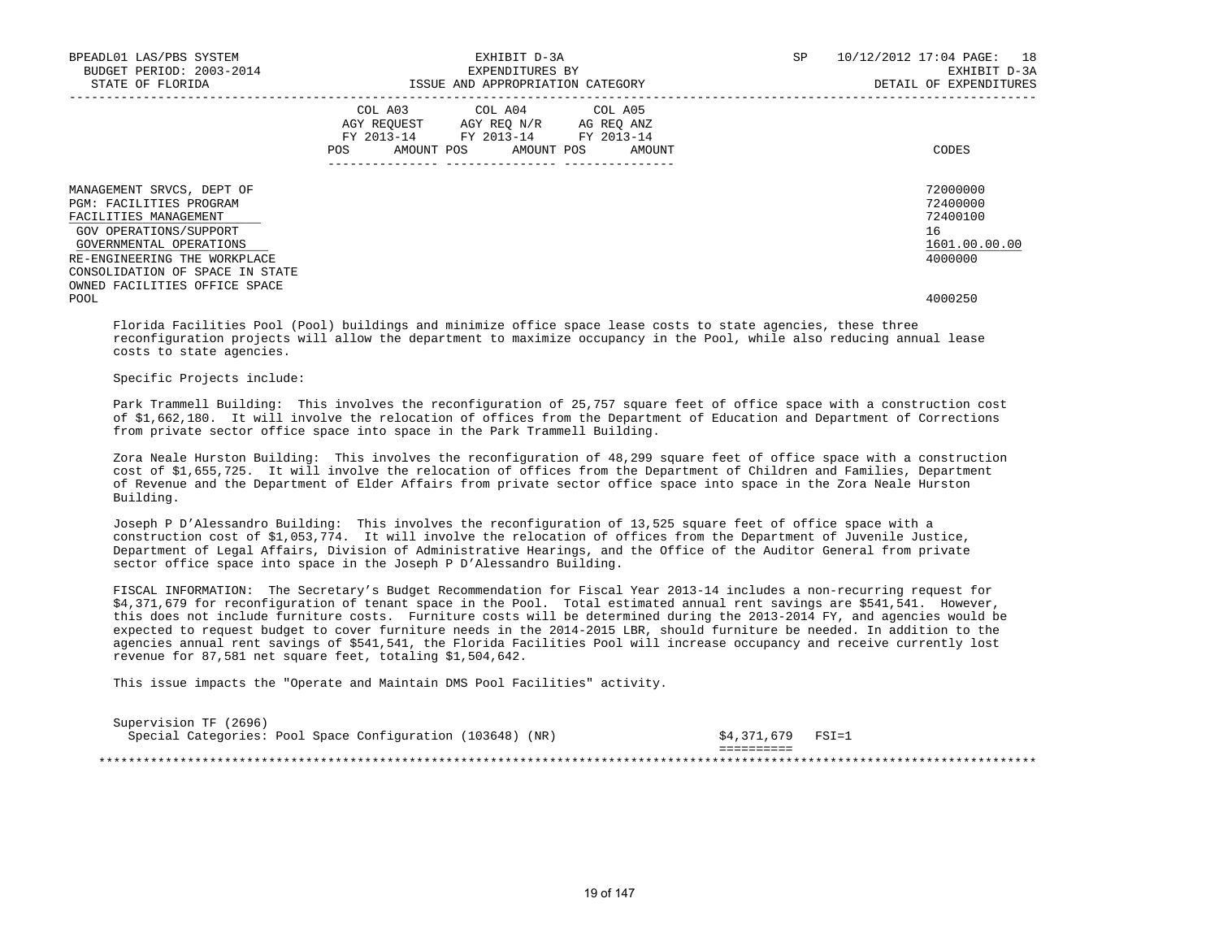BPEADL01 LAS/PBS SYSTEM | EXHIBIT D-3A | SP 10/12/2012 17:04 PAGE: 18
BUDGET PERIOD: 2003-2014 | EXPENDITURES BY | EXHIBIT D-3A
STATE OF FLORIDA | ISSUE AND APPROPRIATION CATEGORY | DETAIL OF EXPENDITURES

| | COL A03 AGY REQUEST FY 2013-14 POS AMOUNT | COL A04 AGY REQ N/R FY 2013-14 POS AMOUNT | COL A05 AG REQ ANZ FY 2013-14 POS AMOUNT | CODES |
|---|---|---|---|---|
| MANAGEMENT SRVCS, DEPT OF | | | | 72000000 |
| PGM: FACILITIES PROGRAM | | | | 72400000 |
| FACILITIES MANAGEMENT | | | | 72400100 |
| GOV OPERATIONS/SUPPORT | | | | 16 |
| GOVERNMENTAL OPERATIONS | | | | 1601.00.00.00 |
| RE-ENGINEERING THE WORKPLACE | | | | 4000000 |
| CONSOLIDATION OF SPACE IN STATE OWNED FACILITIES OFFICE SPACE POOL | | | | 4000250 |

Florida Facilities Pool (Pool) buildings and minimize office space lease costs to state agencies, these three reconfiguration projects will allow the department to maximize occupancy in the Pool, while also reducing annual lease costs to state agencies.

Specific Projects include:

Park Trammell Building: This involves the reconfiguration of 25,757 square feet of office space with a construction cost of $1,662,180. It will involve the relocation of offices from the Department of Education and Department of Corrections from private sector office space into space in the Park Trammell Building.

Zora Neale Hurston Building: This involves the reconfiguration of 48,299 square feet of office space with a construction cost of $1,655,725. It will involve the relocation of offices from the Department of Children and Families, Department of Revenue and the Department of Elder Affairs from private sector office space into space in the Zora Neale Hurston Building.

Joseph P D'Alessandro Building: This involves the reconfiguration of 13,525 square feet of office space with a construction cost of $1,053,774. It will involve the relocation of offices from the Department of Juvenile Justice, Department of Legal Affairs, Division of Administrative Hearings, and the Office of the Auditor General from private sector office space into space in the Joseph P D'Alessandro Building.

FISCAL INFORMATION: The Secretary's Budget Recommendation for Fiscal Year 2013-14 includes a non-recurring request for $4,371,679 for reconfiguration of tenant space in the Pool. Total estimated annual rent savings are $541,541. However, this does not include furniture costs. Furniture costs will be determined during the 2013-2014 FY, and agencies would be expected to request budget to cover furniture needs in the 2014-2015 LBR, should furniture be needed. In addition to the agencies annual rent savings of $541,541, the Florida Facilities Pool will increase occupancy and receive currently lost revenue for 87,581 net square feet, totaling $1,504,642.

This issue impacts the "Operate and Maintain DMS Pool Facilities" activity.

Supervision TF (2696)
Special Categories: Pool Space Configuration (103648) (NR) $4,371,679 FSI=1
==========

*******************************************************************************************************************************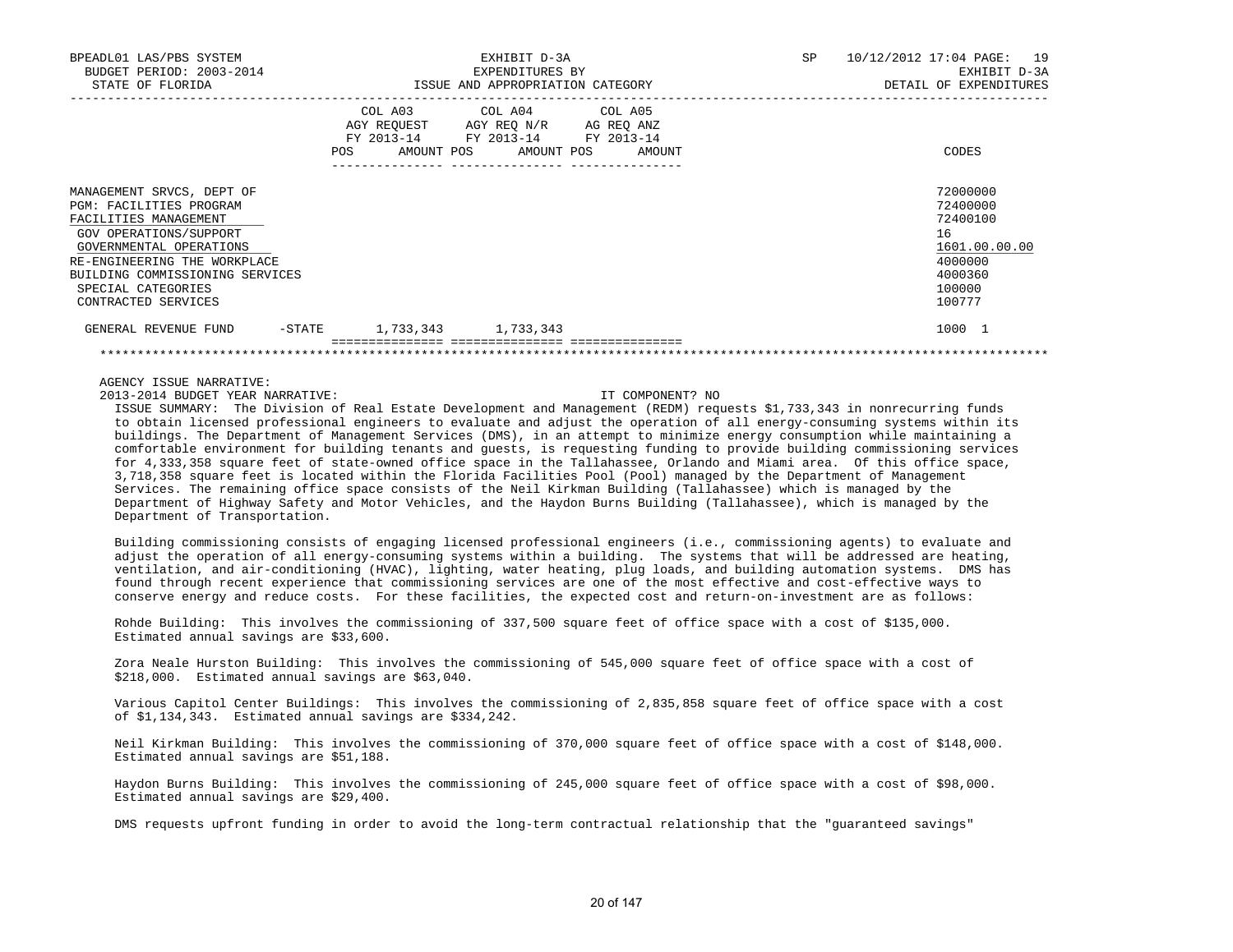BPEADL01 LAS/PBS SYSTEM — EXHIBIT D-3A — EXPENDITURES BY ISSUE AND APPROPRIATION CATEGORY
BUDGET PERIOD: 2003-2014 — STATE OF FLORIDA — DETAIL OF EXPENDITURES

| | COL A03 AGY REQUEST FY 2013-14 POS AMOUNT | COL A04 AGY REQ N/R FY 2013-14 POS AMOUNT | COL A05 AG REQ ANZ FY 2013-14 POS AMOUNT | CODES |
|---|---|---|---|---|
| MANAGEMENT SRVCS, DEPT OF | | | | 72000000 |
| PGM: FACILITIES PROGRAM | | | | 72400000 |
| FACILITIES MANAGEMENT | | | | 72400100 |
| GOV OPERATIONS/SUPPORT | | | | 16 |
| GOVERNMENTAL OPERATIONS | | | | 1601.00.00.00 |
| RE-ENGINEERING THE WORKPLACE | | | | 4000000 |
| BUILDING COMMISSIONING SERVICES | | | | 4000360 |
| SPECIAL CATEGORIES | | | | 100000 |
| CONTRACTED SERVICES | | | | 100777 |
| GENERAL REVENUE FUND -STATE | 1,733,343 | 1,733,343 | | 1000 1 |

AGENCY ISSUE NARRATIVE:

2013-2014 BUDGET YEAR NARRATIVE: IT COMPONENT? NO

ISSUE SUMMARY: The Division of Real Estate Development and Management (REDM) requests $1,733,343 in nonrecurring funds to obtain licensed professional engineers to evaluate and adjust the operation of all energy-consuming systems within its buildings. The Department of Management Services (DMS), in an attempt to minimize energy consumption while maintaining a comfortable environment for building tenants and guests, is requesting funding to provide building commissioning services for 4,333,358 square feet of state-owned office space in the Tallahassee, Orlando and Miami area. Of this office space, 3,718,358 square feet is located within the Florida Facilities Pool (Pool) managed by the Department of Management Services. The remaining office space consists of the Neil Kirkman Building (Tallahassee) which is managed by the Department of Highway Safety and Motor Vehicles, and the Haydon Burns Building (Tallahassee), which is managed by the Department of Transportation.

Building commissioning consists of engaging licensed professional engineers (i.e., commissioning agents) to evaluate and adjust the operation of all energy-consuming systems within a building. The systems that will be addressed are heating, ventilation, and air-conditioning (HVAC), lighting, water heating, plug loads, and building automation systems. DMS has found through recent experience that commissioning services are one of the most effective and cost-effective ways to conserve energy and reduce costs. For these facilities, the expected cost and return-on-investment are as follows:

Rohde Building: This involves the commissioning of 337,500 square feet of office space with a cost of $135,000. Estimated annual savings are $33,600.

Zora Neale Hurston Building: This involves the commissioning of 545,000 square feet of office space with a cost of $218,000. Estimated annual savings are $63,040.

Various Capitol Center Buildings: This involves the commissioning of 2,835,858 square feet of office space with a cost of $1,134,343. Estimated annual savings are $334,242.

Neil Kirkman Building: This involves the commissioning of 370,000 square feet of office space with a cost of $148,000. Estimated annual savings are $51,188.

Haydon Burns Building: This involves the commissioning of 245,000 square feet of office space with a cost of $98,000. Estimated annual savings are $29,400.

DMS requests upfront funding in order to avoid the long-term contractual relationship that the "guaranteed savings"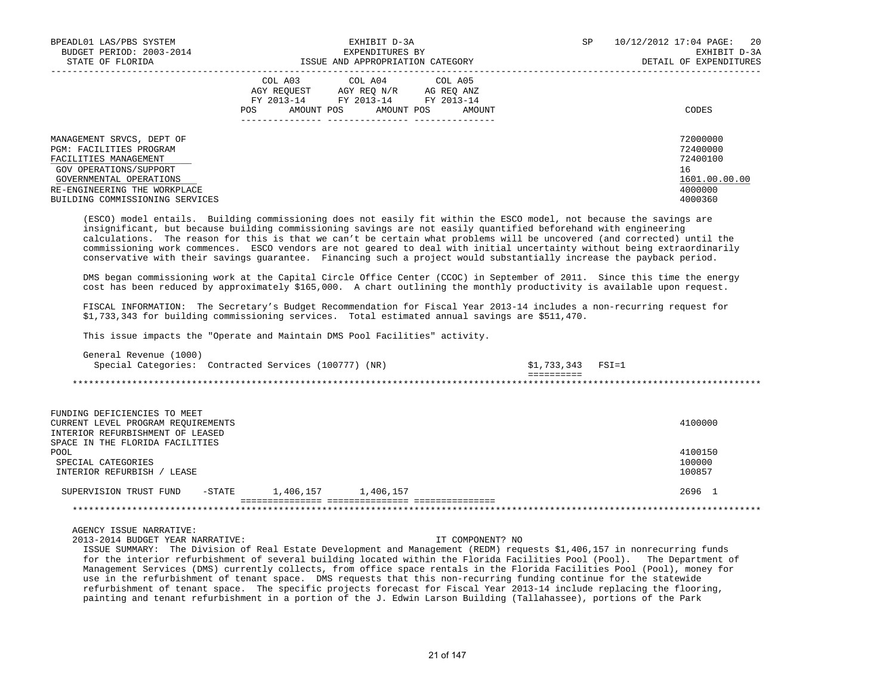BPEADL01 LAS/PBS SYSTEM | EXHIBIT D-3A | SP 10/12/2012 17:04 PAGE: 20
BUDGET PERIOD: 2003-2014 | EXPENDITURES BY | EXHIBIT D-3A
STATE OF FLORIDA | ISSUE AND APPROPRIATION CATEGORY | DETAIL OF EXPENDITURES

| | COL A03 AGY REQUEST FY 2013-14 POS AMOUNT | COL A04 AGY REQ N/R FY 2013-14 POS AMOUNT | COL A05 AG REQ ANZ FY 2013-14 POS AMOUNT | CODES |
|---|---|---|---|---|
| MANAGEMENT SRVCS, DEPT OF | | | | 72000000 |
| PGM: FACILITIES PROGRAM | | | | 72400000 |
| FACILITIES MANAGEMENT | | | | 72400100 |
| GOV OPERATIONS/SUPPORT | | | | 16 |
| GOVERNMENTAL OPERATIONS | | | | 1601.00.00.00 |
| RE-ENGINEERING THE WORKPLACE | | | | 4000000 |
| BUILDING COMMISSIONING SERVICES | | | | 4000360 |

(ESCO) model entails. Building commissioning does not easily fit within the ESCO model, not because the savings are insignificant, but because building commissioning savings are not easily quantified beforehand with engineering calculations. The reason for this is that we can't be certain what problems will be uncovered (and corrected) until the commissioning work commences. ESCO vendors are not geared to deal with initial uncertainty without being extraordinarily conservative with their savings guarantee. Financing such a project would substantially increase the payback period.

DMS began commissioning work at the Capital Circle Office Center (CCOC) in September of 2011. Since this time the energy cost has been reduced by approximately $165,000. A chart outlining the monthly productivity is available upon request.

FISCAL INFORMATION: The Secretary's Budget Recommendation for Fiscal Year 2013-14 includes a non-recurring request for $1,733,343 for building commissioning services. Total estimated annual savings are $511,470.

This issue impacts the "Operate and Maintain DMS Pool Facilities" activity.

General Revenue (1000)
Special Categories: Contracted Services (100777) (NR) $1,733,343 FSI=1

---

| | COL A03 | COL A04 | COL A05 | CODES |
|---|---|---|---|---|
| FUNDING DEFICIENCIES TO MEET CURRENT LEVEL PROGRAM REQUIREMENTS | | | | 4100000 |
| INTERIOR REFURBISHMENT OF LEASED SPACE IN THE FLORIDA FACILITIES POOL | | | | 4100150 |
| SPECIAL CATEGORIES | | | | 100000 |
| INTERIOR REFURBISH / LEASE | | | | 100857 |
| SUPERVISION TRUST FUND -STATE | 1,406,157 | 1,406,157 | | 2696 1 |

---

AGENCY ISSUE NARRATIVE:
2013-2014 BUDGET YEAR NARRATIVE: IT COMPONENT? NO

ISSUE SUMMARY: The Division of Real Estate Development and Management (REDM) requests $1,406,157 in nonrecurring funds for the interior refurbishment of several building located within the Florida Facilities Pool (Pool). The Department of Management Services (DMS) currently collects, from office space rentals in the Florida Facilities Pool (Pool), money for use in the refurbishment of tenant space. DMS requests that this non-recurring funding continue for the statewide refurbishment of tenant space. The specific projects forecast for Fiscal Year 2013-14 include replacing the flooring, painting and tenant refurbishment in a portion of the J. Edwin Larson Building (Tallahassee), portions of the Park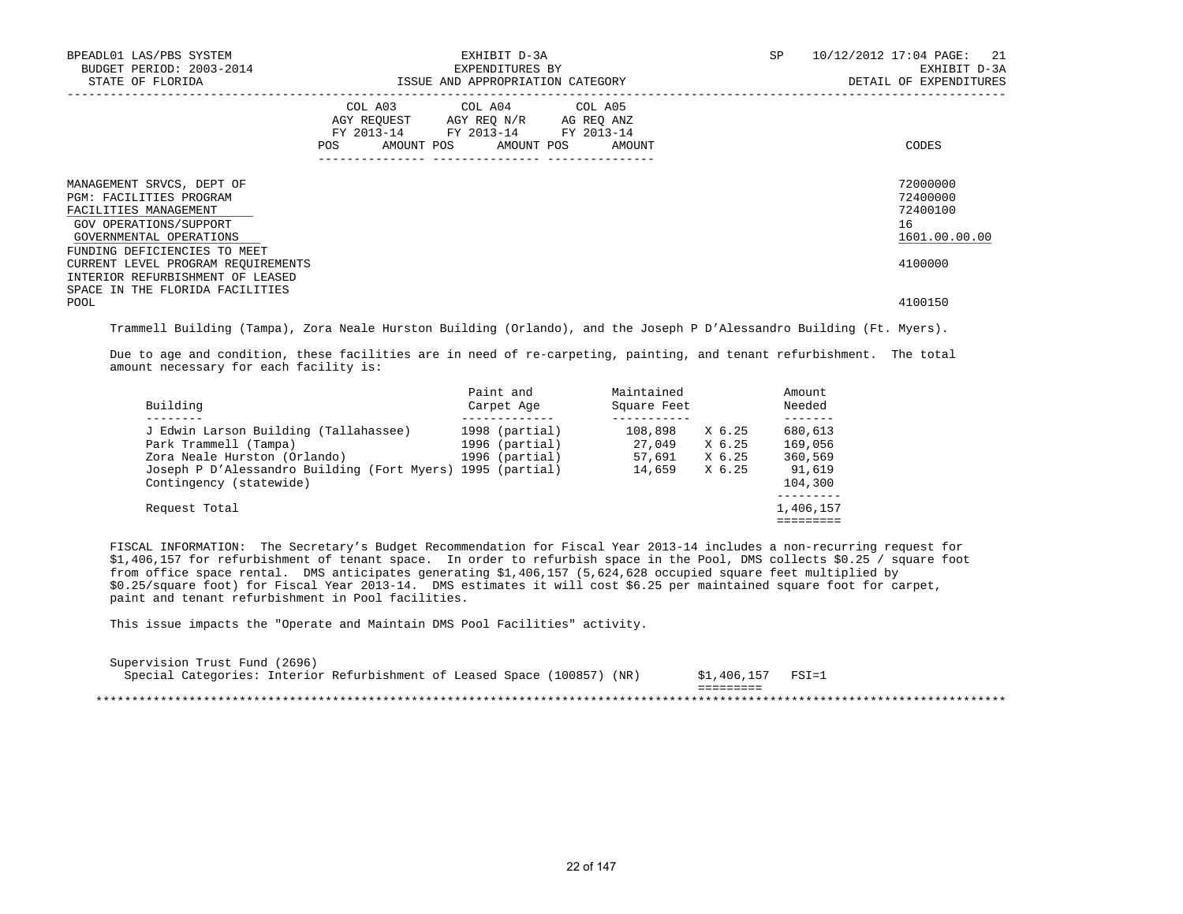BPEADL01 LAS/PBS SYSTEM — EXHIBIT D-3A — EXPENDITURES BY ISSUE AND APPROPRIATION CATEGORY
BUDGET PERIOD: 2003-2014 — STATE OF FLORIDA — SP 10/12/2012 17:04 PAGE: 21 — EXHIBIT D-3A DETAIL OF EXPENDITURES

| | COL A03 AGY REQUEST FY 2013-14 POS AMOUNT | COL A04 AGY REQ N/R FY 2013-14 POS AMOUNT | COL A05 AG REQ ANZ FY 2013-14 POS AMOUNT | CODES |
|---|---|---|---|---|
| MANAGEMENT SRVCS, DEPT OF | | | | 72000000 |
| PGM: FACILITIES PROGRAM | | | | 72400000 |
| FACILITIES MANAGEMENT | | | | 72400100 |
| GOV OPERATIONS/SUPPORT | | | | 16 |
| GOVERNMENTAL OPERATIONS | | | | 1601.00.00.00 |
| FUNDING DEFICIENCIES TO MEET CURRENT LEVEL PROGRAM REQUIREMENTS | | | | 4100000 |
| INTERIOR REFURBISHMENT OF LEASED SPACE IN THE FLORIDA FACILITIES POOL | | | | 4100150 |

Trammell Building (Tampa), Zora Neale Hurston Building (Orlando), and the Joseph P D'Alessandro Building (Ft. Myers).

Due to age and condition, these facilities are in need of re-carpeting, painting, and tenant refurbishment. The total amount necessary for each facility is:

| Building | Paint and Carpet Age | Maintained Square Feet | | Amount Needed |
|---|---|---|---|---|
| J Edwin Larson Building (Tallahassee) | 1998 (partial) | 108,898 | X 6.25 | 680,613 |
| Park Trammell (Tampa) | 1996 (partial) | 27,049 | X 6.25 | 169,056 |
| Zora Neale Hurston (Orlando) | 1996 (partial) | 57,691 | X 6.25 | 360,569 |
| Joseph P D'Alessandro Building (Fort Myers) | 1995 (partial) | 14,659 | X 6.25 | 91,619 |
| Contingency (statewide) | | | | 104,300 |
| Request Total | | | | 1,406,157 |

FISCAL INFORMATION: The Secretary's Budget Recommendation for Fiscal Year 2013-14 includes a non-recurring request for $1,406,157 for refurbishment of tenant space. In order to refurbish space in the Pool, DMS collects $0.25 / square foot from office space rental. DMS anticipates generating $1,406,157 (5,624,628 occupied square feet multiplied by $0.25/square foot) for Fiscal Year 2013-14. DMS estimates it will cost $6.25 per maintained square foot for carpet, paint and tenant refurbishment in Pool facilities.

This issue impacts the "Operate and Maintain DMS Pool Facilities" activity.

Supervision Trust Fund (2696)
Special Categories: Interior Refurbishment of Leased Space (100857) (NR) $1,406,157 FSI=1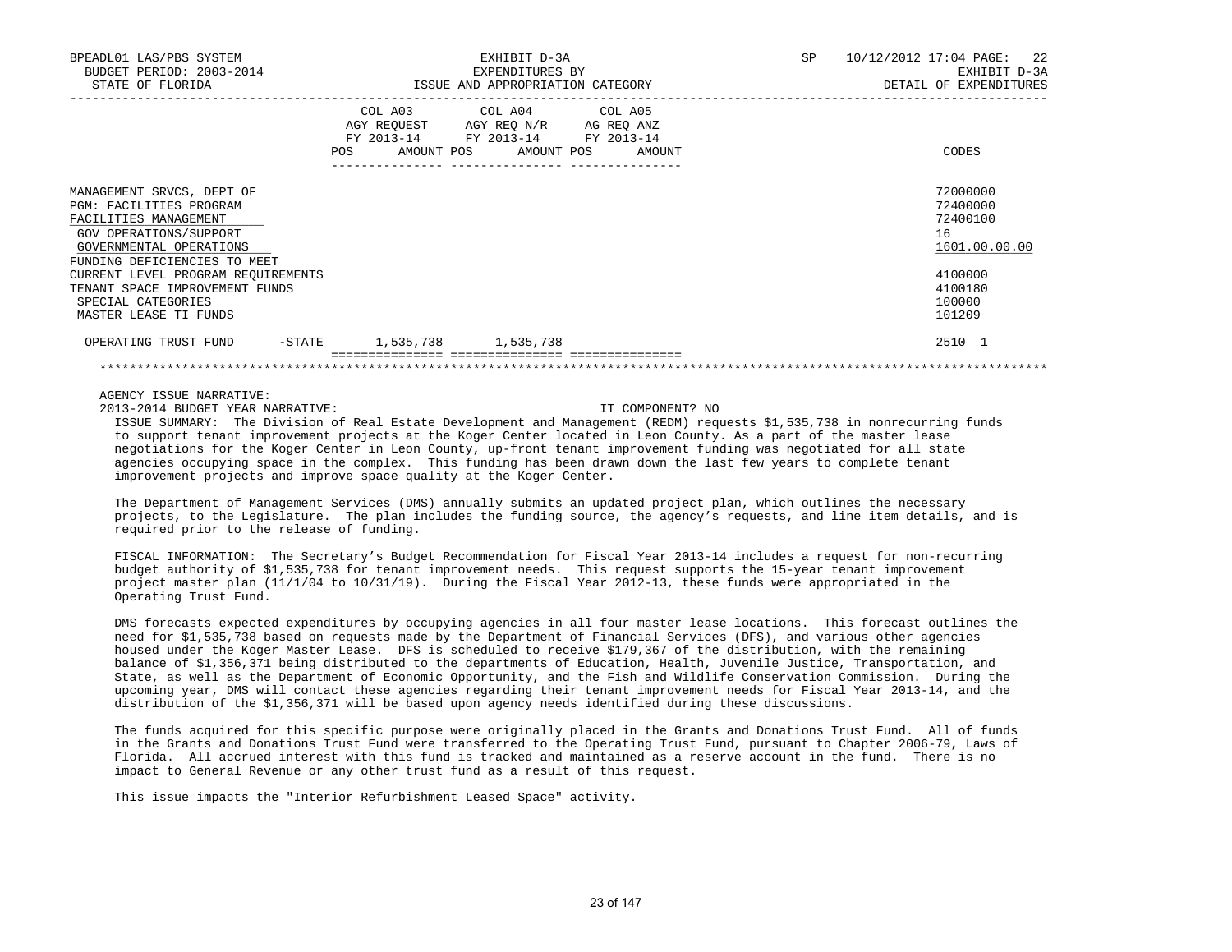BPEADL01 LAS/PBS SYSTEM — EXHIBIT D-3A — SP 10/12/2012 17:04 PAGE: 22
BUDGET PERIOD: 2003-2014 — EXPENDITURES BY — EXHIBIT D-3A
STATE OF FLORIDA — ISSUE AND APPROPRIATION CATEGORY — DETAIL OF EXPENDITURES

| | COL A03 AGY REQUEST FY 2013-14 POS | AMOUNT | COL A04 AGY REQ N/R FY 2013-14 POS | AMOUNT | COL A05 AG REQ ANZ FY 2013-14 POS | AMOUNT | CODES |
|---|---|---|---|---|---|---|---|
| MANAGEMENT SRVCS, DEPT OF | | | | | | | 72000000 |
| PGM: FACILITIES PROGRAM | | | | | | | 72400000 |
| FACILITIES MANAGEMENT | | | | | | | 72400100 |
| GOV OPERATIONS/SUPPORT | | | | | | | 16 |
| GOVERNMENTAL OPERATIONS | | | | | | | 1601.00.00.00 |
| FUNDING DEFICIENCIES TO MEET | | | | | | | |
| CURRENT LEVEL PROGRAM REQUIREMENTS | | | | | | | 4100000 |
| TENANT SPACE IMPROVEMENT FUNDS | | | | | | | 4100180 |
| SPECIAL CATEGORIES | | | | | | | 100000 |
| MASTER LEASE TI FUNDS | | | | | | | 101209 |
| OPERATING TRUST FUND -STATE | | 1,535,738 | | 1,535,738 | | | 2510 1 |

AGENCY ISSUE NARRATIVE:

2013-2014 BUDGET YEAR NARRATIVE: IT COMPONENT? NO

ISSUE SUMMARY: The Division of Real Estate Development and Management (REDM) requests $1,535,738 in nonrecurring funds to support tenant improvement projects at the Koger Center located in Leon County. As a part of the master lease negotiations for the Koger Center in Leon County, up-front tenant improvement funding was negotiated for all state agencies occupying space in the complex. This funding has been drawn down the last few years to complete tenant improvement projects and improve space quality at the Koger Center.

The Department of Management Services (DMS) annually submits an updated project plan, which outlines the necessary projects, to the Legislature. The plan includes the funding source, the agency's requests, and line item details, and is required prior to the release of funding.

FISCAL INFORMATION: The Secretary's Budget Recommendation for Fiscal Year 2013-14 includes a request for non-recurring budget authority of $1,535,738 for tenant improvement needs. This request supports the 15-year tenant improvement project master plan (11/1/04 to 10/31/19). During the Fiscal Year 2012-13, these funds were appropriated in the Operating Trust Fund.

DMS forecasts expected expenditures by occupying agencies in all four master lease locations. This forecast outlines the need for $1,535,738 based on requests made by the Department of Financial Services (DFS), and various other agencies housed under the Koger Master Lease. DFS is scheduled to receive $179,367 of the distribution, with the remaining balance of $1,356,371 being distributed to the departments of Education, Health, Juvenile Justice, Transportation, and State, as well as the Department of Economic Opportunity, and the Fish and Wildlife Conservation Commission. During the upcoming year, DMS will contact these agencies regarding their tenant improvement needs for Fiscal Year 2013-14, and the distribution of the $1,356,371 will be based upon agency needs identified during these discussions.

The funds acquired for this specific purpose were originally placed in the Grants and Donations Trust Fund. All of funds in the Grants and Donations Trust Fund were transferred to the Operating Trust Fund, pursuant to Chapter 2006-79, Laws of Florida. All accrued interest with this fund is tracked and maintained as a reserve account in the fund. There is no impact to General Revenue or any other trust fund as a result of this request.

This issue impacts the "Interior Refurbishment Leased Space" activity.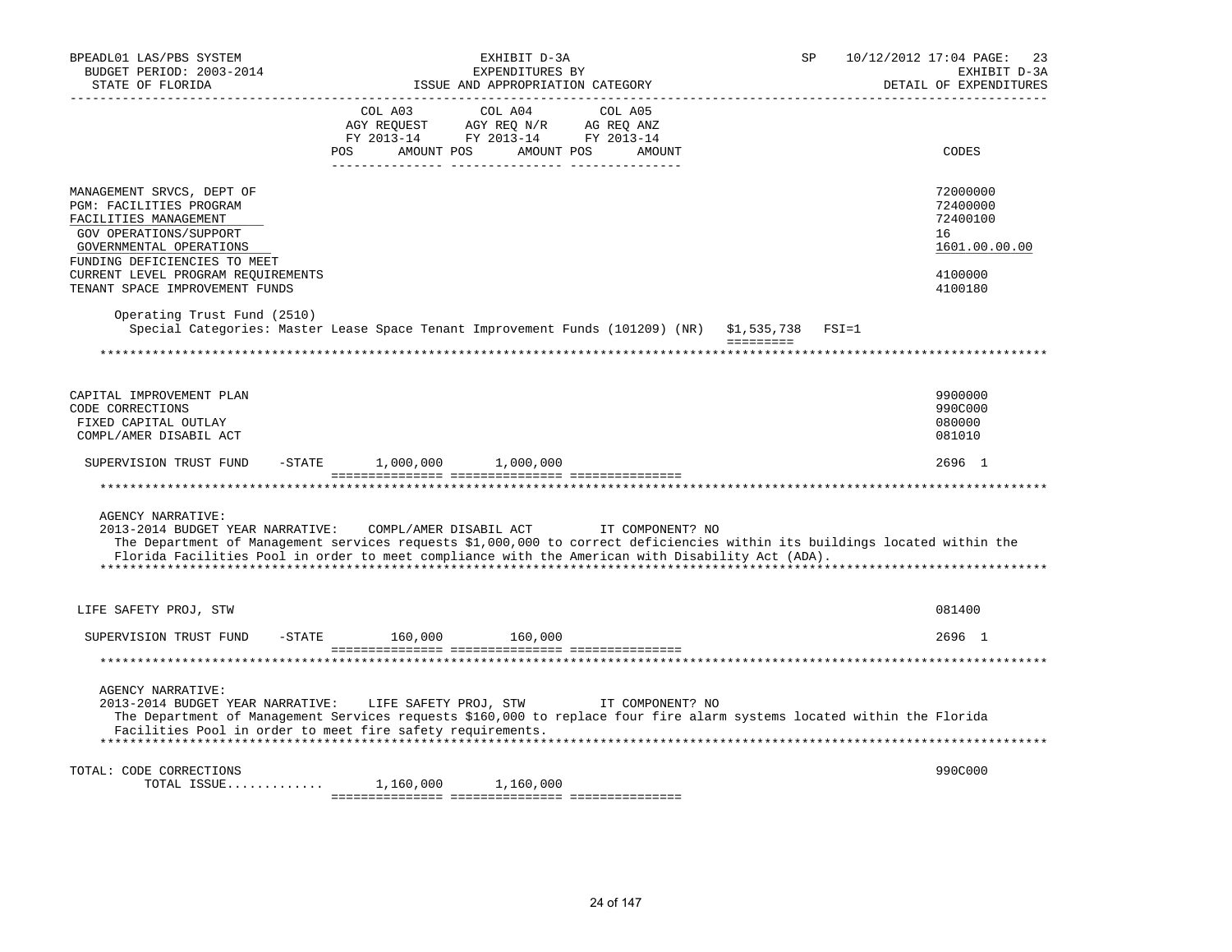BPEADL01 LAS/PBS SYSTEM | EXHIBIT D-3A | SP 10/12/2012 17:04 PAGE: 23
BUDGET PERIOD: 2003-2014 | EXPENDITURES BY | EXHIBIT D-3A
STATE OF FLORIDA | ISSUE AND APPROPRIATION CATEGORY | DETAIL OF EXPENDITURES

| | COL A03 AGY REQUEST FY 2013-14 POS AMOUNT | COL A04 AGY REQ N/R FY 2013-14 POS AMOUNT | COL A05 AG REQ ANZ FY 2013-14 POS AMOUNT | CODES |
|---|---|---|---|---|
| MANAGEMENT SRVCS, DEPT OF | | | | 72000000 |
| PGM: FACILITIES PROGRAM | | | | 72400000 |
| FACILITIES MANAGEMENT | | | | 72400100 |
| GOV OPERATIONS/SUPPORT | | | | 16 |
| GOVERNMENTAL OPERATIONS | | | | 1601.00.00.00 |
| FUNDING DEFICIENCIES TO MEET CURRENT LEVEL PROGRAM REQUIREMENTS | | | | 4100000 |
| TENANT SPACE IMPROVEMENT FUNDS | | | | 4100180 |

Operating Trust Fund (2510)
Special Categories: Master Lease Space Tenant Improvement Funds (101209) (NR) $1,535,738 FSI=1

| | COL A03 | COL A04 | COL A05 | CODES |
|---|---|---|---|---|
| CAPITAL IMPROVEMENT PLAN | | | | 9900000 |
| CODE CORRECTIONS | | | | 990C000 |
| FIXED CAPITAL OUTLAY | | | | 080000 |
| COMPL/AMER DISABIL ACT | | | | 081010 |
| SUPERVISION TRUST FUND -STATE | 1,000,000 | 1,000,000 | | 2696 1 |

AGENCY NARRATIVE:
2013-2014 BUDGET YEAR NARRATIVE: COMPL/AMER DISABIL ACT IT COMPONENT? NO
The Department of Management services requests $1,000,000 to correct deficiencies within its buildings located within the Florida Facilities Pool in order to meet compliance with the American with Disability Act (ADA).

| | COL A03 | COL A04 | COL A05 | CODES |
|---|---|---|---|---|
| LIFE SAFETY PROJ, STW | | | | 081400 |
| SUPERVISION TRUST FUND -STATE | 160,000 | 160,000 | | 2696 1 |

AGENCY NARRATIVE:
2013-2014 BUDGET YEAR NARRATIVE: LIFE SAFETY PROJ, STW IT COMPONENT? NO
The Department of Management Services requests $160,000 to replace four fire alarm systems located within the Florida Facilities Pool in order to meet fire safety requirements.

| | COL A03 | COL A04 | COL A05 | CODES |
|---|---|---|---|---|
| TOTAL: CODE CORRECTIONS | | | | 990C000 |
| TOTAL ISSUE............. | 1,160,000 | 1,160,000 | | |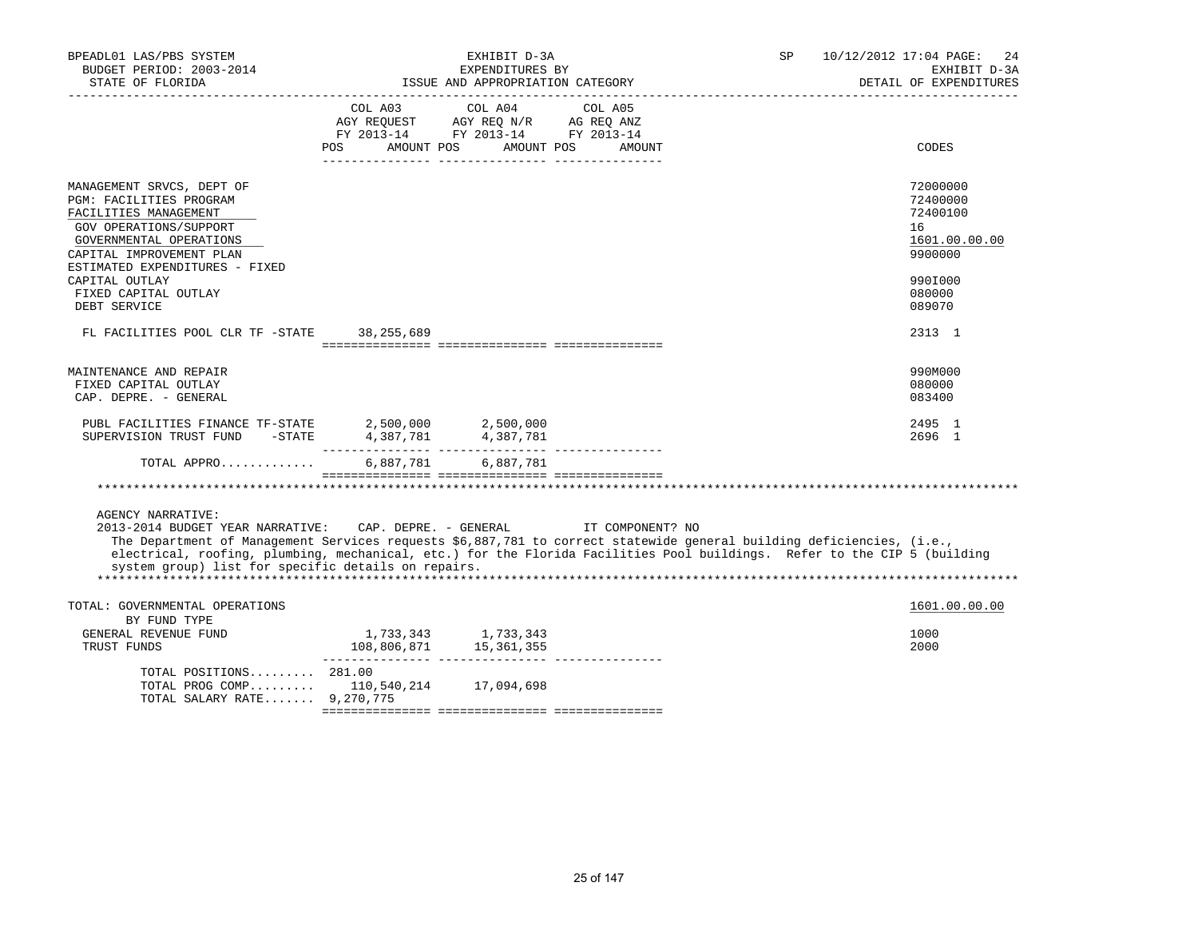BPEADL01 LAS/PBS SYSTEM
BUDGET PERIOD: 2003-2014
STATE OF FLORIDA

EXHIBIT D-3A
EXPENDITURES BY
ISSUE AND APPROPRIATION CATEGORY

SP 10/12/2012 17:04 PAGE: 24
EXHIBIT D-3A
DETAIL OF EXPENDITURES

| | COL A03 AGY REQUEST FY 2013-14 POS AMOUNT | COL A04 AGY REQ N/R FY 2013-14 POS AMOUNT | COL A05 AG REQ ANZ FY 2013-14 POS AMOUNT | CODES |
|---|---|---|---|---|
| MANAGEMENT SRVCS, DEPT OF | | | | 72000000 |
| PGM: FACILITIES PROGRAM | | | | 72400000 |
| FACILITIES MANAGEMENT | | | | 72400100 |
| GOV OPERATIONS/SUPPORT | | | | 16 |
| GOVERNMENTAL OPERATIONS | | | | 1601.00.00.00 |
| CAPITAL IMPROVEMENT PLAN | | | | 9900000 |
| ESTIMATED EXPENDITURES - FIXED | | | | |
| CAPITAL OUTLAY | | | | 990I000 |
| FIXED CAPITAL OUTLAY | | | | 080000 |
| DEBT SERVICE | | | | 089070 |
| FL FACILITIES POOL CLR TF -STATE | 38,255,689 | | | 2313 1 |
| MAINTENANCE AND REPAIR | | | | 990M000 |
| FIXED CAPITAL OUTLAY | | | | 080000 |
| CAP. DEPRE. - GENERAL | | | | 083400 |
| PUBL FACILITIES FINANCE TF-STATE | 2,500,000 | 2,500,000 | | 2495 1 |
| SUPERVISION TRUST FUND -STATE | 4,387,781 | 4,387,781 | | 2696 1 |
| TOTAL APPRO............ | 6,887,781 | 6,887,781 | | |

AGENCY NARRATIVE:
2013-2014 BUDGET YEAR NARRATIVE: CAP. DEPRE. - GENERAL IT COMPONENT? NO
The Department of Management Services requests $6,887,781 to correct statewide general building deficiencies, (i.e., electrical, roofing, plumbing, mechanical, etc.) for the Florida Facilities Pool buildings. Refer to the CIP 5 (building system group) list for specific details on repairs.

| | COL A03 | COL A04 | COL A05 | CODES |
|---|---|---|---|---|
| TOTAL: GOVERNMENTAL OPERATIONS | | | | 1601.00.00.00 |
| BY FUND TYPE | | | | |
| GENERAL REVENUE FUND | 1,733,343 | 1,733,343 | | 1000 |
| TRUST FUNDS | 108,806,871 | 15,361,355 | | 2000 |
| TOTAL POSITIONS......... | 281.00 | | | |
| TOTAL PROG COMP......... | 110,540,214 | 17,094,698 | | |
| TOTAL SALARY RATE....... | 9,270,775 | | | |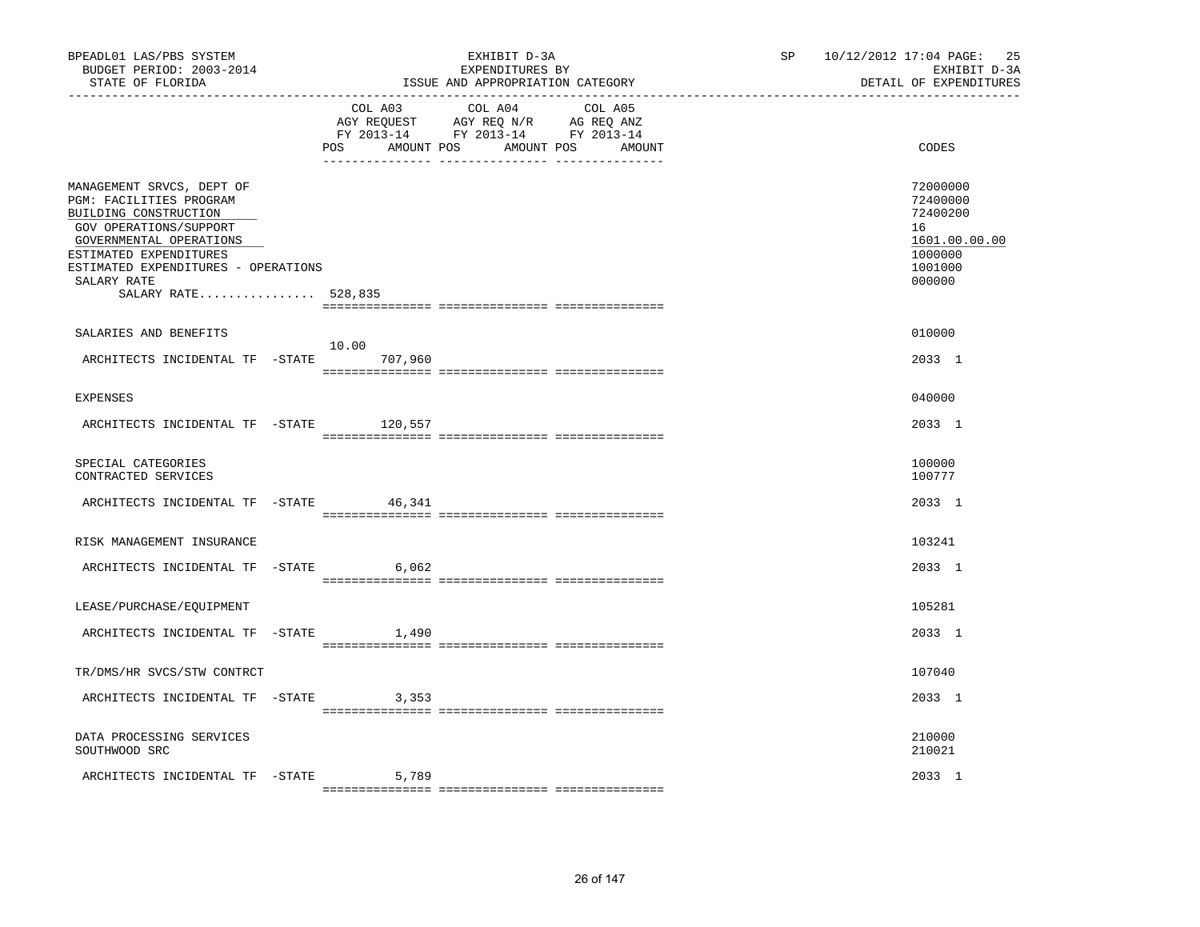BPEADL01 LAS/PBS SYSTEM | EXHIBIT D-3A | SP 10/12/2012 17:04 PAGE: 25
BUDGET PERIOD: 2003-2014 | EXPENDITURES BY | EXHIBIT D-3A
STATE OF FLORIDA | ISSUE AND APPROPRIATION CATEGORY | DETAIL OF EXPENDITURES

| | COL A03 AGY REQUEST FY 2013-14 POS AMOUNT | COL A04 AGY REQ N/R FY 2013-14 POS AMOUNT | COL A05 AG REQ ANZ FY 2013-14 POS AMOUNT | CODES |
|---|---|---|---|---|
| MANAGEMENT SRVCS, DEPT OF | | | | 72000000 |
| PGM: FACILITIES PROGRAM | | | | 72400000 |
| BUILDING CONSTRUCTION | | | | 72400200 |
| GOV OPERATIONS/SUPPORT | | | | 16 |
| GOVERNMENTAL OPERATIONS | | | | 1601.00.00.00 |
| ESTIMATED EXPENDITURES | | | | 1000000 |
| ESTIMATED EXPENDITURES - OPERATIONS | | | | 1001000 |
| SALARY RATE | | | | 000000 |
| SALARY RATE................ 528,835 | | | | |
| SALARIES AND BENEFITS | | | | 010000 |
| ARCHITECTS INCIDENTAL TF -STATE | 10.00 707,960 | | | 2033 1 |
| EXPENSES | | | | 040000 |
| ARCHITECTS INCIDENTAL TF -STATE | 120,557 | | | 2033 1 |
| SPECIAL CATEGORIES | | | | 100000 |
| CONTRACTED SERVICES | | | | 100777 |
| ARCHITECTS INCIDENTAL TF -STATE | 46,341 | | | 2033 1 |
| RISK MANAGEMENT INSURANCE | | | | 103241 |
| ARCHITECTS INCIDENTAL TF -STATE | 6,062 | | | 2033 1 |
| LEASE/PURCHASE/EQUIPMENT | | | | 105281 |
| ARCHITECTS INCIDENTAL TF -STATE | 1,490 | | | 2033 1 |
| TR/DMS/HR SVCS/STW CONTRCT | | | | 107040 |
| ARCHITECTS INCIDENTAL TF -STATE | 3,353 | | | 2033 1 |
| DATA PROCESSING SERVICES | | | | 210000 |
| SOUTHWOOD SRC | | | | 210021 |
| ARCHITECTS INCIDENTAL TF -STATE | 5,789 | | | 2033 1 |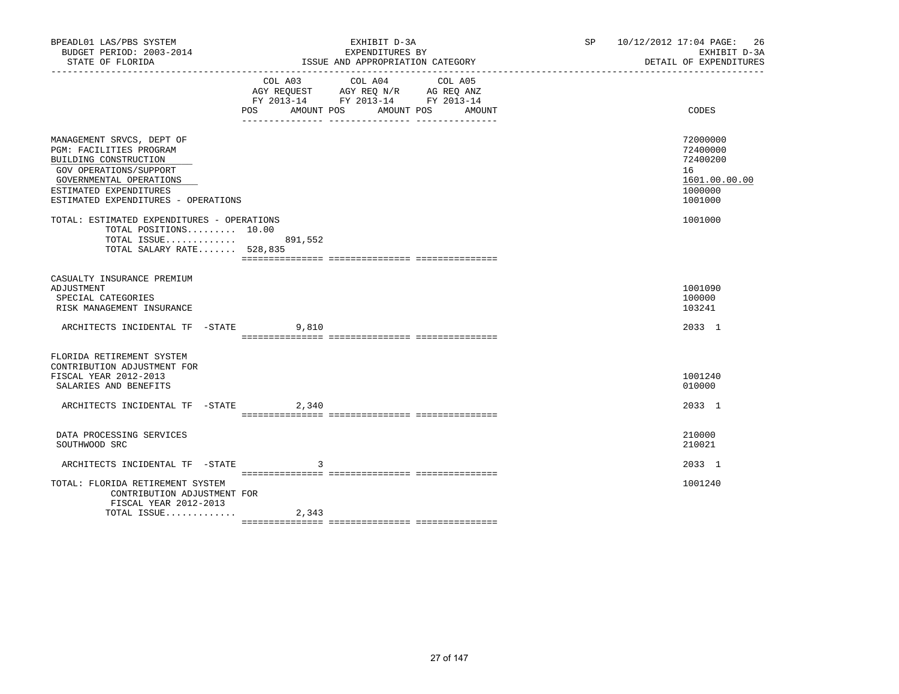BPEADL01 LAS/PBS SYSTEM | EXHIBIT D-3A | SP 10/12/2012 17:04 PAGE: 26
BUDGET PERIOD: 2003-2014 | EXPENDITURES BY | EXHIBIT D-3A
STATE OF FLORIDA | ISSUE AND APPROPRIATION CATEGORY | DETAIL OF EXPENDITURES

| | COL A03 AGY REQUEST FY 2013-14 POS AMOUNT | COL A04 AGY REQ N/R FY 2013-14 POS AMOUNT | COL A05 AG REQ ANZ FY 2013-14 POS AMOUNT | CODES |
|---|---|---|---|---|
| MANAGEMENT SRVCS, DEPT OF | | | | 72000000 |
| PGM: FACILITIES PROGRAM | | | | 72400000 |
| BUILDING CONSTRUCTION | | | | 72400200 |
| GOV OPERATIONS/SUPPORT | | | | 16 |
| GOVERNMENTAL OPERATIONS | | | | 1601.00.00.00 |
| ESTIMATED EXPENDITURES | | | | 1000000 |
| ESTIMATED EXPENDITURES - OPERATIONS | | | | 1001000 |
| TOTAL: ESTIMATED EXPENDITURES - OPERATIONS | | | | 1001000 |
| TOTAL POSITIONS......... | 10.00 | | | |
| TOTAL ISSUE............. | 891,552 | | | |
| TOTAL SALARY RATE....... | 528,835 | | | |
| CASUALTY INSURANCE PREMIUM ADJUSTMENT | | | | 1001090 |
| SPECIAL CATEGORIES | | | | 100000 |
| RISK MANAGEMENT INSURANCE | | | | 103241 |
| ARCHITECTS INCIDENTAL TF -STATE | 9,810 | | | 2033 1 |
| FLORIDA RETIREMENT SYSTEM CONTRIBUTION ADJUSTMENT FOR FISCAL YEAR 2012-2013 | | | | 1001240 |
| SALARIES AND BENEFITS | | | | 010000 |
| ARCHITECTS INCIDENTAL TF -STATE | 2,340 | | | 2033 1 |
| DATA PROCESSING SERVICES | | | | 210000 |
| SOUTHWOOD SRC | | | | 210021 |
| ARCHITECTS INCIDENTAL TF -STATE | 3 | | | 2033 1 |
| TOTAL: FLORIDA RETIREMENT SYSTEM CONTRIBUTION ADJUSTMENT FOR FISCAL YEAR 2012-2013 | | | | 1001240 |
| TOTAL ISSUE............. | 2,343 | | | |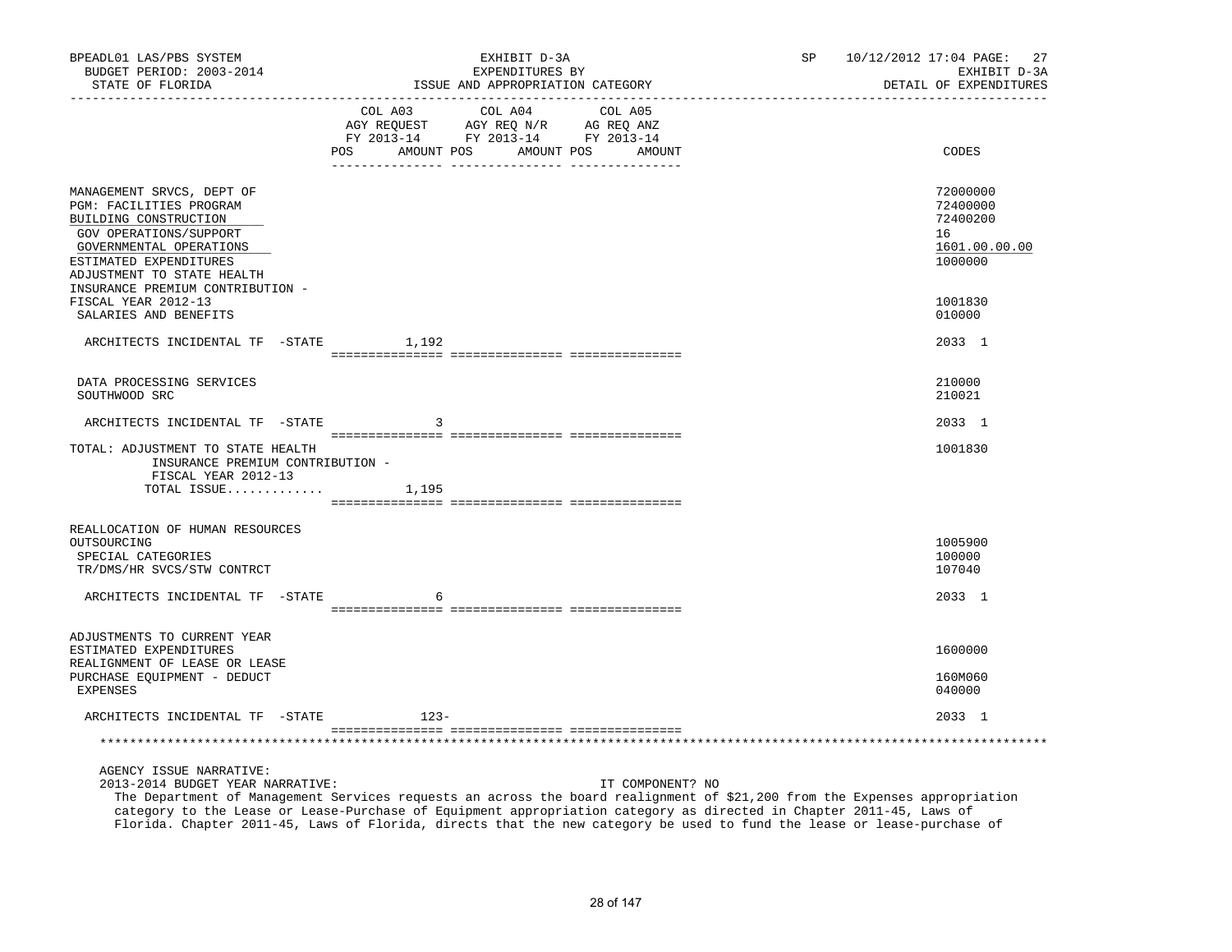BPEADL01 LAS/PBS SYSTEM
BUDGET PERIOD: 2003-2014
STATE OF FLORIDA

EXHIBIT D-3A
EXPENDITURES BY
ISSUE AND APPROPRIATION CATEGORY

SP 10/12/2012 17:04 PAGE: 27
EXHIBIT D-3A
DETAIL OF EXPENDITURES

| | COL A03 AGY REQUEST FY 2013-14 POS AMOUNT | COL A04 AGY REQ N/R FY 2013-14 POS AMOUNT | COL A05 AG REQ ANZ FY 2013-14 POS AMOUNT | CODES |
|---|---|---|---|---|
| MANAGEMENT SRVCS, DEPT OF | | | | 72000000 |
| PGM: FACILITIES PROGRAM | | | | 72400000 |
| BUILDING CONSTRUCTION | | | | 72400200 |
| GOV OPERATIONS/SUPPORT | | | | 16 |
| GOVERNMENTAL OPERATIONS | | | | 1601.00.00.00 |
| ESTIMATED EXPENDITURES | | | | 1000000 |
| ADJUSTMENT TO STATE HEALTH INSURANCE PREMIUM CONTRIBUTION - FISCAL YEAR 2012-13 | | | | 1001830 |
| SALARIES AND BENEFITS | | | | 010000 |
| ARCHITECTS INCIDENTAL TF -STATE | 1,192 | | | 2033 1 |
| DATA PROCESSING SERVICES | | | | 210000 |
| SOUTHWOOD SRC | | | | 210021 |
| ARCHITECTS INCIDENTAL TF -STATE | 3 | | | 2033 1 |
| TOTAL: ADJUSTMENT TO STATE HEALTH INSURANCE PREMIUM CONTRIBUTION - FISCAL YEAR 2012-13 | | | | 1001830 |
| TOTAL ISSUE............ | 1,195 | | | |
| REALLOCATION OF HUMAN RESOURCES OUTSOURCING | | | | 1005900 |
| SPECIAL CATEGORIES | | | | 100000 |
| TR/DMS/HR SVCS/STW CONTRCT | | | | 107040 |
| ARCHITECTS INCIDENTAL TF -STATE | 6 | | | 2033 1 |
| ADJUSTMENTS TO CURRENT YEAR ESTIMATED EXPENDITURES | | | | 1600000 |
| REALIGNMENT OF LEASE OR LEASE PURCHASE EQUIPMENT - DEDUCT | | | | 160M060 |
| EXPENSES | | | | 040000 |
| ARCHITECTS INCIDENTAL TF -STATE | 123- | | | 2033 1 |

AGENCY ISSUE NARRATIVE:

2013-2014 BUDGET YEAR NARRATIVE: IT COMPONENT? NO

The Department of Management Services requests an across the board realignment of $21,200 from the Expenses appropriation category to the Lease or Lease-Purchase of Equipment appropriation category as directed in Chapter 2011-45, Laws of Florida. Chapter 2011-45, Laws of Florida, directs that the new category be used to fund the lease or lease-purchase of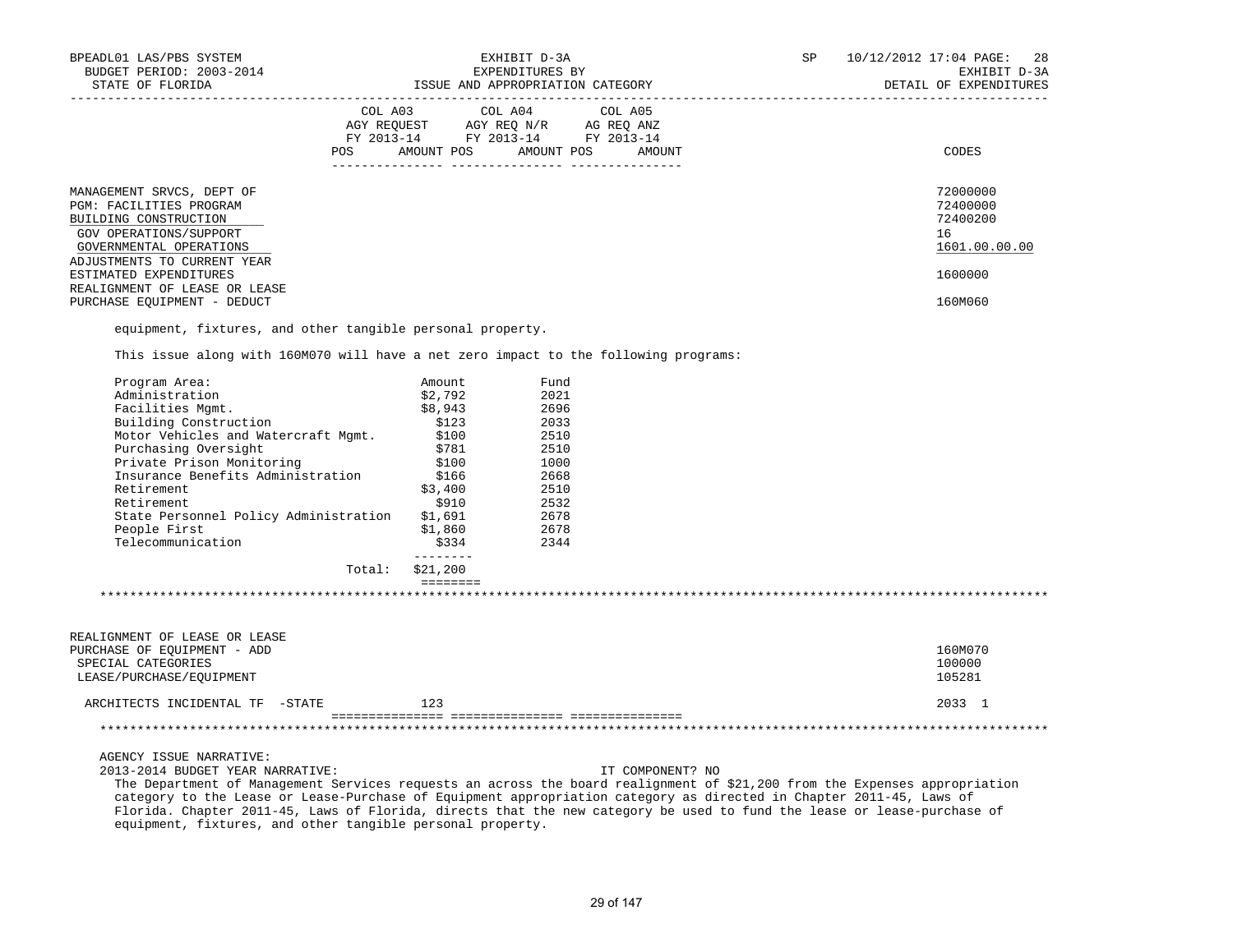BPEADL01 LAS/PBS SYSTEM — EXHIBIT D-3A — SP 10/12/2012 17:04 PAGE: 28
BUDGET PERIOD: 2003-2014 — EXPENDITURES BY — EXHIBIT D-3A
STATE OF FLORIDA — ISSUE AND APPROPRIATION CATEGORY — DETAIL OF EXPENDITURES

| | COL A03 AGY REQUEST FY 2013-14 POS AMOUNT | COL A04 AGY REQ N/R FY 2013-14 POS AMOUNT | COL A05 AG REQ ANZ FY 2013-14 POS AMOUNT | CODES |
|---|---|---|---|---|
| MANAGEMENT SRVCS, DEPT OF | | | | 72000000 |
| PGM: FACILITIES PROGRAM | | | | 72400000 |
| BUILDING CONSTRUCTION | | | | 72400200 |
| GOV OPERATIONS/SUPPORT | | | | 16 |
| GOVERNMENTAL OPERATIONS | | | | 1601.00.00.00 |
| ADJUSTMENTS TO CURRENT YEAR ESTIMATED EXPENDITURES | | | | 1600000 |
| REALIGNMENT OF LEASE OR LEASE PURCHASE EQUIPMENT - DEDUCT | | | | 160M060 |

equipment, fixtures, and other tangible personal property.

This issue along with 160M070 will have a net zero impact to the following programs:

| Program Area: | Amount | Fund |
|---|---|---|
| Administration | $2,792 | 2021 |
| Facilities Mgmt. | $8,943 | 2696 |
| Building Construction | $123 | 2033 |
| Motor Vehicles and Watercraft Mgmt. | $100 | 2510 |
| Purchasing Oversight | $781 | 2510 |
| Private Prison Monitoring | $100 | 1000 |
| Insurance Benefits Administration | $166 | 2668 |
| Retirement | $3,400 | 2510 |
| Retirement | $910 | 2532 |
| State Personnel Policy Administration | $1,691 | 2678 |
| People First | $1,860 | 2678 |
| Telecommunication | $334 | 2344 |
| Total: | $21,200 | |

*******************************************************************************************************************

| | COL A03 | COL A04 | COL A05 | CODES |
|---|---|---|---|---|
| REALIGNMENT OF LEASE OR LEASE PURCHASE OF EQUIPMENT - ADD | | | | 160M070 |
| SPECIAL CATEGORIES | | | | 100000 |
| LEASE/PURCHASE/EQUIPMENT | | | | 105281 |
| ARCHITECTS INCIDENTAL TF -STATE | 123 | | | 2033 1 |

*******************************************************************************************************************

AGENCY ISSUE NARRATIVE:
2013-2014 BUDGET YEAR NARRATIVE: IT COMPONENT? NO

The Department of Management Services requests an across the board realignment of $21,200 from the Expenses appropriation category to the Lease or Lease-Purchase of Equipment appropriation category as directed in Chapter 2011-45, Laws of Florida. Chapter 2011-45, Laws of Florida, directs that the new category be used to fund the lease or lease-purchase of equipment, fixtures, and other tangible personal property.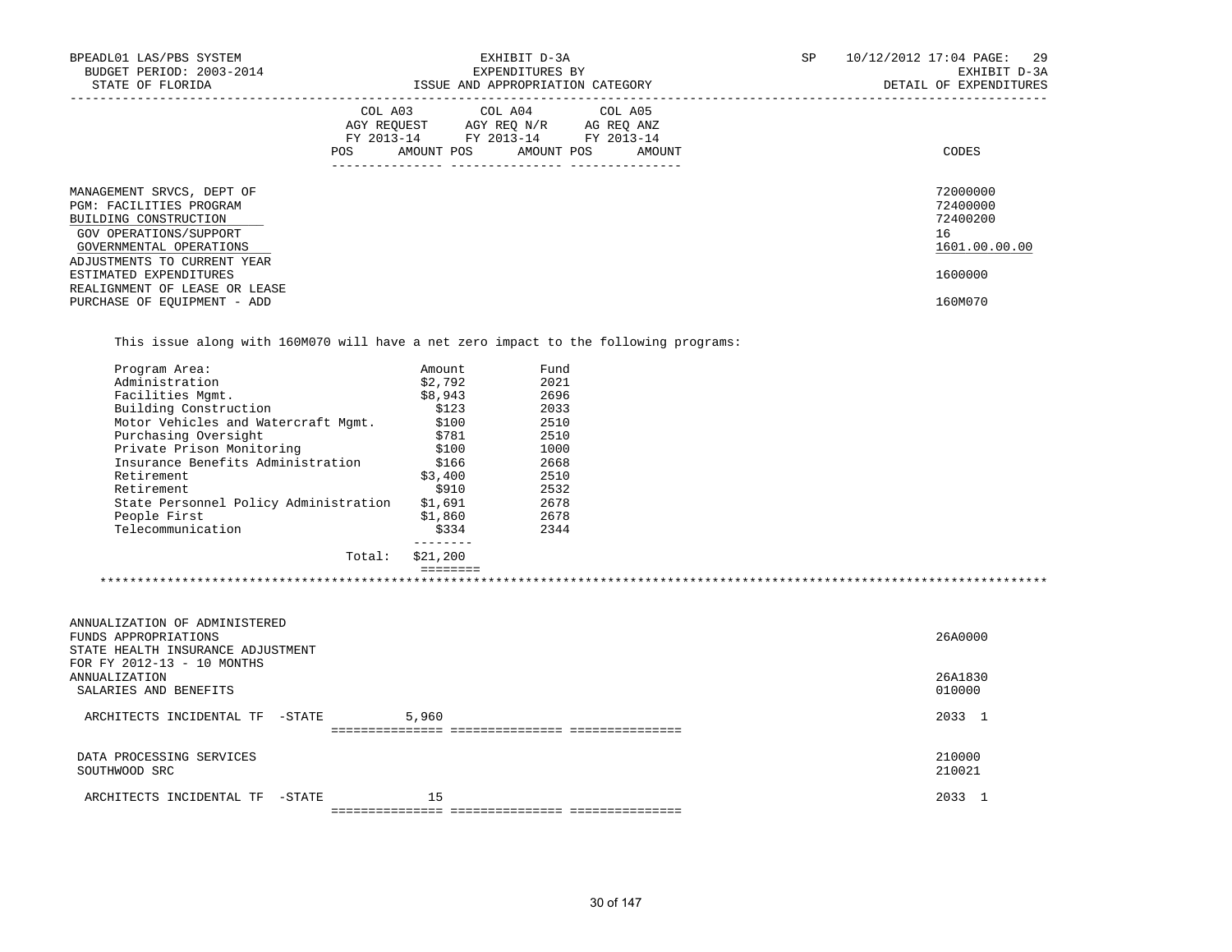BPEADL01 LAS/PBS SYSTEM — EXHIBIT D-3A — SP 10/12/2012 17:04 PAGE: 29
BUDGET PERIOD: 2003-2014 — EXPENDITURES BY — EXHIBIT D-3A
STATE OF FLORIDA — ISSUE AND APPROPRIATION CATEGORY — DETAIL OF EXPENDITURES

| | COL A03 AGY REQUEST FY 2013-14 POS AMOUNT | COL A04 AGY REQ N/R FY 2013-14 POS AMOUNT | COL A05 AG REQ ANZ FY 2013-14 POS AMOUNT | CODES |
|---|---|---|---|---|
| MANAGEMENT SRVCS, DEPT OF | | | | 72000000 |
| PGM: FACILITIES PROGRAM | | | | 72400000 |
| BUILDING CONSTRUCTION | | | | 72400200 |
| GOV OPERATIONS/SUPPORT | | | | 16 |
| GOVERNMENTAL OPERATIONS | | | | 1601.00.00.00 |
| ADJUSTMENTS TO CURRENT YEAR ESTIMATED EXPENDITURES | | | | 1600000 |
| REALIGNMENT OF LEASE OR LEASE PURCHASE OF EQUIPMENT - ADD | | | | 160M070 |

This issue along with 160M070 will have a net zero impact to the following programs:

| Program Area: | Amount | Fund |
|---|---|---|
| Administration | $2,792 | 2021 |
| Facilities Mgmt. | $8,943 | 2696 |
| Building Construction | $123 | 2033 |
| Motor Vehicles and Watercraft Mgmt. | $100 | 2510 |
| Purchasing Oversight | $781 | 2510 |
| Private Prison Monitoring | $100 | 1000 |
| Insurance Benefits Administration | $166 | 2668 |
| Retirement | $3,400 | 2510 |
| Retirement | $910 | 2532 |
| State Personnel Policy Administration | $1,691 | 2678 |
| People First | $1,860 | 2678 |
| Telecommunication | $334 | 2344 |
| Total: | $21,200 | |

*****************************************************************************************************************************

| | COL A03 | COL A04 | COL A05 | CODES |
|---|---|---|---|---|
| ANNUALIZATION OF ADMINISTERED FUNDS APPROPRIATIONS | | | | 26A0000 |
| STATE HEALTH INSURANCE ADJUSTMENT FOR FY 2012-13 - 10 MONTHS ANNUALIZATION | | | | 26A1830 |
| SALARIES AND BENEFITS | | | | 010000 |
| ARCHITECTS INCIDENTAL TF -STATE | 5,960 | | | 2033 1 |
| DATA PROCESSING SERVICES | | | | 210000 |
| SOUTHWOOD SRC | | | | 210021 |
| ARCHITECTS INCIDENTAL TF -STATE | 15 | | | 2033 1 |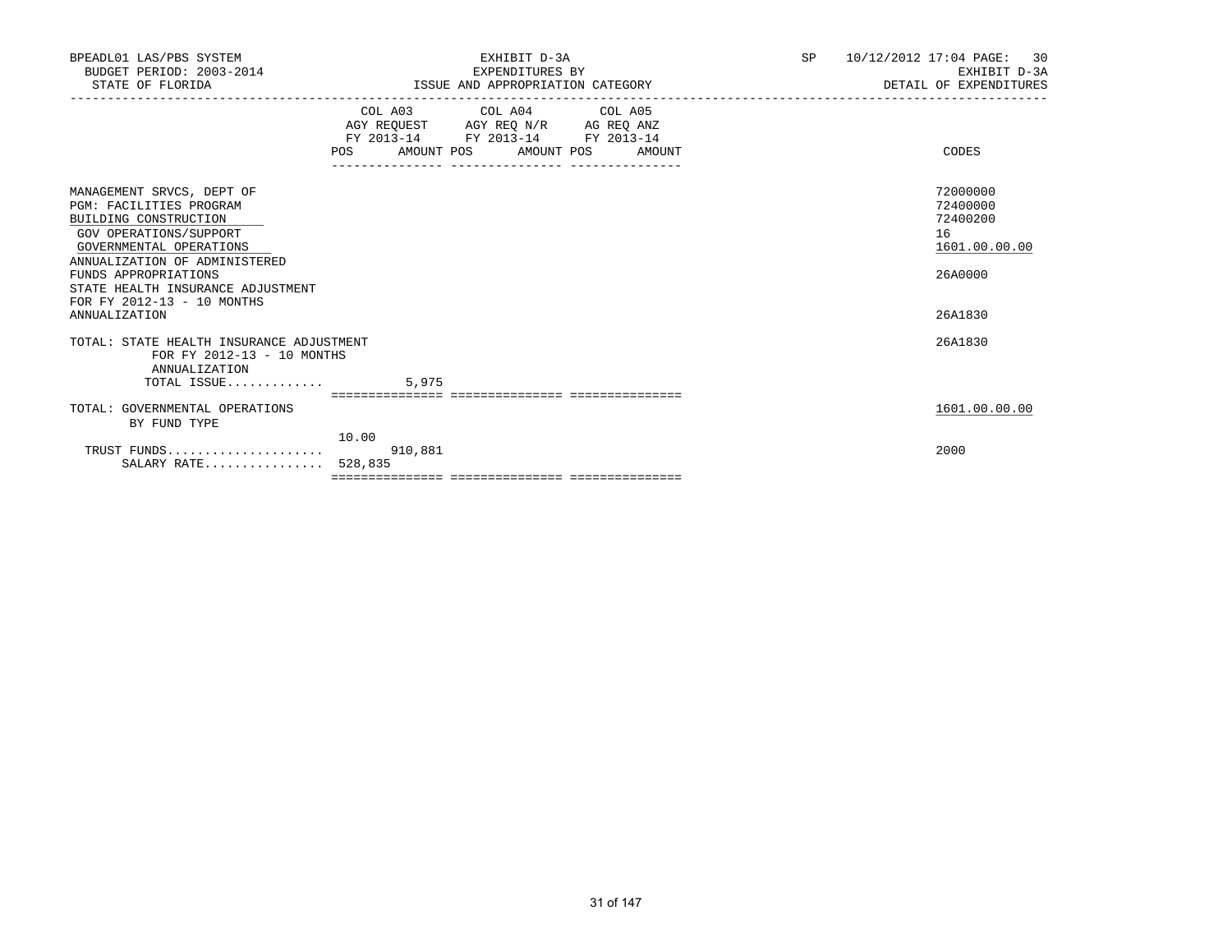BPEADL01 LAS/PBS SYSTEM
BUDGET PERIOD: 2003-2014
STATE OF FLORIDA

EXHIBIT D-3A
EXPENDITURES BY
ISSUE AND APPROPRIATION CATEGORY

SP 10/12/2012 17:04 PAGE: 30
EXHIBIT D-3A
DETAIL OF EXPENDITURES

| | COL A03 AGY REQUEST FY 2013-14 POS AMOUNT | COL A04 AGY REQ N/R FY 2013-14 POS AMOUNT | COL A05 AG REQ ANZ FY 2013-14 POS AMOUNT | CODES |
|---|---|---|---|---|
| MANAGEMENT SRVCS, DEPT OF | | | | 72000000 |
| PGM: FACILITIES PROGRAM | | | | 72400000 |
| BUILDING CONSTRUCTION | | | | 72400200 |
| GOV OPERATIONS/SUPPORT | | | | 16 |
| GOVERNMENTAL OPERATIONS | | | | 1601.00.00.00 |
| ANNUALIZATION OF ADMINISTERED FUNDS APPROPRIATIONS | | | | 26A0000 |
| STATE HEALTH INSURANCE ADJUSTMENT FOR FY 2012-13 - 10 MONTHS ANNUALIZATION | | | | 26A1830 |
| TOTAL: STATE HEALTH INSURANCE ADJUSTMENT FOR FY 2012-13 - 10 MONTHS ANNUALIZATION | | | | 26A1830 |
| TOTAL ISSUE............. | 5,975 | | | |
| TOTAL: GOVERNMENTAL OPERATIONS BY FUND TYPE | | | | 1601.00.00.00 |
| | 10.00 | | | |
| TRUST FUNDS..................... | 910,881 | | | 2000 |
| SALARY RATE................ | 528,835 | | | |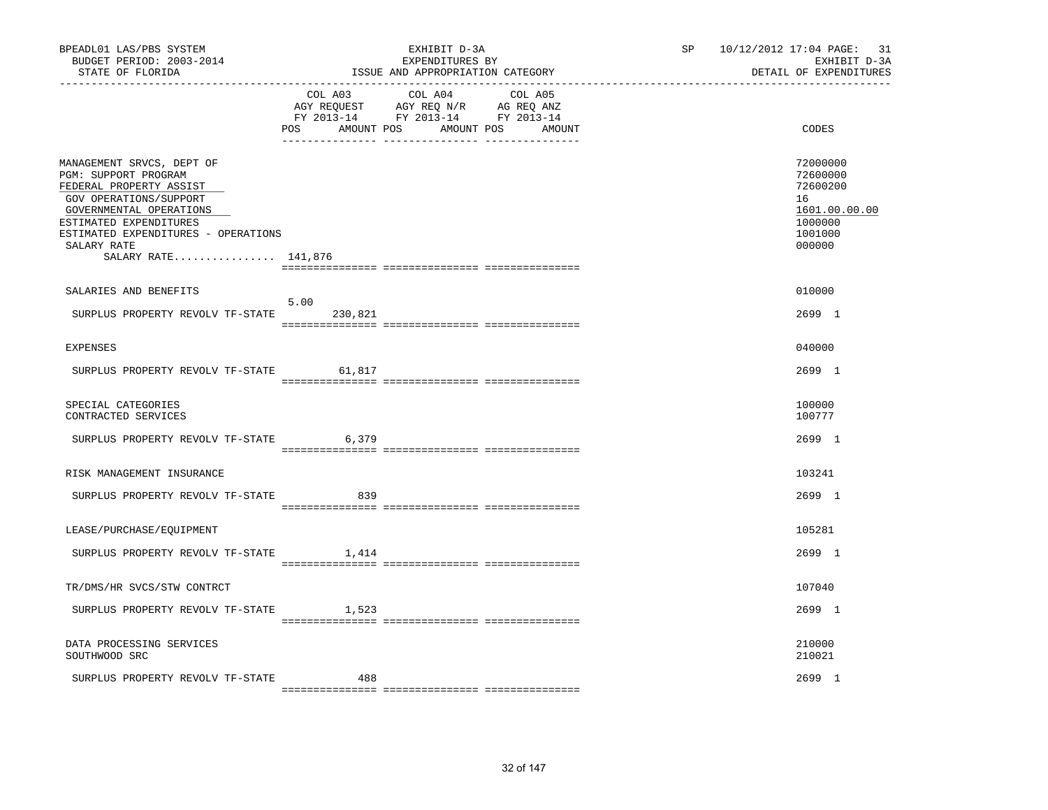BPEADL01 LAS/PBS SYSTEM  
BUDGET PERIOD: 2003-2014  
STATE OF FLORIDA

EXHIBIT D-3A  
EXPENDITURES BY  
ISSUE AND APPROPRIATION CATEGORY

SP 10/12/2012 17:04 PAGE: 31  
EXHIBIT D-3A  
DETAIL OF EXPENDITURES

| | COL A03 AGY REQUEST FY 2013-14 POS | AMOUNT | COL A04 AGY REQ N/R FY 2013-14 POS | AMOUNT | COL A05 AG REQ ANZ FY 2013-14 POS | AMOUNT | CODES |
|---|---|---|---|---|---|---|---|
| MANAGEMENT SRVCS, DEPT OF | | | | | | | 72000000 |
| PGM: SUPPORT PROGRAM | | | | | | | 72600000 |
| FEDERAL PROPERTY ASSIST | | | | | | | 72600200 |
| GOV OPERATIONS/SUPPORT | | | | | | | 16 |
| GOVERNMENTAL OPERATIONS | | | | | | | 1601.00.00.00 |
| ESTIMATED EXPENDITURES | | | | | | | 1000000 |
| ESTIMATED EXPENDITURES - OPERATIONS | | | | | | | 1001000 |
| SALARY RATE | | | | | | | 000000 |
| SALARY RATE................ 141,876 | | | | | | | |
| SALARIES AND BENEFITS | | | | | | | 010000 |
| SURPLUS PROPERTY REVOLV TF-STATE | 5.00 | 230,821 | | | | | 2699 1 |
| EXPENSES | | | | | | | 040000 |
| SURPLUS PROPERTY REVOLV TF-STATE | | 61,817 | | | | | 2699 1 |
| SPECIAL CATEGORIES | | | | | | | 100000 |
| CONTRACTED SERVICES | | | | | | | 100777 |
| SURPLUS PROPERTY REVOLV TF-STATE | | 6,379 | | | | | 2699 1 |
| RISK MANAGEMENT INSURANCE | | | | | | | 103241 |
| SURPLUS PROPERTY REVOLV TF-STATE | | 839 | | | | | 2699 1 |
| LEASE/PURCHASE/EQUIPMENT | | | | | | | 105281 |
| SURPLUS PROPERTY REVOLV TF-STATE | | 1,414 | | | | | 2699 1 |
| TR/DMS/HR SVCS/STW CONTRCT | | | | | | | 107040 |
| SURPLUS PROPERTY REVOLV TF-STATE | | 1,523 | | | | | 2699 1 |
| DATA PROCESSING SERVICES | | | | | | | 210000 |
| SOUTHWOOD SRC | | | | | | | 210021 |
| SURPLUS PROPERTY REVOLV TF-STATE | | 488 | | | | | 2699 1 |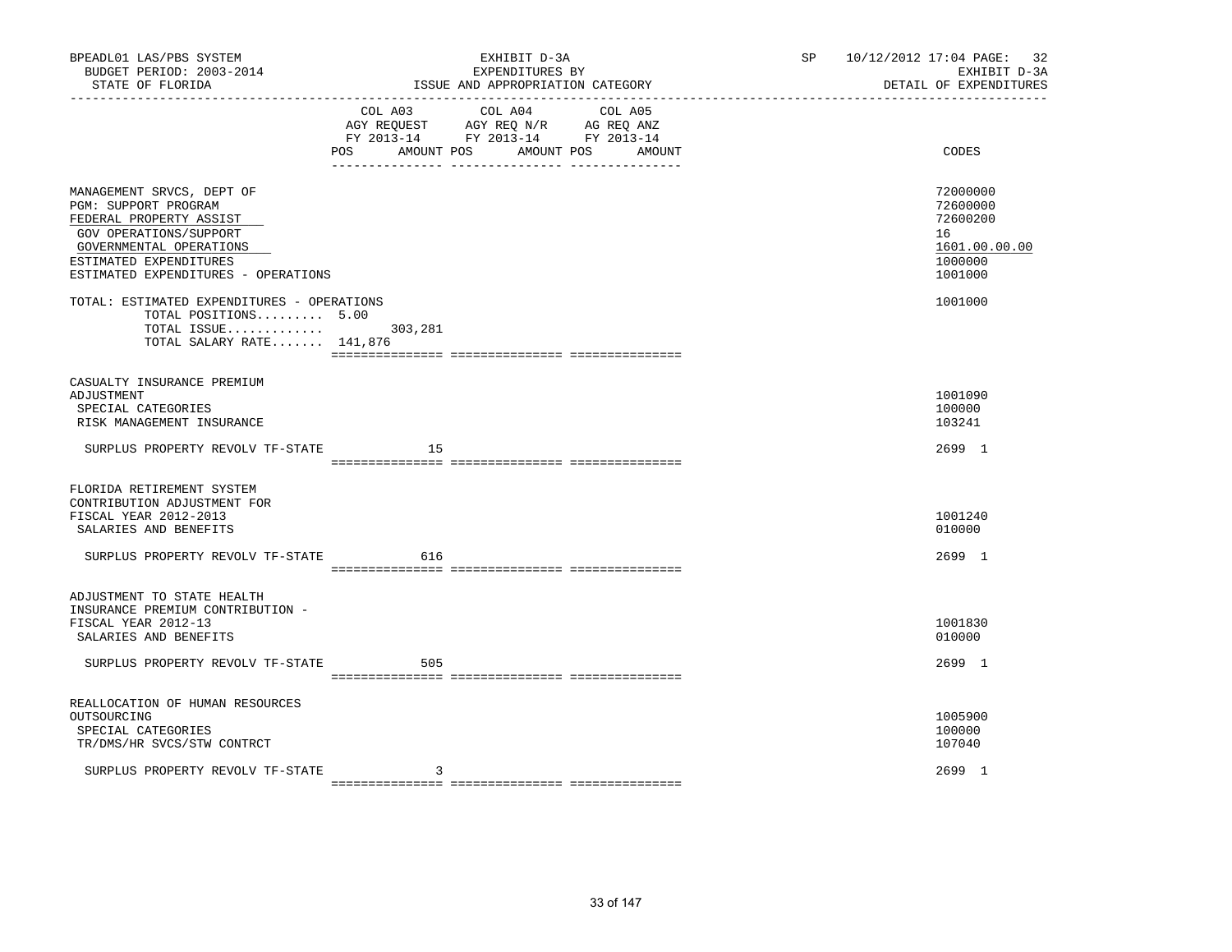BPEADL01 LAS/PBS SYSTEM | EXHIBIT D-3A | SP 10/12/2012 17:04 PAGE: 32
BUDGET PERIOD: 2003-2014 | EXPENDITURES BY | EXHIBIT D-3A
STATE OF FLORIDA | ISSUE AND APPROPRIATION CATEGORY | DETAIL OF EXPENDITURES

| | COL A03 AGY REQUEST FY 2013-14 POS AMOUNT | COL A04 AGY REQ N/R FY 2013-14 POS AMOUNT | COL A05 AG REQ ANZ FY 2013-14 POS AMOUNT | CODES |
|---|---|---|---|---|
| MANAGEMENT SRVCS, DEPT OF | | | | 72000000 |
| PGM: SUPPORT PROGRAM | | | | 72600000 |
| FEDERAL PROPERTY ASSIST | | | | 72600200 |
| GOV OPERATIONS/SUPPORT | | | | 16 |
| GOVERNMENTAL OPERATIONS | | | | 1601.00.00.00 |
| ESTIMATED EXPENDITURES | | | | 1000000 |
| ESTIMATED EXPENDITURES - OPERATIONS | | | | 1001000 |
| TOTAL: ESTIMATED EXPENDITURES - OPERATIONS | | | | 1001000 |
| TOTAL POSITIONS......... 5.00 | | | | |
| TOTAL ISSUE............. | 303,281 | | | |
| TOTAL SALARY RATE....... 141,876 | | | | |
| CASUALTY INSURANCE PREMIUM ADJUSTMENT | | | | 1001090 |
| SPECIAL CATEGORIES | | | | 100000 |
| RISK MANAGEMENT INSURANCE | | | | 103241 |
| SURPLUS PROPERTY REVOLV TF-STATE | 15 | | | 2699 1 |
| FLORIDA RETIREMENT SYSTEM CONTRIBUTION ADJUSTMENT FOR FISCAL YEAR 2012-2013 | | | | 1001240 |
| SALARIES AND BENEFITS | | | | 010000 |
| SURPLUS PROPERTY REVOLV TF-STATE | 616 | | | 2699 1 |
| ADJUSTMENT TO STATE HEALTH INSURANCE PREMIUM CONTRIBUTION - FISCAL YEAR 2012-13 | | | | 1001830 |
| SALARIES AND BENEFITS | | | | 010000 |
| SURPLUS PROPERTY REVOLV TF-STATE | 505 | | | 2699 1 |
| REALLOCATION OF HUMAN RESOURCES OUTSOURCING | | | | 1005900 |
| SPECIAL CATEGORIES | | | | 100000 |
| TR/DMS/HR SVCS/STW CONTRCT | | | | 107040 |
| SURPLUS PROPERTY REVOLV TF-STATE | 3 | | | 2699 1 |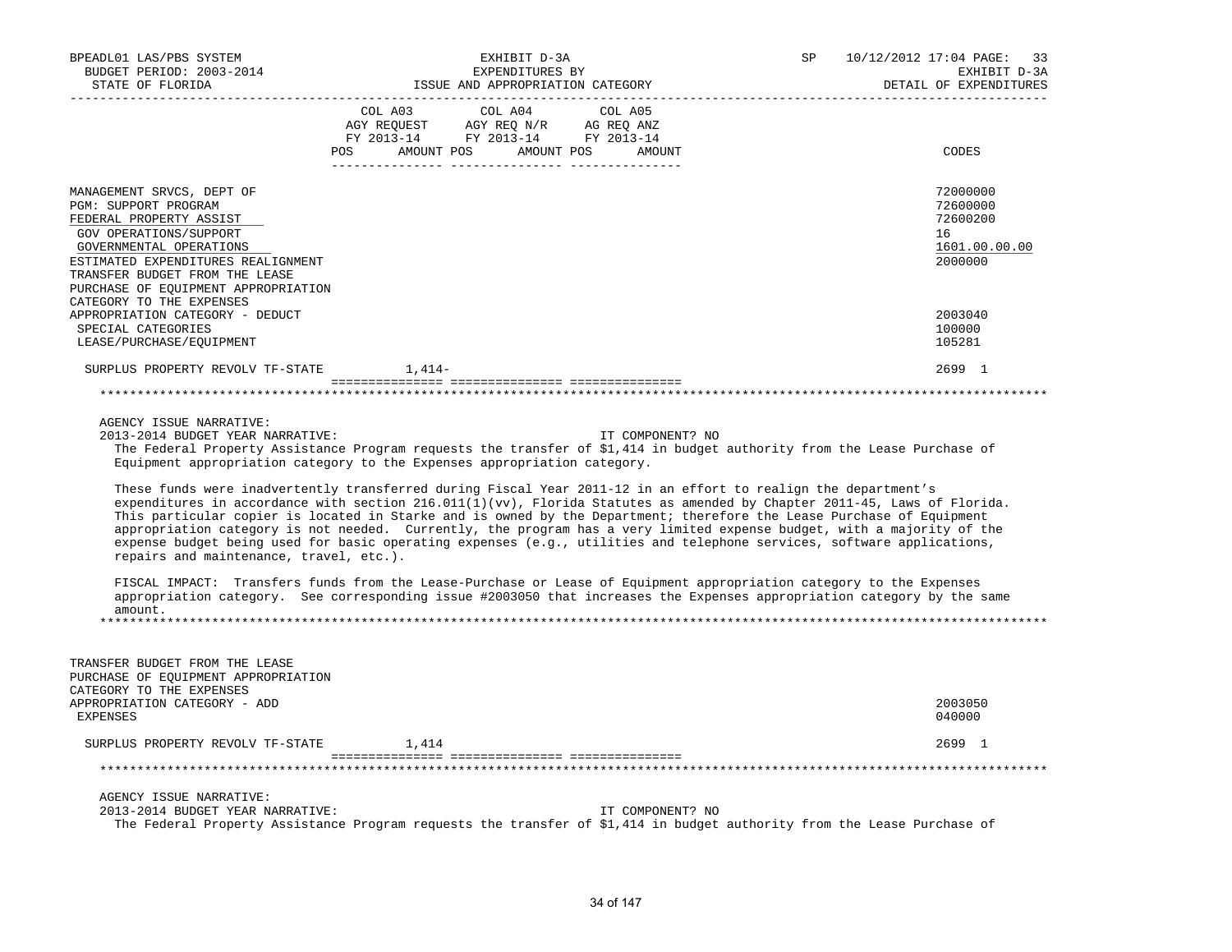BPEADL01 LAS/PBS SYSTEM
BUDGET PERIOD: 2003-2014
STATE OF FLORIDA

EXHIBIT D-3A
EXPENDITURES BY
ISSUE AND APPROPRIATION CATEGORY

SP 10/12/2012 17:04 PAGE: 33
EXHIBIT D-3A
DETAIL OF EXPENDITURES

| | COL A03 AGY REQUEST FY 2013-14 POS AMOUNT | COL A04 AGY REQ N/R FY 2013-14 POS AMOUNT | COL A05 AG REQ ANZ FY 2013-14 POS AMOUNT | CODES |
|---|---|---|---|---|
| MANAGEMENT SRVCS, DEPT OF | | | | 72000000 |
| PGM: SUPPORT PROGRAM | | | | 72600000 |
| FEDERAL PROPERTY ASSIST | | | | 72600200 |
| GOV OPERATIONS/SUPPORT | | | | 16 |
| GOVERNMENTAL OPERATIONS | | | | 1601.00.00.00 |
| ESTIMATED EXPENDITURES REALIGNMENT | | | | 2000000 |
| TRANSFER BUDGET FROM THE LEASE PURCHASE OF EQUIPMENT APPROPRIATION CATEGORY TO THE EXPENSES APPROPRIATION CATEGORY - DEDUCT | | | | 2003040 |
| SPECIAL CATEGORIES | | | | 100000 |
| LEASE/PURCHASE/EQUIPMENT | | | | 105281 |
| SURPLUS PROPERTY REVOLV TF-STATE | 1,414- | | | 2699 1 |

AGENCY ISSUE NARRATIVE:

2013-2014 BUDGET YEAR NARRATIVE: IT COMPONENT? NO

The Federal Property Assistance Program requests the transfer of $1,414 in budget authority from the Lease Purchase of Equipment appropriation category to the Expenses appropriation category.

These funds were inadvertently transferred during Fiscal Year 2011-12 in an effort to realign the department's expenditures in accordance with section 216.011(1)(vv), Florida Statutes as amended by Chapter 2011-45, Laws of Florida. This particular copier is located in Starke and is owned by the Department; therefore the Lease Purchase of Equipment appropriation category is not needed. Currently, the program has a very limited expense budget, with a majority of the expense budget being used for basic operating expenses (e.g., utilities and telephone services, software applications, repairs and maintenance, travel, etc.).

FISCAL IMPACT: Transfers funds from the Lease-Purchase or Lease of Equipment appropriation category to the Expenses appropriation category. See corresponding issue #2003050 that increases the Expenses appropriation category by the same amount.

| | COL A03 | COL A04 | COL A05 | CODES |
|---|---|---|---|---|
| TRANSFER BUDGET FROM THE LEASE PURCHASE OF EQUIPMENT APPROPRIATION CATEGORY TO THE EXPENSES APPROPRIATION CATEGORY - ADD | | | | 2003050 |
| EXPENSES | | | | 040000 |
| SURPLUS PROPERTY REVOLV TF-STATE | 1,414 | | | 2699 1 |

AGENCY ISSUE NARRATIVE:

2013-2014 BUDGET YEAR NARRATIVE: IT COMPONENT? NO

The Federal Property Assistance Program requests the transfer of $1,414 in budget authority from the Lease Purchase of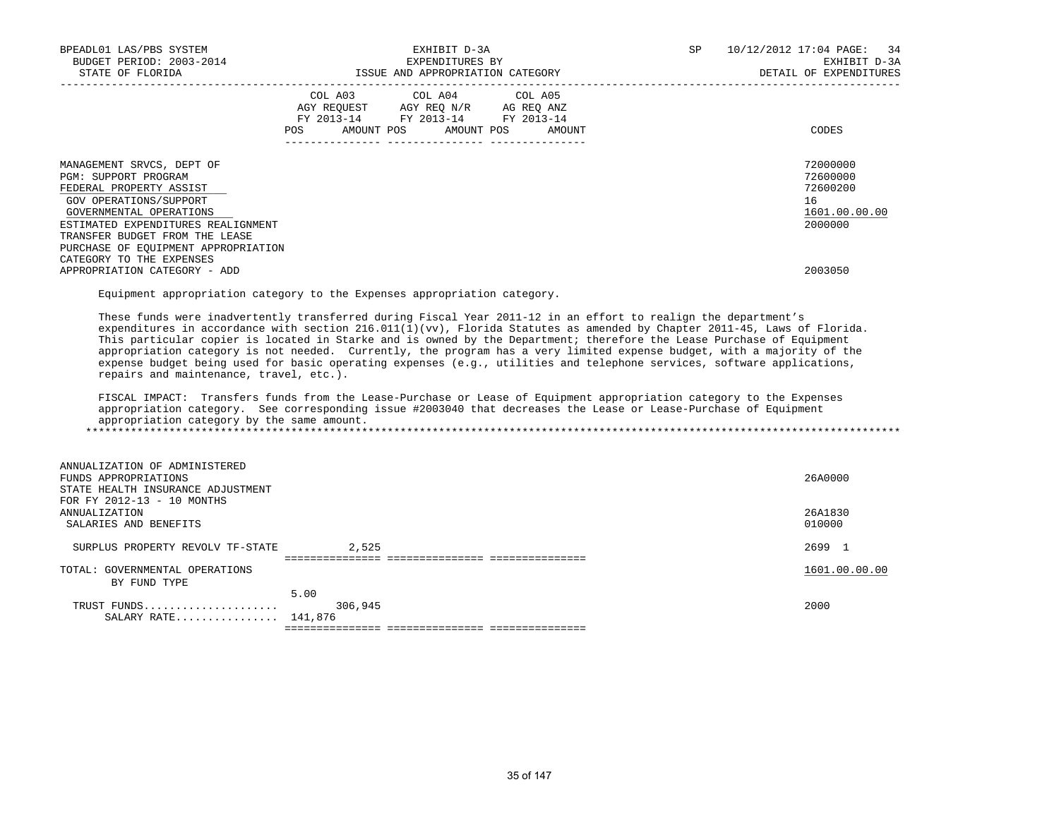BPEADL01 LAS/PBS SYSTEM | EXHIBIT D-3A | SP 10/12/2012 17:04 PAGE: 34
BUDGET PERIOD: 2003-2014 | EXPENDITURES BY | EXHIBIT D-3A
STATE OF FLORIDA | ISSUE AND APPROPRIATION CATEGORY | DETAIL OF EXPENDITURES

| | COL A03 AGY REQUEST FY 2013-14 POS AMOUNT | COL A04 AGY REQ N/R FY 2013-14 POS AMOUNT | COL A05 AG REQ ANZ FY 2013-14 POS AMOUNT | CODES |
|---|---|---|---|---|
| MANAGEMENT SRVCS, DEPT OF | | | | 72000000 |
| PGM: SUPPORT PROGRAM | | | | 72600000 |
| FEDERAL PROPERTY ASSIST | | | | 72600200 |
| GOV OPERATIONS/SUPPORT | | | | 16 |
| GOVERNMENTAL OPERATIONS | | | | 1601.00.00.00 |
| ESTIMATED EXPENDITURES REALIGNMENT | | | | 2000000 |
| TRANSFER BUDGET FROM THE LEASE PURCHASE OF EQUIPMENT APPROPRIATION CATEGORY TO THE EXPENSES APPROPRIATION CATEGORY - ADD | | | | 2003050 |

Equipment appropriation category to the Expenses appropriation category.

These funds were inadvertently transferred during Fiscal Year 2011-12 in an effort to realign the department's expenditures in accordance with section 216.011(1)(vv), Florida Statutes as amended by Chapter 2011-45, Laws of Florida. This particular copier is located in Starke and is owned by the Department; therefore the Lease Purchase of Equipment appropriation category is not needed. Currently, the program has a very limited expense budget, with a majority of the expense budget being used for basic operating expenses (e.g., utilities and telephone services, software applications, repairs and maintenance, travel, etc.).

FISCAL IMPACT: Transfers funds from the Lease-Purchase or Lease of Equipment appropriation category to the Expenses appropriation category. See corresponding issue #2003040 that decreases the Lease or Lease-Purchase of Equipment appropriation category by the same amount.

*******************************************************************************************************************

| | COL A03 | COL A04 | COL A05 | CODES |
|---|---|---|---|---|
| ANNUALIZATION OF ADMINISTERED FUNDS APPROPRIATIONS | | | | 26A0000 |
| STATE HEALTH INSURANCE ADJUSTMENT FOR FY 2012-13 - 10 MONTHS ANNUALIZATION | | | | 26A1830 |
| SALARIES AND BENEFITS | | | | 010000 |
| SURPLUS PROPERTY REVOLV TF-STATE | 2,525 | | | 2699 1 |
| TOTAL: GOVERNMENTAL OPERATIONS BY FUND TYPE | | | | 1601.00.00.00 |
| | 5.00 | | | |
| TRUST FUNDS..................... | 306,945 | | | 2000 |
| SALARY RATE................ | 141,876 | | | |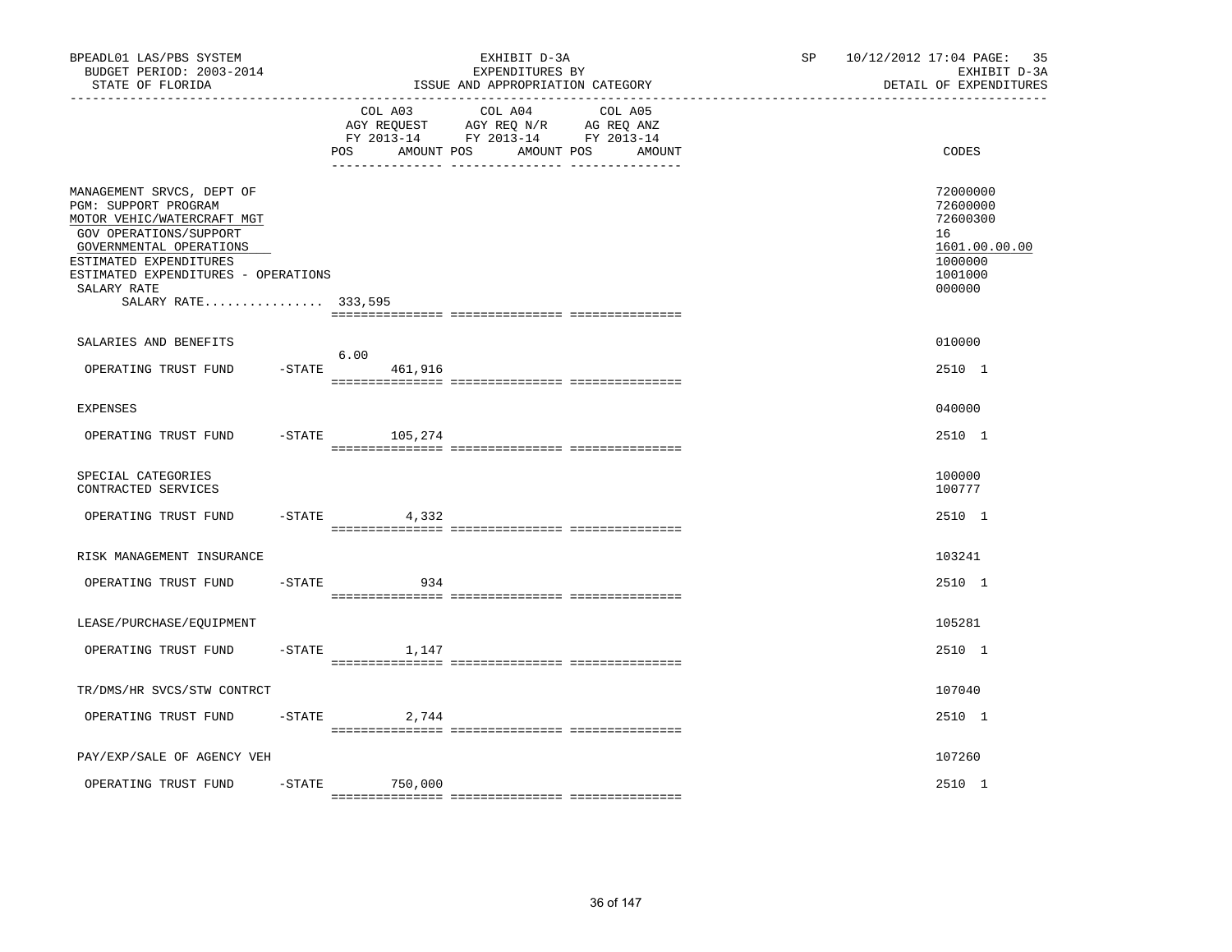BPEADL01 LAS/PBS SYSTEM | EXHIBIT D-3A | SP 10/12/2012 17:04 PAGE: 35
BUDGET PERIOD: 2003-2014 | EXPENDITURES BY | EXHIBIT D-3A
STATE OF FLORIDA | ISSUE AND APPROPRIATION CATEGORY | DETAIL OF EXPENDITURES

| | COL A03 AGY REQUEST FY 2013-14 POS AMOUNT | COL A04 AGY REQ N/R FY 2013-14 POS AMOUNT | COL A05 AG REQ ANZ FY 2013-14 POS AMOUNT | CODES |
|---|---|---|---|---|
| MANAGEMENT SRVCS, DEPT OF | | | | 72000000 |
| PGM: SUPPORT PROGRAM | | | | 72600000 |
| MOTOR VEHIC/WATERCRAFT MGT | | | | 72600300 |
| GOV OPERATIONS/SUPPORT | | | | 16 |
| GOVERNMENTAL OPERATIONS | | | | 1601.00.00.00 |
| ESTIMATED EXPENDITURES | | | | 1000000 |
| ESTIMATED EXPENDITURES - OPERATIONS | | | | 1001000 |
| SALARY RATE | | | | 000000 |
| SALARY RATE................ | 333,595 | | | |
| SALARIES AND BENEFITS | | | | 010000 |
| OPERATING TRUST FUND -STATE | 6.00 461,916 | | | 2510 1 |
| EXPENSES | | | | 040000 |
| OPERATING TRUST FUND -STATE | 105,274 | | | 2510 1 |
| SPECIAL CATEGORIES | | | | 100000 |
| CONTRACTED SERVICES | | | | 100777 |
| OPERATING TRUST FUND -STATE | 4,332 | | | 2510 1 |
| RISK MANAGEMENT INSURANCE | | | | 103241 |
| OPERATING TRUST FUND -STATE | 934 | | | 2510 1 |
| LEASE/PURCHASE/EQUIPMENT | | | | 105281 |
| OPERATING TRUST FUND -STATE | 1,147 | | | 2510 1 |
| TR/DMS/HR SVCS/STW CONTRCT | | | | 107040 |
| OPERATING TRUST FUND -STATE | 2,744 | | | 2510 1 |
| PAY/EXP/SALE OF AGENCY VEH | | | | 107260 |
| OPERATING TRUST FUND -STATE | 750,000 | | | 2510 1 |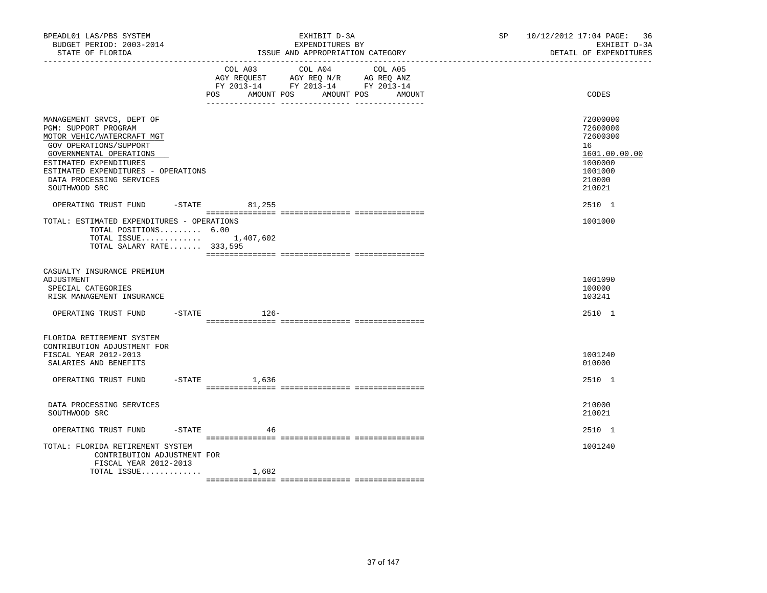BPEADL01 LAS/PBS SYSTEM | EXHIBIT D-3A | SP 10/12/2012 17:04 PAGE: 36
BUDGET PERIOD: 2003-2014 | EXPENDITURES BY | EXHIBIT D-3A
STATE OF FLORIDA | ISSUE AND APPROPRIATION CATEGORY | DETAIL OF EXPENDITURES

| | COL A03 AGY REQUEST FY 2013-14 POS AMOUNT | COL A04 AGY REQ N/R FY 2013-14 POS AMOUNT | COL A05 AG REQ ANZ FY 2013-14 POS AMOUNT | CODES |
|---|---|---|---|---|
| MANAGEMENT SRVCS, DEPT OF | | | | 72000000 |
| PGM: SUPPORT PROGRAM | | | | 72600000 |
| MOTOR VEHIC/WATERCRAFT MGT | | | | 72600300 |
| GOV OPERATIONS/SUPPORT | | | | 16 |
| GOVERNMENTAL OPERATIONS | | | | 1601.00.00.00 |
| ESTIMATED EXPENDITURES | | | | 1000000 |
| ESTIMATED EXPENDITURES - OPERATIONS | | | | 1001000 |
| DATA PROCESSING SERVICES | | | | 210000 |
| SOUTHWOOD SRC | | | | 210021 |
| OPERATING TRUST FUND -STATE | 81,255 | | | 2510 1 |
| TOTAL: ESTIMATED EXPENDITURES - OPERATIONS | | | | 1001000 |
| TOTAL POSITIONS......... | 6.00 | | | |
| TOTAL ISSUE............. | 1,407,602 | | | |
| TOTAL SALARY RATE....... | 333,595 | | | |
| CASUALTY INSURANCE PREMIUM ADJUSTMENT | | | | 1001090 |
| SPECIAL CATEGORIES | | | | 100000 |
| RISK MANAGEMENT INSURANCE | | | | 103241 |
| OPERATING TRUST FUND -STATE | 126- | | | 2510 1 |
| FLORIDA RETIREMENT SYSTEM CONTRIBUTION ADJUSTMENT FOR FISCAL YEAR 2012-2013 | | | | 1001240 |
| SALARIES AND BENEFITS | | | | 010000 |
| OPERATING TRUST FUND -STATE | 1,636 | | | 2510 1 |
| DATA PROCESSING SERVICES | | | | 210000 |
| SOUTHWOOD SRC | | | | 210021 |
| OPERATING TRUST FUND -STATE | 46 | | | 2510 1 |
| TOTAL: FLORIDA RETIREMENT SYSTEM CONTRIBUTION ADJUSTMENT FOR FISCAL YEAR 2012-2013 | | | | 1001240 |
| TOTAL ISSUE............. | 1,682 | | | |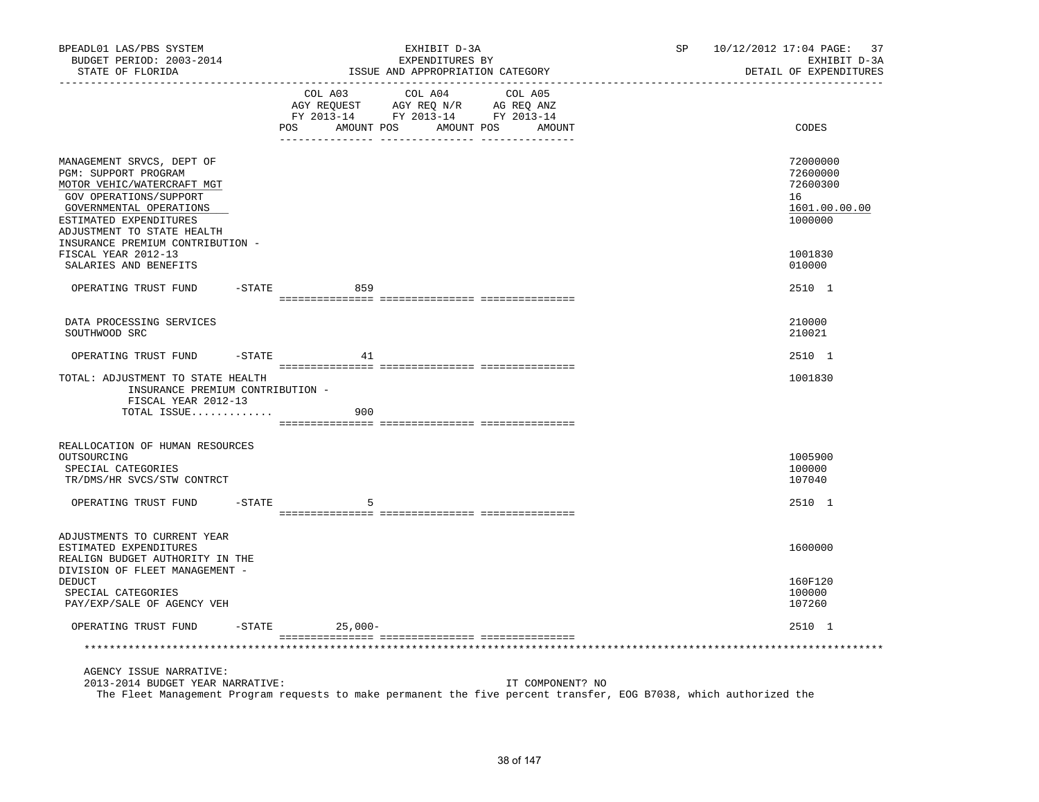BPEADL01 LAS/PBS SYSTEM — BUDGET PERIOD: 2003-2014 — STATE OF FLORIDA

EXHIBIT D-3A — EXPENDITURES BY ISSUE AND APPROPRIATION CATEGORY

SP 10/12/2012 17:04 PAGE: 37 — EXHIBIT D-3A — DETAIL OF EXPENDITURES

| | COL A03 AGY REQUEST FY 2013-14 POS AMOUNT | COL A04 AGY REQ N/R FY 2013-14 POS AMOUNT | COL A05 AG REQ ANZ FY 2013-14 POS AMOUNT | CODES |
|---|---|---|---|---|
| MANAGEMENT SRVCS, DEPT OF | | | | 72000000 |
| PGM: SUPPORT PROGRAM | | | | 72600000 |
| MOTOR VEHIC/WATERCRAFT MGT | | | | 72600300 |
| GOV OPERATIONS/SUPPORT | | | | 16 |
| GOVERNMENTAL OPERATIONS | | | | 1601.00.00.00 |
| ESTIMATED EXPENDITURES | | | | 1000000 |
| ADJUSTMENT TO STATE HEALTH INSURANCE PREMIUM CONTRIBUTION - FISCAL YEAR 2012-13 | | | | 1001830 |
| SALARIES AND BENEFITS | | | | 010000 |
| OPERATING TRUST FUND -STATE | 859 | | | 2510 1 |
| DATA PROCESSING SERVICES | | | | 210000 |
| SOUTHWOOD SRC | | | | 210021 |
| OPERATING TRUST FUND -STATE | 41 | | | 2510 1 |
| TOTAL: ADJUSTMENT TO STATE HEALTH INSURANCE PREMIUM CONTRIBUTION - FISCAL YEAR 2012-13 | | | | 1001830 |
| TOTAL ISSUE............ | 900 | | | |
| REALLOCATION OF HUMAN RESOURCES OUTSOURCING | | | | 1005900 |
| SPECIAL CATEGORIES | | | | 100000 |
| TR/DMS/HR SVCS/STW CONTRCT | | | | 107040 |
| OPERATING TRUST FUND -STATE | 5 | | | 2510 1 |
| ADJUSTMENTS TO CURRENT YEAR ESTIMATED EXPENDITURES | | | | 1600000 |
| REALIGN BUDGET AUTHORITY IN THE DIVISION OF FLEET MANAGEMENT - DEDUCT | | | | 160F120 |
| SPECIAL CATEGORIES | | | | 100000 |
| PAY/EXP/SALE OF AGENCY VEH | | | | 107260 |
| OPERATING TRUST FUND -STATE | 25,000- | | | 2510 1 |

AGENCY ISSUE NARRATIVE:

2013-2014 BUDGET YEAR NARRATIVE: IT COMPONENT? NO

The Fleet Management Program requests to make permanent the five percent transfer, EOG B7038, which authorized the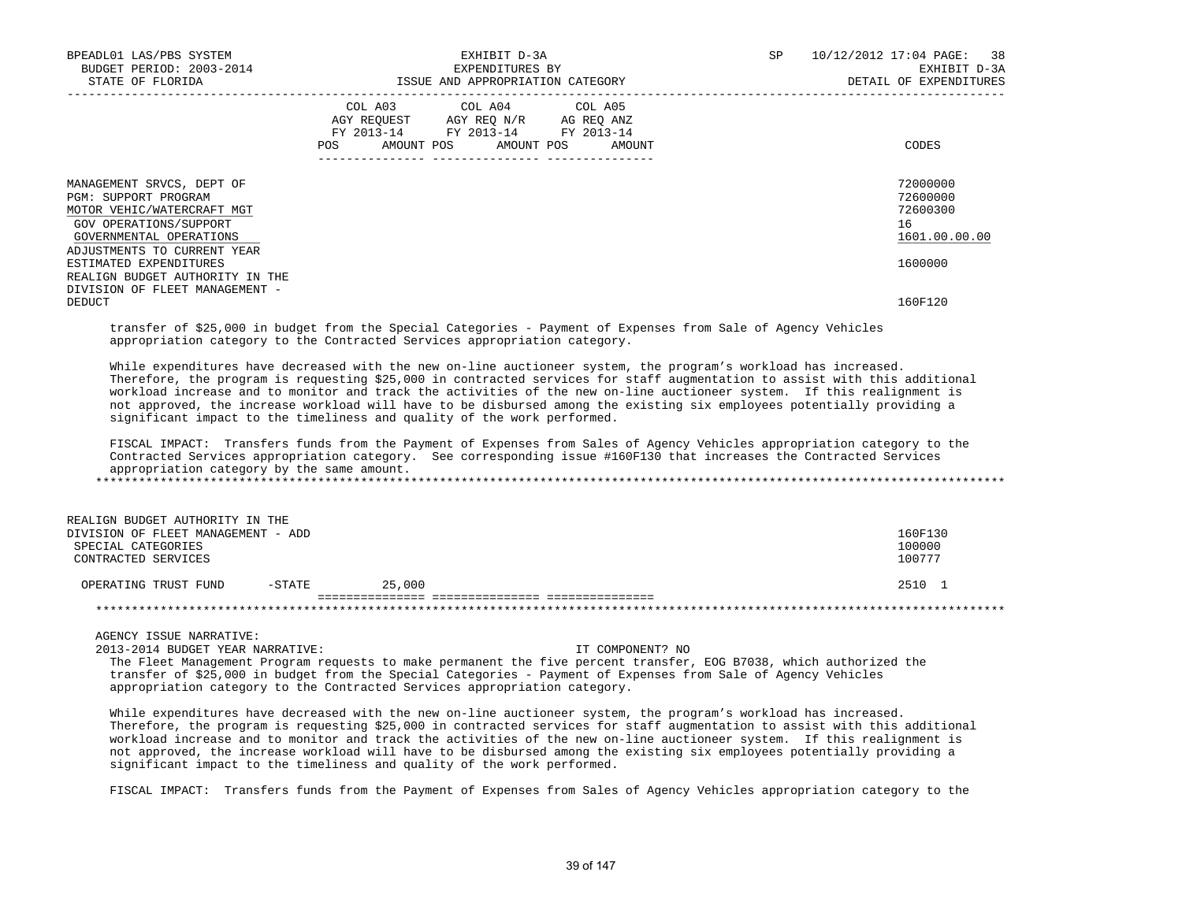BPEADL01 LAS/PBS SYSTEM — EXHIBIT D-3A — SP 10/12/2012 17:04 PAGE: 38
BUDGET PERIOD: 2003-2014 — EXPENDITURES BY — EXHIBIT D-3A
STATE OF FLORIDA — ISSUE AND APPROPRIATION CATEGORY — DETAIL OF EXPENDITURES

| | COL A03 AGY REQUEST FY 2013-14 POS AMOUNT | COL A04 AGY REQ N/R FY 2013-14 POS AMOUNT | COL A05 AG REQ ANZ FY 2013-14 POS AMOUNT | CODES |
|---|---|---|---|---|
| MANAGEMENT SRVCS, DEPT OF | | | | 72000000 |
| PGM: SUPPORT PROGRAM | | | | 72600000 |
| MOTOR VEHIC/WATERCRAFT MGT | | | | 72600300 |
| GOV OPERATIONS/SUPPORT | | | | 16 |
| GOVERNMENTAL OPERATIONS | | | | 1601.00.00.00 |
| ADJUSTMENTS TO CURRENT YEAR ESTIMATED EXPENDITURES | | | | 1600000 |
| REALIGN BUDGET AUTHORITY IN THE DIVISION OF FLEET MANAGEMENT - DEDUCT | | | | 160F120 |

transfer of $25,000 in budget from the Special Categories - Payment of Expenses from Sale of Agency Vehicles appropriation category to the Contracted Services appropriation category.

While expenditures have decreased with the new on-line auctioneer system, the program's workload has increased. Therefore, the program is requesting $25,000 in contracted services for staff augmentation to assist with this additional workload increase and to monitor and track the activities of the new on-line auctioneer system. If this realignment is not approved, the increase workload will have to be disbursed among the existing six employees potentially providing a significant impact to the timeliness and quality of the work performed.

FISCAL IMPACT: Transfers funds from the Payment of Expenses from Sales of Agency Vehicles appropriation category to the Contracted Services appropriation category. See corresponding issue #160F130 that increases the Contracted Services appropriation category by the same amount.

******************************************************************************************************************

| | COL A03 | COL A04 | COL A05 | CODES |
|---|---|---|---|---|
| REALIGN BUDGET AUTHORITY IN THE DIVISION OF FLEET MANAGEMENT - ADD | | | | 160F130 |
| SPECIAL CATEGORIES | | | | 100000 |
| CONTRACTED SERVICES | | | | 100777 |
| OPERATING TRUST FUND -STATE | 25,000 | | | 2510 1 |

******************************************************************************************************************

AGENCY ISSUE NARRATIVE:

2013-2014 BUDGET YEAR NARRATIVE: IT COMPONENT? NO

The Fleet Management Program requests to make permanent the five percent transfer, EOG B7038, which authorized the transfer of $25,000 in budget from the Special Categories - Payment of Expenses from Sale of Agency Vehicles appropriation category to the Contracted Services appropriation category.

While expenditures have decreased with the new on-line auctioneer system, the program's workload has increased. Therefore, the program is requesting $25,000 in contracted services for staff augmentation to assist with this additional workload increase and to monitor and track the activities of the new on-line auctioneer system. If this realignment is not approved, the increase workload will have to be disbursed among the existing six employees potentially providing a significant impact to the timeliness and quality of the work performed.

FISCAL IMPACT: Transfers funds from the Payment of Expenses from Sales of Agency Vehicles appropriation category to the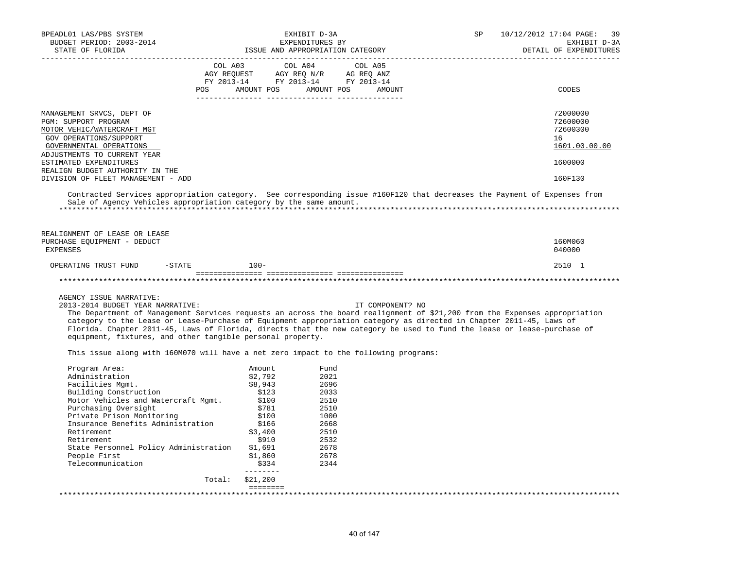BPEADL01 LAS/PBS SYSTEM | EXHIBIT D-3A | SP 10/12/2012 17:04 PAGE: 39
BUDGET PERIOD: 2003-2014 | EXPENDITURES BY | EXHIBIT D-3A
STATE OF FLORIDA | ISSUE AND APPROPRIATION CATEGORY | DETAIL OF EXPENDITURES

| | COL A03 AGY REQUEST FY 2013-14 POS AMOUNT | COL A04 AGY REQ N/R FY 2013-14 POS AMOUNT | COL A05 AG REQ ANZ FY 2013-14 POS AMOUNT | CODES |
|---|---|---|---|---|
| MANAGEMENT SRVCS, DEPT OF | | | | 72000000 |
| PGM: SUPPORT PROGRAM | | | | 72600000 |
| MOTOR VEHIC/WATERCRAFT MGT | | | | 72600300 |
| GOV OPERATIONS/SUPPORT | | | | 16 |
| GOVERNMENTAL OPERATIONS | | | | 1601.00.00.00 |
| ADJUSTMENTS TO CURRENT YEAR ESTIMATED EXPENDITURES | | | | 1600000 |
| REALIGN BUDGET AUTHORITY IN THE DIVISION OF FLEET MANAGEMENT - ADD | | | | 160F130 |

Contracted Services appropriation category. See corresponding issue #160F120 that decreases the Payment of Expenses from Sale of Agency Vehicles appropriation category by the same amount.

| | COL A03 | COL A04 | COL A05 | CODES |
|---|---|---|---|---|
| REALIGNMENT OF LEASE OR LEASE PURCHASE EQUIPMENT - DEDUCT | | | | 160M060 |
| EXPENSES | | | | 040000 |
| OPERATING TRUST FUND -STATE | 100- | | | 2510 1 |

AGENCY ISSUE NARRATIVE:
2013-2014 BUDGET YEAR NARRATIVE: IT COMPONENT? NO

The Department of Management Services requests an across the board realignment of $21,200 from the Expenses appropriation category to the Lease or Lease-Purchase of Equipment appropriation category as directed in Chapter 2011-45, Laws of Florida. Chapter 2011-45, Laws of Florida, directs that the new category be used to fund the lease or lease-purchase of equipment, fixtures, and other tangible personal property.

This issue along with 160M070 will have a net zero impact to the following programs:

| Program Area: | Amount | Fund |
|---|---|---|
| Administration | $2,792 | 2021 |
| Facilities Mgmt. | $8,943 | 2696 |
| Building Construction | $123 | 2033 |
| Motor Vehicles and Watercraft Mgmt. | $100 | 2510 |
| Purchasing Oversight | $781 | 2510 |
| Private Prison Monitoring | $100 | 1000 |
| Insurance Benefits Administration | $166 | 2668 |
| Retirement | $3,400 | 2510 |
| Retirement | $910 | 2532 |
| State Personnel Policy Administration | $1,691 | 2678 |
| People First | $1,860 | 2678 |
| Telecommunication | $334 | 2344 |
| Total: | $21,200 | |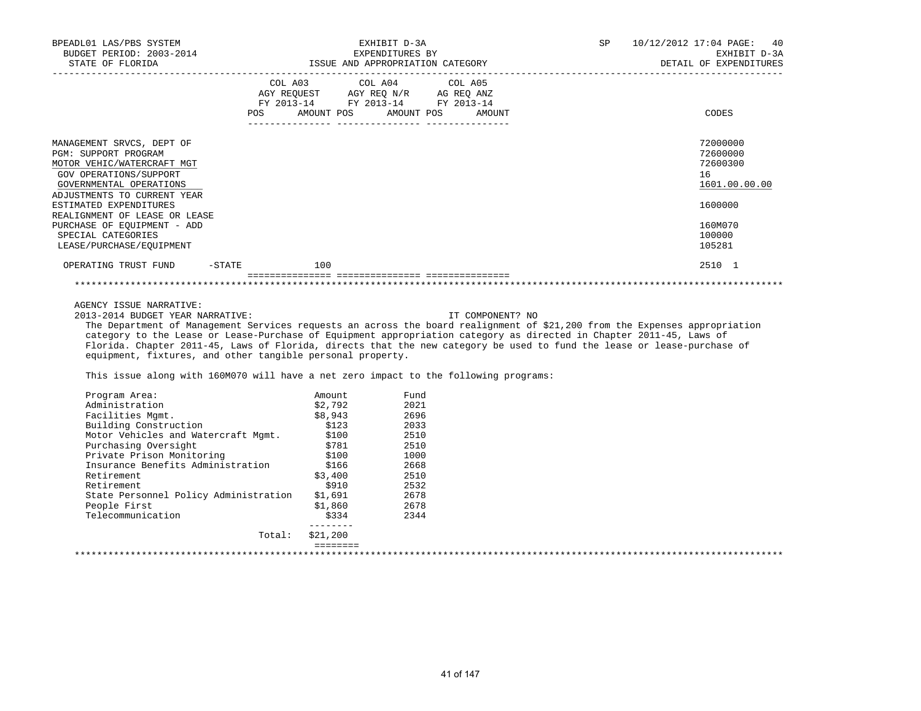BPEADL01 LAS/PBS SYSTEM | EXHIBIT D-3A | SP 10/12/2012 17:04 PAGE: 40
BUDGET PERIOD: 2003-2014 | EXPENDITURES BY | EXHIBIT D-3A
STATE OF FLORIDA | ISSUE AND APPROPRIATION CATEGORY | DETAIL OF EXPENDITURES

| | COL A03 AGY REQUEST FY 2013-14 POS AMOUNT | COL A04 AGY REQ N/R FY 2013-14 POS AMOUNT | COL A05 AG REQ ANZ FY 2013-14 POS AMOUNT | CODES |
|---|---|---|---|---|
| MANAGEMENT SRVCS, DEPT OF | | | | 72000000 |
| PGM: SUPPORT PROGRAM | | | | 72600000 |
| MOTOR VEHIC/WATERCRAFT MGT | | | | 72600300 |
| GOV OPERATIONS/SUPPORT | | | | 16 |
| GOVERNMENTAL OPERATIONS | | | | 1601.00.00.00 |
| ADJUSTMENTS TO CURRENT YEAR ESTIMATED EXPENDITURES | | | | 1600000 |
| REALIGNMENT OF LEASE OR LEASE PURCHASE OF EQUIPMENT - ADD | | | | 160M070 |
| SPECIAL CATEGORIES | | | | 100000 |
| LEASE/PURCHASE/EQUIPMENT | | | | 105281 |
| OPERATING TRUST FUND -STATE | 100 | | | 2510 1 |

AGENCY ISSUE NARRATIVE:

2013-2014 BUDGET YEAR NARRATIVE: IT COMPONENT? NO

The Department of Management Services requests an across the board realignment of $21,200 from the Expenses appropriation category to the Lease or Lease-Purchase of Equipment appropriation category as directed in Chapter 2011-45, Laws of Florida. Chapter 2011-45, Laws of Florida, directs that the new category be used to fund the lease or lease-purchase of equipment, fixtures, and other tangible personal property.

This issue along with 160M070 will have a net zero impact to the following programs:

| Program Area: | Amount | Fund |
|---|---|---|
| Administration | $2,792 | 2021 |
| Facilities Mgmt. | $8,943 | 2696 |
| Building Construction | $123 | 2033 |
| Motor Vehicles and Watercraft Mgmt. | $100 | 2510 |
| Purchasing Oversight | $781 | 2510 |
| Private Prison Monitoring | $100 | 1000 |
| Insurance Benefits Administration | $166 | 2668 |
| Retirement | $3,400 | 2510 |
| Retirement | $910 | 2532 |
| State Personnel Policy Administration | $1,691 | 2678 |
| People First | $1,860 | 2678 |
| Telecommunication | $334 | 2344 |
| Total: | $21,200 | |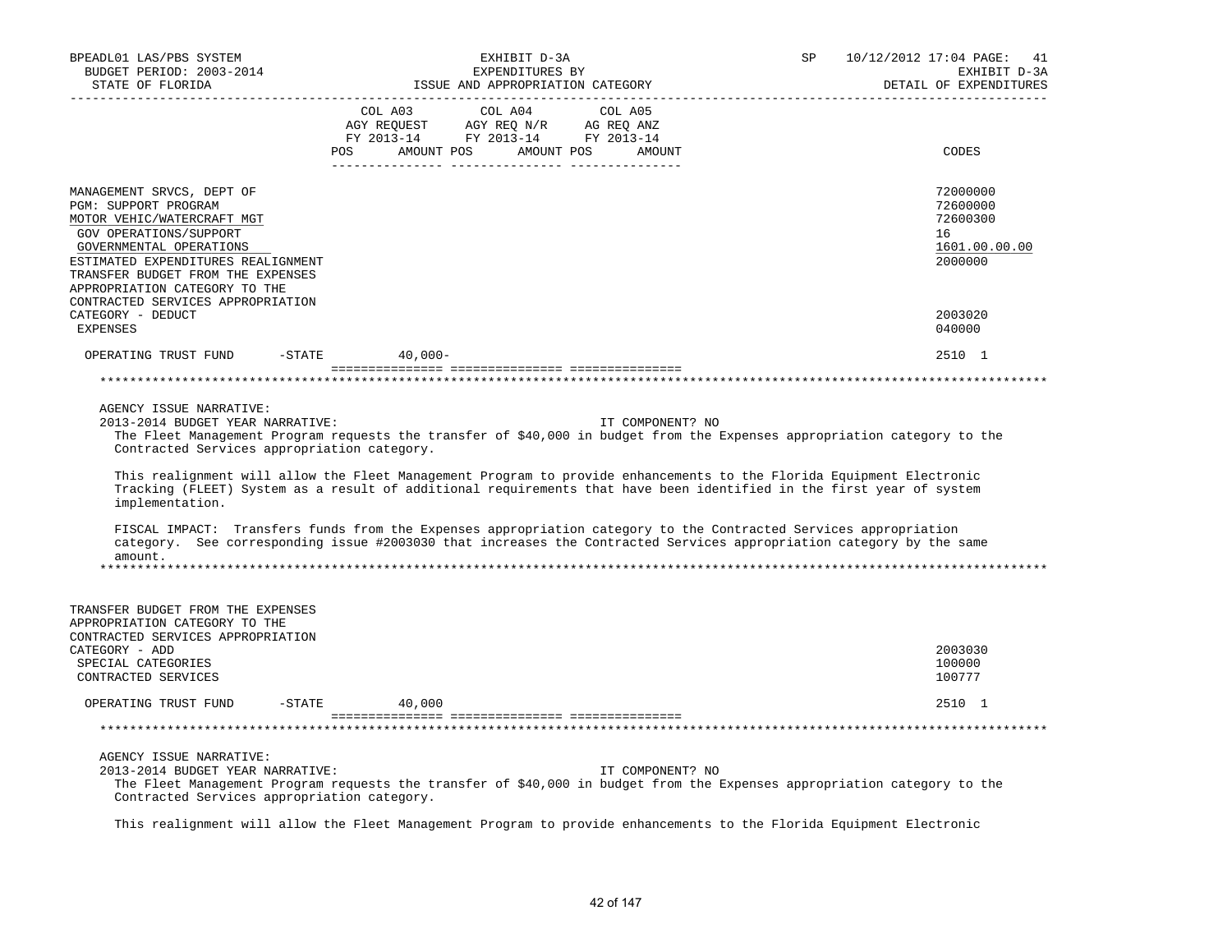BPEADL01 LAS/PBS SYSTEM — EXHIBIT D-3A — SP 10/12/2012 17:04 PAGE: 41
BUDGET PERIOD: 2003-2014 — EXPENDITURES BY — EXHIBIT D-3A
STATE OF FLORIDA — ISSUE AND APPROPRIATION CATEGORY — DETAIL OF EXPENDITURES

| | COL A03 AGY REQUEST FY 2013-14 POS AMOUNT | COL A04 AGY REQ N/R FY 2013-14 POS AMOUNT | COL A05 AG REQ ANZ FY 2013-14 POS AMOUNT | CODES |
|---|---|---|---|---|
| MANAGEMENT SRVCS, DEPT OF | | | | 72000000 |
| PGM: SUPPORT PROGRAM | | | | 72600000 |
| MOTOR VEHIC/WATERCRAFT MGT | | | | 72600300 |
| GOV OPERATIONS/SUPPORT | | | | 16 |
| GOVERNMENTAL OPERATIONS | | | | 1601.00.00.00 |
| ESTIMATED EXPENDITURES REALIGNMENT | | | | 2000000 |
| TRANSFER BUDGET FROM THE EXPENSES APPROPRIATION CATEGORY TO THE CONTRACTED SERVICES APPROPRIATION CATEGORY - DEDUCT | | | | 2003020 |
| EXPENSES | | | | 040000 |
| OPERATING TRUST FUND -STATE | 40,000- | | | 2510 1 |

AGENCY ISSUE NARRATIVE:

2013-2014 BUDGET YEAR NARRATIVE: IT COMPONENT? NO

The Fleet Management Program requests the transfer of $40,000 in budget from the Expenses appropriation category to the Contracted Services appropriation category.

This realignment will allow the Fleet Management Program to provide enhancements to the Florida Equipment Electronic Tracking (FLEET) System as a result of additional requirements that have been identified in the first year of system implementation.

FISCAL IMPACT: Transfers funds from the Expenses appropriation category to the Contracted Services appropriation category. See corresponding issue #2003030 that increases the Contracted Services appropriation category by the same amount.

| | COL A03 | COL A04 | COL A05 | CODES |
|---|---|---|---|---|
| TRANSFER BUDGET FROM THE EXPENSES APPROPRIATION CATEGORY TO THE CONTRACTED SERVICES APPROPRIATION CATEGORY - ADD | | | | 2003030 |
| SPECIAL CATEGORIES | | | | 100000 |
| CONTRACTED SERVICES | | | | 100777 |
| OPERATING TRUST FUND -STATE | 40,000 | | | 2510 1 |

AGENCY ISSUE NARRATIVE:

2013-2014 BUDGET YEAR NARRATIVE: IT COMPONENT? NO

The Fleet Management Program requests the transfer of $40,000 in budget from the Expenses appropriation category to the Contracted Services appropriation category.

This realignment will allow the Fleet Management Program to provide enhancements to the Florida Equipment Electronic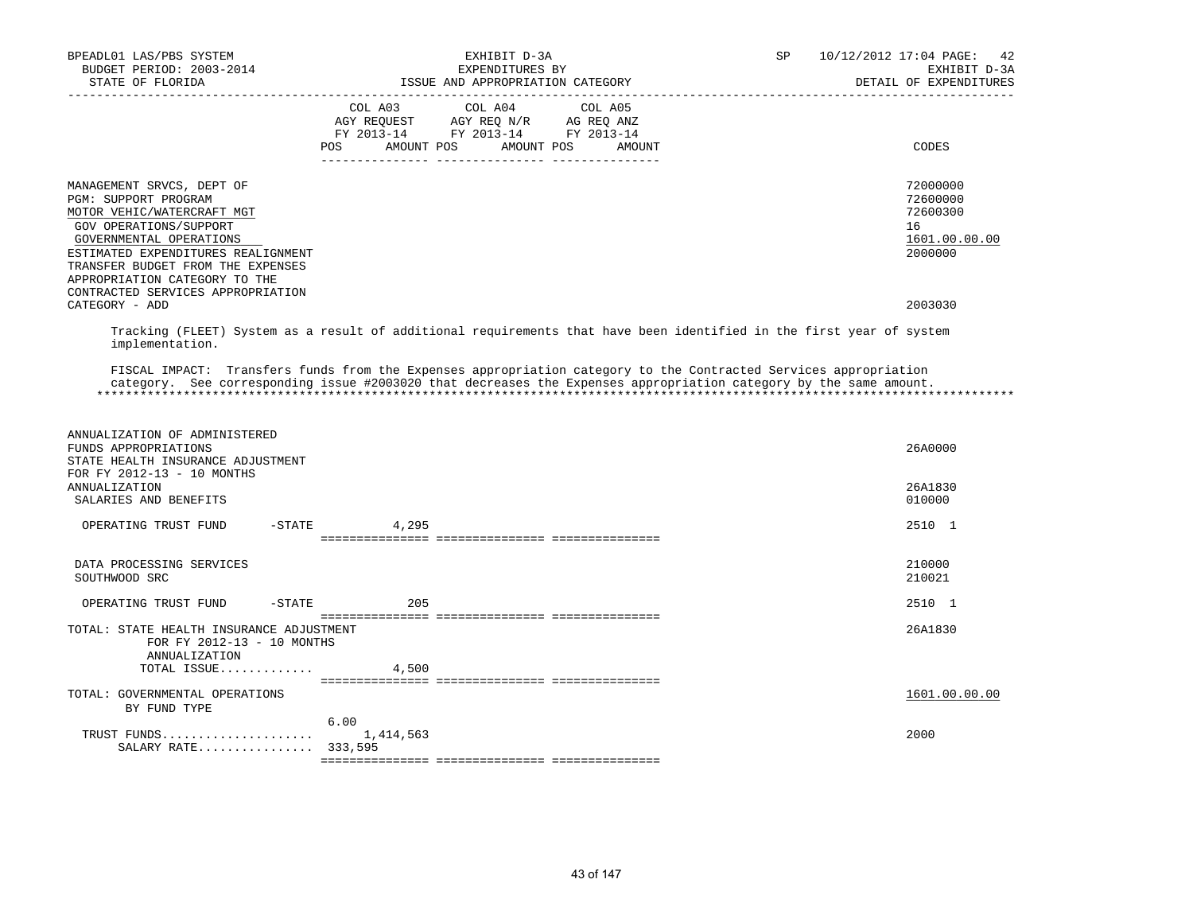BPEADL01 LAS/PBS SYSTEM | EXHIBIT D-3A | SP 10/12/2012 17:04 PAGE: 42
BUDGET PERIOD: 2003-2014 | EXPENDITURES BY | EXHIBIT D-3A
STATE OF FLORIDA | ISSUE AND APPROPRIATION CATEGORY | DETAIL OF EXPENDITURES

| | COL A03 AGY REQUEST FY 2013-14 POS AMOUNT | COL A04 AGY REQ N/R FY 2013-14 POS AMOUNT | COL A05 AG REQ ANZ FY 2013-14 POS AMOUNT | CODES |
|---|---|---|---|---|
| MANAGEMENT SRVCS, DEPT OF | | | | 72000000 |
| PGM: SUPPORT PROGRAM | | | | 72600000 |
| MOTOR VEHIC/WATERCRAFT MGT | | | | 72600300 |
| GOV OPERATIONS/SUPPORT | | | | 16 |
| GOVERNMENTAL OPERATIONS | | | | 1601.00.00.00 |
| ESTIMATED EXPENDITURES REALIGNMENT | | | | 2000000 |
| TRANSFER BUDGET FROM THE EXPENSES APPROPRIATION CATEGORY TO THE CONTRACTED SERVICES APPROPRIATION CATEGORY - ADD | | | | 2003030 |

Tracking (FLEET) System as a result of additional requirements that have been identified in the first year of system implementation.

FISCAL IMPACT: Transfers funds from the Expenses appropriation category to the Contracted Services appropriation category. See corresponding issue #2003020 that decreases the Expenses appropriation category by the same amount.

| | COL A03 | COL A04 | COL A05 | CODES |
|---|---|---|---|---|
| ANNUALIZATION OF ADMINISTERED FUNDS APPROPRIATIONS | | | | 26A0000 |
| STATE HEALTH INSURANCE ADJUSTMENT FOR FY 2012-13 - 10 MONTHS ANNUALIZATION | | | | 26A1830 |
| SALARIES AND BENEFITS | | | | 010000 |
| OPERATING TRUST FUND -STATE | 4,295 | | | 2510 1 |
| DATA PROCESSING SERVICES | | | | 210000 |
| SOUTHWOOD SRC | | | | 210021 |
| OPERATING TRUST FUND -STATE | 205 | | | 2510 1 |
| TOTAL: STATE HEALTH INSURANCE ADJUSTMENT FOR FY 2012-13 - 10 MONTHS ANNUALIZATION | | | | 26A1830 |
| TOTAL ISSUE............. | 4,500 | | | |
| TOTAL: GOVERNMENTAL OPERATIONS BY FUND TYPE | | | | 1601.00.00.00 |
| TRUST FUNDS..................... | 6.00 1,414,563 | | | 2000 |
| SALARY RATE................ | 333,595 | | | |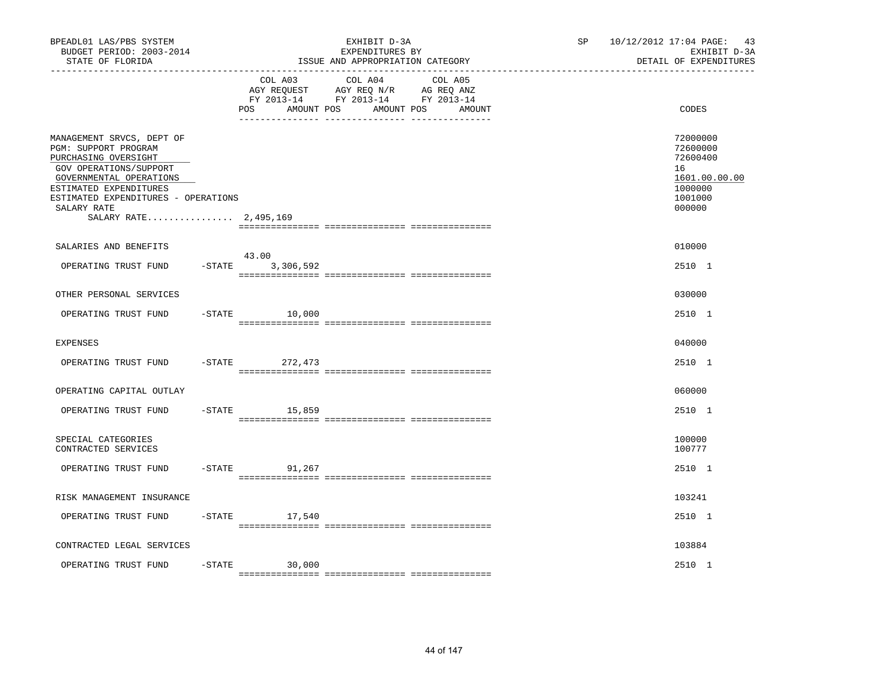BPEADL01 LAS/PBS SYSTEM | EXHIBIT D-3A | SP 10/12/2012 17:04 PAGE: 43
BUDGET PERIOD: 2003-2014 | EXPENDITURES BY | EXHIBIT D-3A
STATE OF FLORIDA | ISSUE AND APPROPRIATION CATEGORY | DETAIL OF EXPENDITURES

| | COL A03 AGY REQUEST FY 2013-14 POS AMOUNT | COL A04 AGY REQ N/R FY 2013-14 POS AMOUNT | COL A05 AG REQ ANZ FY 2013-14 POS AMOUNT | CODES |
|---|---|---|---|---|
| MANAGEMENT SRVCS, DEPT OF | | | | 72000000 |
| PGM: SUPPORT PROGRAM | | | | 72600000 |
| PURCHASING OVERSIGHT | | | | 72600400 |
| GOV OPERATIONS/SUPPORT | | | | 16 |
| GOVERNMENTAL OPERATIONS | | | | 1601.00.00.00 |
| ESTIMATED EXPENDITURES | | | | 1000000 |
| ESTIMATED EXPENDITURES - OPERATIONS | | | | 1001000 |
| SALARY RATE | | | | 000000 |
| SALARY RATE................ 2,495,169 | | | | |
| SALARIES AND BENEFITS | | | | 010000 |
| OPERATING TRUST FUND -STATE | 43.00 3,306,592 | | | 2510 1 |
| OTHER PERSONAL SERVICES | | | | 030000 |
| OPERATING TRUST FUND -STATE | 10,000 | | | 2510 1 |
| EXPENSES | | | | 040000 |
| OPERATING TRUST FUND -STATE | 272,473 | | | 2510 1 |
| OPERATING CAPITAL OUTLAY | | | | 060000 |
| OPERATING TRUST FUND -STATE | 15,859 | | | 2510 1 |
| SPECIAL CATEGORIES | | | | 100000 |
| CONTRACTED SERVICES | | | | 100777 |
| OPERATING TRUST FUND -STATE | 91,267 | | | 2510 1 |
| RISK MANAGEMENT INSURANCE | | | | 103241 |
| OPERATING TRUST FUND -STATE | 17,540 | | | 2510 1 |
| CONTRACTED LEGAL SERVICES | | | | 103884 |
| OPERATING TRUST FUND -STATE | 30,000 | | | 2510 1 |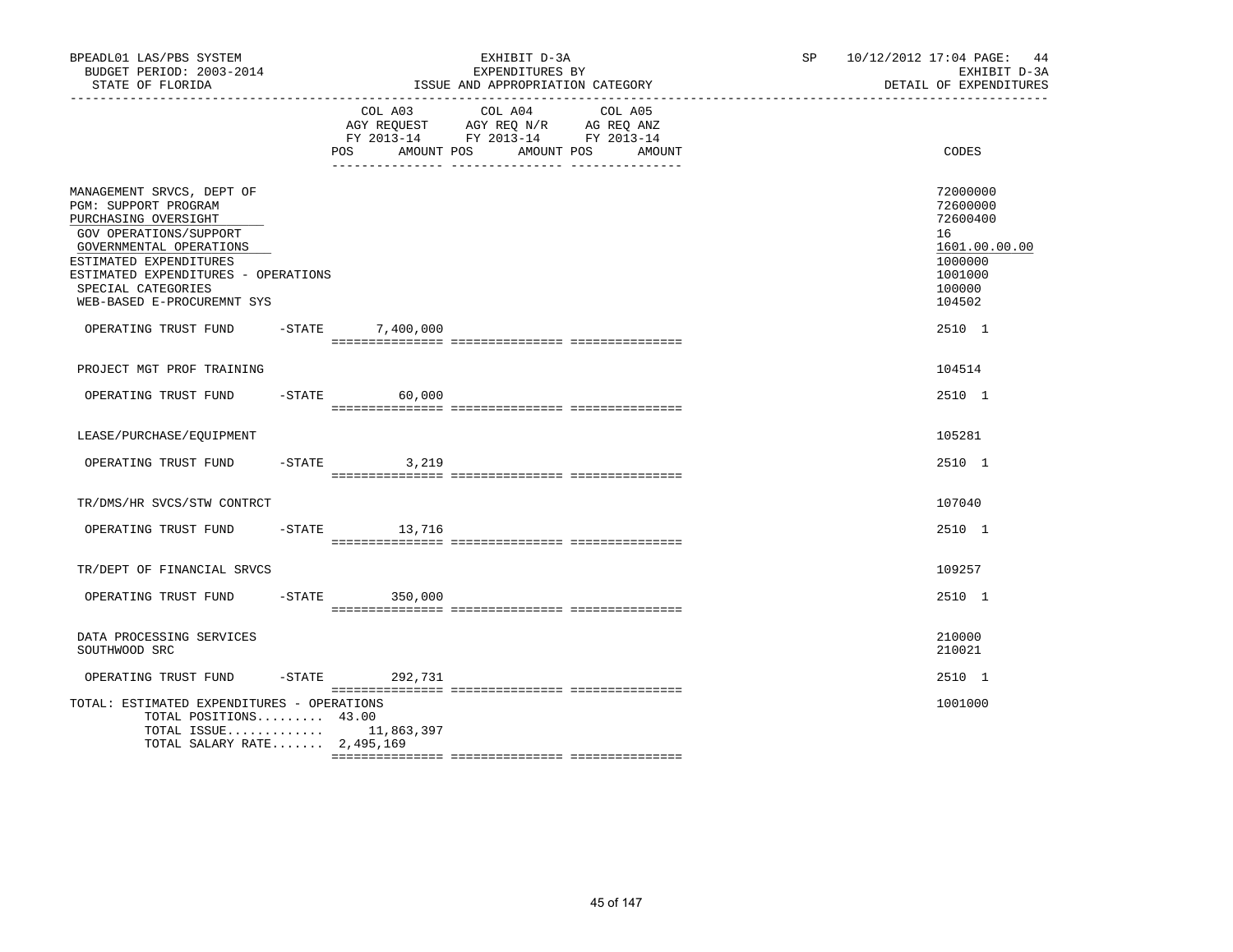BPEADL01 LAS/PBS SYSTEM
BUDGET PERIOD: 2003-2014
STATE OF FLORIDA

EXHIBIT D-3A
EXPENDITURES BY
ISSUE AND APPROPRIATION CATEGORY

SP 10/12/2012 17:04 PAGE: 44
EXHIBIT D-3A
DETAIL OF EXPENDITURES

| | COL A03 AGY REQUEST FY 2013-14 POS AMOUNT | COL A04 AGY REQ N/R FY 2013-14 POS AMOUNT | COL A05 AG REQ ANZ FY 2013-14 POS AMOUNT | CODES |
|---|---|---|---|---|
| MANAGEMENT SRVCS, DEPT OF | | | | 72000000 |
| PGM: SUPPORT PROGRAM | | | | 72600000 |
| PURCHASING OVERSIGHT | | | | 72600400 |
| GOV OPERATIONS/SUPPORT | | | | 16 |
| GOVERNMENTAL OPERATIONS | | | | 1601.00.00.00 |
| ESTIMATED EXPENDITURES | | | | 1000000 |
| ESTIMATED EXPENDITURES - OPERATIONS | | | | 1001000 |
| SPECIAL CATEGORIES | | | | 100000 |
| WEB-BASED E-PROCUREMNT SYS | | | | 104502 |
| OPERATING TRUST FUND -STATE | 7,400,000 | | | 2510 1 |
| PROJECT MGT PROF TRAINING | | | | 104514 |
| OPERATING TRUST FUND -STATE | 60,000 | | | 2510 1 |
| LEASE/PURCHASE/EQUIPMENT | | | | 105281 |
| OPERATING TRUST FUND -STATE | 3,219 | | | 2510 1 |
| TR/DMS/HR SVCS/STW CONTRCT | | | | 107040 |
| OPERATING TRUST FUND -STATE | 13,716 | | | 2510 1 |
| TR/DEPT OF FINANCIAL SRVCS | | | | 109257 |
| OPERATING TRUST FUND -STATE | 350,000 | | | 2510 1 |
| DATA PROCESSING SERVICES | | | | 210000 |
| SOUTHWOOD SRC | | | | 210021 |
| OPERATING TRUST FUND -STATE | 292,731 | | | 2510 1 |
| TOTAL: ESTIMATED EXPENDITURES - OPERATIONS | | | | 1001000 |
| TOTAL POSITIONS......... | 43.00 | | | |
| TOTAL ISSUE............. | 11,863,397 | | | |
| TOTAL SALARY RATE....... | 2,495,169 | | | |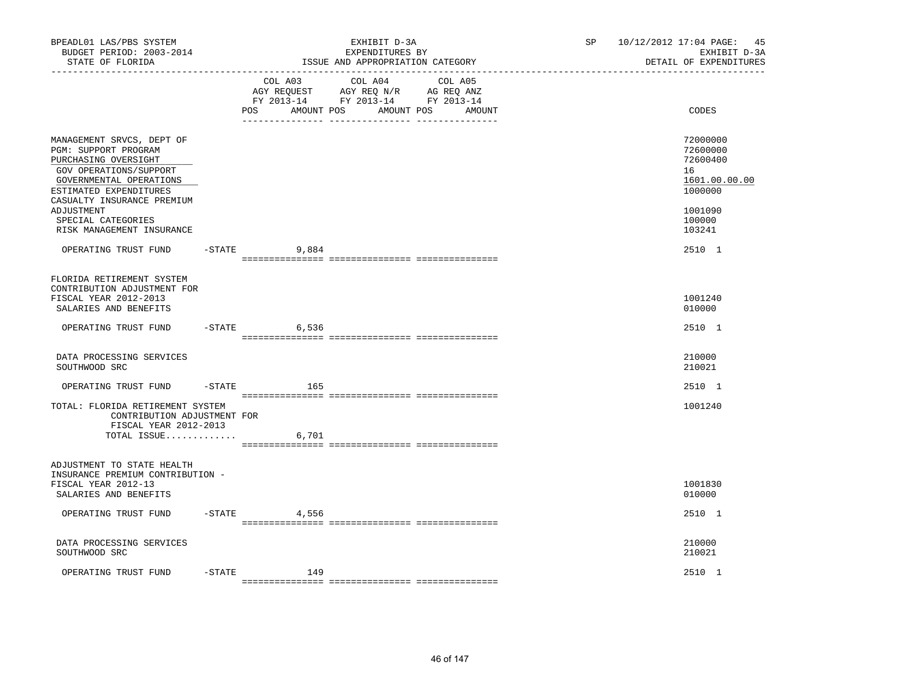BPEADL01 LAS/PBS SYSTEM — EXHIBIT D-3A — SP 10/12/2012 17:04 PAGE: 45
BUDGET PERIOD: 2003-2014 — EXPENDITURES BY — EXHIBIT D-3A
STATE OF FLORIDA — ISSUE AND APPROPRIATION CATEGORY — DETAIL OF EXPENDITURES

| | COL A03 AGY REQUEST FY 2013-14 POS AMOUNT | COL A04 AGY REQ N/R FY 2013-14 POS AMOUNT | COL A05 AG REQ ANZ FY 2013-14 POS AMOUNT | CODES |
|---|---|---|---|---|
| MANAGEMENT SRVCS, DEPT OF | | | | 72000000 |
| PGM: SUPPORT PROGRAM | | | | 72600000 |
| PURCHASING OVERSIGHT | | | | 72600400 |
| GOV OPERATIONS/SUPPORT | | | | 16 |
| GOVERNMENTAL OPERATIONS | | | | 1601.00.00.00 |
| ESTIMATED EXPENDITURES | | | | 1000000 |
| CASUALTY INSURANCE PREMIUM ADJUSTMENT | | | | 1001090 |
| SPECIAL CATEGORIES | | | | 100000 |
| RISK MANAGEMENT INSURANCE | | | | 103241 |
| OPERATING TRUST FUND -STATE | 9,884 | | | 2510 1 |
| FLORIDA RETIREMENT SYSTEM CONTRIBUTION ADJUSTMENT FOR FISCAL YEAR 2012-2013 | | | | 1001240 |
| SALARIES AND BENEFITS | | | | 010000 |
| OPERATING TRUST FUND -STATE | 6,536 | | | 2510 1 |
| DATA PROCESSING SERVICES | | | | 210000 |
| SOUTHWOOD SRC | | | | 210021 |
| OPERATING TRUST FUND -STATE | 165 | | | 2510 1 |
| TOTAL: FLORIDA RETIREMENT SYSTEM CONTRIBUTION ADJUSTMENT FOR FISCAL YEAR 2012-2013 | | | | 1001240 |
| TOTAL ISSUE............. | 6,701 | | | |
| ADJUSTMENT TO STATE HEALTH INSURANCE PREMIUM CONTRIBUTION - FISCAL YEAR 2012-13 | | | | 1001830 |
| SALARIES AND BENEFITS | | | | 010000 |
| OPERATING TRUST FUND -STATE | 4,556 | | | 2510 1 |
| DATA PROCESSING SERVICES | | | | 210000 |
| SOUTHWOOD SRC | | | | 210021 |
| OPERATING TRUST FUND -STATE | 149 | | | 2510 1 |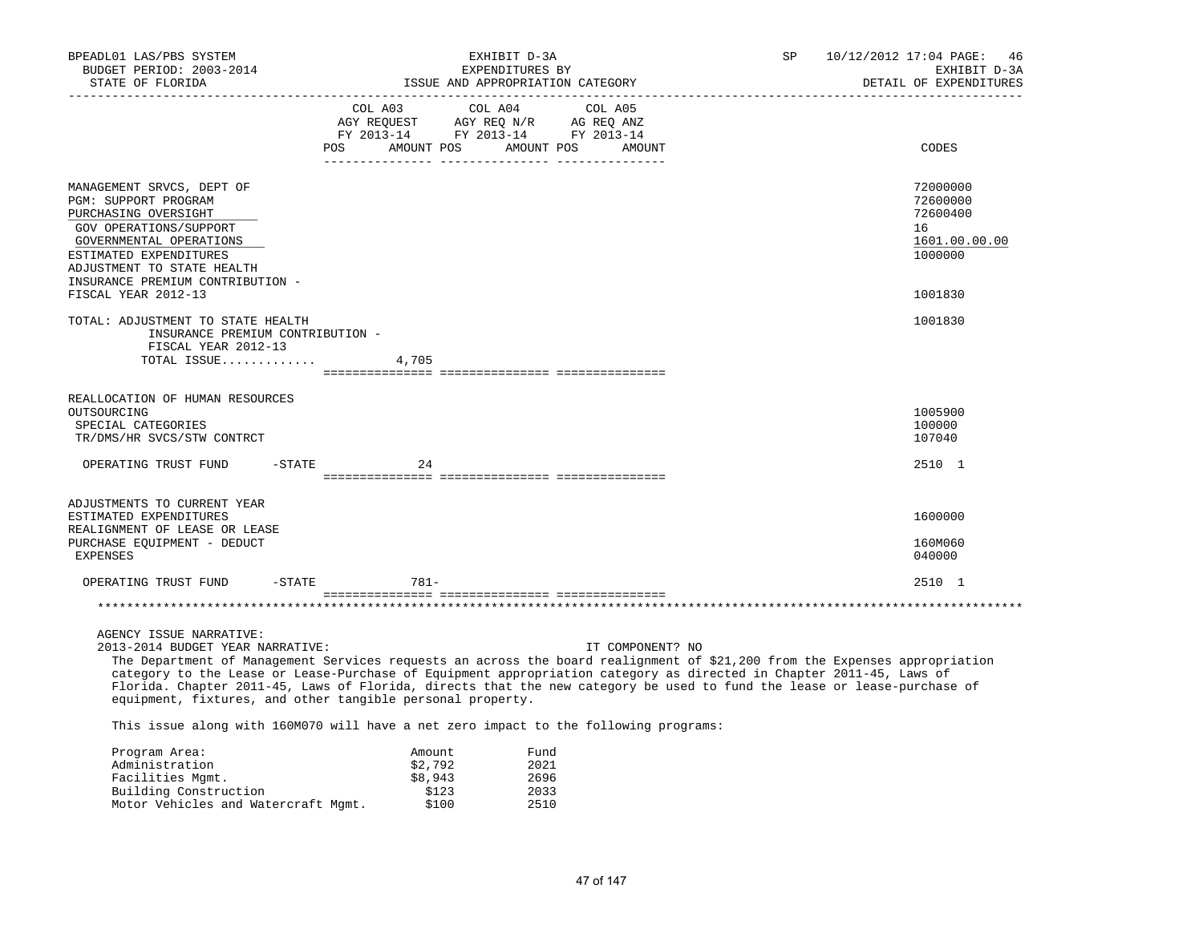BPEADL01 LAS/PBS SYSTEM | EXHIBIT D-3A | SP 10/12/2012 17:04 PAGE: 46
BUDGET PERIOD: 2003-2014 | EXPENDITURES BY | EXHIBIT D-3A
STATE OF FLORIDA | ISSUE AND APPROPRIATION CATEGORY | DETAIL OF EXPENDITURES

| | COL A03 AGY REQUEST FY 2013-14 POS AMOUNT | COL A04 AGY REQ N/R FY 2013-14 POS AMOUNT | COL A05 AG REQ ANZ FY 2013-14 POS AMOUNT | CODES |
|---|---|---|---|---|
| MANAGEMENT SRVCS, DEPT OF | | | | 72000000 |
| PGM: SUPPORT PROGRAM | | | | 72600000 |
| PURCHASING OVERSIGHT | | | | 72600400 |
| GOV OPERATIONS/SUPPORT | | | | 16 |
| GOVERNMENTAL OPERATIONS | | | | 1601.00.00.00 |
| ESTIMATED EXPENDITURES | | | | 1000000 |
| ADJUSTMENT TO STATE HEALTH INSURANCE PREMIUM CONTRIBUTION - FISCAL YEAR 2012-13 | | | | 1001830 |
| TOTAL: ADJUSTMENT TO STATE HEALTH INSURANCE PREMIUM CONTRIBUTION - FISCAL YEAR 2012-13 | | | | 1001830 |
| TOTAL ISSUE............. | 4,705 | | | |
| REALLOCATION OF HUMAN RESOURCES OUTSOURCING | | | | 1005900 |
| SPECIAL CATEGORIES | | | | 100000 |
| TR/DMS/HR SVCS/STW CONTRCT | | | | 107040 |
| OPERATING TRUST FUND -STATE | 24 | | | 2510 1 |
| ADJUSTMENTS TO CURRENT YEAR ESTIMATED EXPENDITURES | | | | 1600000 |
| REALIGNMENT OF LEASE OR LEASE PURCHASE EQUIPMENT - DEDUCT | | | | 160M060 |
| EXPENSES | | | | 040000 |
| OPERATING TRUST FUND -STATE | 781- | | | 2510 1 |

AGENCY ISSUE NARRATIVE:

2013-2014 BUDGET YEAR NARRATIVE: IT COMPONENT? NO

The Department of Management Services requests an across the board realignment of $21,200 from the Expenses appropriation category to the Lease or Lease-Purchase of Equipment appropriation category as directed in Chapter 2011-45, Laws of Florida. Chapter 2011-45, Laws of Florida, directs that the new category be used to fund the lease or lease-purchase of equipment, fixtures, and other tangible personal property.

This issue along with 160M070 will have a net zero impact to the following programs:

| Program Area: | Amount | Fund |
|---|---|---|
| Administration | $2,792 | 2021 |
| Facilities Mgmt. | $8,943 | 2696 |
| Building Construction | $123 | 2033 |
| Motor Vehicles and Watercraft Mgmt. | $100 | 2510 |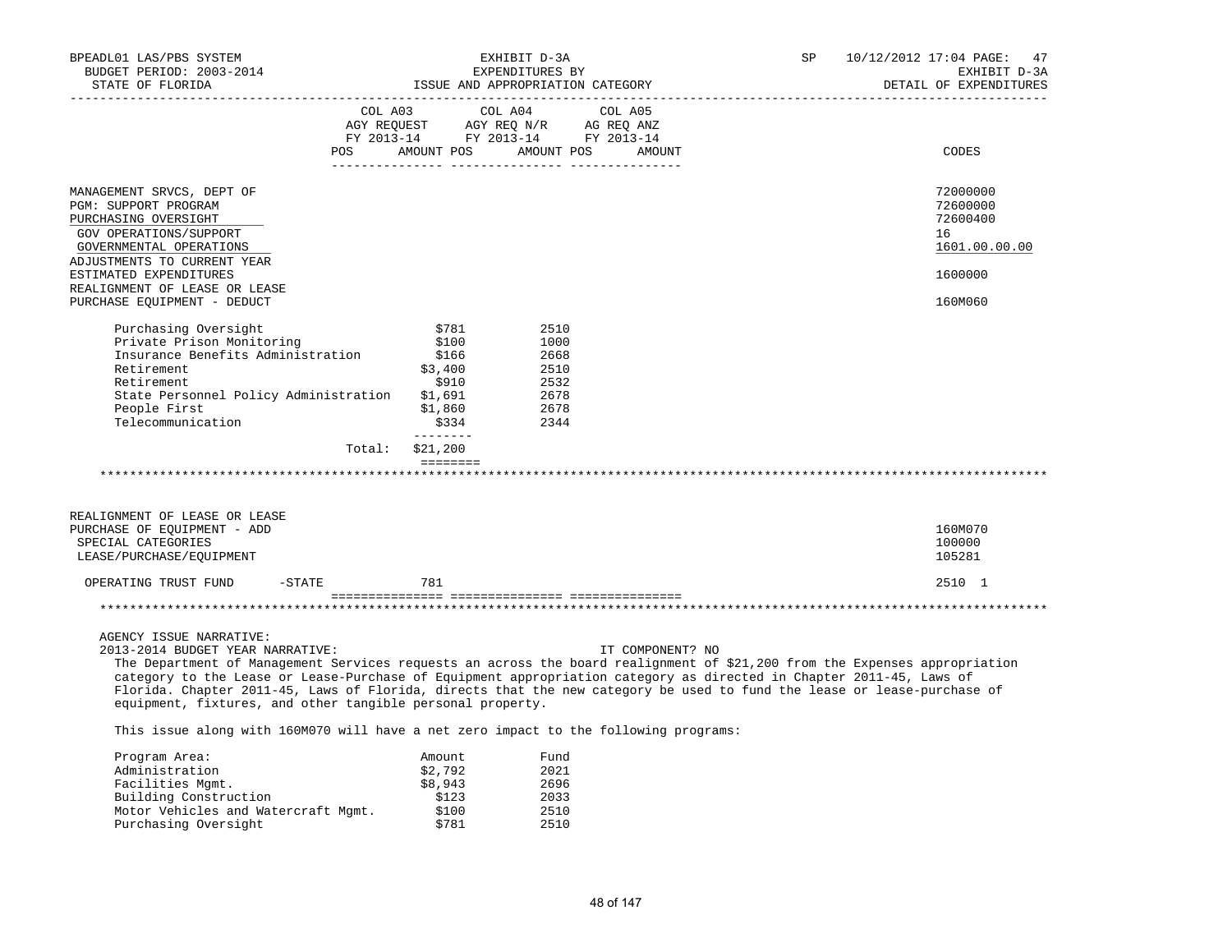BPEADL01 LAS/PBS SYSTEM | EXHIBIT D-3A | SP 10/12/2012 17:04 PAGE: 47
BUDGET PERIOD: 2003-2014 | EXPENDITURES BY | EXHIBIT D-3A
STATE OF FLORIDA | ISSUE AND APPROPRIATION CATEGORY | DETAIL OF EXPENDITURES

| | COL A03 AGY REQUEST FY 2013-14 POS AMOUNT | COL A04 AGY REQ N/R FY 2013-14 POS AMOUNT | COL A05 AG REQ ANZ FY 2013-14 POS AMOUNT | CODES |
|---|---|---|---|---|
| MANAGEMENT SRVCS, DEPT OF | | | | 72000000 |
| PGM: SUPPORT PROGRAM | | | | 72600000 |
| PURCHASING OVERSIGHT | | | | 72600400 |
| GOV OPERATIONS/SUPPORT | | | | 16 |
| GOVERNMENTAL OPERATIONS | | | | 1601.00.00.00 |
| ADJUSTMENTS TO CURRENT YEAR ESTIMATED EXPENDITURES | | | | 1600000 |
| REALIGNMENT OF LEASE OR LEASE PURCHASE EQUIPMENT - DEDUCT | | | | 160M060 |

| | Amount | Fund |
|---|---|---|
| Purchasing Oversight | $781 | 2510 |
| Private Prison Monitoring | $100 | 1000 |
| Insurance Benefits Administration | $166 | 2668 |
| Retirement | $3,400 | 2510 |
| Retirement | $910 | 2532 |
| State Personnel Policy Administration | $1,691 | 2678 |
| People First | $1,860 | 2678 |
| Telecommunication | $334 | 2344 |
| Total: | $21,200 | |

*****************************************************************************************************************

| | COL A03 | COL A04 | COL A05 | CODES |
|---|---|---|---|---|
| REALIGNMENT OF LEASE OR LEASE PURCHASE OF EQUIPMENT - ADD | | | | 160M070 |
| SPECIAL CATEGORIES | | | | 100000 |
| LEASE/PURCHASE/EQUIPMENT | | | | 105281 |
| OPERATING TRUST FUND -STATE | 781 | | | 2510 1 |

*****************************************************************************************************************

AGENCY ISSUE NARRATIVE:
2013-2014 BUDGET YEAR NARRATIVE: IT COMPONENT? NO

The Department of Management Services requests an across the board realignment of $21,200 from the Expenses appropriation category to the Lease or Lease-Purchase of Equipment appropriation category as directed in Chapter 2011-45, Laws of Florida. Chapter 2011-45, Laws of Florida, directs that the new category be used to fund the lease or lease-purchase of equipment, fixtures, and other tangible personal property.

This issue along with 160M070 will have a net zero impact to the following programs:

| Program Area: | Amount | Fund |
|---|---|---|
| Administration | $2,792 | 2021 |
| Facilities Mgmt. | $8,943 | 2696 |
| Building Construction | $123 | 2033 |
| Motor Vehicles and Watercraft Mgmt. | $100 | 2510 |
| Purchasing Oversight | $781 | 2510 |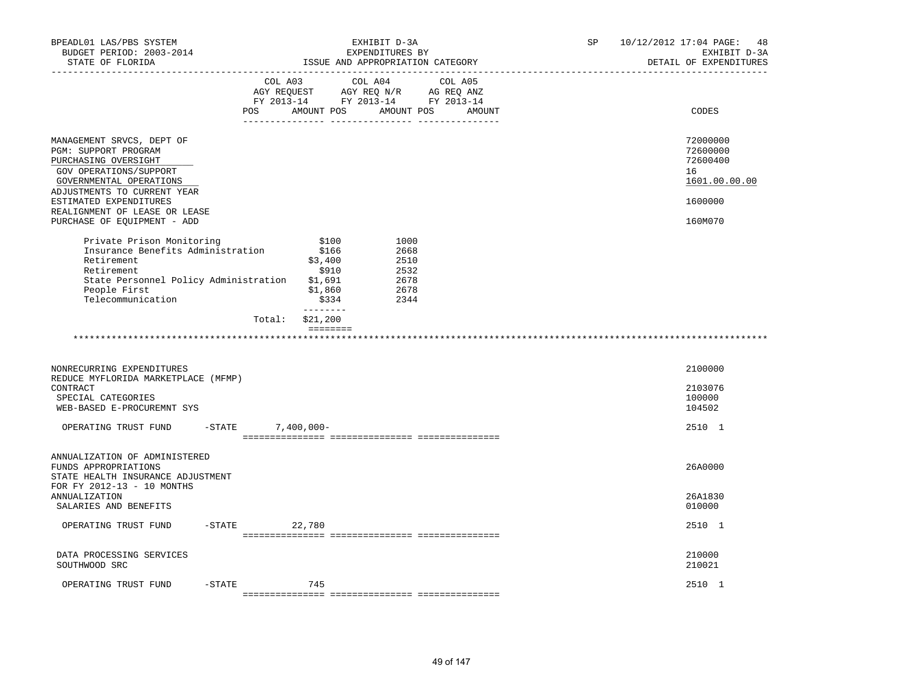BPEADL01 LAS/PBS SYSTEM | EXHIBIT D-3A | SP 10/12/2012 17:04 PAGE: 48
BUDGET PERIOD: 2003-2014 | EXPENDITURES BY | EXHIBIT D-3A
STATE OF FLORIDA | ISSUE AND APPROPRIATION CATEGORY | DETAIL OF EXPENDITURES

| | COL A03 AGY REQUEST FY 2013-14 POS AMOUNT | COL A04 AGY REQ N/R FY 2013-14 POS AMOUNT | COL A05 AG REQ ANZ FY 2013-14 POS AMOUNT | CODES |
|---|---|---|---|---|
| MANAGEMENT SRVCS, DEPT OF | | | | 72000000 |
| PGM: SUPPORT PROGRAM | | | | 72600000 |
| PURCHASING OVERSIGHT | | | | 72600400 |
| GOV OPERATIONS/SUPPORT | | | | 16 |
| GOVERNMENTAL OPERATIONS | | | | 1601.00.00.00 |
| ADJUSTMENTS TO CURRENT YEAR ESTIMATED EXPENDITURES | | | | 1600000 |
| REALIGNMENT OF LEASE OR LEASE PURCHASE OF EQUIPMENT - ADD | | | | 160M070 |

| | | |
|---|---|---|
| Private Prison Monitoring | $100 | 1000 |
| Insurance Benefits Administration | $166 | 2668 |
| Retirement | $3,400 | 2510 |
| Retirement | $910 | 2532 |
| State Personnel Policy Administration | $1,691 | 2678 |
| People First | $1,860 | 2678 |
| Telecommunication | $334 | 2344 |
| Total: | $21,200 | |

************************************************************************************************************************

| | COL A03 | COL A04 | COL A05 | CODES |
|---|---|---|---|---|
| NONRECURRING EXPENDITURES | | | | 2100000 |
| REDUCE MYFLORIDA MARKETPLACE (MFMP) CONTRACT | | | | 2103076 |
| SPECIAL CATEGORIES | | | | 100000 |
| WEB-BASED E-PROCUREMNT SYS | | | | 104502 |
| OPERATING TRUST FUND -STATE | 7,400,000- | | | 2510 1 |
| ANNUALIZATION OF ADMINISTERED FUNDS APPROPRIATIONS | | | | 26A0000 |
| STATE HEALTH INSURANCE ADJUSTMENT FOR FY 2012-13 - 10 MONTHS ANNUALIZATION | | | | 26A1830 |
| SALARIES AND BENEFITS | | | | 010000 |
| OPERATING TRUST FUND -STATE | 22,780 | | | 2510 1 |
| DATA PROCESSING SERVICES | | | | 210000 |
| SOUTHWOOD SRC | | | | 210021 |
| OPERATING TRUST FUND -STATE | 745 | | | 2510 1 |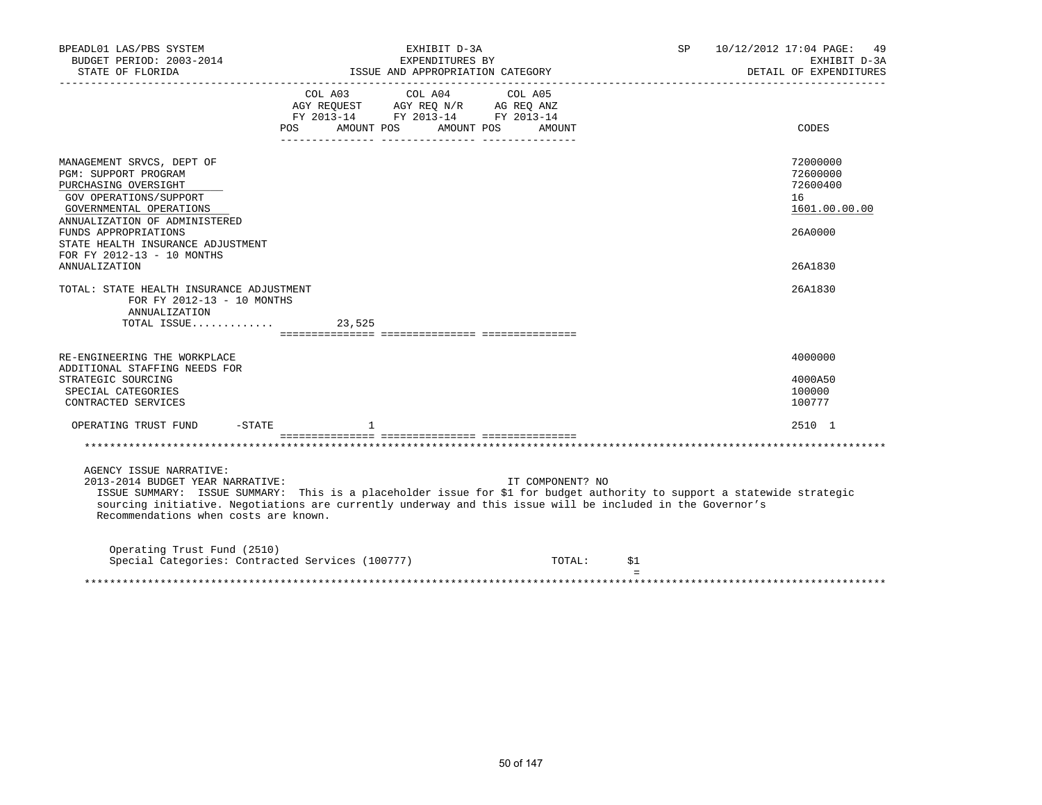BPEADL01 LAS/PBS SYSTEM | EXHIBIT D-3A | SP 10/12/2012 17:04 PAGE: 49
BUDGET PERIOD: 2003-2014 | EXPENDITURES BY | EXHIBIT D-3A
STATE OF FLORIDA | ISSUE AND APPROPRIATION CATEGORY | DETAIL OF EXPENDITURES

| | COL A03 AGY REQUEST FY 2013-14 POS AMOUNT | COL A04 AGY REQ N/R FY 2013-14 POS AMOUNT | COL A05 AG REQ ANZ FY 2013-14 POS AMOUNT | CODES |
|---|---|---|---|---|
| MANAGEMENT SRVCS, DEPT OF | | | | 72000000 |
| PGM: SUPPORT PROGRAM | | | | 72600000 |
| PURCHASING OVERSIGHT | | | | 72600400 |
| GOV OPERATIONS/SUPPORT | | | | 16 |
| GOVERNMENTAL OPERATIONS | | | | 1601.00.00.00 |
| ANNUALIZATION OF ADMINISTERED FUNDS APPROPRIATIONS | | | | 26A0000 |
| STATE HEALTH INSURANCE ADJUSTMENT FOR FY 2012-13 - 10 MONTHS ANNUALIZATION | | | | 26A1830 |
| TOTAL: STATE HEALTH INSURANCE ADJUSTMENT FOR FY 2012-13 - 10 MONTHS ANNUALIZATION | | | | 26A1830 |
| TOTAL ISSUE............. | 23,525 | | | |
| RE-ENGINEERING THE WORKPLACE | | | | 4000000 |
| ADDITIONAL STAFFING NEEDS FOR STRATEGIC SOURCING | | | | 4000A50 |
| SPECIAL CATEGORIES | | | | 100000 |
| CONTRACTED SERVICES | | | | 100777 |
| OPERATING TRUST FUND -STATE | 1 | | | 2510 1 |

AGENCY ISSUE NARRATIVE:

2013-2014 BUDGET YEAR NARRATIVE: IT COMPONENT? NO

ISSUE SUMMARY: ISSUE SUMMARY: This is a placeholder issue for $1 for budget authority to support a statewide strategic sourcing initiative. Negotiations are currently underway and this issue will be included in the Governor's Recommendations when costs are known.

Operating Trust Fund (2510)
Special Categories: Contracted Services (100777) TOTAL: $1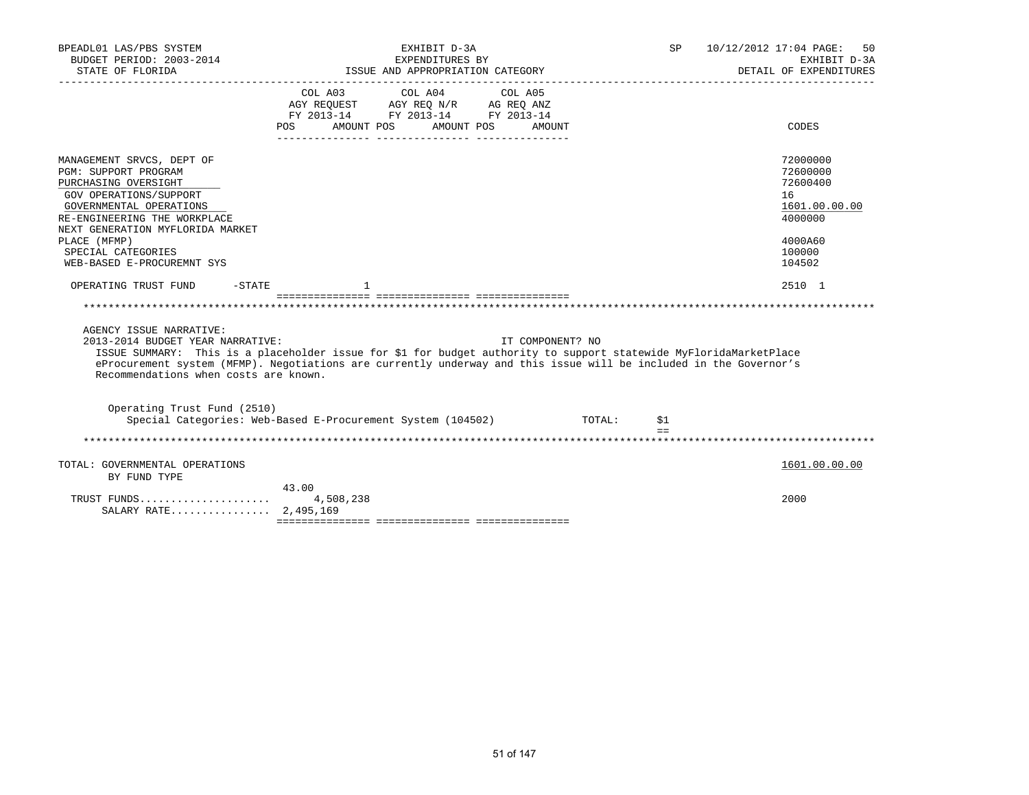BPEADL01 LAS/PBS SYSTEM — EXHIBIT D-3A — SP 10/12/2012 17:04 PAGE: 50
BUDGET PERIOD: 2003-2014 — EXPENDITURES BY — EXHIBIT D-3A
STATE OF FLORIDA — ISSUE AND APPROPRIATION CATEGORY — DETAIL OF EXPENDITURES

| | COL A03 AGY REQUEST FY 2013-14 POS AMOUNT | COL A04 AGY REQ N/R FY 2013-14 POS AMOUNT | COL A05 AG REQ ANZ FY 2013-14 POS AMOUNT | CODES |
|---|---|---|---|---|
| MANAGEMENT SRVCS, DEPT OF | | | | 72000000 |
| PGM: SUPPORT PROGRAM | | | | 72600000 |
| PURCHASING OVERSIGHT | | | | 72600400 |
| GOV OPERATIONS/SUPPORT | | | | 16 |
| GOVERNMENTAL OPERATIONS | | | | 1601.00.00.00 |
| RE-ENGINEERING THE WORKPLACE | | | | 4000000 |
| NEXT GENERATION MYFLORIDA MARKET PLACE (MFMP) | | | | 4000A60 |
| SPECIAL CATEGORIES | | | | 100000 |
| WEB-BASED E-PROCUREMNT SYS | | | | 104502 |
| OPERATING TRUST FUND -STATE | 1 | | | 2510 1 |

AGENCY ISSUE NARRATIVE:
2013-2014 BUDGET YEAR NARRATIVE: IT COMPONENT? NO

ISSUE SUMMARY: This is a placeholder issue for $1 for budget authority to support statewide MyFloridaMarketPlace eProcurement system (MFMP). Negotiations are currently underway and this issue will be included in the Governor's Recommendations when costs are known.

Operating Trust Fund (2510)
Special Categories: Web-Based E-Procurement System (104502) TOTAL: $1

| TOTAL: GOVERNMENTAL OPERATIONS BY FUND TYPE | COL A03 POS | COL A03 AMOUNT | CODES |
|---|---|---|---|
| | | | 1601.00.00.00 |
| TRUST FUNDS | 43.00 | 4,508,238 | 2000 |
| SALARY RATE | | 2,495,169 | |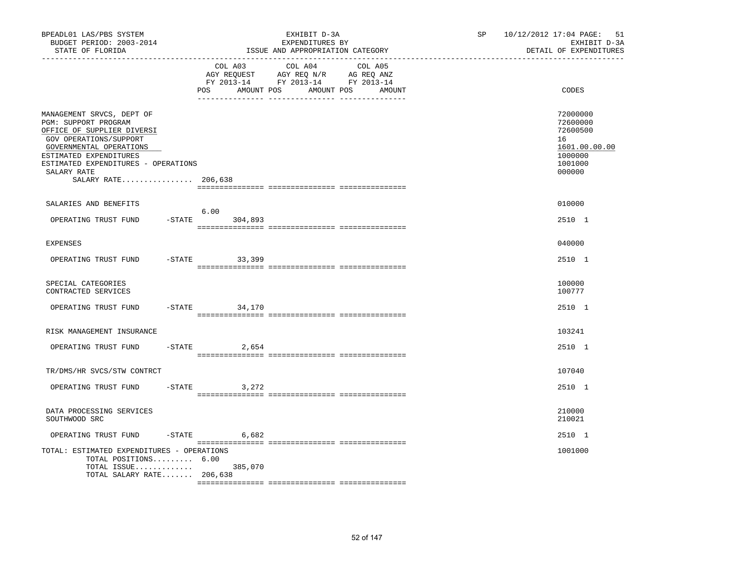BPEADL01 LAS/PBS SYSTEM — EXHIBIT D-3A — SP 10/12/2012 17:04 PAGE: 51

BUDGET PERIOD: 2003-2014 — EXPENDITURES BY — EXHIBIT D-3A

STATE OF FLORIDA — ISSUE AND APPROPRIATION CATEGORY — DETAIL OF EXPENDITURES

| | COL A03 AGY REQUEST FY 2013-14 POS | AMOUNT | COL A04 AGY REQ N/R FY 2013-14 POS | AMOUNT | COL A05 AG REQ ANZ FY 2013-14 POS | AMOUNT | CODES |
|---|---|---|---|---|---|---|---|
| MANAGEMENT SRVCS, DEPT OF | | | | | | | 72000000 |
| PGM: SUPPORT PROGRAM | | | | | | | 72600000 |
| OFFICE OF SUPPLIER DIVERSI | | | | | | | 72600500 |
| GOV OPERATIONS/SUPPORT | | | | | | | 16 |
| GOVERNMENTAL OPERATIONS | | | | | | | 1601.00.00.00 |
| ESTIMATED EXPENDITURES | | | | | | | 1000000 |
| ESTIMATED EXPENDITURES - OPERATIONS | | | | | | | 1001000 |
| SALARY RATE | | | | | | | 000000 |
| SALARY RATE................ | 206,638 | | | | | | |
| SALARIES AND BENEFITS | | | | | | | 010000 |
| OPERATING TRUST FUND -STATE | 6.00 | 304,893 | | | | | 2510 1 |
| EXPENSES | | | | | | | 040000 |
| OPERATING TRUST FUND -STATE | | 33,399 | | | | | 2510 1 |
| SPECIAL CATEGORIES | | | | | | | 100000 |
| CONTRACTED SERVICES | | | | | | | 100777 |
| OPERATING TRUST FUND -STATE | | 34,170 | | | | | 2510 1 |
| RISK MANAGEMENT INSURANCE | | | | | | | 103241 |
| OPERATING TRUST FUND -STATE | | 2,654 | | | | | 2510 1 |
| TR/DMS/HR SVCS/STW CONTRCT | | | | | | | 107040 |
| OPERATING TRUST FUND -STATE | | 3,272 | | | | | 2510 1 |
| DATA PROCESSING SERVICES | | | | | | | 210000 |
| SOUTHWOOD SRC | | | | | | | 210021 |
| OPERATING TRUST FUND -STATE | | 6,682 | | | | | 2510 1 |
| TOTAL: ESTIMATED EXPENDITURES - OPERATIONS | | | | | | | 1001000 |
| TOTAL POSITIONS......... | 6.00 | | | | | | |
| TOTAL ISSUE............. | | 385,070 | | | | | |
| TOTAL SALARY RATE....... | 206,638 | | | | | | |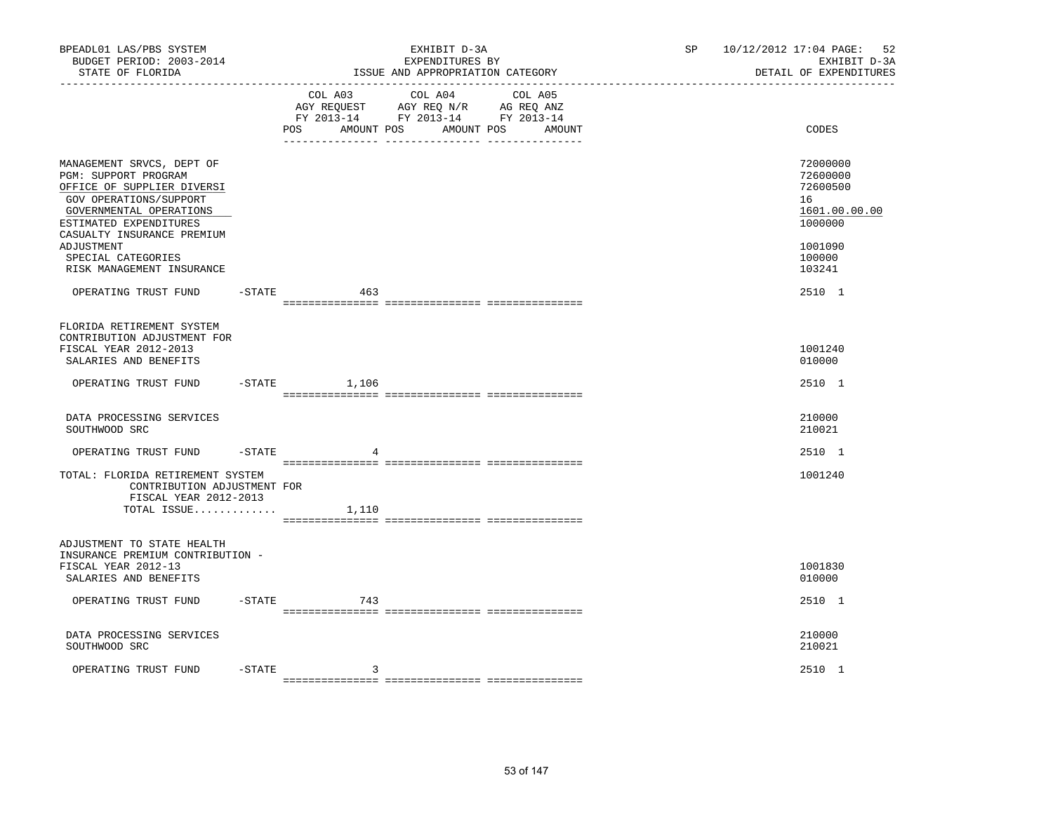BPEADL01 LAS/PBS SYSTEM | EXHIBIT D-3A | SP 10/12/2012 17:04 PAGE: 52
BUDGET PERIOD: 2003-2014 | EXPENDITURES BY | EXHIBIT D-3A
STATE OF FLORIDA | ISSUE AND APPROPRIATION CATEGORY | DETAIL OF EXPENDITURES

| | COL A03 AGY REQUEST FY 2013-14 POS AMOUNT | COL A04 AGY REQ N/R FY 2013-14 POS AMOUNT | COL A05 AG REQ ANZ FY 2013-14 POS AMOUNT | CODES |
|---|---|---|---|---|
| MANAGEMENT SRVCS, DEPT OF | | | | 72000000 |
| PGM: SUPPORT PROGRAM | | | | 72600000 |
| OFFICE OF SUPPLIER DIVERSI | | | | 72600500 |
| GOV OPERATIONS/SUPPORT | | | | 16 |
| GOVERNMENTAL OPERATIONS | | | | 1601.00.00.00 |
| ESTIMATED EXPENDITURES | | | | 1000000 |
| CASUALTY INSURANCE PREMIUM ADJUSTMENT | | | | 1001090 |
| SPECIAL CATEGORIES | | | | 100000 |
| RISK MANAGEMENT INSURANCE | | | | 103241 |
| OPERATING TRUST FUND -STATE | 463 | | | 2510 1 |
| FLORIDA RETIREMENT SYSTEM CONTRIBUTION ADJUSTMENT FOR FISCAL YEAR 2012-2013 | | | | 1001240 |
| SALARIES AND BENEFITS | | | | 010000 |
| OPERATING TRUST FUND -STATE | 1,106 | | | 2510 1 |
| DATA PROCESSING SERVICES | | | | 210000 |
| SOUTHWOOD SRC | | | | 210021 |
| OPERATING TRUST FUND -STATE | 4 | | | 2510 1 |
| TOTAL: FLORIDA RETIREMENT SYSTEM CONTRIBUTION ADJUSTMENT FOR FISCAL YEAR 2012-2013 | | | | 1001240 |
| TOTAL ISSUE............. | 1,110 | | | |
| ADJUSTMENT TO STATE HEALTH INSURANCE PREMIUM CONTRIBUTION - FISCAL YEAR 2012-13 | | | | 1001830 |
| SALARIES AND BENEFITS | | | | 010000 |
| OPERATING TRUST FUND -STATE | 743 | | | 2510 1 |
| DATA PROCESSING SERVICES | | | | 210000 |
| SOUTHWOOD SRC | | | | 210021 |
| OPERATING TRUST FUND -STATE | 3 | | | 2510 1 |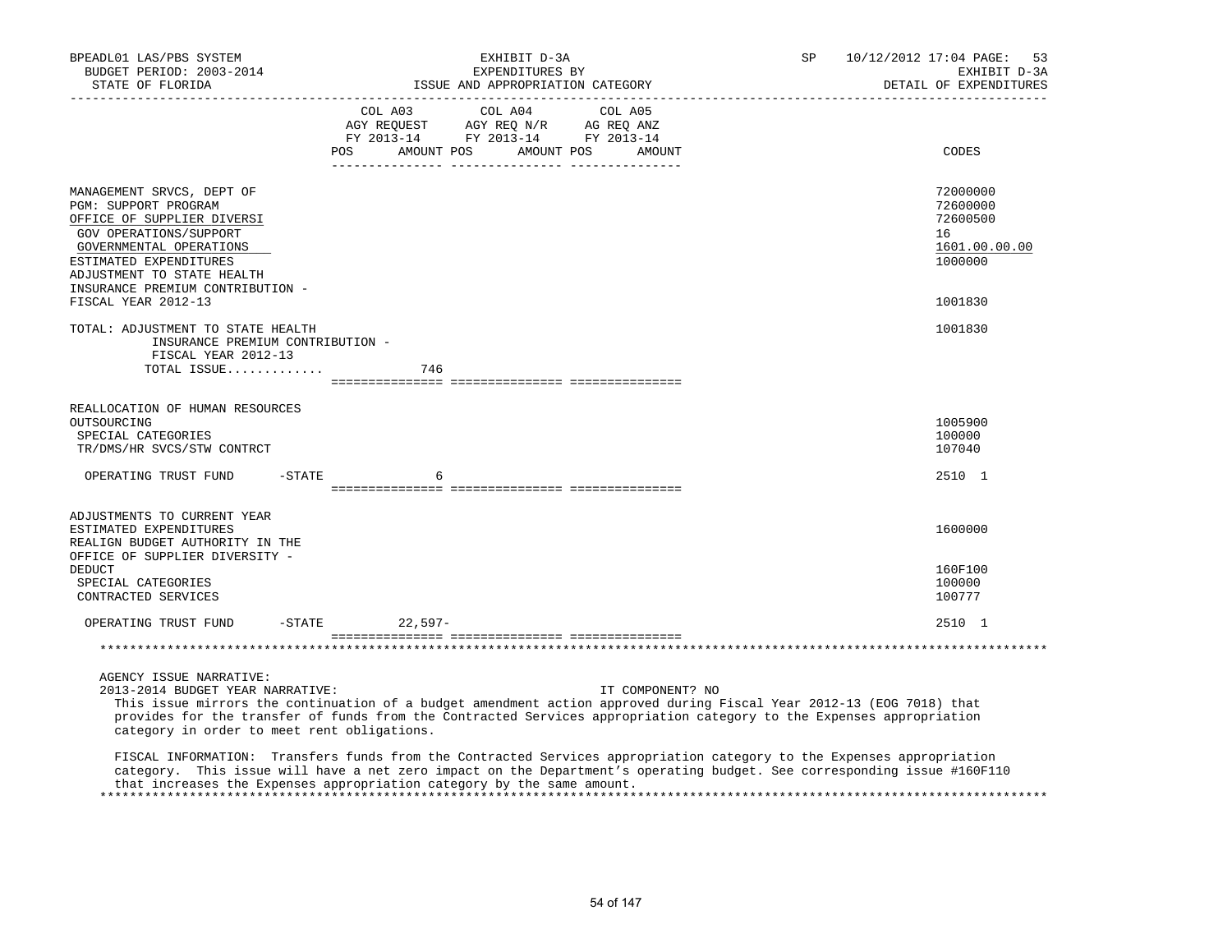BPEADL01 LAS/PBS SYSTEM | EXHIBIT D-3A | SP 10/12/2012 17:04 PAGE: 53
BUDGET PERIOD: 2003-2014 | EXPENDITURES BY | EXHIBIT D-3A
STATE OF FLORIDA | ISSUE AND APPROPRIATION CATEGORY | DETAIL OF EXPENDITURES

| | COL A03 AGY REQUEST FY 2013-14 POS AMOUNT | COL A04 AGY REQ N/R FY 2013-14 POS AMOUNT | COL A05 AG REQ ANZ FY 2013-14 POS AMOUNT | CODES |
|---|---|---|---|---|
| MANAGEMENT SRVCS, DEPT OF | | | | 72000000 |
| PGM: SUPPORT PROGRAM | | | | 72600000 |
| OFFICE OF SUPPLIER DIVERSI | | | | 72600500 |
| GOV OPERATIONS/SUPPORT | | | | 16 |
| GOVERNMENTAL OPERATIONS | | | | 1601.00.00.00 |
| ESTIMATED EXPENDITURES | | | | 1000000 |
| ADJUSTMENT TO STATE HEALTH INSURANCE PREMIUM CONTRIBUTION - FISCAL YEAR 2012-13 | | | | 1001830 |
| TOTAL: ADJUSTMENT TO STATE HEALTH INSURANCE PREMIUM CONTRIBUTION - FISCAL YEAR 2012-13 | | | | 1001830 |
| TOTAL ISSUE............. | 746 | | | |
| REALLOCATION OF HUMAN RESOURCES OUTSOURCING | | | | 1005900 |
| SPECIAL CATEGORIES | | | | 100000 |
| TR/DMS/HR SVCS/STW CONTRCT | | | | 107040 |
| OPERATING TRUST FUND -STATE | 6 | | | 2510 1 |
| ADJUSTMENTS TO CURRENT YEAR ESTIMATED EXPENDITURES | | | | 1600000 |
| REALIGN BUDGET AUTHORITY IN THE OFFICE OF SUPPLIER DIVERSITY - DEDUCT | | | | 160F100 |
| SPECIAL CATEGORIES | | | | 100000 |
| CONTRACTED SERVICES | | | | 100777 |
| OPERATING TRUST FUND -STATE | 22,597- | | | 2510 1 |

AGENCY ISSUE NARRATIVE:
2013-2014 BUDGET YEAR NARRATIVE: IT COMPONENT? NO

This issue mirrors the continuation of a budget amendment action approved during Fiscal Year 2012-13 (EOG 7018) that provides for the transfer of funds from the Contracted Services appropriation category to the Expenses appropriation category in order to meet rent obligations.

FISCAL INFORMATION: Transfers funds from the Contracted Services appropriation category to the Expenses appropriation category. This issue will have a net zero impact on the Department's operating budget. See corresponding issue #160F110 that increases the Expenses appropriation category by the same amount.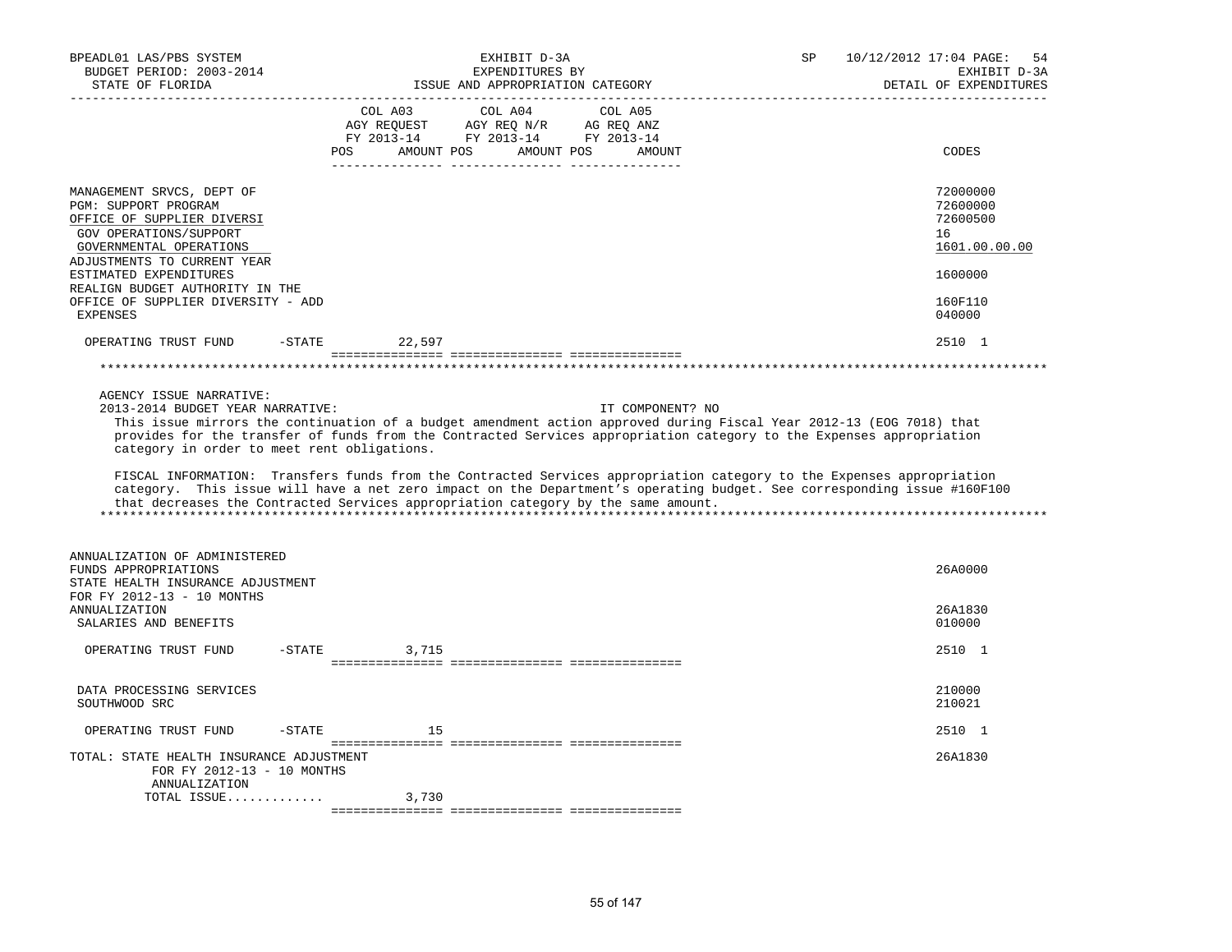BPEADL01 LAS/PBS SYSTEM | EXHIBIT D-3A | SP 10/12/2012 17:04 PAGE: 54
BUDGET PERIOD: 2003-2014 | EXPENDITURES BY | EXHIBIT D-3A
STATE OF FLORIDA | ISSUE AND APPROPRIATION CATEGORY | DETAIL OF EXPENDITURES

| | COL A03 AGY REQUEST FY 2013-14 POS AMOUNT | COL A04 AGY REQ N/R FY 2013-14 POS AMOUNT | COL A05 AG REQ ANZ FY 2013-14 POS AMOUNT | CODES |
|---|---|---|---|---|
| MANAGEMENT SRVCS, DEPT OF | | | | 72000000 |
| PGM: SUPPORT PROGRAM | | | | 72600000 |
| OFFICE OF SUPPLIER DIVERSI | | | | 72600500 |
| GOV OPERATIONS/SUPPORT | | | | 16 |
| GOVERNMENTAL OPERATIONS | | | | 1601.00.00.00 |
| ADJUSTMENTS TO CURRENT YEAR ESTIMATED EXPENDITURES | | | | 1600000 |
| REALIGN BUDGET AUTHORITY IN THE OFFICE OF SUPPLIER DIVERSITY - ADD | | | | 160F110 |
| EXPENSES | | | | 040000 |
| OPERATING TRUST FUND -STATE | 22,597 | | | 2510 1 |

AGENCY ISSUE NARRATIVE:
2013-2014 BUDGET YEAR NARRATIVE: IT COMPONENT? NO

This issue mirrors the continuation of a budget amendment action approved during Fiscal Year 2012-13 (EOG 7018) that provides for the transfer of funds from the Contracted Services appropriation category to the Expenses appropriation category in order to meet rent obligations.

FISCAL INFORMATION: Transfers funds from the Contracted Services appropriation category to the Expenses appropriation category. This issue will have a net zero impact on the Department's operating budget. See corresponding issue #160F100 that decreases the Contracted Services appropriation category by the same amount.

| | COL A03 | COL A04 | COL A05 | CODES |
|---|---|---|---|---|
| ANNUALIZATION OF ADMINISTERED FUNDS APPROPRIATIONS | | | | 26A0000 |
| STATE HEALTH INSURANCE ADJUSTMENT FOR FY 2012-13 - 10 MONTHS ANNUALIZATION | | | | 26A1830 |
| SALARIES AND BENEFITS | | | | 010000 |
| OPERATING TRUST FUND -STATE | 3,715 | | | 2510 1 |
| DATA PROCESSING SERVICES | | | | 210000 |
| SOUTHWOOD SRC | | | | 210021 |
| OPERATING TRUST FUND -STATE | 15 | | | 2510 1 |
| TOTAL: STATE HEALTH INSURANCE ADJUSTMENT FOR FY 2012-13 - 10 MONTHS ANNUALIZATION | | | | 26A1830 |
| TOTAL ISSUE............. | 3,730 | | | |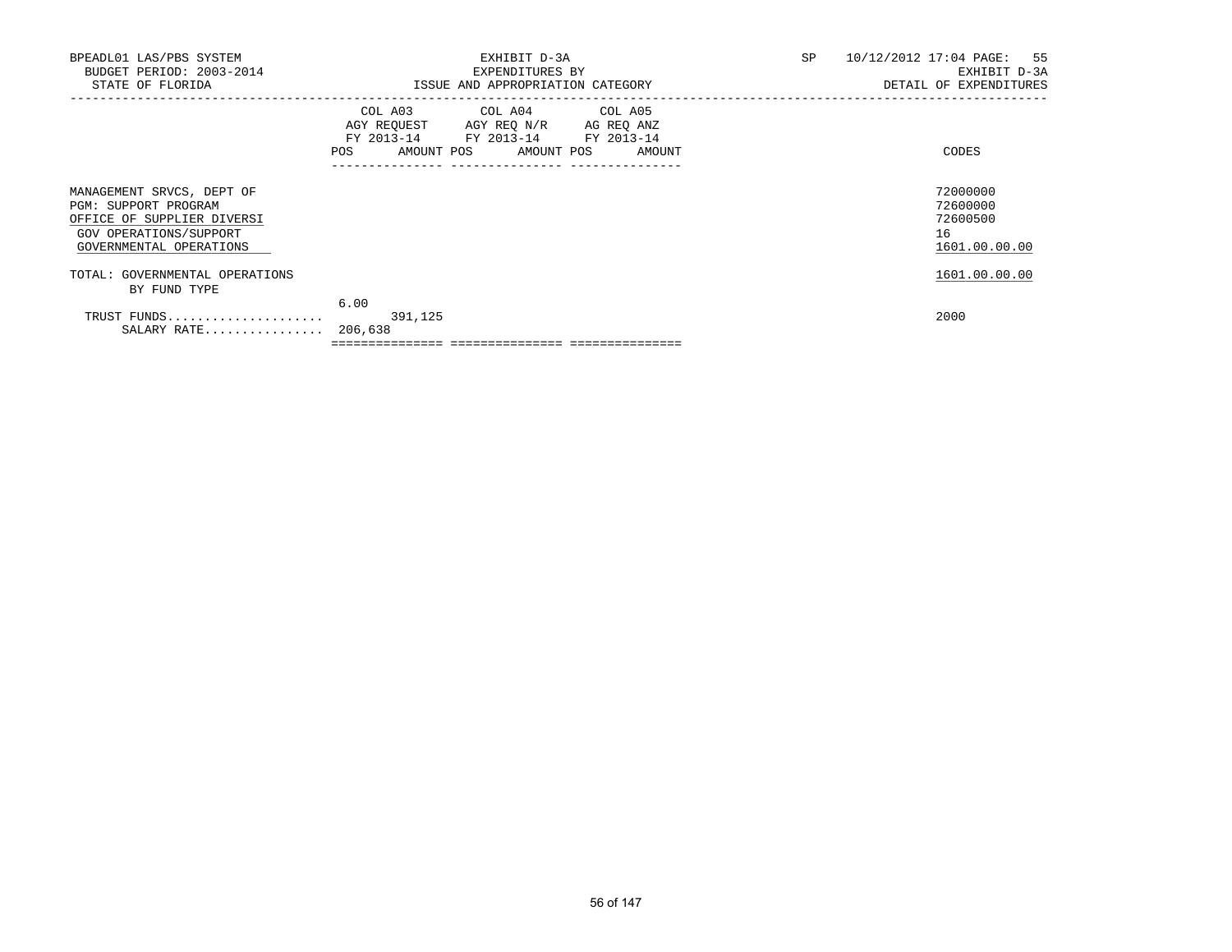BPEADL01 LAS/PBS SYSTEM | EXHIBIT D-3A | SP 10/12/2012 17:04 PAGE: 55
BUDGET PERIOD: 2003-2014 | EXPENDITURES BY | EXHIBIT D-3A
STATE OF FLORIDA | ISSUE AND APPROPRIATION CATEGORY | DETAIL OF EXPENDITURES

| | COL A03 AGY REQUEST FY 2013-14 | | COL A04 AGY REQ N/R FY 2013-14 | | COL A05 AG REQ ANZ FY 2013-14 | | CODES |
|---|---|---|---|---|---|---|---|
| | POS | AMOUNT | POS | AMOUNT | POS | AMOUNT | |
| MANAGEMENT SRVCS, DEPT OF | | | | | | | 72000000 |
| PGM: SUPPORT PROGRAM | | | | | | | 72600000 |
| OFFICE OF SUPPLIER DIVERSI | | | | | | | 72600500 |
| GOV OPERATIONS/SUPPORT | | | | | | | 16 |
| GOVERNMENTAL OPERATIONS | | | | | | | 1601.00.00.00 |
| TOTAL: GOVERNMENTAL OPERATIONS | | | | | | | 1601.00.00.00 |
| BY FUND TYPE | | | | | | | |
| TRUST FUNDS..................... | 6.00 | 391,125 | | | | | 2000 |
| SALARY RATE................ | 206,638 | | | | | | |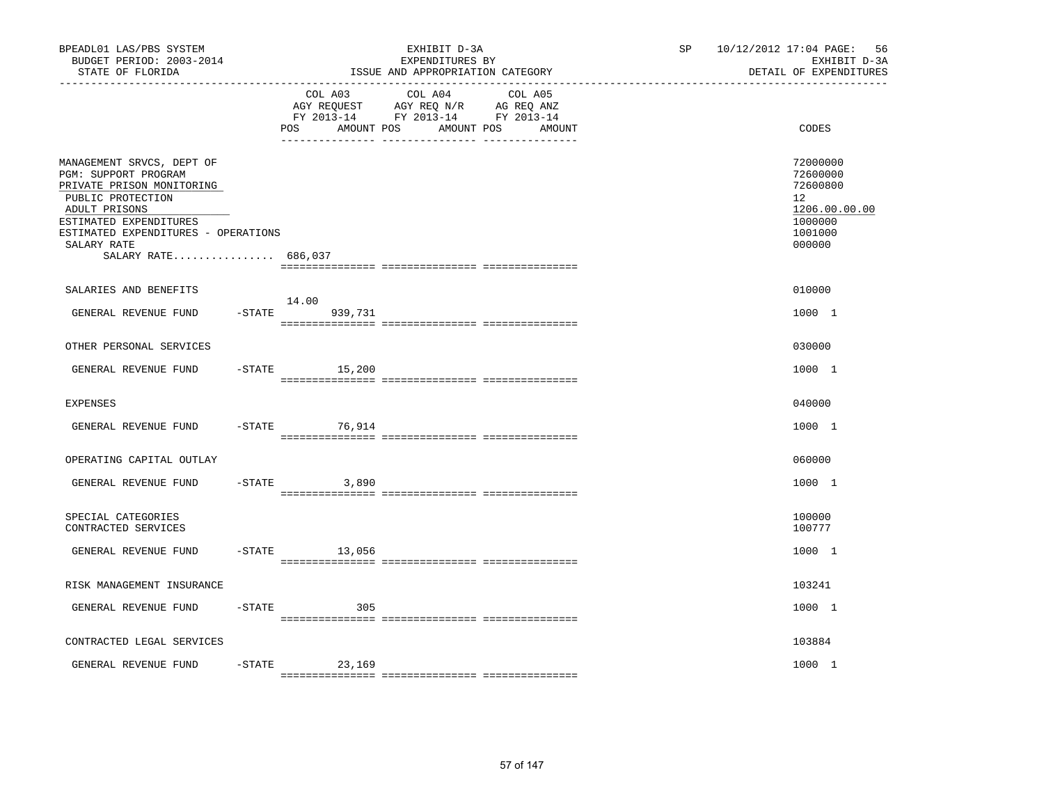BPEADL01 LAS/PBS SYSTEM
BUDGET PERIOD: 2003-2014
STATE OF FLORIDA

EXHIBIT D-3A
EXPENDITURES BY
ISSUE AND APPROPRIATION CATEGORY

SP 10/12/2012 17:04 PAGE: 56
EXHIBIT D-3A
DETAIL OF EXPENDITURES

| | | COL A03 AGY REQUEST FY 2013-14 POS | AMOUNT | COL A04 AGY REQ N/R FY 2013-14 POS | AMOUNT | COL A05 AG REQ ANZ FY 2013-14 POS | AMOUNT | CODES |
|---|---|---|---|---|---|---|---|---|
| MANAGEMENT SRVCS, DEPT OF | | | | | | | | 72000000 |
| PGM: SUPPORT PROGRAM | | | | | | | | 72600000 |
| PRIVATE PRISON MONITORING | | | | | | | | 72600800 |
| PUBLIC PROTECTION | | | | | | | | 12 |
| ADULT PRISONS | | | | | | | | 1206.00.00.00 |
| ESTIMATED EXPENDITURES | | | | | | | | 1000000 |
| ESTIMATED EXPENDITURES - OPERATIONS | | | | | | | | 1001000 |
| SALARY RATE | | | | | | | | 000000 |
| SALARY RATE................ 686,037 | | | | | | | | |
| SALARIES AND BENEFITS | | | | | | | | 010000 |
| GENERAL REVENUE FUND | -STATE | 14.00 | 939,731 | | | | | 1000 1 |
| OTHER PERSONAL SERVICES | | | | | | | | 030000 |
| GENERAL REVENUE FUND | -STATE | | 15,200 | | | | | 1000 1 |
| EXPENSES | | | | | | | | 040000 |
| GENERAL REVENUE FUND | -STATE | | 76,914 | | | | | 1000 1 |
| OPERATING CAPITAL OUTLAY | | | | | | | | 060000 |
| GENERAL REVENUE FUND | -STATE | | 3,890 | | | | | 1000 1 |
| SPECIAL CATEGORIES | | | | | | | | 100000 |
| CONTRACTED SERVICES | | | | | | | | 100777 |
| GENERAL REVENUE FUND | -STATE | | 13,056 | | | | | 1000 1 |
| RISK MANAGEMENT INSURANCE | | | | | | | | 103241 |
| GENERAL REVENUE FUND | -STATE | | 305 | | | | | 1000 1 |
| CONTRACTED LEGAL SERVICES | | | | | | | | 103884 |
| GENERAL REVENUE FUND | -STATE | | 23,169 | | | | | 1000 1 |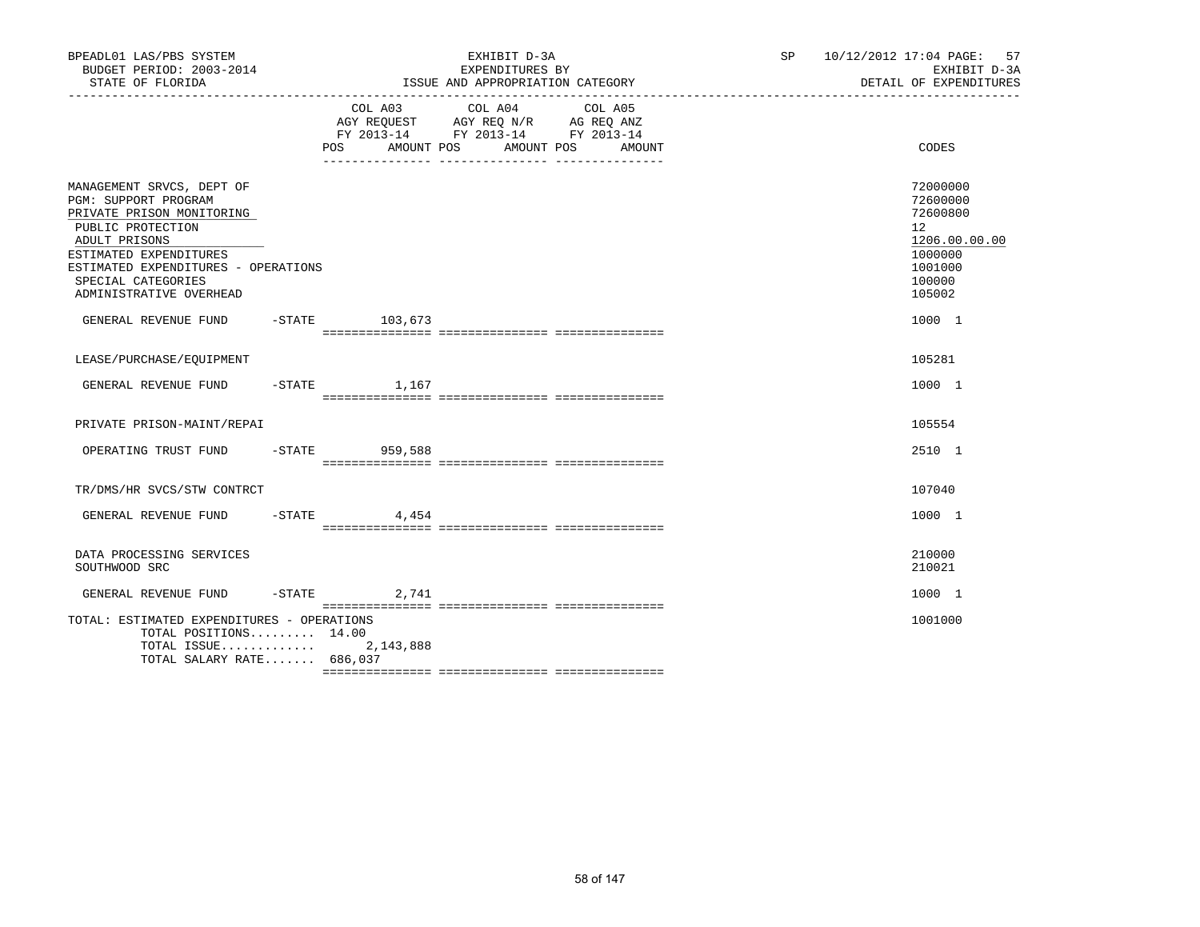BPEADL01 LAS/PBS SYSTEM EXHIBIT D-3A SP 10/12/2012 17:04 PAGE: 57
BUDGET PERIOD: 2003-2014 EXPENDITURES BY EXHIBIT D-3A
STATE OF FLORIDA ISSUE AND APPROPRIATION CATEGORY DETAIL OF EXPENDITURES

| | COL A03 AGY REQUEST FY 2013-14 POS AMOUNT | COL A04 AGY REQ N/R FY 2013-14 POS AMOUNT | COL A05 AG REQ ANZ FY 2013-14 POS AMOUNT | CODES |
|---|---|---|---|---|
| MANAGEMENT SRVCS, DEPT OF | | | | 72000000 |
| PGM: SUPPORT PROGRAM | | | | 72600000 |
| PRIVATE PRISON MONITORING | | | | 72600800 |
| PUBLIC PROTECTION | | | | 12 |
| ADULT PRISONS | | | | 1206.00.00.00 |
| ESTIMATED EXPENDITURES | | | | 1000000 |
| ESTIMATED EXPENDITURES - OPERATIONS | | | | 1001000 |
| SPECIAL CATEGORIES | | | | 100000 |
| ADMINISTRATIVE OVERHEAD | | | | 105002 |
| GENERAL REVENUE FUND -STATE | 103,673 | | | 1000 1 |
| LEASE/PURCHASE/EQUIPMENT | | | | 105281 |
| GENERAL REVENUE FUND -STATE | 1,167 | | | 1000 1 |
| PRIVATE PRISON-MAINT/REPAI | | | | 105554 |
| OPERATING TRUST FUND -STATE | 959,588 | | | 2510 1 |
| TR/DMS/HR SVCS/STW CONTRCT | | | | 107040 |
| GENERAL REVENUE FUND -STATE | 4,454 | | | 1000 1 |
| DATA PROCESSING SERVICES | | | | 210000 |
| SOUTHWOOD SRC | | | | 210021 |
| GENERAL REVENUE FUND -STATE | 2,741 | | | 1000 1 |
| TOTAL: ESTIMATED EXPENDITURES - OPERATIONS | | | | 1001000 |
| TOTAL POSITIONS......... | 14.00 | | | |
| TOTAL ISSUE............. | 2,143,888 | | | |
| TOTAL SALARY RATE....... | 686,037 | | | |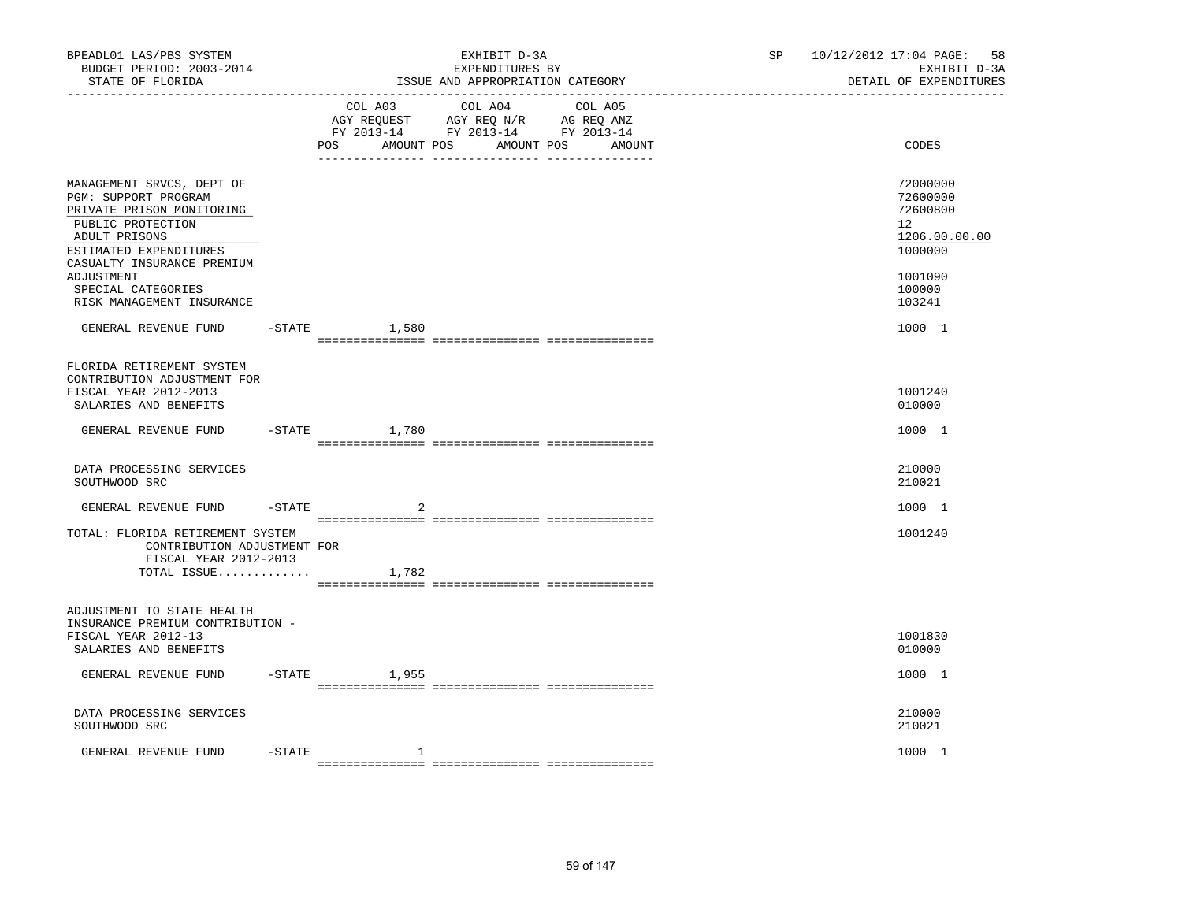BPEADL01 LAS/PBS SYSTEM | EXHIBIT D-3A | SP 10/12/2012 17:04 PAGE: 58
BUDGET PERIOD: 2003-2014 | EXPENDITURES BY | EXHIBIT D-3A
STATE OF FLORIDA | ISSUE AND APPROPRIATION CATEGORY | DETAIL OF EXPENDITURES

| | COL A03 AGY REQUEST FY 2013-14 POS AMOUNT | COL A04 AGY REQ N/R FY 2013-14 POS AMOUNT | COL A05 AG REQ ANZ FY 2013-14 POS AMOUNT | CODES |
|---|---|---|---|---|
| MANAGEMENT SRVCS, DEPT OF | | | | 72000000 |
| PGM: SUPPORT PROGRAM | | | | 72600000 |
| PRIVATE PRISON MONITORING | | | | 72600800 |
| PUBLIC PROTECTION | | | | 12 |
| ADULT PRISONS | | | | 1206.00.00.00 |
| ESTIMATED EXPENDITURES | | | | 1000000 |
| CASUALTY INSURANCE PREMIUM ADJUSTMENT | | | | 1001090 |
| SPECIAL CATEGORIES | | | | 100000 |
| RISK MANAGEMENT INSURANCE | | | | 103241 |
| GENERAL REVENUE FUND -STATE | 1,580 | | | 1000 1 |
| FLORIDA RETIREMENT SYSTEM CONTRIBUTION ADJUSTMENT FOR FISCAL YEAR 2012-2013 | | | | 1001240 |
| SALARIES AND BENEFITS | | | | 010000 |
| GENERAL REVENUE FUND -STATE | 1,780 | | | 1000 1 |
| DATA PROCESSING SERVICES | | | | 210000 |
| SOUTHWOOD SRC | | | | 210021 |
| GENERAL REVENUE FUND -STATE | 2 | | | 1000 1 |
| TOTAL: FLORIDA RETIREMENT SYSTEM CONTRIBUTION ADJUSTMENT FOR FISCAL YEAR 2012-2013 | | | | 1001240 |
| TOTAL ISSUE............. | 1,782 | | | |
| ADJUSTMENT TO STATE HEALTH INSURANCE PREMIUM CONTRIBUTION - FISCAL YEAR 2012-13 | | | | 1001830 |
| SALARIES AND BENEFITS | | | | 010000 |
| GENERAL REVENUE FUND -STATE | 1,955 | | | 1000 1 |
| DATA PROCESSING SERVICES | | | | 210000 |
| SOUTHWOOD SRC | | | | 210021 |
| GENERAL REVENUE FUND -STATE | 1 | | | 1000 1 |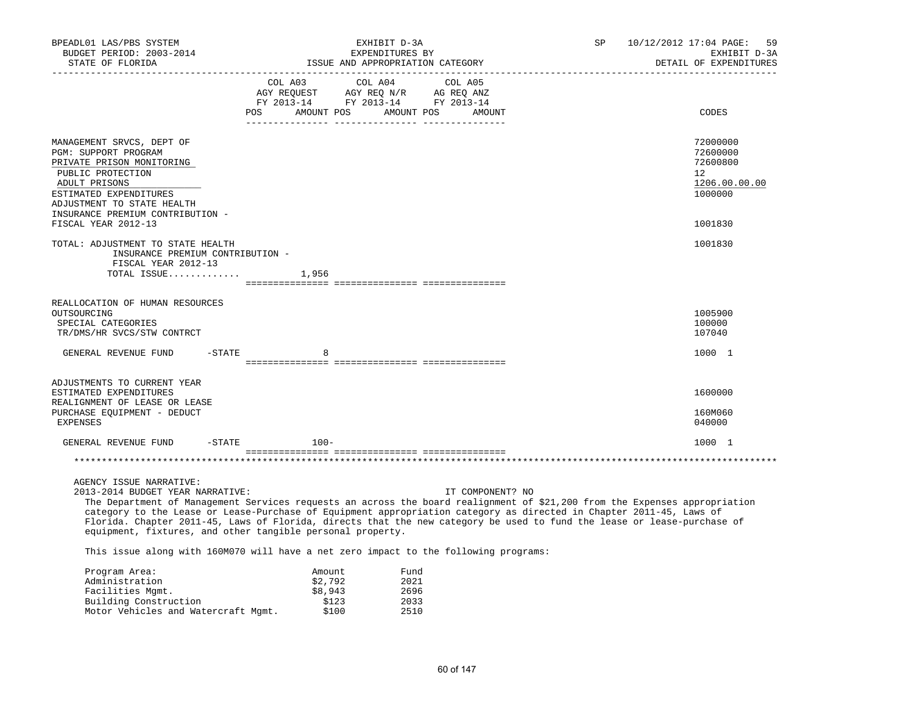BPEADL01 LAS/PBS SYSTEM — EXHIBIT D-3A — SP 10/12/2012 17:04 PAGE: 59
BUDGET PERIOD: 2003-2014 — EXPENDITURES BY — EXHIBIT D-3A
STATE OF FLORIDA — ISSUE AND APPROPRIATION CATEGORY — DETAIL OF EXPENDITURES

| | COL A03 AGY REQUEST FY 2013-14 POS AMOUNT | COL A04 AGY REQ N/R FY 2013-14 POS AMOUNT | COL A05 AG REQ ANZ FY 2013-14 POS AMOUNT | CODES |
|---|---|---|---|---|
| MANAGEMENT SRVCS, DEPT OF | | | | 72000000 |
| PGM: SUPPORT PROGRAM | | | | 72600000 |
| PRIVATE PRISON MONITORING | | | | 72600800 |
| PUBLIC PROTECTION | | | | 12 |
| ADULT PRISONS | | | | 1206.00.00.00 |
| ESTIMATED EXPENDITURES | | | | 1000000 |
| ADJUSTMENT TO STATE HEALTH INSURANCE PREMIUM CONTRIBUTION - FISCAL YEAR 2012-13 | | | | 1001830 |
| TOTAL: ADJUSTMENT TO STATE HEALTH INSURANCE PREMIUM CONTRIBUTION - FISCAL YEAR 2012-13 | | | | 1001830 |
| TOTAL ISSUE............. | 1,956 | | | |
| REALLOCATION OF HUMAN RESOURCES OUTSOURCING | | | | 1005900 |
| SPECIAL CATEGORIES | | | | 100000 |
| TR/DMS/HR SVCS/STW CONTRCT | | | | 107040 |
| GENERAL REVENUE FUND -STATE | 8 | | | 1000 1 |
| ADJUSTMENTS TO CURRENT YEAR ESTIMATED EXPENDITURES | | | | 1600000 |
| REALIGNMENT OF LEASE OR LEASE PURCHASE EQUIPMENT - DEDUCT | | | | 160M060 |
| EXPENSES | | | | 040000 |
| GENERAL REVENUE FUND -STATE | 100- | | | 1000 1 |

AGENCY ISSUE NARRATIVE:
2013-2014 BUDGET YEAR NARRATIVE: IT COMPONENT? NO

The Department of Management Services requests an across the board realignment of $21,200 from the Expenses appropriation category to the Lease or Lease-Purchase of Equipment appropriation category as directed in Chapter 2011-45, Laws of Florida. Chapter 2011-45, Laws of Florida, directs that the new category be used to fund the lease or lease-purchase of equipment, fixtures, and other tangible personal property.

This issue along with 160M070 will have a net zero impact to the following programs:

| Program Area: | Amount | Fund |
|---|---|---|
| Administration | $2,792 | 2021 |
| Facilities Mgmt. | $8,943 | 2696 |
| Building Construction | $123 | 2033 |
| Motor Vehicles and Watercraft Mgmt. | $100 | 2510 |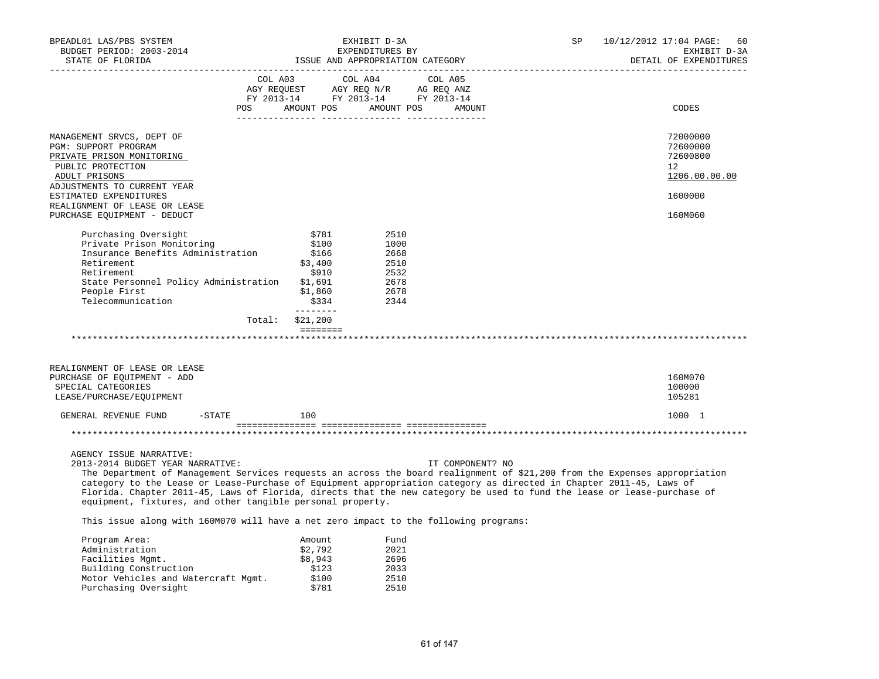BPEADL01 LAS/PBS SYSTEM — EXHIBIT D-3A — SP 10/12/2012 17:04 PAGE: 60
BUDGET PERIOD: 2003-2014 — EXPENDITURES BY — EXHIBIT D-3A
STATE OF FLORIDA — ISSUE AND APPROPRIATION CATEGORY — DETAIL OF EXPENDITURES

| | COL A03 AGY REQUEST FY 2013-14 POS AMOUNT | COL A04 AGY REQ N/R FY 2013-14 POS AMOUNT | COL A05 AG REQ ANZ FY 2013-14 POS AMOUNT | CODES |
|---|---|---|---|---|
| MANAGEMENT SRVCS, DEPT OF | | | | 72000000 |
| PGM: SUPPORT PROGRAM | | | | 72600000 |
| PRIVATE PRISON MONITORING | | | | 72600800 |
| PUBLIC PROTECTION | | | | 12 |
| ADULT PRISONS | | | | 1206.00.00.00 |
| ADJUSTMENTS TO CURRENT YEAR ESTIMATED EXPENDITURES | | | | 1600000 |
| REALIGNMENT OF LEASE OR LEASE PURCHASE EQUIPMENT - DEDUCT | | | | 160M060 |

| | Amount | Fund |
|---|---|---|
| Purchasing Oversight | $781 | 2510 |
| Private Prison Monitoring | $100 | 1000 |
| Insurance Benefits Administration | $166 | 2668 |
| Retirement | $3,400 | 2510 |
| Retirement | $910 | 2532 |
| State Personnel Policy Administration | $1,691 | 2678 |
| People First | $1,860 | 2678 |
| Telecommunication | $334 | 2344 |
| Total: | $21,200 | |

| | COL A03 | COL A04 | COL A05 | CODES |
|---|---|---|---|---|
| REALIGNMENT OF LEASE OR LEASE PURCHASE OF EQUIPMENT - ADD | | | | 160M070 |
| SPECIAL CATEGORIES | | | | 100000 |
| LEASE/PURCHASE/EQUIPMENT | | | | 105281 |
| GENERAL REVENUE FUND -STATE | 100 | | | 1000 1 |

AGENCY ISSUE NARRATIVE:

2013-2014 BUDGET YEAR NARRATIVE: IT COMPONENT? NO

The Department of Management Services requests an across the board realignment of $21,200 from the Expenses appropriation category to the Lease or Lease-Purchase of Equipment appropriation category as directed in Chapter 2011-45, Laws of Florida. Chapter 2011-45, Laws of Florida, directs that the new category be used to fund the lease or lease-purchase of equipment, fixtures, and other tangible personal property.

This issue along with 160M070 will have a net zero impact to the following programs:

| Program Area: | Amount | Fund |
|---|---|---|
| Administration | $2,792 | 2021 |
| Facilities Mgmt. | $8,943 | 2696 |
| Building Construction | $123 | 2033 |
| Motor Vehicles and Watercraft Mgmt. | $100 | 2510 |
| Purchasing Oversight | $781 | 2510 |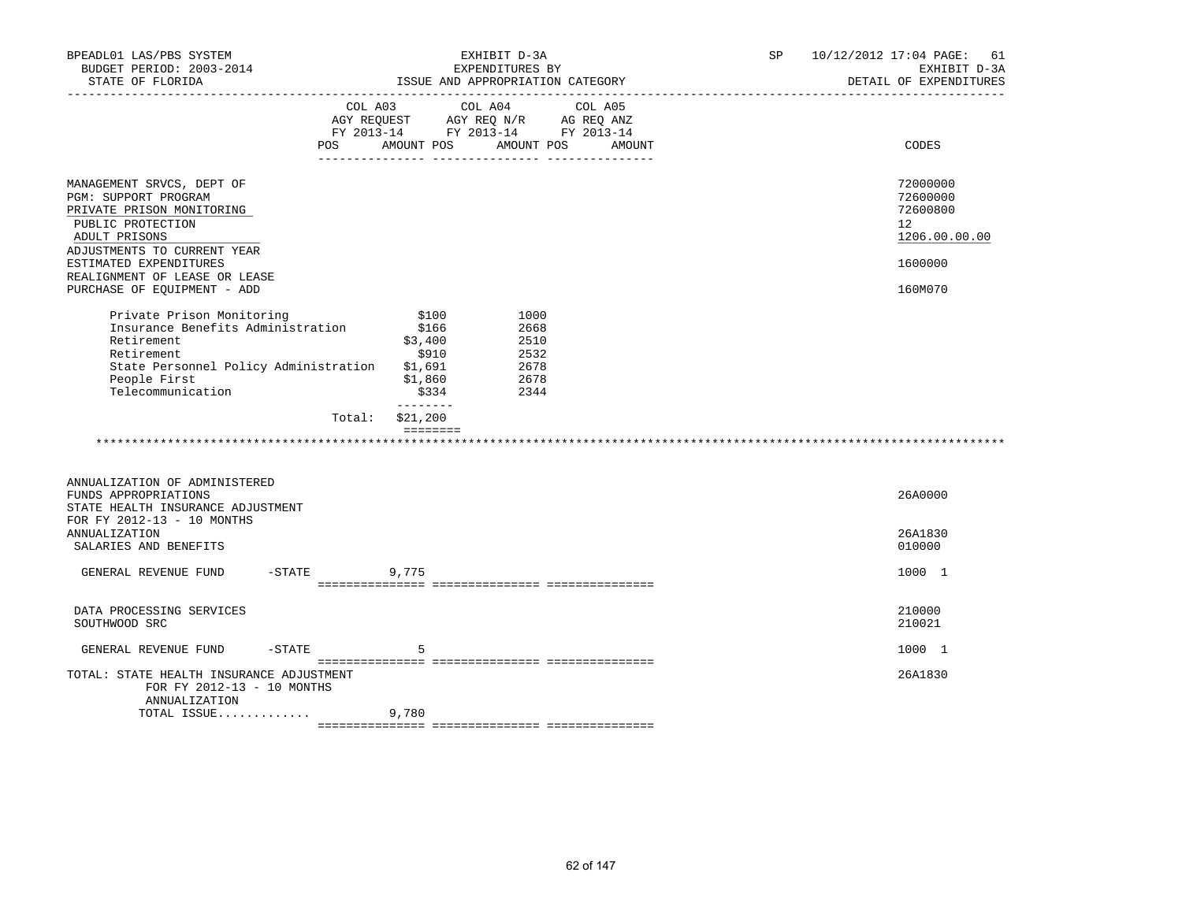BPEADL01 LAS/PBS SYSTEM — EXHIBIT D-3A — SP 10/12/2012 17:04 PAGE: 61
BUDGET PERIOD: 2003-2014 — EXPENDITURES BY — EXHIBIT D-3A
STATE OF FLORIDA — ISSUE AND APPROPRIATION CATEGORY — DETAIL OF EXPENDITURES

| | COL A03 AGY REQUEST FY 2013-14 POS AMOUNT | COL A04 AGY REQ N/R FY 2013-14 POS AMOUNT | COL A05 AG REQ ANZ FY 2013-14 POS AMOUNT | CODES |
|---|---|---|---|---|
| MANAGEMENT SRVCS, DEPT OF | | | | 72000000 |
| PGM: SUPPORT PROGRAM | | | | 72600000 |
| PRIVATE PRISON MONITORING | | | | 72600800 |
| PUBLIC PROTECTION | | | | 12 |
| ADULT PRISONS | | | | 1206.00.00.00 |
| ADJUSTMENTS TO CURRENT YEAR ESTIMATED EXPENDITURES | | | | 1600000 |
| REALIGNMENT OF LEASE OR LEASE PURCHASE OF EQUIPMENT - ADD | | | | 160M070 |

| Item | Amount | Code |
|---|---|---|
| Private Prison Monitoring | $100 | 1000 |
| Insurance Benefits Administration | $166 | 2668 |
| Retirement | $3,400 | 2510 |
| Retirement | $910 | 2532 |
| State Personnel Policy Administration | $1,691 | 2678 |
| People First | $1,860 | 2678 |
| Telecommunication | $334 | 2344 |
| Total: | $21,200 | |

*******************************************************************************************************************

| | COL A03 | COL A04 | COL A05 | CODES |
|---|---|---|---|---|
| ANNUALIZATION OF ADMINISTERED FUNDS APPROPRIATIONS | | | | 26A0000 |
| STATE HEALTH INSURANCE ADJUSTMENT FOR FY 2012-13 - 10 MONTHS ANNUALIZATION | | | | 26A1830 |
| SALARIES AND BENEFITS | | | | 010000 |
| GENERAL REVENUE FUND -STATE | 9,775 | | | 1000 1 |
| DATA PROCESSING SERVICES | | | | 210000 |
| SOUTHWOOD SRC | | | | 210021 |
| GENERAL REVENUE FUND -STATE | 5 | | | 1000 1 |
| TOTAL: STATE HEALTH INSURANCE ADJUSTMENT FOR FY 2012-13 - 10 MONTHS ANNUALIZATION | | | | 26A1830 |
| TOTAL ISSUE............ | 9,780 | | | |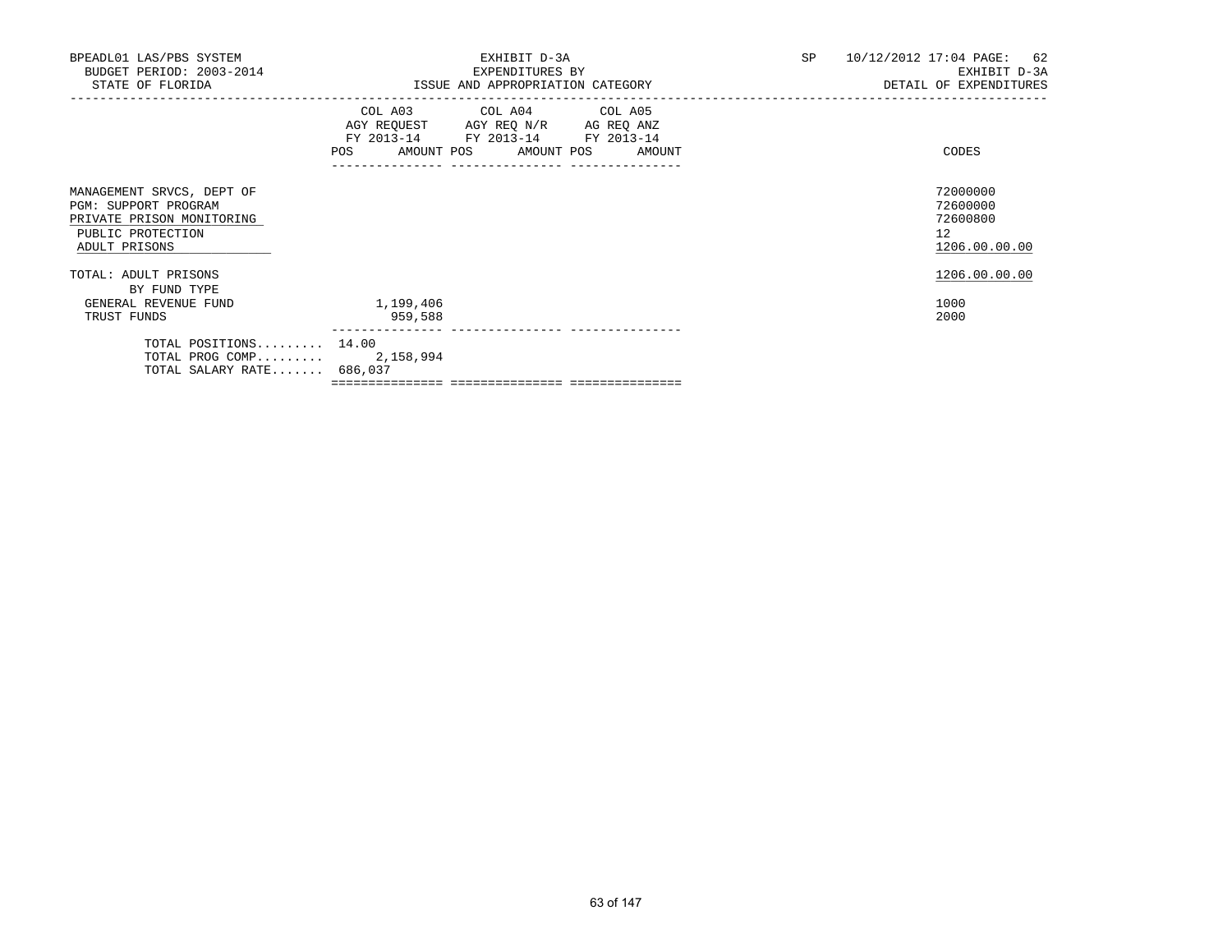BPEADL01 LAS/PBS SYSTEM
BUDGET PERIOD: 2003-2014
STATE OF FLORIDA

EXHIBIT D-3A
EXPENDITURES BY
ISSUE AND APPROPRIATION CATEGORY

SP 10/12/2012 17:04 PAGE: 62
EXHIBIT D-3A
DETAIL OF EXPENDITURES

| | COL A03 AGY REQUEST FY 2013-14 POS AMOUNT | COL A04 AGY REQ N/R FY 2013-14 POS AMOUNT | COL A05 AG REQ ANZ FY 2013-14 POS AMOUNT | CODES |
|---|---|---|---|---|
| MANAGEMENT SRVCS, DEPT OF | | | | 72000000 |
| PGM: SUPPORT PROGRAM | | | | 72600000 |
| PRIVATE PRISON MONITORING | | | | 72600800 |
| PUBLIC PROTECTION | | | | 12 |
| ADULT PRISONS | | | | 1206.00.00.00 |
| TOTAL: ADULT PRISONS | | | | 1206.00.00.00 |
| BY FUND TYPE | | | | |
| GENERAL REVENUE FUND | 1,199,406 | | | 1000 |
| TRUST FUNDS | 959,588 | | | 2000 |
| TOTAL POSITIONS......... | 14.00 | | | |
| TOTAL PROG COMP......... | 2,158,994 | | | |
| TOTAL SALARY RATE....... | 686,037 | | | |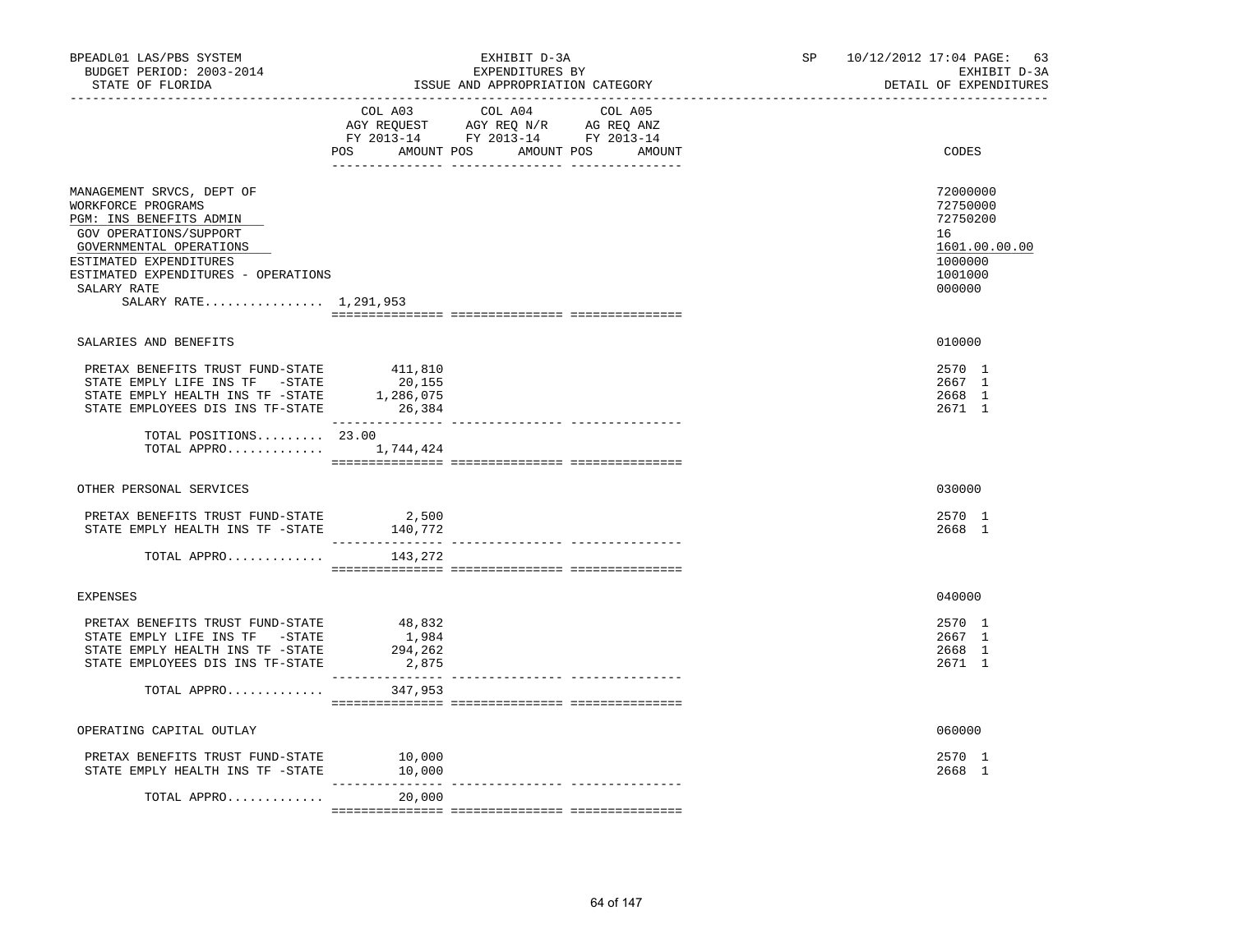BPEADL01 LAS/PBS SYSTEM | EXHIBIT D-3A | SP 10/12/2012 17:04 PAGE: 63
BUDGET PERIOD: 2003-2014 | EXPENDITURES BY | EXHIBIT D-3A
STATE OF FLORIDA | ISSUE AND APPROPRIATION CATEGORY | DETAIL OF EXPENDITURES

| | COL A03 AGY REQUEST FY 2013-14 POS AMOUNT | COL A04 AGY REQ N/R FY 2013-14 POS AMOUNT | COL A05 AG REQ ANZ FY 2013-14 POS AMOUNT | CODES |
|---|---|---|---|---|
| MANAGEMENT SRVCS, DEPT OF | | | | 72000000 |
| WORKFORCE PROGRAMS | | | | 72750000 |
| PGM: INS BENEFITS ADMIN | | | | 72750200 |
| GOV OPERATIONS/SUPPORT | | | | 16 |
| GOVERNMENTAL OPERATIONS | | | | 1601.00.00.00 |
| ESTIMATED EXPENDITURES | | | | 1000000 |
| ESTIMATED EXPENDITURES - OPERATIONS | | | | 1001000 |
| SALARY RATE | | | | 000000 |
| SALARY RATE................ 1,291,953 | | | | |
| SALARIES AND BENEFITS | | | | 010000 |
| PRETAX BENEFITS TRUST FUND-STATE | 411,810 | | | 2570 1 |
| STATE EMPLY LIFE INS TF -STATE | 20,155 | | | 2667 1 |
| STATE EMPLY HEALTH INS TF -STATE | 1,286,075 | | | 2668 1 |
| STATE EMPLOYEES DIS INS TF-STATE | 26,384 | | | 2671 1 |
| TOTAL POSITIONS......... | 23.00 | | | |
| TOTAL APPRO............. | 1,744,424 | | | |
| OTHER PERSONAL SERVICES | | | | 030000 |
| PRETAX BENEFITS TRUST FUND-STATE | 2,500 | | | 2570 1 |
| STATE EMPLY HEALTH INS TF -STATE | 140,772 | | | 2668 1 |
| TOTAL APPRO............. | 143,272 | | | |
| EXPENSES | | | | 040000 |
| PRETAX BENEFITS TRUST FUND-STATE | 48,832 | | | 2570 1 |
| STATE EMPLY LIFE INS TF -STATE | 1,984 | | | 2667 1 |
| STATE EMPLY HEALTH INS TF -STATE | 294,262 | | | 2668 1 |
| STATE EMPLOYEES DIS INS TF-STATE | 2,875 | | | 2671 1 |
| TOTAL APPRO............. | 347,953 | | | |
| OPERATING CAPITAL OUTLAY | | | | 060000 |
| PRETAX BENEFITS TRUST FUND-STATE | 10,000 | | | 2570 1 |
| STATE EMPLY HEALTH INS TF -STATE | 10,000 | | | 2668 1 |
| TOTAL APPRO............. | 20,000 | | | |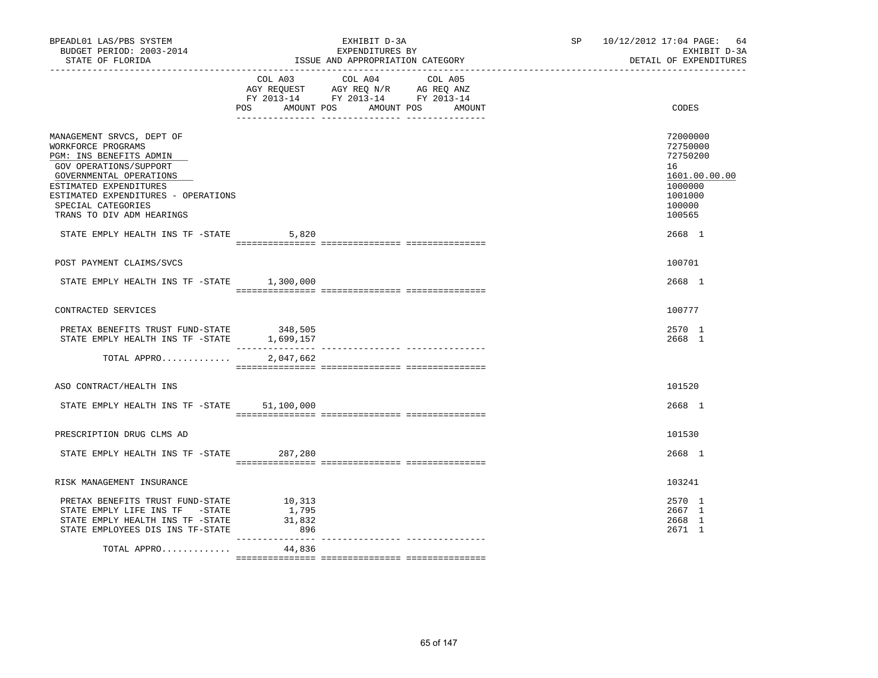BPEADL01 LAS/PBS SYSTEM | EXHIBIT D-3A | SP 10/12/2012 17:04 PAGE: 64
BUDGET PERIOD: 2003-2014 | EXPENDITURES BY | EXHIBIT D-3A
STATE OF FLORIDA | ISSUE AND APPROPRIATION CATEGORY | DETAIL OF EXPENDITURES

| | COL A03 AGY REQUEST FY 2013-14 POS AMOUNT | COL A04 AGY REQ N/R FY 2013-14 POS AMOUNT | COL A05 AG REQ ANZ FY 2013-14 POS AMOUNT | CODES |
|---|---|---|---|---|
| MANAGEMENT SRVCS, DEPT OF | | | | 72000000 |
| WORKFORCE PROGRAMS | | | | 72750000 |
| PGM: INS BENEFITS ADMIN | | | | 72750200 |
| GOV OPERATIONS/SUPPORT | | | | 16 |
| GOVERNMENTAL OPERATIONS | | | | 1601.00.00.00 |
| ESTIMATED EXPENDITURES | | | | 1000000 |
| ESTIMATED EXPENDITURES - OPERATIONS | | | | 1001000 |
| SPECIAL CATEGORIES | | | | 100000 |
| TRANS TO DIV ADM HEARINGS | | | | 100565 |
| STATE EMPLY HEALTH INS TF -STATE | 5,820 | | | 2668 1 |
| POST PAYMENT CLAIMS/SVCS | | | | 100701 |
| STATE EMPLY HEALTH INS TF -STATE | 1,300,000 | | | 2668 1 |
| CONTRACTED SERVICES | | | | 100777 |
| PRETAX BENEFITS TRUST FUND-STATE | 348,505 | | | 2570 1 |
| STATE EMPLY HEALTH INS TF -STATE | 1,699,157 | | | 2668 1 |
| TOTAL APPRO............ | 2,047,662 | | | |
| ASO CONTRACT/HEALTH INS | | | | 101520 |
| STATE EMPLY HEALTH INS TF -STATE | 51,100,000 | | | 2668 1 |
| PRESCRIPTION DRUG CLMS AD | | | | 101530 |
| STATE EMPLY HEALTH INS TF -STATE | 287,280 | | | 2668 1 |
| RISK MANAGEMENT INSURANCE | | | | 103241 |
| PRETAX BENEFITS TRUST FUND-STATE | 10,313 | | | 2570 1 |
| STATE EMPLY LIFE INS TF -STATE | 1,795 | | | 2667 1 |
| STATE EMPLY HEALTH INS TF -STATE | 31,832 | | | 2668 1 |
| STATE EMPLOYEES DIS INS TF-STATE | 896 | | | 2671 1 |
| TOTAL APPRO............ | 44,836 | | | |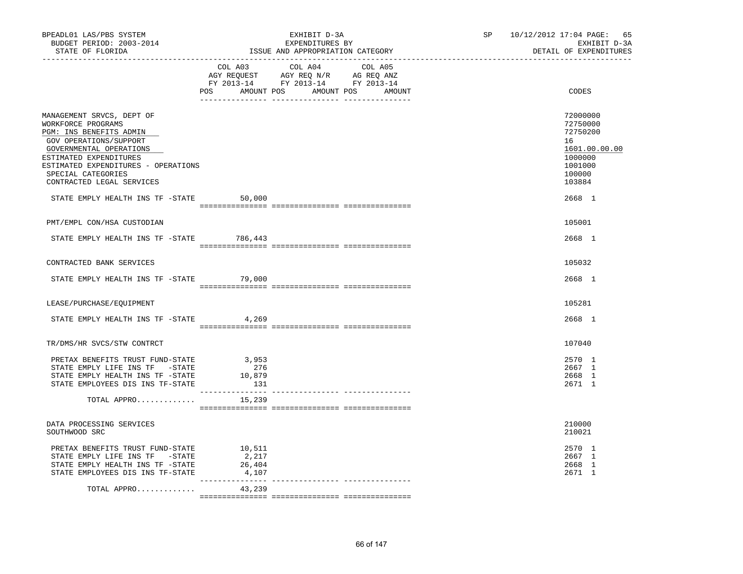BPEADL01 LAS/PBS SYSTEM | EXHIBIT D-3A | SP 10/12/2012 17:04 PAGE: 65
BUDGET PERIOD: 2003-2014 | EXPENDITURES BY | EXHIBIT D-3A
STATE OF FLORIDA | ISSUE AND APPROPRIATION CATEGORY | DETAIL OF EXPENDITURES

| | COL A03 AGY REQUEST FY 2013-14 POS AMOUNT | COL A04 AGY REQ N/R FY 2013-14 POS AMOUNT | COL A05 AG REQ ANZ FY 2013-14 POS AMOUNT | CODES |
|---|---|---|---|---|
| MANAGEMENT SRVCS, DEPT OF | | | | 72000000 |
| WORKFORCE PROGRAMS | | | | 72750000 |
| PGM: INS BENEFITS ADMIN | | | | 72750200 |
| GOV OPERATIONS/SUPPORT | | | | 16 |
| GOVERNMENTAL OPERATIONS | | | | 1601.00.00.00 |
| ESTIMATED EXPENDITURES | | | | 1000000 |
| ESTIMATED EXPENDITURES - OPERATIONS | | | | 1001000 |
| SPECIAL CATEGORIES | | | | 100000 |
| CONTRACTED LEGAL SERVICES | | | | 103884 |
| STATE EMPLY HEALTH INS TF -STATE | 50,000 | | | 2668 1 |
| PMT/EMPL CON/HSA CUSTODIAN | | | | 105001 |
| STATE EMPLY HEALTH INS TF -STATE | 786,443 | | | 2668 1 |
| CONTRACTED BANK SERVICES | | | | 105032 |
| STATE EMPLY HEALTH INS TF -STATE | 79,000 | | | 2668 1 |
| LEASE/PURCHASE/EQUIPMENT | | | | 105281 |
| STATE EMPLY HEALTH INS TF -STATE | 4,269 | | | 2668 1 |
| TR/DMS/HR SVCS/STW CONTRCT | | | | 107040 |
| PRETAX BENEFITS TRUST FUND-STATE | 3,953 | | | 2570 1 |
| STATE EMPLY LIFE INS TF -STATE | 276 | | | 2667 1 |
| STATE EMPLY HEALTH INS TF -STATE | 10,879 | | | 2668 1 |
| STATE EMPLOYEES DIS INS TF-STATE | 131 | | | 2671 1 |
| TOTAL APPRO............. | 15,239 | | | |
| DATA PROCESSING SERVICES | | | | 210000 |
| SOUTHWOOD SRC | | | | 210021 |
| PRETAX BENEFITS TRUST FUND-STATE | 10,511 | | | 2570 1 |
| STATE EMPLY LIFE INS TF -STATE | 2,217 | | | 2667 1 |
| STATE EMPLY HEALTH INS TF -STATE | 26,404 | | | 2668 1 |
| STATE EMPLOYEES DIS INS TF-STATE | 4,107 | | | 2671 1 |
| TOTAL APPRO............. | 43,239 | | | |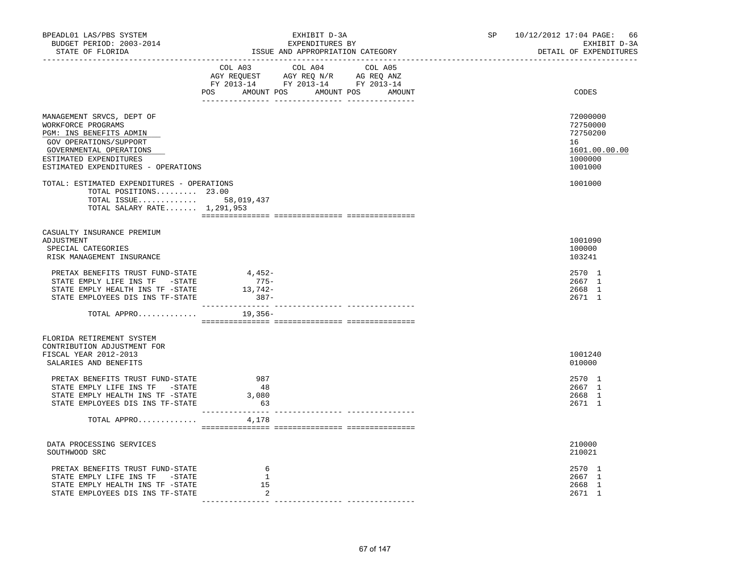BPEADL01 LAS/PBS SYSTEM | EXHIBIT D-3A | SP 10/12/2012 17:04 PAGE: 66
BUDGET PERIOD: 2003-2014 | EXPENDITURES BY | EXHIBIT D-3A
STATE OF FLORIDA | ISSUE AND APPROPRIATION CATEGORY | DETAIL OF EXPENDITURES

| | COL A03 AGY REQUEST FY 2013-14 POS AMOUNT | COL A04 AGY REQ N/R FY 2013-14 POS AMOUNT | COL A05 AG REQ ANZ FY 2013-14 POS AMOUNT | CODES |
|---|---|---|---|---|
| MANAGEMENT SRVCS, DEPT OF | | | | 72000000 |
| WORKFORCE PROGRAMS | | | | 72750000 |
| PGM: INS BENEFITS ADMIN | | | | 72750200 |
| GOV OPERATIONS/SUPPORT | | | | 16 |
| GOVERNMENTAL OPERATIONS | | | | 1601.00.00.00 |
| ESTIMATED EXPENDITURES | | | | 1000000 |
| ESTIMATED EXPENDITURES - OPERATIONS | | | | 1001000 |
| TOTAL: ESTIMATED EXPENDITURES - OPERATIONS | | | | 1001000 |
| TOTAL POSITIONS......... | 23.00 | | | |
| TOTAL ISSUE............. | 58,019,437 | | | |
| TOTAL SALARY RATE....... | 1,291,953 | | | |
| CASUALTY INSURANCE PREMIUM ADJUSTMENT | | | | 1001090 |
| SPECIAL CATEGORIES | | | | 100000 |
| RISK MANAGEMENT INSURANCE | | | | 103241 |
| PRETAX BENEFITS TRUST FUND-STATE | 4,452- | | | 2570 1 |
| STATE EMPLY LIFE INS TF -STATE | 775- | | | 2667 1 |
| STATE EMPLY HEALTH INS TF -STATE | 13,742- | | | 2668 1 |
| STATE EMPLOYEES DIS INS TF-STATE | 387- | | | 2671 1 |
| TOTAL APPRO............. | 19,356- | | | |
| FLORIDA RETIREMENT SYSTEM CONTRIBUTION ADJUSTMENT FOR FISCAL YEAR 2012-2013 | | | | 1001240 |
| SALARIES AND BENEFITS | | | | 010000 |
| PRETAX BENEFITS TRUST FUND-STATE | 987 | | | 2570 1 |
| STATE EMPLY LIFE INS TF -STATE | 48 | | | 2667 1 |
| STATE EMPLY HEALTH INS TF -STATE | 3,080 | | | 2668 1 |
| STATE EMPLOYEES DIS INS TF-STATE | 63 | | | 2671 1 |
| TOTAL APPRO............. | 4,178 | | | |
| DATA PROCESSING SERVICES | | | | 210000 |
| SOUTHWOOD SRC | | | | 210021 |
| PRETAX BENEFITS TRUST FUND-STATE | 6 | | | 2570 1 |
| STATE EMPLY LIFE INS TF -STATE | 1 | | | 2667 1 |
| STATE EMPLY HEALTH INS TF -STATE | 15 | | | 2668 1 |
| STATE EMPLOYEES DIS INS TF-STATE | 2 | | | 2671 1 |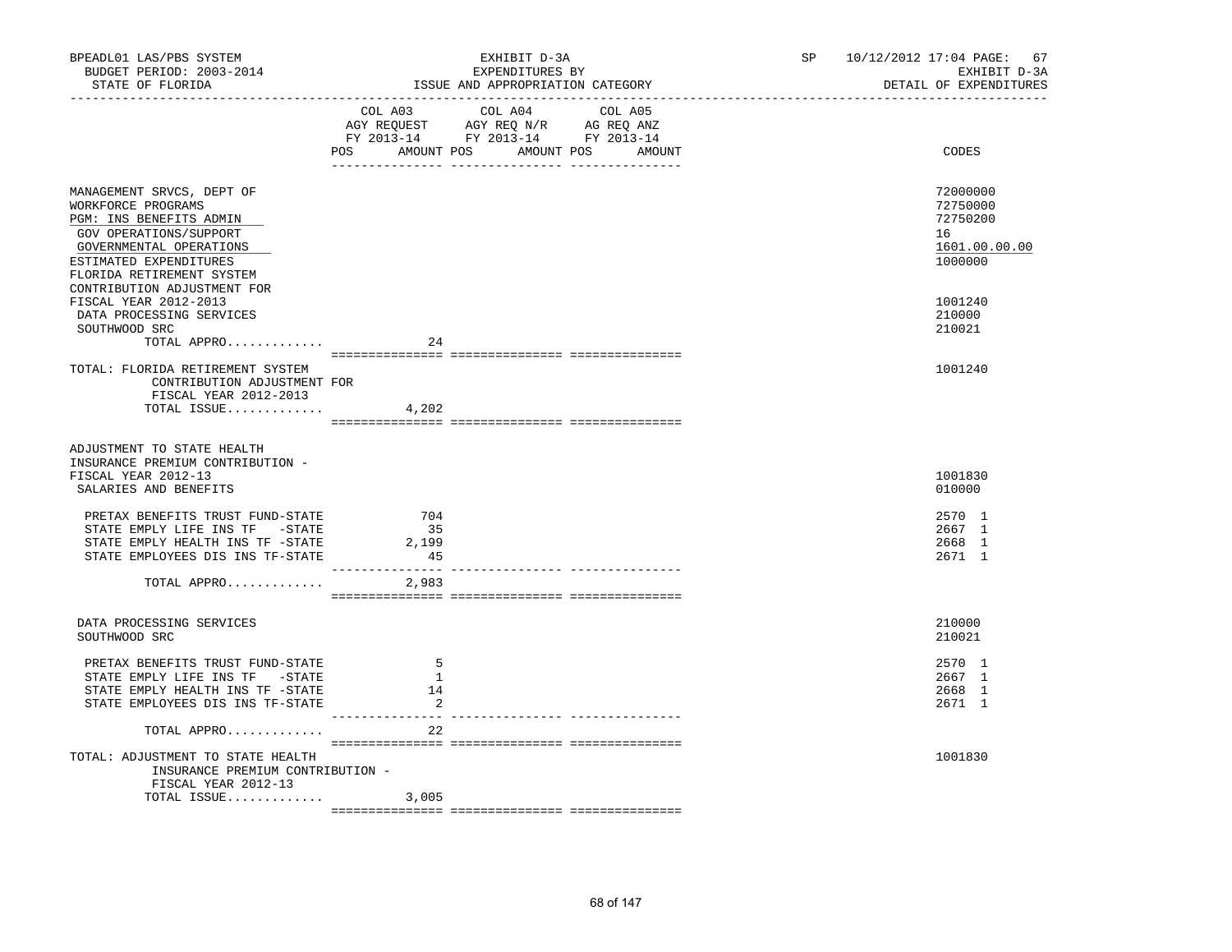BPEADL01 LAS/PBS SYSTEM — EXHIBIT D-3A — SP 10/12/2012 17:04 PAGE: 67
BUDGET PERIOD: 2003-2014 — EXPENDITURES BY — EXHIBIT D-3A
STATE OF FLORIDA — ISSUE AND APPROPRIATION CATEGORY — DETAIL OF EXPENDITURES

| | COL A03 AGY REQUEST FY 2013-14 POS AMOUNT | COL A04 AGY REQ N/R FY 2013-14 POS AMOUNT | COL A05 AG REQ ANZ FY 2013-14 POS AMOUNT | CODES |
|---|---|---|---|---|
| MANAGEMENT SRVCS, DEPT OF | | | | 72000000 |
| WORKFORCE PROGRAMS | | | | 72750000 |
| PGM: INS BENEFITS ADMIN | | | | 72750200 |
| GOV OPERATIONS/SUPPORT | | | | 16 |
| GOVERNMENTAL OPERATIONS | | | | 1601.00.00.00 |
| ESTIMATED EXPENDITURES | | | | 1000000 |
| FLORIDA RETIREMENT SYSTEM CONTRIBUTION ADJUSTMENT FOR FISCAL YEAR 2012-2013 | | | | 1001240 |
| DATA PROCESSING SERVICES | | | | 210000 |
| SOUTHWOOD SRC | | | | 210021 |
| TOTAL APPRO............ | 24 | | | |
| TOTAL: FLORIDA RETIREMENT SYSTEM CONTRIBUTION ADJUSTMENT FOR FISCAL YEAR 2012-2013 | | | | 1001240 |
| TOTAL ISSUE............ | 4,202 | | | |
| ADJUSTMENT TO STATE HEALTH INSURANCE PREMIUM CONTRIBUTION - FISCAL YEAR 2012-13 | | | | 1001830 |
| SALARIES AND BENEFITS | | | | 010000 |
| PRETAX BENEFITS TRUST FUND-STATE | 704 | | | 2570 1 |
| STATE EMPLY LIFE INS TF -STATE | 35 | | | 2667 1 |
| STATE EMPLY HEALTH INS TF -STATE | 2,199 | | | 2668 1 |
| STATE EMPLOYEES DIS INS TF-STATE | 45 | | | 2671 1 |
| TOTAL APPRO............ | 2,983 | | | |
| DATA PROCESSING SERVICES | | | | 210000 |
| SOUTHWOOD SRC | | | | 210021 |
| PRETAX BENEFITS TRUST FUND-STATE | 5 | | | 2570 1 |
| STATE EMPLY LIFE INS TF -STATE | 1 | | | 2667 1 |
| STATE EMPLY HEALTH INS TF -STATE | 14 | | | 2668 1 |
| STATE EMPLOYEES DIS INS TF-STATE | 2 | | | 2671 1 |
| TOTAL APPRO............ | 22 | | | |
| TOTAL: ADJUSTMENT TO STATE HEALTH INSURANCE PREMIUM CONTRIBUTION - FISCAL YEAR 2012-13 | | | | 1001830 |
| TOTAL ISSUE............ | 3,005 | | | |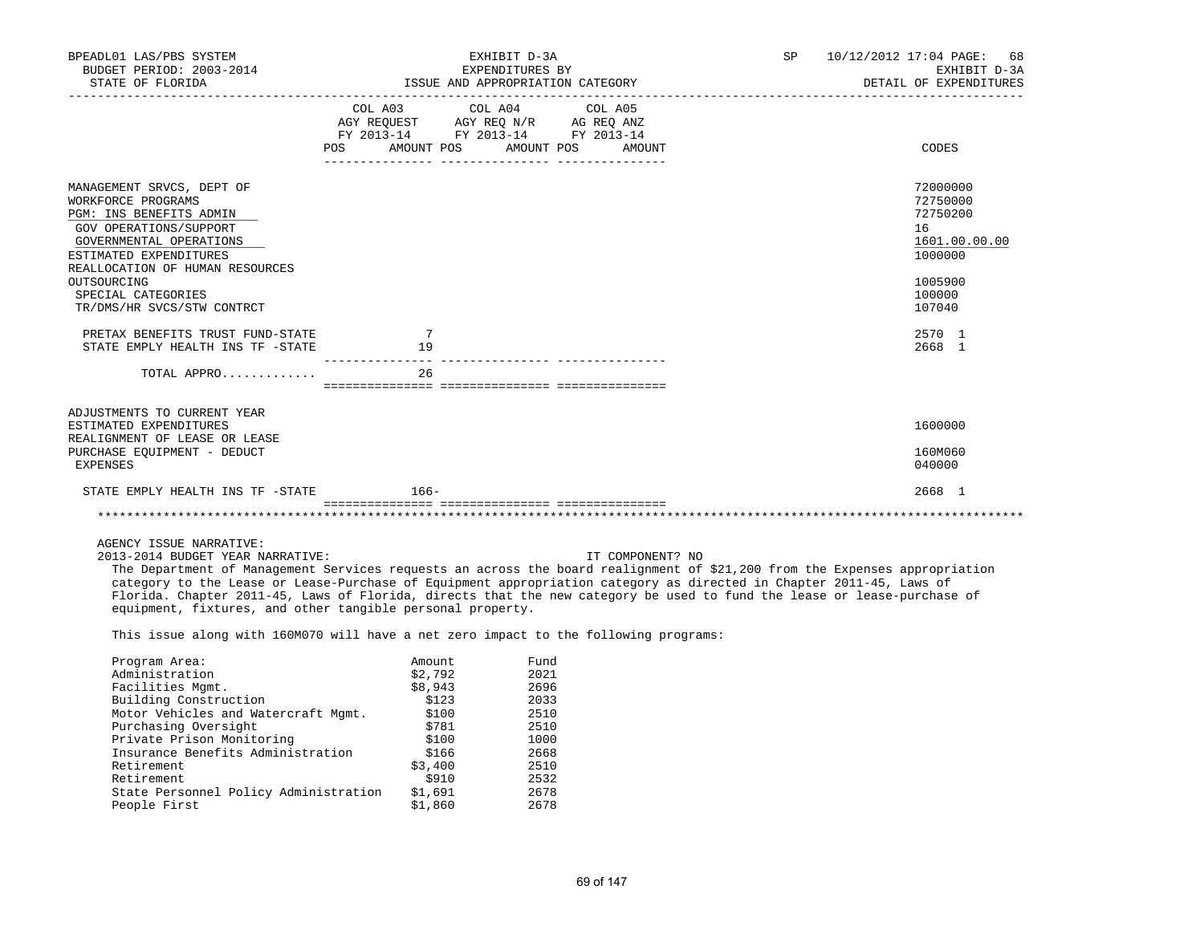BPEADL01 LAS/PBS SYSTEM | EXHIBIT D-3A | SP 10/12/2012 17:04 PAGE: 68
BUDGET PERIOD: 2003-2014 | EXPENDITURES BY | EXHIBIT D-3A
STATE OF FLORIDA | ISSUE AND APPROPRIATION CATEGORY | DETAIL OF EXPENDITURES

| | COL A03 AGY REQUEST FY 2013-14 POS AMOUNT | COL A04 AGY REQ N/R FY 2013-14 POS AMOUNT | COL A05 AG REQ ANZ FY 2013-14 POS AMOUNT | CODES |
|---|---|---|---|---|
| MANAGEMENT SRVCS, DEPT OF | | | | 72000000 |
| WORKFORCE PROGRAMS | | | | 72750000 |
| PGM: INS BENEFITS ADMIN | | | | 72750200 |
| GOV OPERATIONS/SUPPORT | | | | 16 |
| GOVERNMENTAL OPERATIONS | | | | 1601.00.00.00 |
| ESTIMATED EXPENDITURES | | | | 1000000 |
| REALLOCATION OF HUMAN RESOURCES OUTSOURCING | | | | 1005900 |
| SPECIAL CATEGORIES | | | | 100000 |
| TR/DMS/HR SVCS/STW CONTRCT | | | | 107040 |
| PRETAX BENEFITS TRUST FUND-STATE | 7 | | | 2570 1 |
| STATE EMPLY HEALTH INS TF -STATE | 19 | | | 2668 1 |
| TOTAL APPRO............ | 26 | | | |
| ADJUSTMENTS TO CURRENT YEAR ESTIMATED EXPENDITURES | | | | 1600000 |
| REALIGNMENT OF LEASE OR LEASE PURCHASE EQUIPMENT - DEDUCT | | | | 160M060 |
| EXPENSES | | | | 040000 |
| STATE EMPLY HEALTH INS TF -STATE | 166- | | | 2668 1 |

******************************************************************************************************************

AGENCY ISSUE NARRATIVE:

2013-2014 BUDGET YEAR NARRATIVE: IT COMPONENT? NO

The Department of Management Services requests an across the board realignment of $21,200 from the Expenses appropriation category to the Lease or Lease-Purchase of Equipment appropriation category as directed in Chapter 2011-45, Laws of Florida. Chapter 2011-45, Laws of Florida, directs that the new category be used to fund the lease or lease-purchase of equipment, fixtures, and other tangible personal property.

This issue along with 160M070 will have a net zero impact to the following programs:

| Program Area: | Amount | Fund |
|---|---|---|
| Administration | $2,792 | 2021 |
| Facilities Mgmt. | $8,943 | 2696 |
| Building Construction | $123 | 2033 |
| Motor Vehicles and Watercraft Mgmt. | $100 | 2510 |
| Purchasing Oversight | $781 | 2510 |
| Private Prison Monitoring | $100 | 1000 |
| Insurance Benefits Administration | $166 | 2668 |
| Retirement | $3,400 | 2510 |
| Retirement | $910 | 2532 |
| State Personnel Policy Administration | $1,691 | 2678 |
| People First | $1,860 | 2678 |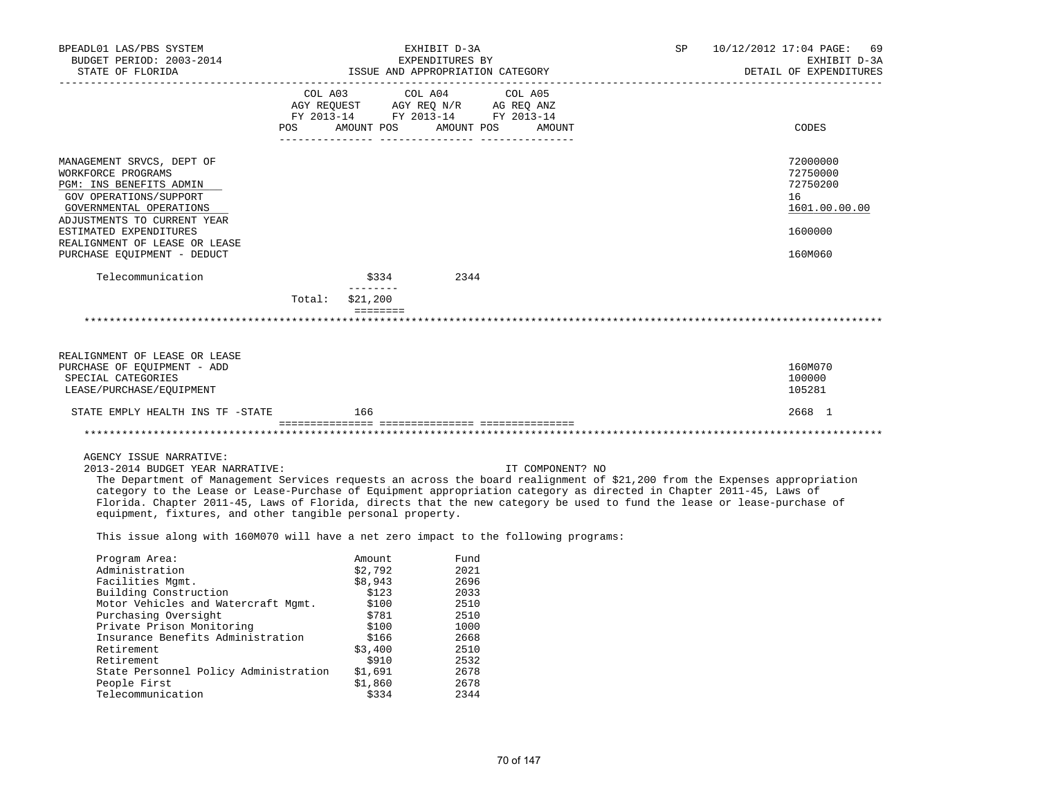BPEADL01 LAS/PBS SYSTEM | EXHIBIT D-3A | SP 10/12/2012 17:04 PAGE: 69
BUDGET PERIOD: 2003-2014 | EXPENDITURES BY | EXHIBIT D-3A
STATE OF FLORIDA | ISSUE AND APPROPRIATION CATEGORY | DETAIL OF EXPENDITURES

| | COL A03 AGY REQUEST FY 2013-14 POS | AMOUNT | COL A04 AGY REQ N/R FY 2013-14 POS | AMOUNT | COL A05 AG REQ ANZ FY 2013-14 POS | AMOUNT | CODES |
|---|---|---|---|---|---|---|---|
| MANAGEMENT SRVCS, DEPT OF | | | | | | | 72000000 |
| WORKFORCE PROGRAMS | | | | | | | 72750000 |
| PGM: INS BENEFITS ADMIN | | | | | | | 72750200 |
| GOV OPERATIONS/SUPPORT | | | | | | | 16 |
| GOVERNMENTAL OPERATIONS | | | | | | | 1601.00.00.00 |
| ADJUSTMENTS TO CURRENT YEAR ESTIMATED EXPENDITURES | | | | | | | 1600000 |
| REALIGNMENT OF LEASE OR LEASE PURCHASE EQUIPMENT - DEDUCT | | | | | | | 160M060 |

| | | |
|---|---|---|
| Telecommunication | $334 | 2344 |
| Total: | $21,200 | |

| | COL A03 | COL A04 | COL A05 | CODES |
|---|---|---|---|---|
| REALIGNMENT OF LEASE OR LEASE PURCHASE OF EQUIPMENT - ADD | | | | 160M070 |
| SPECIAL CATEGORIES | | | | 100000 |
| LEASE/PURCHASE/EQUIPMENT | | | | 105281 |
| STATE EMPLY HEALTH INS TF -STATE | 166 | | | 2668 1 |

AGENCY ISSUE NARRATIVE:
2013-2014 BUDGET YEAR NARRATIVE: IT COMPONENT? NO

The Department of Management Services requests an across the board realignment of $21,200 from the Expenses appropriation category to the Lease or Lease-Purchase of Equipment appropriation category as directed in Chapter 2011-45, Laws of Florida. Chapter 2011-45, Laws of Florida, directs that the new category be used to fund the lease or lease-purchase of equipment, fixtures, and other tangible personal property.

This issue along with 160M070 will have a net zero impact to the following programs:

| Program Area: | Amount | Fund |
|---|---|---|
| Administration | $2,792 | 2021 |
| Facilities Mgmt. | $8,943 | 2696 |
| Building Construction | $123 | 2033 |
| Motor Vehicles and Watercraft Mgmt. | $100 | 2510 |
| Purchasing Oversight | $781 | 2510 |
| Private Prison Monitoring | $100 | 1000 |
| Insurance Benefits Administration | $166 | 2668 |
| Retirement | $3,400 | 2510 |
| Retirement | $910 | 2532 |
| State Personnel Policy Administration | $1,691 | 2678 |
| People First | $1,860 | 2678 |
| Telecommunication | $334 | 2344 |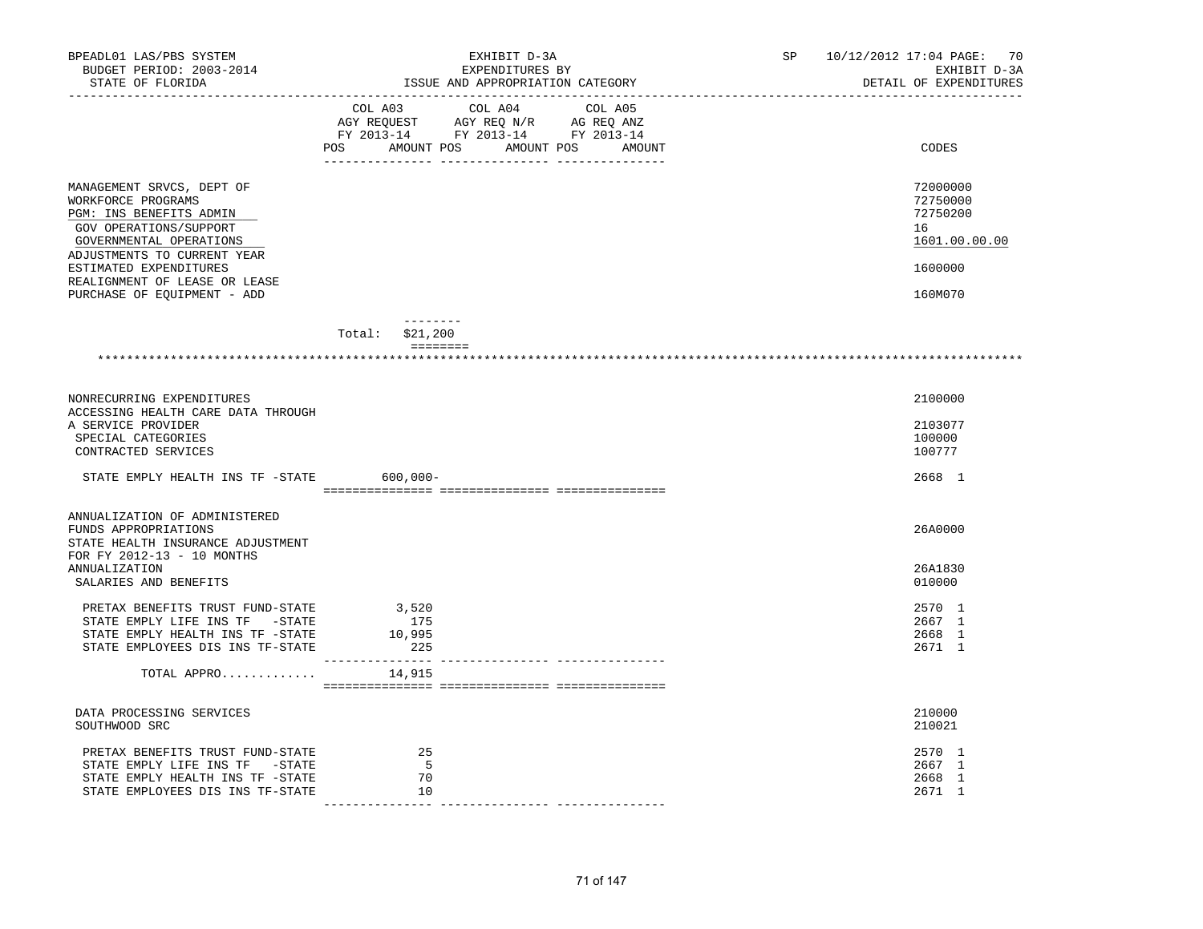BPEADL01 LAS/PBS SYSTEM
BUDGET PERIOD: 2003-2014
STATE OF FLORIDA

EXHIBIT D-3A
EXPENDITURES BY
ISSUE AND APPROPRIATION CATEGORY

SP 10/12/2012 17:04 PAGE: 70
EXHIBIT D-3A
DETAIL OF EXPENDITURES

| | COL A03 AGY REQUEST FY 2013-14 POS AMOUNT | COL A04 AGY REQ N/R FY 2013-14 POS AMOUNT | COL A05 AG REQ ANZ FY 2013-14 POS AMOUNT | CODES |
|---|---|---|---|---|
| MANAGEMENT SRVCS, DEPT OF | | | | 72000000 |
| WORKFORCE PROGRAMS | | | | 72750000 |
| PGM: INS BENEFITS ADMIN | | | | 72750200 |
| GOV OPERATIONS/SUPPORT | | | | 16 |
| GOVERNMENTAL OPERATIONS | | | | 1601.00.00.00 |
| ADJUSTMENTS TO CURRENT YEAR ESTIMATED EXPENDITURES | | | | 1600000 |
| REALIGNMENT OF LEASE OR LEASE PURCHASE OF EQUIPMENT - ADD | | | | 160M070 |
| Total: | $21,200 | | | |
| NONRECURRING EXPENDITURES | | | | 2100000 |
| ACCESSING HEALTH CARE DATA THROUGH A SERVICE PROVIDER | | | | 2103077 |
| SPECIAL CATEGORIES | | | | 100000 |
| CONTRACTED SERVICES | | | | 100777 |
| STATE EMPLY HEALTH INS TF -STATE | 600,000- | | | 2668 1 |
| ANNUALIZATION OF ADMINISTERED FUNDS APPROPRIATIONS | | | | 26A0000 |
| STATE HEALTH INSURANCE ADJUSTMENT FOR FY 2012-13 - 10 MONTHS ANNUALIZATION | | | | 26A1830 |
| SALARIES AND BENEFITS | | | | 010000 |
| PRETAX BENEFITS TRUST FUND-STATE | 3,520 | | | 2570 1 |
| STATE EMPLY LIFE INS TF -STATE | 175 | | | 2667 1 |
| STATE EMPLY HEALTH INS TF -STATE | 10,995 | | | 2668 1 |
| STATE EMPLOYEES DIS INS TF-STATE | 225 | | | 2671 1 |
| TOTAL APPRO............ | 14,915 | | | |
| DATA PROCESSING SERVICES | | | | 210000 |
| SOUTHWOOD SRC | | | | 210021 |
| PRETAX BENEFITS TRUST FUND-STATE | 25 | | | 2570 1 |
| STATE EMPLY LIFE INS TF -STATE | 5 | | | 2667 1 |
| STATE EMPLY HEALTH INS TF -STATE | 70 | | | 2668 1 |
| STATE EMPLOYEES DIS INS TF-STATE | 10 | | | 2671 1 |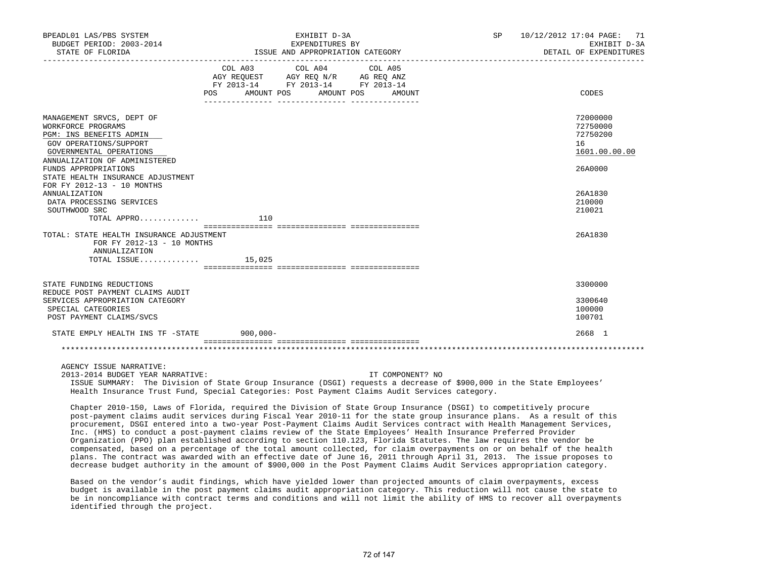BPEADL01 LAS/PBS SYSTEM — EXHIBIT D-3A — SP 10/12/2012 17:04 PAGE: 71
BUDGET PERIOD: 2003-2014 — EXPENDITURES BY — EXHIBIT D-3A
STATE OF FLORIDA — ISSUE AND APPROPRIATION CATEGORY — DETAIL OF EXPENDITURES

| | COL A03 AGY REQUEST FY 2013-14 POS AMOUNT | COL A04 AGY REQ N/R FY 2013-14 POS AMOUNT | COL A05 AG REQ ANZ FY 2013-14 POS AMOUNT | CODES |
|---|---|---|---|---|
| MANAGEMENT SRVCS, DEPT OF | | | | 72000000 |
| WORKFORCE PROGRAMS | | | | 72750000 |
| PGM: INS BENEFITS ADMIN | | | | 72750200 |
| GOV OPERATIONS/SUPPORT | | | | 16 |
| GOVERNMENTAL OPERATIONS | | | | 1601.00.00.00 |
| ANNUALIZATION OF ADMINISTERED FUNDS APPROPRIATIONS | | | | 26A0000 |
| STATE HEALTH INSURANCE ADJUSTMENT FOR FY 2012-13 - 10 MONTHS ANNUALIZATION | | | | 26A1830 |
| DATA PROCESSING SERVICES | | | | 210000 |
| SOUTHWOOD SRC | | | | 210021 |
| TOTAL APPRO............. | 110 | | | |
| TOTAL: STATE HEALTH INSURANCE ADJUSTMENT FOR FY 2012-13 - 10 MONTHS ANNUALIZATION | | | | 26A1830 |
| TOTAL ISSUE............. | 15,025 | | | |
| STATE FUNDING REDUCTIONS | | | | 3300000 |
| REDUCE POST PAYMENT CLAIMS AUDIT SERVICES APPROPRIATION CATEGORY | | | | 3300640 |
| SPECIAL CATEGORIES | | | | 100000 |
| POST PAYMENT CLAIMS/SVCS | | | | 100701 |
| STATE EMPLY HEALTH INS TF -STATE | 900,000- | | | 2668 1 |

AGENCY ISSUE NARRATIVE:

2013-2014 BUDGET YEAR NARRATIVE: IT COMPONENT? NO

ISSUE SUMMARY: The Division of State Group Insurance (DSGI) requests a decrease of $900,000 in the State Employees' Health Insurance Trust Fund, Special Categories: Post Payment Claims Audit Services category.

Chapter 2010-150, Laws of Florida, required the Division of State Group Insurance (DSGI) to competitively procure post-payment claims audit services during Fiscal Year 2010-11 for the state group insurance plans. As a result of this procurement, DSGI entered into a two-year Post-Payment Claims Audit Services contract with Health Management Services, Inc. (HMS) to conduct a post-payment claims review of the State Employees' Health Insurance Preferred Provider Organization (PPO) plan established according to section 110.123, Florida Statutes. The law requires the vendor be compensated, based on a percentage of the total amount collected, for claim overpayments on or on behalf of the health plans. The contract was awarded with an effective date of June 16, 2011 through April 31, 2013. The issue proposes to decrease budget authority in the amount of $900,000 in the Post Payment Claims Audit Services appropriation category.

Based on the vendor's audit findings, which have yielded lower than projected amounts of claim overpayments, excess budget is available in the post payment claims audit appropriation category. This reduction will not cause the state to be in noncompliance with contract terms and conditions and will not limit the ability of HMS to recover all overpayments identified through the project.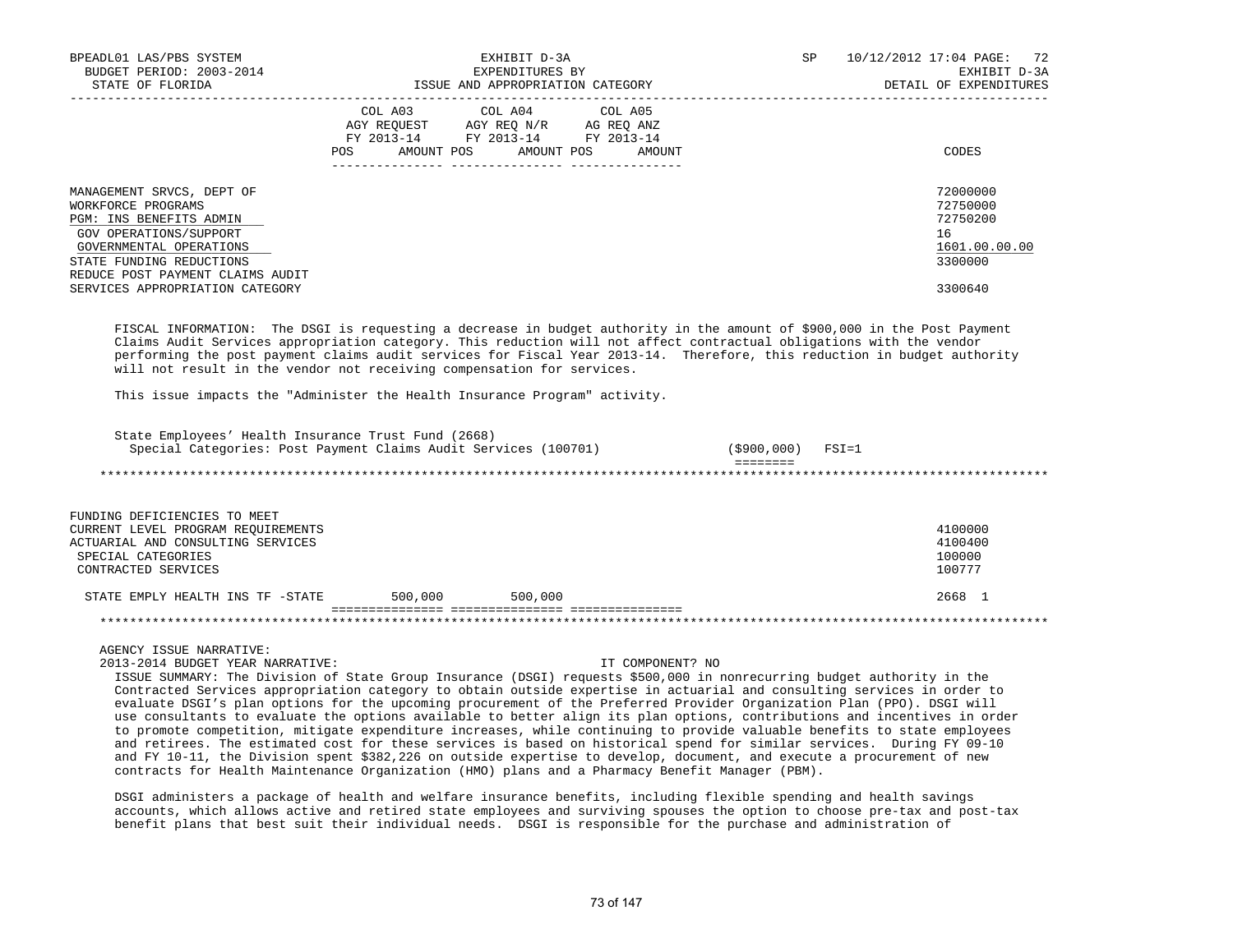| | COL A03 AGY REQUEST FY 2013-14 POS AMOUNT | COL A04 AGY REQ N/R FY 2013-14 POS AMOUNT | COL A05 AG REQ ANZ FY 2013-14 POS AMOUNT | CODES |
|---|---|---|---|---|
| MANAGEMENT SRVCS, DEPT OF | | | | 72000000 |
| WORKFORCE PROGRAMS | | | | 72750000 |
| PGM: INS BENEFITS ADMIN | | | | 72750200 |
| GOV OPERATIONS/SUPPORT | | | | 16 |
| GOVERNMENTAL OPERATIONS | | | | 1601.00.00.00 |
| STATE FUNDING REDUCTIONS | | | | 3300000 |
| REDUCE POST PAYMENT CLAIMS AUDIT SERVICES APPROPRIATION CATEGORY | | | | 3300640 |

FISCAL INFORMATION: The DSGI is requesting a decrease in budget authority in the amount of $900,000 in the Post Payment Claims Audit Services appropriation category. This reduction will not affect contractual obligations with the vendor performing the post payment claims audit services for Fiscal Year 2013-14. Therefore, this reduction in budget authority will not result in the vendor not receiving compensation for services.

This issue impacts the "Administer the Health Insurance Program" activity.

State Employees' Health Insurance Trust Fund (2668)
Special Categories: Post Payment Claims Audit Services (100701) ($900,000) FSI=1

********************************************************************************************************************

| | COL A03 | COL A04 | COL A05 | CODES |
|---|---|---|---|---|
| FUNDING DEFICIENCIES TO MEET CURRENT LEVEL PROGRAM REQUIREMENTS | | | | 4100000 |
| ACTUARIAL AND CONSULTING SERVICES | | | | 4100400 |
| SPECIAL CATEGORIES | | | | 100000 |
| CONTRACTED SERVICES | | | | 100777 |
| STATE EMPLY HEALTH INS TF -STATE | 500,000 | 500,000 | | 2668 1 |

********************************************************************************************************************

AGENCY ISSUE NARRATIVE:
2013-2014 BUDGET YEAR NARRATIVE: IT COMPONENT? NO

ISSUE SUMMARY: The Division of State Group Insurance (DSGI) requests $500,000 in nonrecurring budget authority in the Contracted Services appropriation category to obtain outside expertise in actuarial and consulting services in order to evaluate DSGI's plan options for the upcoming procurement of the Preferred Provider Organization Plan (PPO). DSGI will use consultants to evaluate the options available to better align its plan options, contributions and incentives in order to promote competition, mitigate expenditure increases, while continuing to provide valuable benefits to state employees and retirees. The estimated cost for these services is based on historical spend for similar services. During FY 09-10 and FY 10-11, the Division spent $382,226 on outside expertise to develop, document, and execute a procurement of new contracts for Health Maintenance Organization (HMO) plans and a Pharmacy Benefit Manager (PBM).

DSGI administers a package of health and welfare insurance benefits, including flexible spending and health savings accounts, which allows active and retired state employees and surviving spouses the option to choose pre-tax and post-tax benefit plans that best suit their individual needs. DSGI is responsible for the purchase and administration of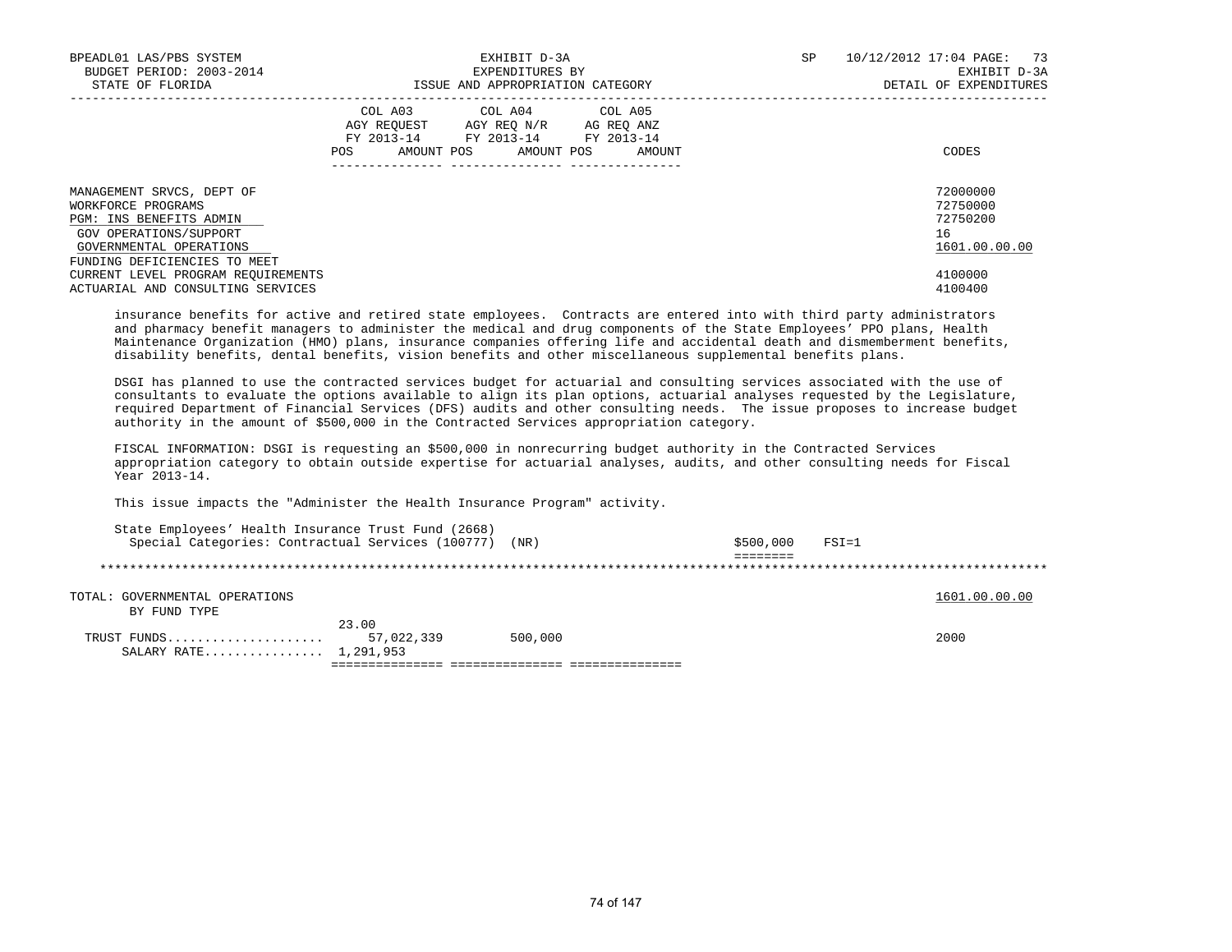BPEADL01 LAS/PBS SYSTEM — EXHIBIT D-3A — SP 10/12/2012 17:04 PAGE: 73
BUDGET PERIOD: 2003-2014 — EXPENDITURES BY — EXHIBIT D-3A
STATE OF FLORIDA — ISSUE AND APPROPRIATION CATEGORY — DETAIL OF EXPENDITURES

| | COL A03 AGY REQUEST FY 2013-14 POS AMOUNT | COL A04 AGY REQ N/R FY 2013-14 POS AMOUNT | COL A05 AG REQ ANZ FY 2013-14 POS AMOUNT | CODES |
|---|---|---|---|---|
| MANAGEMENT SRVCS, DEPT OF | | | | 72000000 |
| WORKFORCE PROGRAMS | | | | 72750000 |
| PGM: INS BENEFITS ADMIN | | | | 72750200 |
| GOV OPERATIONS/SUPPORT | | | | 16 |
| GOVERNMENTAL OPERATIONS | | | | 1601.00.00.00 |
| FUNDING DEFICIENCIES TO MEET CURRENT LEVEL PROGRAM REQUIREMENTS | | | | 4100000 |
| ACTUARIAL AND CONSULTING SERVICES | | | | 4100400 |

insurance benefits for active and retired state employees. Contracts are entered into with third party administrators and pharmacy benefit managers to administer the medical and drug components of the State Employees' PPO plans, Health Maintenance Organization (HMO) plans, insurance companies offering life and accidental death and dismemberment benefits, disability benefits, dental benefits, vision benefits and other miscellaneous supplemental benefits plans.

DSGI has planned to use the contracted services budget for actuarial and consulting services associated with the use of consultants to evaluate the options available to align its plan options, actuarial analyses requested by the Legislature, required Department of Financial Services (DFS) audits and other consulting needs. The issue proposes to increase budget authority in the amount of $500,000 in the Contracted Services appropriation category.

FISCAL INFORMATION: DSGI is requesting an $500,000 in nonrecurring budget authority in the Contracted Services appropriation category to obtain outside expertise for actuarial analyses, audits, and other consulting needs for Fiscal Year 2013-14.

This issue impacts the "Administer the Health Insurance Program" activity.

State Employees' Health Insurance Trust Fund (2668)
Special Categories: Contractual Services (100777) (NR) — $500,000 FSI=1

========

*******************************************************************************************************************

| TOTAL: GOVERNMENTAL OPERATIONS BY FUND TYPE | COL A03 | COL A04 | COL A05 | 1601.00.00.00 |
|---|---|---|---|---|
| | 23.00 | | | |
| TRUST FUNDS..................... | 57,022,339 | 500,000 | | 2000 |
| SALARY RATE................ | 1,291,953 | | | |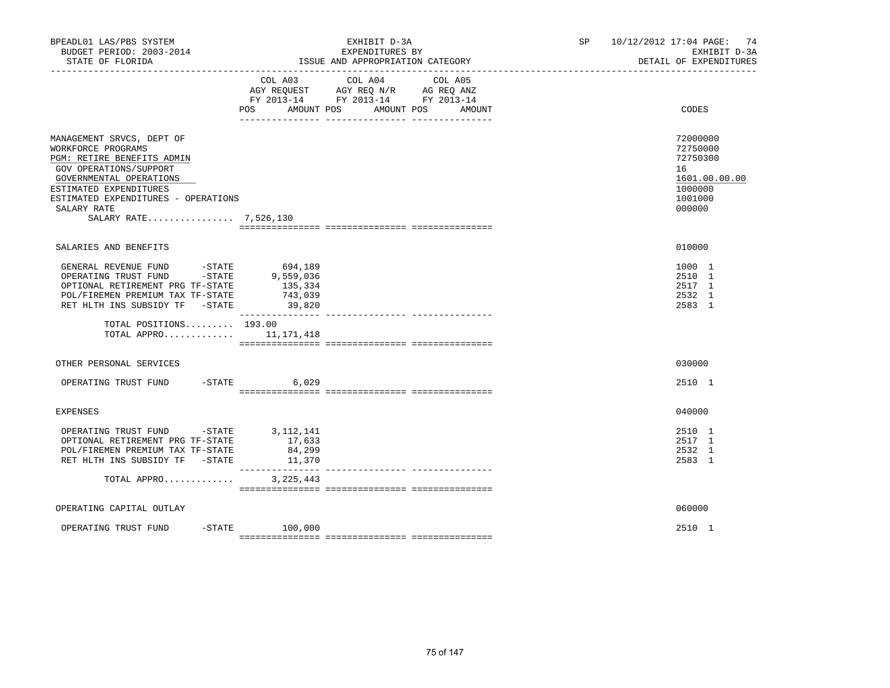BPEADL01 LAS/PBS SYSTEM
BUDGET PERIOD: 2003-2014
STATE OF FLORIDA

EXHIBIT D-3A
EXPENDITURES BY
ISSUE AND APPROPRIATION CATEGORY

SP 10/12/2012 17:04 PAGE: 74
EXHIBIT D-3A
DETAIL OF EXPENDITURES

| | COL A03 AGY REQUEST FY 2013-14 POS AMOUNT | COL A04 AGY REQ N/R FY 2013-14 POS AMOUNT | COL A05 AG REQ ANZ FY 2013-14 POS AMOUNT | CODES |
|---|---|---|---|---|
| MANAGEMENT SRVCS, DEPT OF | | | | 72000000 |
| WORKFORCE PROGRAMS | | | | 72750000 |
| PGM: RETIRE BENEFITS ADMIN | | | | 72750300 |
| GOV OPERATIONS/SUPPORT | | | | 16 |
| GOVERNMENTAL OPERATIONS | | | | 1601.00.00.00 |
| ESTIMATED EXPENDITURES | | | | 1000000 |
| ESTIMATED EXPENDITURES - OPERATIONS | | | | 1001000 |
| SALARY RATE | | | | 000000 |
| SALARY RATE................ | 7,526,130 | | | |
| SALARIES AND BENEFITS | | | | 010000 |
| GENERAL REVENUE FUND -STATE | 694,189 | | | 1000 1 |
| OPERATING TRUST FUND -STATE | 9,559,036 | | | 2510 1 |
| OPTIONAL RETIREMENT PRG TF-STATE | 135,334 | | | 2517 1 |
| POL/FIREMEN PREMIUM TAX TF-STATE | 743,039 | | | 2532 1 |
| RET HLTH INS SUBSIDY TF -STATE | 39,820 | | | 2583 1 |
| TOTAL POSITIONS......... | 193.00 | | | |
| TOTAL APPRO............. | 11,171,418 | | | |
| OTHER PERSONAL SERVICES | | | | 030000 |
| OPERATING TRUST FUND -STATE | 6,029 | | | 2510 1 |
| EXPENSES | | | | 040000 |
| OPERATING TRUST FUND -STATE | 3,112,141 | | | 2510 1 |
| OPTIONAL RETIREMENT PRG TF-STATE | 17,633 | | | 2517 1 |
| POL/FIREMEN PREMIUM TAX TF-STATE | 84,299 | | | 2532 1 |
| RET HLTH INS SUBSIDY TF -STATE | 11,370 | | | 2583 1 |
| TOTAL APPRO............. | 3,225,443 | | | |
| OPERATING CAPITAL OUTLAY | | | | 060000 |
| OPERATING TRUST FUND -STATE | 100,000 | | | 2510 1 |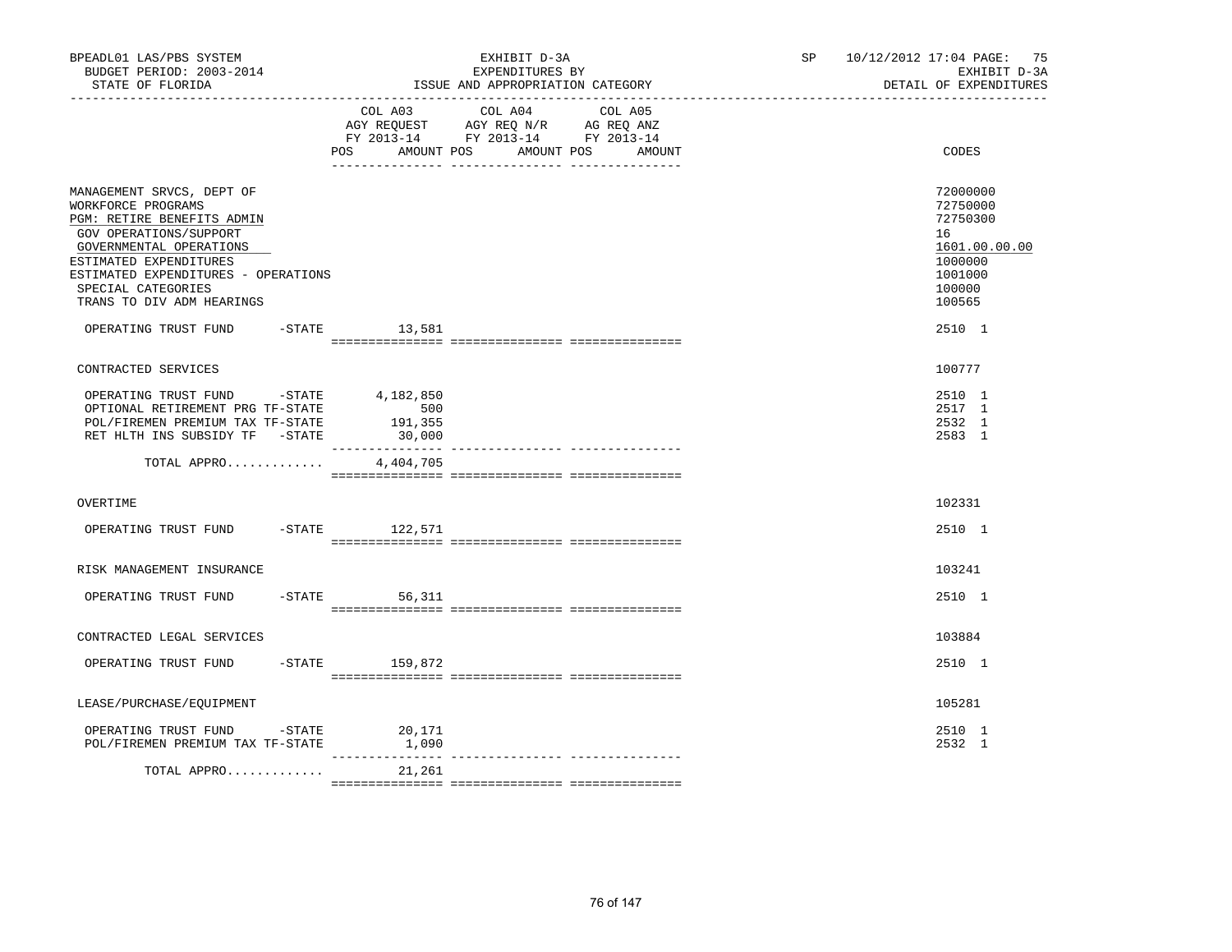BPEADL01 LAS/PBS SYSTEM | EXHIBIT D-3A | SP 10/12/2012 17:04 PAGE: 75
BUDGET PERIOD: 2003-2014 | EXPENDITURES BY | EXHIBIT D-3A
STATE OF FLORIDA | ISSUE AND APPROPRIATION CATEGORY | DETAIL OF EXPENDITURES

| | COL A03 AGY REQUEST FY 2013-14 POS AMOUNT | COL A04 AGY REQ N/R FY 2013-14 POS AMOUNT | COL A05 AG REQ ANZ FY 2013-14 POS AMOUNT | CODES |
|---|---|---|---|---|
| MANAGEMENT SRVCS, DEPT OF | | | | 72000000 |
| WORKFORCE PROGRAMS | | | | 72750000 |
| PGM: RETIRE BENEFITS ADMIN | | | | 72750300 |
| GOV OPERATIONS/SUPPORT | | | | 16 |
| GOVERNMENTAL OPERATIONS | | | | 1601.00.00.00 |
| ESTIMATED EXPENDITURES | | | | 1000000 |
| ESTIMATED EXPENDITURES - OPERATIONS | | | | 1001000 |
| SPECIAL CATEGORIES | | | | 100000 |
| TRANS TO DIV ADM HEARINGS | | | | 100565 |
| OPERATING TRUST FUND -STATE | 13,581 | | | 2510 1 |
| CONTRACTED SERVICES | | | | 100777 |
| OPERATING TRUST FUND -STATE | 4,182,850 | | | 2510 1 |
| OPTIONAL RETIREMENT PRG TF-STATE | 500 | | | 2517 1 |
| POL/FIREMEN PREMIUM TAX TF-STATE | 191,355 | | | 2532 1 |
| RET HLTH INS SUBSIDY TF -STATE | 30,000 | | | 2583 1 |
| TOTAL APPRO............ | 4,404,705 | | | |
| OVERTIME | | | | 102331 |
| OPERATING TRUST FUND -STATE | 122,571 | | | 2510 1 |
| RISK MANAGEMENT INSURANCE | | | | 103241 |
| OPERATING TRUST FUND -STATE | 56,311 | | | 2510 1 |
| CONTRACTED LEGAL SERVICES | | | | 103884 |
| OPERATING TRUST FUND -STATE | 159,872 | | | 2510 1 |
| LEASE/PURCHASE/EQUIPMENT | | | | 105281 |
| OPERATING TRUST FUND -STATE | 20,171 | | | 2510 1 |
| POL/FIREMEN PREMIUM TAX TF-STATE | 1,090 | | | 2532 1 |
| TOTAL APPRO............ | 21,261 | | | |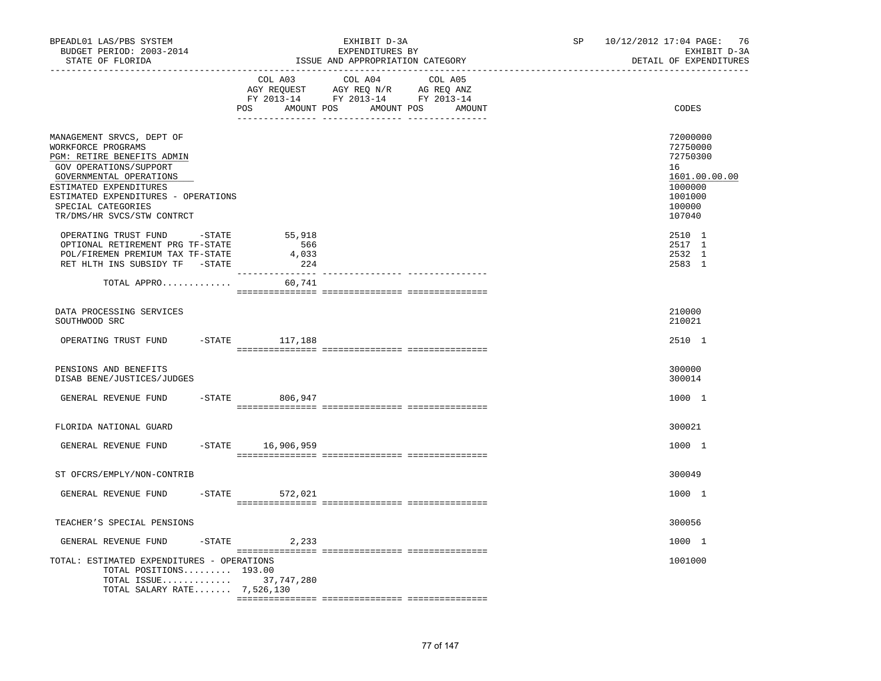BPEADL01 LAS/PBS SYSTEM — EXHIBIT D-3A — SP 10/12/2012 17:04 PAGE: 76

BUDGET PERIOD: 2003-2014 — EXPENDITURES BY — EXHIBIT D-3A

STATE OF FLORIDA — ISSUE AND APPROPRIATION CATEGORY — DETAIL OF EXPENDITURES

| | COL A03 AGY REQUEST FY 2013-14 POS AMOUNT | COL A04 AGY REQ N/R FY 2013-14 POS AMOUNT | COL A05 AG REQ ANZ FY 2013-14 POS AMOUNT | CODES |
|---|---|---|---|---|
| MANAGEMENT SRVCS, DEPT OF | | | | 72000000 |
| WORKFORCE PROGRAMS | | | | 72750000 |
| PGM: RETIRE BENEFITS ADMIN | | | | 72750300 |
| GOV OPERATIONS/SUPPORT | | | | 16 |
| GOVERNMENTAL OPERATIONS | | | | 1601.00.00.00 |
| ESTIMATED EXPENDITURES | | | | 1000000 |
| ESTIMATED EXPENDITURES - OPERATIONS | | | | 1001000 |
| SPECIAL CATEGORIES | | | | 100000 |
| TR/DMS/HR SVCS/STW CONTRCT | | | | 107040 |
| OPERATING TRUST FUND -STATE | 55,918 | | | 2510 1 |
| OPTIONAL RETIREMENT PRG TF-STATE | 566 | | | 2517 1 |
| POL/FIREMEN PREMIUM TAX TF-STATE | 4,033 | | | 2532 1 |
| RET HLTH INS SUBSIDY TF -STATE | 224 | | | 2583 1 |
| TOTAL APPRO............ | 60,741 | | | |
| DATA PROCESSING SERVICES | | | | 210000 |
| SOUTHWOOD SRC | | | | 210021 |
| OPERATING TRUST FUND -STATE | 117,188 | | | 2510 1 |
| PENSIONS AND BENEFITS | | | | 300000 |
| DISAB BENE/JUSTICES/JUDGES | | | | 300014 |
| GENERAL REVENUE FUND -STATE | 806,947 | | | 1000 1 |
| FLORIDA NATIONAL GUARD | | | | 300021 |
| GENERAL REVENUE FUND -STATE | 16,906,959 | | | 1000 1 |
| ST OFCRS/EMPLY/NON-CONTRIB | | | | 300049 |
| GENERAL REVENUE FUND -STATE | 572,021 | | | 1000 1 |
| TEACHER'S SPECIAL PENSIONS | | | | 300056 |
| GENERAL REVENUE FUND -STATE | 2,233 | | | 1000 1 |
| TOTAL: ESTIMATED EXPENDITURES - OPERATIONS | | | | 1001000 |
| TOTAL POSITIONS......... | 193.00 | | | |
| TOTAL ISSUE............ | 37,747,280 | | | |
| TOTAL SALARY RATE....... | 7,526,130 | | | |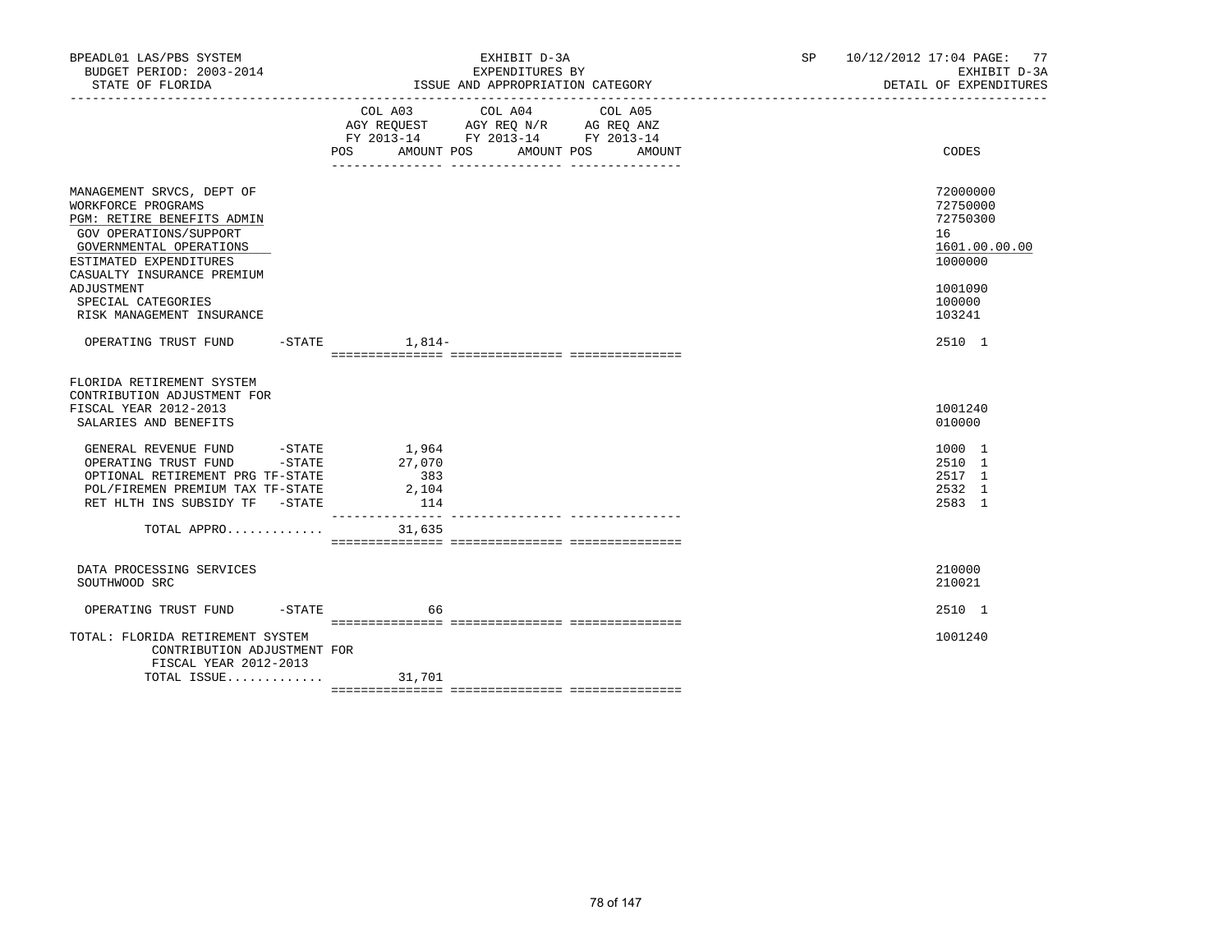BPEADL01 LAS/PBS SYSTEM | EXHIBIT D-3A | SP 10/12/2012 17:04 PAGE: 77
BUDGET PERIOD: 2003-2014 | EXPENDITURES BY | EXHIBIT D-3A
STATE OF FLORIDA | ISSUE AND APPROPRIATION CATEGORY | DETAIL OF EXPENDITURES

| | COL A03 AGY REQUEST FY 2013-14 POS AMOUNT | COL A04 AGY REQ N/R FY 2013-14 POS AMOUNT | COL A05 AG REQ ANZ FY 2013-14 POS AMOUNT | CODES |
|---|---|---|---|---|
| MANAGEMENT SRVCS, DEPT OF | | | | 72000000 |
| WORKFORCE PROGRAMS | | | | 72750000 |
| PGM: RETIRE BENEFITS ADMIN | | | | 72750300 |
| GOV OPERATIONS/SUPPORT | | | | 16 |
| GOVERNMENTAL OPERATIONS | | | | 1601.00.00.00 |
| ESTIMATED EXPENDITURES | | | | 1000000 |
| CASUALTY INSURANCE PREMIUM ADJUSTMENT | | | | 1001090 |
| SPECIAL CATEGORIES | | | | 100000 |
| RISK MANAGEMENT INSURANCE | | | | 103241 |
| OPERATING TRUST FUND -STATE | 1,814- | | | 2510 1 |
| FLORIDA RETIREMENT SYSTEM CONTRIBUTION ADJUSTMENT FOR FISCAL YEAR 2012-2013 | | | | 1001240 |
| SALARIES AND BENEFITS | | | | 010000 |
| GENERAL REVENUE FUND -STATE | 1,964 | | | 1000 1 |
| OPERATING TRUST FUND -STATE | 27,070 | | | 2510 1 |
| OPTIONAL RETIREMENT PRG TF-STATE | 383 | | | 2517 1 |
| POL/FIREMEN PREMIUM TAX TF-STATE | 2,104 | | | 2532 1 |
| RET HLTH INS SUBSIDY TF -STATE | 114 | | | 2583 1 |
| TOTAL APPRO............ | 31,635 | | | |
| DATA PROCESSING SERVICES | | | | 210000 |
| SOUTHWOOD SRC | | | | 210021 |
| OPERATING TRUST FUND -STATE | 66 | | | 2510 1 |
| TOTAL: FLORIDA RETIREMENT SYSTEM CONTRIBUTION ADJUSTMENT FOR FISCAL YEAR 2012-2013 | | | | 1001240 |
| TOTAL ISSUE............ | 31,701 | | | |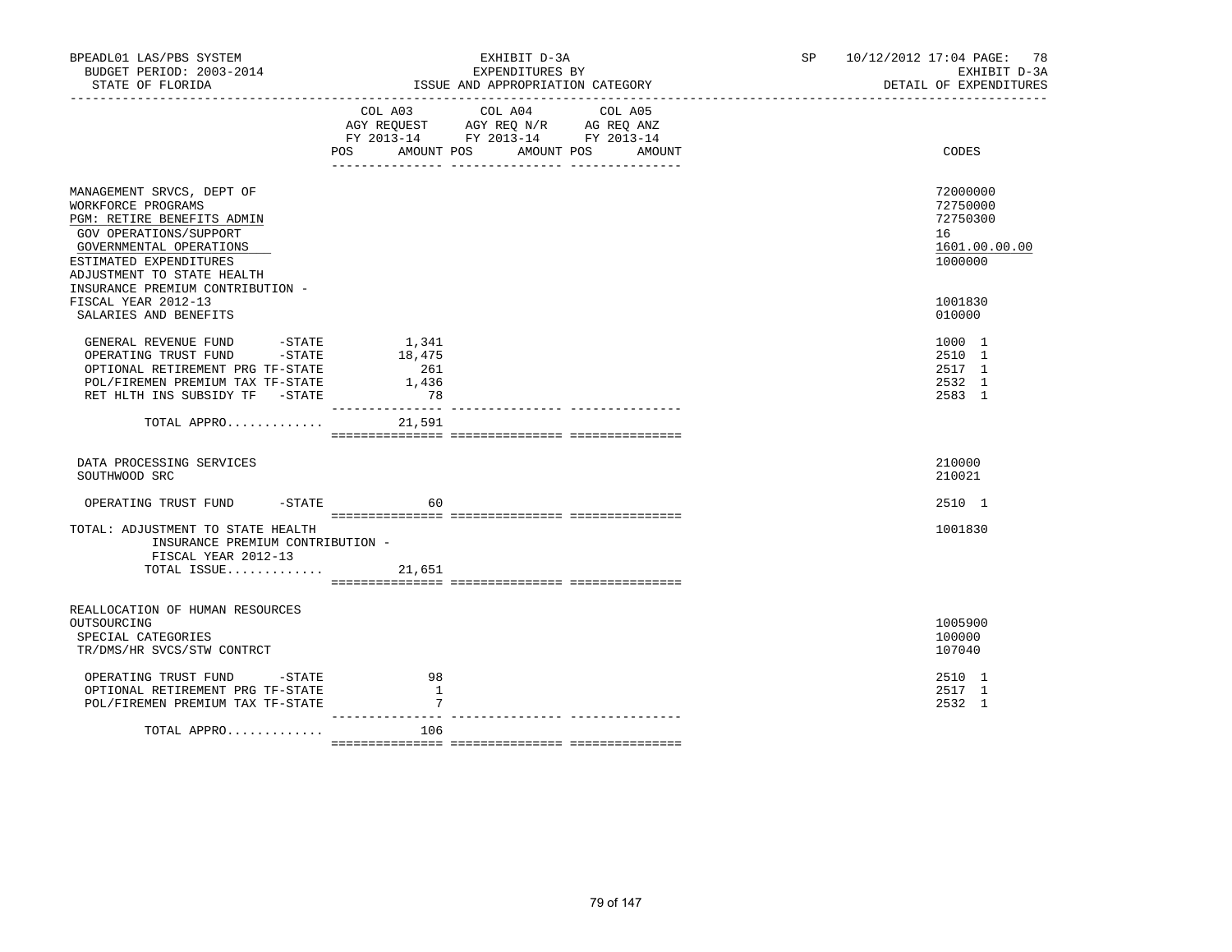BPEADL01 LAS/PBS SYSTEM | EXHIBIT D-3A | SP 10/12/2012 17:04 PAGE: 78
BUDGET PERIOD: 2003-2014 | EXPENDITURES BY | EXHIBIT D-3A
STATE OF FLORIDA | ISSUE AND APPROPRIATION CATEGORY | DETAIL OF EXPENDITURES

| | COL A03 AGY REQUEST FY 2013-14 POS AMOUNT | COL A04 AGY REQ N/R FY 2013-14 POS AMOUNT | COL A05 AG REQ ANZ FY 2013-14 POS AMOUNT | CODES |
|---|---|---|---|---|
| MANAGEMENT SRVCS, DEPT OF | | | | 72000000 |
| WORKFORCE PROGRAMS | | | | 72750000 |
| PGM: RETIRE BENEFITS ADMIN | | | | 72750300 |
| GOV OPERATIONS/SUPPORT | | | | 16 |
| GOVERNMENTAL OPERATIONS | | | | 1601.00.00.00 |
| ESTIMATED EXPENDITURES | | | | 1000000 |
| ADJUSTMENT TO STATE HEALTH INSURANCE PREMIUM CONTRIBUTION - FISCAL YEAR 2012-13 | | | | 1001830 |
| SALARIES AND BENEFITS | | | | 010000 |
| GENERAL REVENUE FUND -STATE | 1,341 | | | 1000 1 |
| OPERATING TRUST FUND -STATE | 18,475 | | | 2510 1 |
| OPTIONAL RETIREMENT PRG TF-STATE | 261 | | | 2517 1 |
| POL/FIREMEN PREMIUM TAX TF-STATE | 1,436 | | | 2532 1 |
| RET HLTH INS SUBSIDY TF -STATE | 78 | | | 2583 1 |
| TOTAL APPRO............ | 21,591 | | | |
| DATA PROCESSING SERVICES | | | | 210000 |
| SOUTHWOOD SRC | | | | 210021 |
| OPERATING TRUST FUND -STATE | 60 | | | 2510 1 |
| TOTAL: ADJUSTMENT TO STATE HEALTH INSURANCE PREMIUM CONTRIBUTION - FISCAL YEAR 2012-13 | | | | 1001830 |
| TOTAL ISSUE............ | 21,651 | | | |
| REALLOCATION OF HUMAN RESOURCES OUTSOURCING | | | | 1005900 |
| SPECIAL CATEGORIES | | | | 100000 |
| TR/DMS/HR SVCS/STW CONTRCT | | | | 107040 |
| OPERATING TRUST FUND -STATE | 98 | | | 2510 1 |
| OPTIONAL RETIREMENT PRG TF-STATE | 1 | | | 2517 1 |
| POL/FIREMEN PREMIUM TAX TF-STATE | 7 | | | 2532 1 |
| TOTAL APPRO............ | 106 | | | |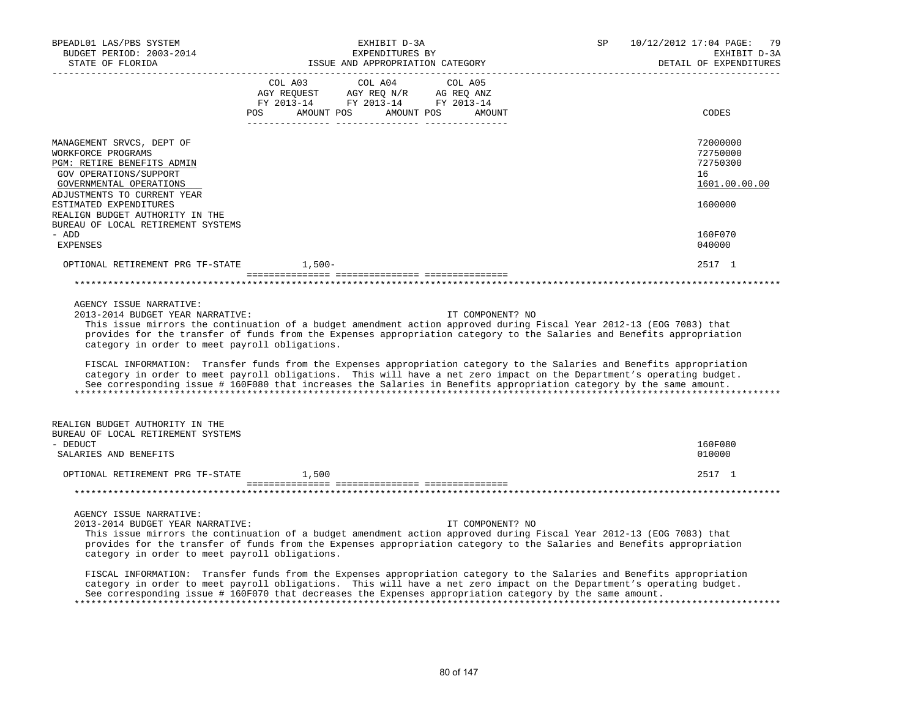| | COL A03 AGY REQUEST FY 2013-14 POS AMOUNT | COL A04 AGY REQ N/R FY 2013-14 POS AMOUNT | COL A05 AG REQ ANZ FY 2013-14 POS AMOUNT | CODES |
|---|---|---|---|---|
| MANAGEMENT SRVCS, DEPT OF | | | | 72000000 |
| WORKFORCE PROGRAMS | | | | 72750000 |
| PGM: RETIRE BENEFITS ADMIN | | | | 72750300 |
| GOV OPERATIONS/SUPPORT | | | | 16 |
| GOVERNMENTAL OPERATIONS | | | | 1601.00.00.00 |
| ADJUSTMENTS TO CURRENT YEAR ESTIMATED EXPENDITURES | | | | 1600000 |
| REALIGN BUDGET AUTHORITY IN THE BUREAU OF LOCAL RETIREMENT SYSTEMS - ADD | | | | 160F070 |
| EXPENSES | | | | 040000 |
| OPTIONAL RETIREMENT PRG TF-STATE | 1,500- | | | 2517 1 |

AGENCY ISSUE NARRATIVE:

2013-2014 BUDGET YEAR NARRATIVE: IT COMPONENT? NO

This issue mirrors the continuation of a budget amendment action approved during Fiscal Year 2012-13 (EOG 7083) that provides for the transfer of funds from the Expenses appropriation category to the Salaries and Benefits appropriation category in order to meet payroll obligations.

FISCAL INFORMATION: Transfer funds from the Expenses appropriation category to the Salaries and Benefits appropriation category in order to meet payroll obligations. This will have a net zero impact on the Department's operating budget. See corresponding issue # 160F080 that increases the Salaries in Benefits appropriation category by the same amount.

| | COL A03 | COL A04 | COL A05 | CODES |
|---|---|---|---|---|
| REALIGN BUDGET AUTHORITY IN THE BUREAU OF LOCAL RETIREMENT SYSTEMS - DEDUCT | | | | 160F080 |
| SALARIES AND BENEFITS | | | | 010000 |
| OPTIONAL RETIREMENT PRG TF-STATE | 1,500 | | | 2517 1 |

AGENCY ISSUE NARRATIVE:

2013-2014 BUDGET YEAR NARRATIVE: IT COMPONENT? NO

This issue mirrors the continuation of a budget amendment action approved during Fiscal Year 2012-13 (EOG 7083) that provides for the transfer of funds from the Expenses appropriation category to the Salaries and Benefits appropriation category in order to meet payroll obligations.

FISCAL INFORMATION: Transfer funds from the Expenses appropriation category to the Salaries and Benefits appropriation category in order to meet payroll obligations. This will have a net zero impact on the Department's operating budget. See corresponding issue # 160F070 that decreases the Expenses appropriation category by the same amount.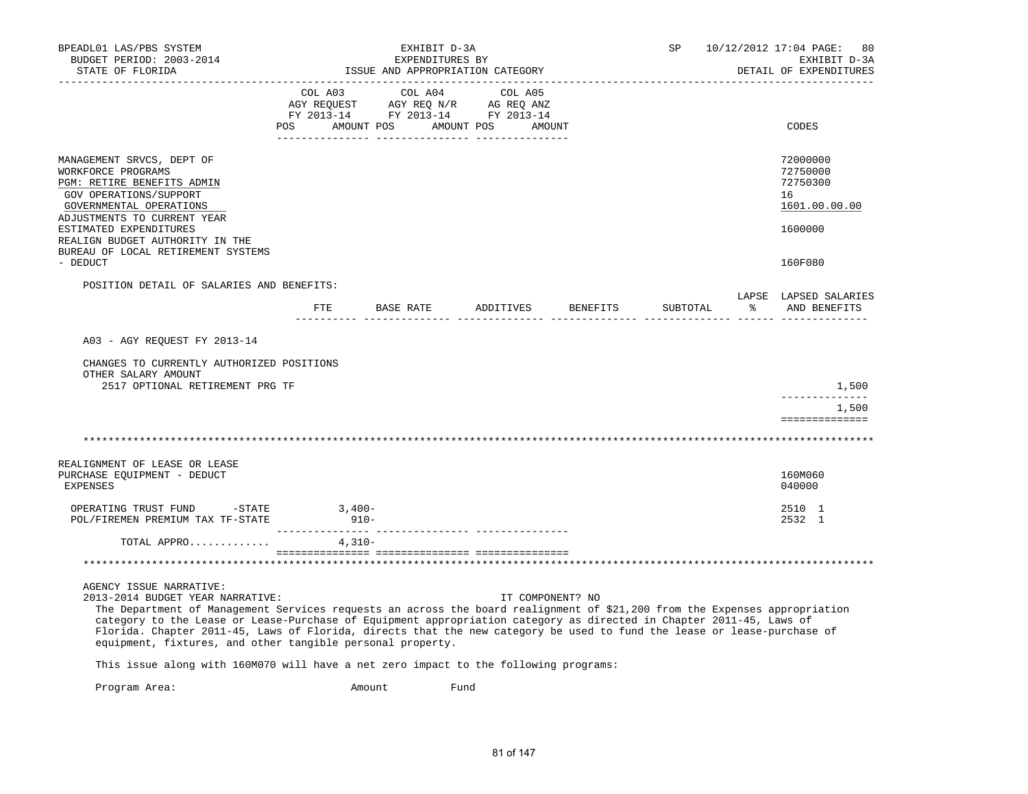BPEADL01 LAS/PBS SYSTEM — EXHIBIT D-3A — EXPENDITURES BY ISSUE AND APPROPRIATION CATEGORY
BUDGET PERIOD: 2003-2014 — STATE OF FLORIDA
SP 10/12/2012 17:04 PAGE: 80 — EXHIBIT D-3A — DETAIL OF EXPENDITURES

| | COL A03 AGY REQUEST FY 2013-14 POS AMOUNT | COL A04 AGY REQ N/R FY 2013-14 POS AMOUNT | COL A05 AG REQ ANZ FY 2013-14 POS AMOUNT | CODES |
|---|---|---|---|---|
| MANAGEMENT SRVCS, DEPT OF | | | | 72000000 |
| WORKFORCE PROGRAMS | | | | 72750000 |
| PGM: RETIRE BENEFITS ADMIN | | | | 72750300 |
| GOV OPERATIONS/SUPPORT | | | | 16 |
| GOVERNMENTAL OPERATIONS | | | | 1601.00.00.00 |
| ADJUSTMENTS TO CURRENT YEAR ESTIMATED EXPENDITURES | | | | 1600000 |
| REALIGN BUDGET AUTHORITY IN THE BUREAU OF LOCAL RETIREMENT SYSTEMS - DEDUCT | | | | 160F080 |

POSITION DETAIL OF SALARIES AND BENEFITS:

| | FTE | BASE RATE | ADDITIVES | BENEFITS | SUBTOTAL | LAPSE % | LAPSED SALARIES AND BENEFITS |
|---|---|---|---|---|---|---|---|
| A03 - AGY REQUEST FY 2013-14 | | | | | | | |
| CHANGES TO CURRENTLY AUTHORIZED POSITIONS | | | | | | | |
| OTHER SALARY AMOUNT | | | | | | | |
| 2517 OPTIONAL RETIREMENT PRG TF | | | | | | | 1,500 |
| | | | | | | | 1,500 |

*******************************************************************************************

| | COL A03 | COL A04 | COL A05 | CODES |
|---|---|---|---|---|
| REALIGNMENT OF LEASE OR LEASE PURCHASE EQUIPMENT - DEDUCT | | | | 160M060 |
| EXPENSES | | | | 040000 |
| OPERATING TRUST FUND -STATE | 3,400- | | | 2510 1 |
| POL/FIREMEN PREMIUM TAX TF-STATE | 910- | | | 2532 1 |
| TOTAL APPRO............ | 4,310- | | | |

*******************************************************************************************

AGENCY ISSUE NARRATIVE:

2013-2014 BUDGET YEAR NARRATIVE: IT COMPONENT? NO

The Department of Management Services requests an across the board realignment of $21,200 from the Expenses appropriation category to the Lease or Lease-Purchase of Equipment appropriation category as directed in Chapter 2011-45, Laws of Florida. Chapter 2011-45, Laws of Florida, directs that the new category be used to fund the lease or lease-purchase of equipment, fixtures, and other tangible personal property.

This issue along with 160M070 will have a net zero impact to the following programs:

| Program Area: | Amount | Fund |
|---|---|---|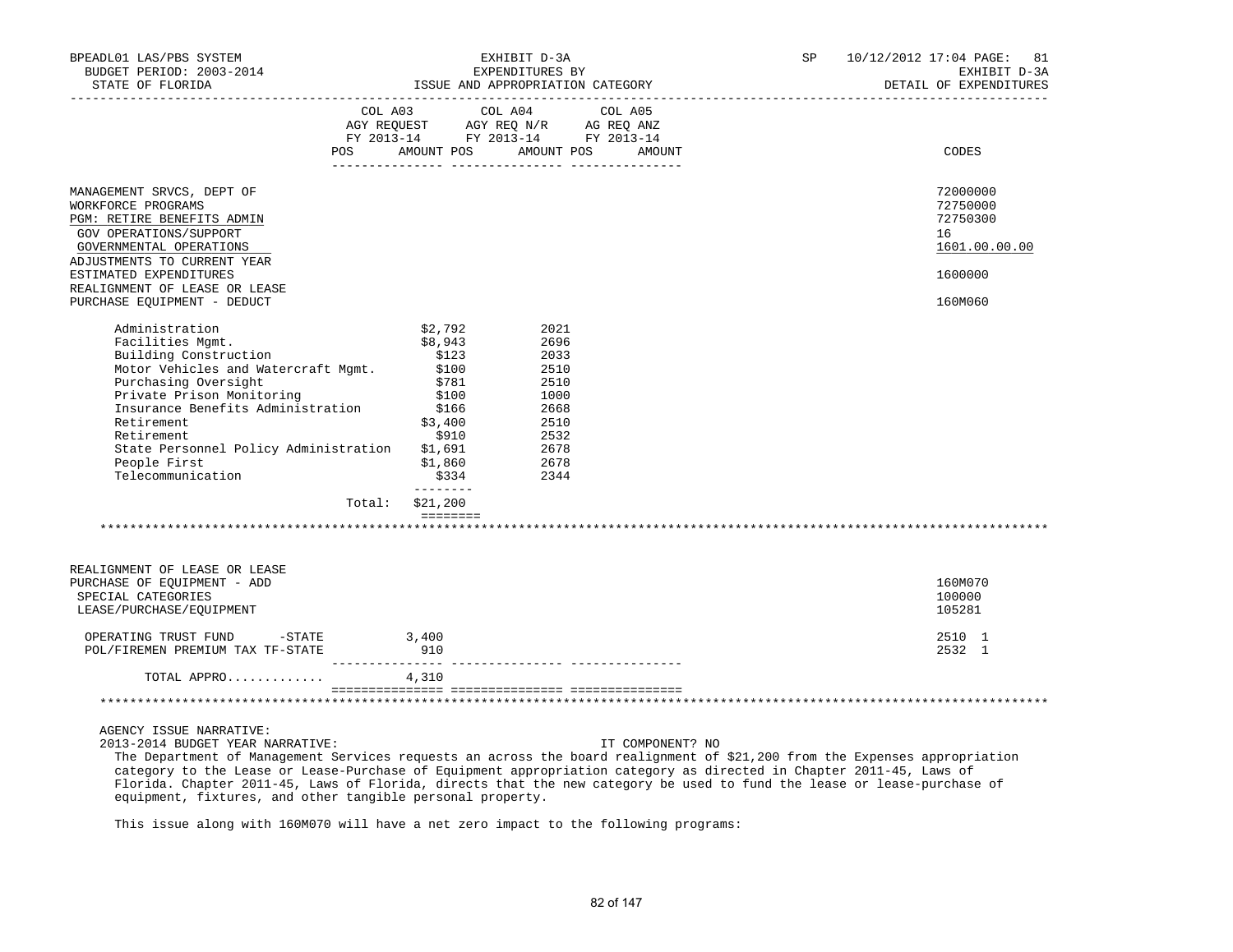BPEADL01 LAS/PBS SYSTEM — EXHIBIT D-3A — SP 10/12/2012 17:04 PAGE: 81
BUDGET PERIOD: 2003-2014 — EXPENDITURES BY — EXHIBIT D-3A
STATE OF FLORIDA — ISSUE AND APPROPRIATION CATEGORY — DETAIL OF EXPENDITURES

| | COL A03 AGY REQUEST FY 2013-14 POS AMOUNT | COL A04 AGY REQ N/R FY 2013-14 POS AMOUNT | COL A05 AG REQ ANZ FY 2013-14 POS AMOUNT | CODES |
|---|---|---|---|---|
| MANAGEMENT SRVCS, DEPT OF | | | | 72000000 |
| WORKFORCE PROGRAMS | | | | 72750000 |
| PGM: RETIRE BENEFITS ADMIN | | | | 72750300 |
| GOV OPERATIONS/SUPPORT | | | | 16 |
| GOVERNMENTAL OPERATIONS | | | | 1601.00.00.00 |
| ADJUSTMENTS TO CURRENT YEAR ESTIMATED EXPENDITURES | | | | 1600000 |
| REALIGNMENT OF LEASE OR LEASE PURCHASE EQUIPMENT - DEDUCT | | | | 160M060 |

| Program | Amount | Fund |
|---|---|---|
| Administration | $2,792 | 2021 |
| Facilities Mgmt. | $8,943 | 2696 |
| Building Construction | $123 | 2033 |
| Motor Vehicles and Watercraft Mgmt. | $100 | 2510 |
| Purchasing Oversight | $781 | 2510 |
| Private Prison Monitoring | $100 | 1000 |
| Insurance Benefits Administration | $166 | 2668 |
| Retirement | $3,400 | 2510 |
| Retirement | $910 | 2532 |
| State Personnel Policy Administration | $1,691 | 2678 |
| People First | $1,860 | 2678 |
| Telecommunication | $334 | 2344 |
| Total: | $21,200 | |

*****************************************************************************

| | COL A03 | COL A04 | COL A05 | CODES |
|---|---|---|---|---|
| REALIGNMENT OF LEASE OR LEASE PURCHASE OF EQUIPMENT - ADD | | | | 160M070 |
| SPECIAL CATEGORIES | | | | 100000 |
| LEASE/PURCHASE/EQUIPMENT | | | | 105281 |
| OPERATING TRUST FUND -STATE | 3,400 | | | 2510 1 |
| POL/FIREMEN PREMIUM TAX TF-STATE | 910 | | | 2532 1 |
| TOTAL APPRO............ | 4,310 | | | |

*****************************************************************************

AGENCY ISSUE NARRATIVE:
2013-2014 BUDGET YEAR NARRATIVE: IT COMPONENT? NO

The Department of Management Services requests an across the board realignment of $21,200 from the Expenses appropriation category to the Lease or Lease-Purchase of Equipment appropriation category as directed in Chapter 2011-45, Laws of Florida. Chapter 2011-45, Laws of Florida, directs that the new category be used to fund the lease or lease-purchase of equipment, fixtures, and other tangible personal property.

This issue along with 160M070 will have a net zero impact to the following programs: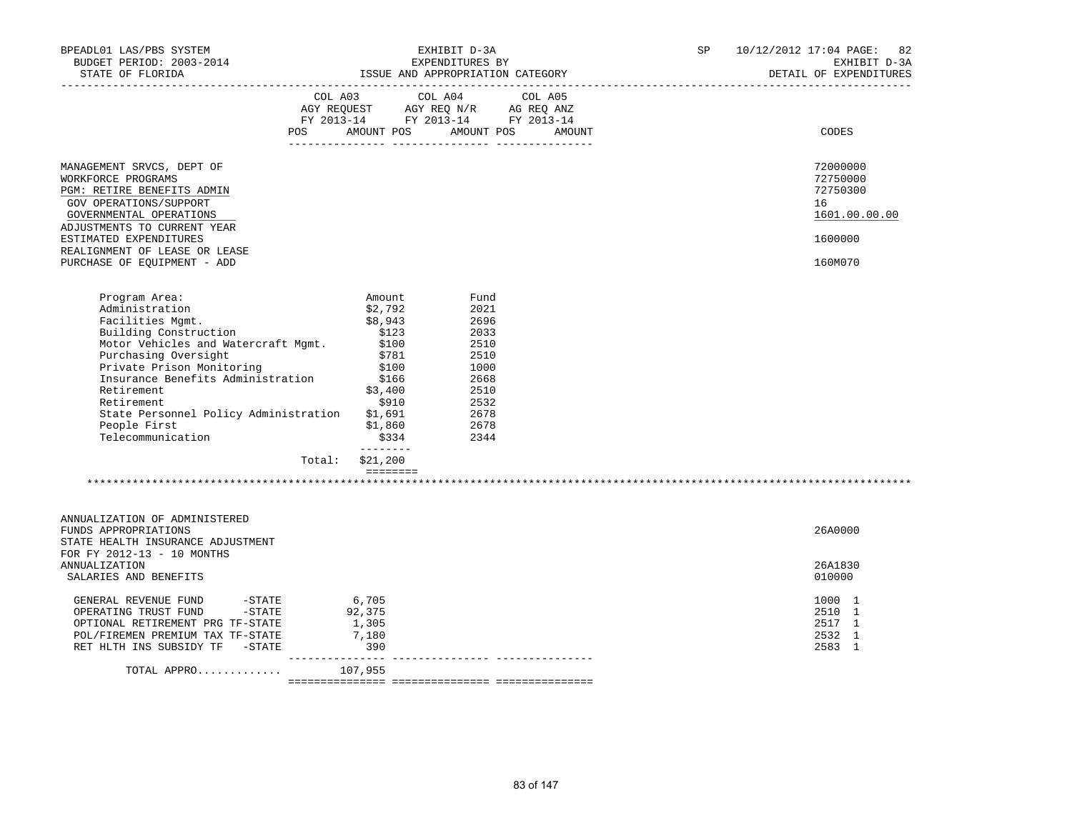BPEADL01 LAS/PBS SYSTEM — EXHIBIT D-3A — SP 10/12/2012 17:04 PAGE: 82
BUDGET PERIOD: 2003-2014 — EXPENDITURES BY — EXHIBIT D-3A
STATE OF FLORIDA — ISSUE AND APPROPRIATION CATEGORY — DETAIL OF EXPENDITURES

| | COL A03 AGY REQUEST FY 2013-14 POS AMOUNT | COL A04 AGY REQ N/R FY 2013-14 POS AMOUNT | COL A05 AG REQ ANZ FY 2013-14 POS AMOUNT | CODES |
|---|---|---|---|---|
| MANAGEMENT SRVCS, DEPT OF | | | | 72000000 |
| WORKFORCE PROGRAMS | | | | 72750000 |
| PGM: RETIRE BENEFITS ADMIN | | | | 72750300 |
| GOV OPERATIONS/SUPPORT | | | | 16 |
| GOVERNMENTAL OPERATIONS | | | | 1601.00.00.00 |
| ADJUSTMENTS TO CURRENT YEAR ESTIMATED EXPENDITURES | | | | 1600000 |
| REALIGNMENT OF LEASE OR LEASE PURCHASE OF EQUIPMENT - ADD | | | | 160M070 |

| Program Area: | Amount | Fund |
|---|---|---|
| Administration | $2,792 | 2021 |
| Facilities Mgmt. | $8,943 | 2696 |
| Building Construction | $123 | 2033 |
| Motor Vehicles and Watercraft Mgmt. | $100 | 2510 |
| Purchasing Oversight | $781 | 2510 |
| Private Prison Monitoring | $100 | 1000 |
| Insurance Benefits Administration | $166 | 2668 |
| Retirement | $3,400 | 2510 |
| Retirement | $910 | 2532 |
| State Personnel Policy Administration | $1,691 | 2678 |
| People First | $1,860 | 2678 |
| Telecommunication | $334 | 2344 |
| Total: | $21,200 | |

*********************************************************************************************************************

| | COL A03 | COL A04 | COL A05 | CODES |
|---|---|---|---|---|
| ANNUALIZATION OF ADMINISTERED FUNDS APPROPRIATIONS | | | | 26A0000 |
| STATE HEALTH INSURANCE ADJUSTMENT FOR FY 2012-13 - 10 MONTHS ANNUALIZATION | | | | 26A1830 |
| SALARIES AND BENEFITS | | | | 010000 |
| GENERAL REVENUE FUND -STATE | 6,705 | | | 1000 1 |
| OPERATING TRUST FUND -STATE | 92,375 | | | 2510 1 |
| OPTIONAL RETIREMENT PRG TF-STATE | 1,305 | | | 2517 1 |
| POL/FIREMEN PREMIUM TAX TF-STATE | 7,180 | | | 2532 1 |
| RET HLTH INS SUBSIDY TF -STATE | 390 | | | 2583 1 |
| TOTAL APPRO............ | 107,955 | | | |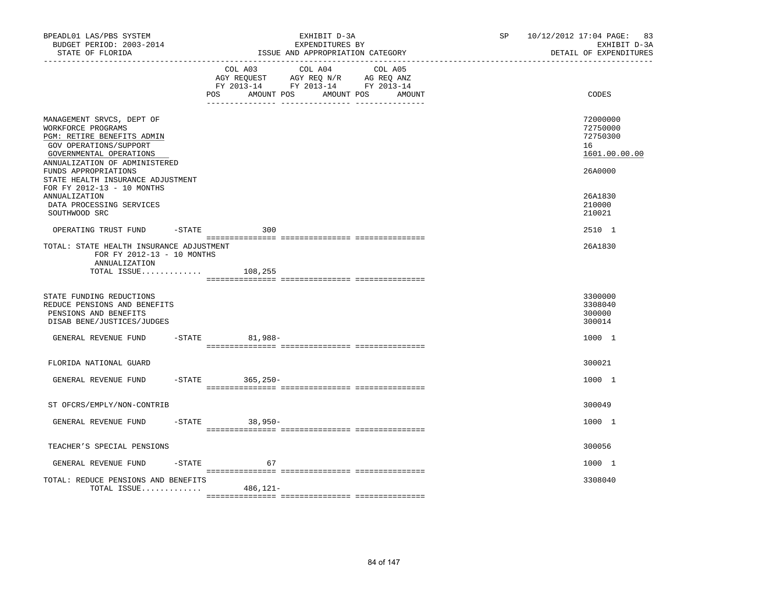BPEADL01 LAS/PBS SYSTEM EXHIBIT D-3A SP 10/12/2012 17:04 PAGE: 83
BUDGET PERIOD: 2003-2014 EXPENDITURES BY EXHIBIT D-3A
STATE OF FLORIDA ISSUE AND APPROPRIATION CATEGORY DETAIL OF EXPENDITURES

| | COL A03 AGY REQUEST FY 2013-14 POS AMOUNT | COL A04 AGY REQ N/R FY 2013-14 POS AMOUNT | COL A05 AG REQ ANZ FY 2013-14 POS AMOUNT | CODES |
|---|---|---|---|---|
| MANAGEMENT SRVCS, DEPT OF | | | | 72000000 |
| WORKFORCE PROGRAMS | | | | 72750000 |
| PGM: RETIRE BENEFITS ADMIN | | | | 72750300 |
| GOV OPERATIONS/SUPPORT | | | | 16 |
| GOVERNMENTAL OPERATIONS | | | | 1601.00.00.00 |
| ANNUALIZATION OF ADMINISTERED FUNDS APPROPRIATIONS | | | | 26A0000 |
| STATE HEALTH INSURANCE ADJUSTMENT FOR FY 2012-13 - 10 MONTHS ANNUALIZATION | | | | 26A1830 |
| DATA PROCESSING SERVICES | | | | 210000 |
| SOUTHWOOD SRC | | | | 210021 |
| OPERATING TRUST FUND -STATE | 300 | | | 2510 1 |
| TOTAL: STATE HEALTH INSURANCE ADJUSTMENT FOR FY 2012-13 - 10 MONTHS ANNUALIZATION | | | | 26A1830 |
| TOTAL ISSUE............. | 108,255 | | | |
| STATE FUNDING REDUCTIONS | | | | 3300000 |
| REDUCE PENSIONS AND BENEFITS | | | | 3308040 |
| PENSIONS AND BENEFITS | | | | 300000 |
| DISAB BENE/JUSTICES/JUDGES | | | | 300014 |
| GENERAL REVENUE FUND -STATE | 81,988- | | | 1000 1 |
| FLORIDA NATIONAL GUARD | | | | 300021 |
| GENERAL REVENUE FUND -STATE | 365,250- | | | 1000 1 |
| ST OFCRS/EMPLY/NON-CONTRIB | | | | 300049 |
| GENERAL REVENUE FUND -STATE | 38,950- | | | 1000 1 |
| TEACHER'S SPECIAL PENSIONS | | | | 300056 |
| GENERAL REVENUE FUND -STATE | 67 | | | 1000 1 |
| TOTAL: REDUCE PENSIONS AND BENEFITS | | | | 3308040 |
| TOTAL ISSUE............. | 486,121- | | | |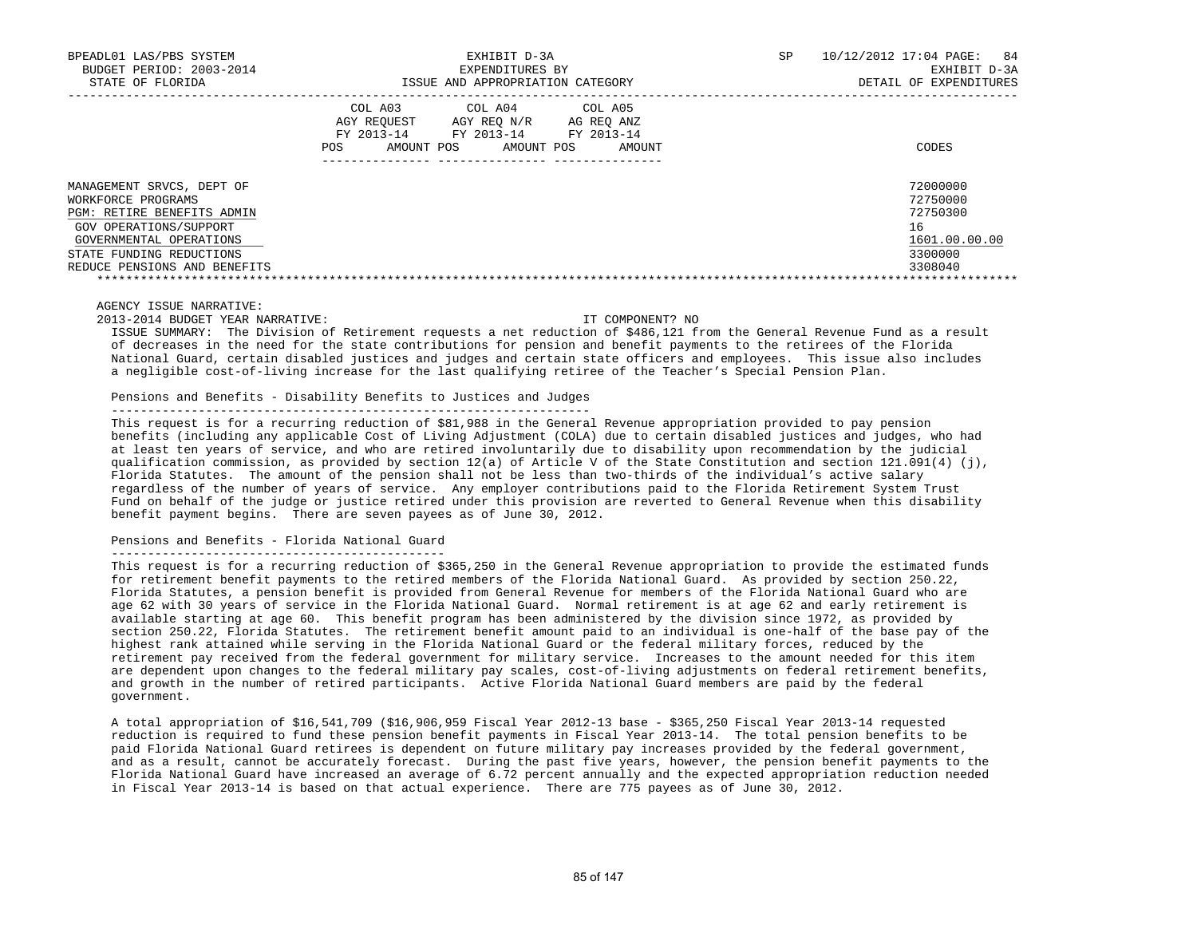BPEADL01 LAS/PBS SYSTEM | EXHIBIT D-3A | SP 10/12/2012 17:04 PAGE: 84
BUDGET PERIOD: 2003-2014 | EXPENDITURES BY | EXHIBIT D-3A
STATE OF FLORIDA | ISSUE AND APPROPRIATION CATEGORY | DETAIL OF EXPENDITURES

| | COL A03 AGY REQUEST FY 2013-14 POS AMOUNT | COL A04 AGY REQ N/R FY 2013-14 POS AMOUNT | COL A05 AG REQ ANZ FY 2013-14 POS AMOUNT | CODES |
|---|---|---|---|---|
| MANAGEMENT SRVCS, DEPT OF | | | | 72000000 |
| WORKFORCE PROGRAMS | | | | 72750000 |
| PGM: RETIRE BENEFITS ADMIN | | | | 72750300 |
| GOV OPERATIONS/SUPPORT | | | | 16 |
| GOVERNMENTAL OPERATIONS | | | | 1601.00.00.00 |
| STATE FUNDING REDUCTIONS | | | | 3300000 |
| REDUCE PENSIONS AND BENEFITS | | | | 3308040 |

AGENCY ISSUE NARRATIVE:

2013-2014 BUDGET YEAR NARRATIVE: IT COMPONENT? NO

ISSUE SUMMARY: The Division of Retirement requests a net reduction of $486,121 from the General Revenue Fund as a result of decreases in the need for the state contributions for pension and benefit payments to the retirees of the Florida National Guard, certain disabled justices and judges and certain state officers and employees. This issue also includes a negligible cost-of-living increase for the last qualifying retiree of the Teacher's Special Pension Plan.

Pensions and Benefits - Disability Benefits to Justices and Judges

This request is for a recurring reduction of $81,988 in the General Revenue appropriation provided to pay pension benefits (including any applicable Cost of Living Adjustment (COLA) due to certain disabled justices and judges, who had at least ten years of service, and who are retired involuntarily due to disability upon recommendation by the judicial qualification commission, as provided by section 12(a) of Article V of the State Constitution and section 121.091(4) (j), Florida Statutes. The amount of the pension shall not be less than two-thirds of the individual's active salary regardless of the number of years of service. Any employer contributions paid to the Florida Retirement System Trust Fund on behalf of the judge or justice retired under this provision are reverted to General Revenue when this disability benefit payment begins. There are seven payees as of June 30, 2012.

Pensions and Benefits - Florida National Guard

This request is for a recurring reduction of $365,250 in the General Revenue appropriation to provide the estimated funds for retirement benefit payments to the retired members of the Florida National Guard. As provided by section 250.22, Florida Statutes, a pension benefit is provided from General Revenue for members of the Florida National Guard who are age 62 with 30 years of service in the Florida National Guard. Normal retirement is at age 62 and early retirement is available starting at age 60. This benefit program has been administered by the division since 1972, as provided by section 250.22, Florida Statutes. The retirement benefit amount paid to an individual is one-half of the base pay of the highest rank attained while serving in the Florida National Guard or the federal military forces, reduced by the retirement pay received from the federal government for military service. Increases to the amount needed for this item are dependent upon changes to the federal military pay scales, cost-of-living adjustments on federal retirement benefits, and growth in the number of retired participants. Active Florida National Guard members are paid by the federal government.

A total appropriation of $16,541,709 ($16,906,959 Fiscal Year 2012-13 base - $365,250 Fiscal Year 2013-14 requested reduction is required to fund these pension benefit payments in Fiscal Year 2013-14. The total pension benefits to be paid Florida National Guard retirees is dependent on future military pay increases provided by the federal government, and as a result, cannot be accurately forecast. During the past five years, however, the pension benefit payments to the Florida National Guard have increased an average of 6.72 percent annually and the expected appropriation reduction needed in Fiscal Year 2013-14 is based on that actual experience. There are 775 payees as of June 30, 2012.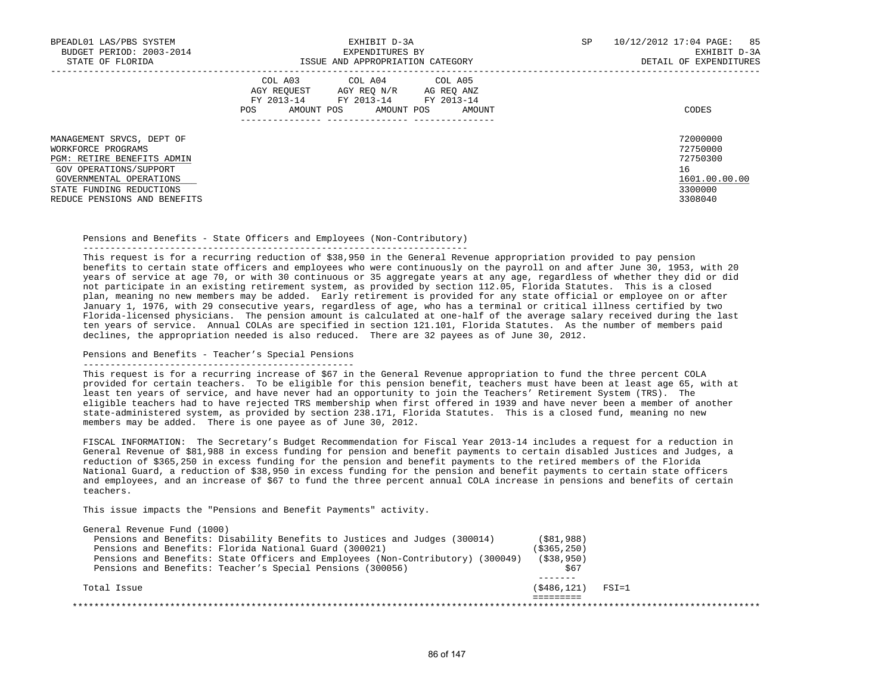| | COL A03 AGY REQUEST FY 2013-14 | | COL A04 AGY REQ N/R FY 2013-14 | | COL A05 AG REQ ANZ FY 2013-14 | | |
|---|---|---|---|---|---|---|---|
| | POS | AMOUNT | POS | AMOUNT | POS | AMOUNT | CODES |
| MANAGEMENT SRVCS, DEPT OF | | | | | | | 72000000 |
| WORKFORCE PROGRAMS | | | | | | | 72750000 |
| PGM: RETIRE BENEFITS ADMIN | | | | | | | 72750300 |
| GOV OPERATIONS/SUPPORT | | | | | | | 16 |
| GOVERNMENTAL OPERATIONS | | | | | | | 1601.00.00.00 |
| STATE FUNDING REDUCTIONS | | | | | | | 3300000 |
| REDUCE PENSIONS AND BENEFITS | | | | | | | 3308040 |

Pensions and Benefits - State Officers and Employees (Non-Contributory)

This request is for a recurring reduction of $38,950 in the General Revenue appropriation provided to pay pension benefits to certain state officers and employees who were continuously on the payroll on and after June 30, 1953, with 20 years of service at age 70, or with 30 continuous or 35 aggregate years at any age, regardless of whether they did or did not participate in an existing retirement system, as provided by section 112.05, Florida Statutes. This is a closed plan, meaning no new members may be added. Early retirement is provided for any state official or employee on or after January 1, 1976, with 29 consecutive years, regardless of age, who has a terminal or critical illness certified by two Florida-licensed physicians. The pension amount is calculated at one-half of the average salary received during the last ten years of service. Annual COLAs are specified in section 121.101, Florida Statutes. As the number of members paid declines, the appropriation needed is also reduced. There are 32 payees as of June 30, 2012.

Pensions and Benefits - Teacher's Special Pensions

This request is for a recurring increase of $67 in the General Revenue appropriation to fund the three percent COLA provided for certain teachers. To be eligible for this pension benefit, teachers must have been at least age 65, with at least ten years of service, and have never had an opportunity to join the Teachers' Retirement System (TRS). The eligible teachers had to have rejected TRS membership when first offered in 1939 and have never been a member of another state-administered system, as provided by section 238.171, Florida Statutes. This is a closed fund, meaning no new members may be added. There is one payee as of June 30, 2012.

FISCAL INFORMATION: The Secretary's Budget Recommendation for Fiscal Year 2013-14 includes a request for a reduction in General Revenue of $81,988 in excess funding for pension and benefit payments to certain disabled Justices and Judges, a reduction of $365,250 in excess funding for the pension and benefit payments to the retired members of the Florida National Guard, a reduction of $38,950 in excess funding for the pension and benefit payments to certain state officers and employees, and an increase of $67 to fund the three percent annual COLA increase in pensions and benefits of certain teachers.

This issue impacts the "Pensions and Benefit Payments" activity.

General Revenue Fund (1000)

| | | |
|---|---|---|
| Pensions and Benefits: Disability Benefits to Justices and Judges (300014) | ($81,988) | |
| Pensions and Benefits: Florida National Guard (300021) | ($365,250) | |
| Pensions and Benefits: State Officers and Employees (Non-Contributory) (300049) | ($38,950) | |
| Pensions and Benefits: Teacher's Special Pensions (300056) | $67 | |
| Total Issue | ($486,121) | FSI=1 |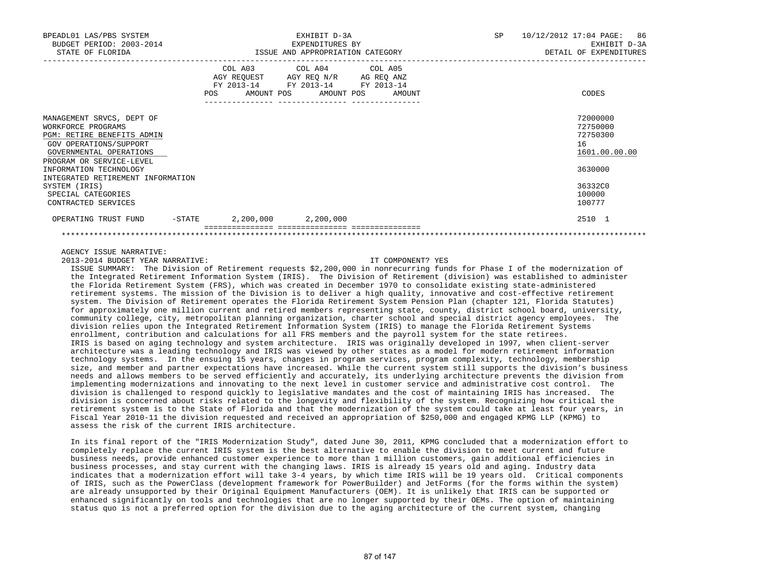BPEADL01 LAS/PBS SYSTEM | EXHIBIT D-3A | SP 10/12/2012 17:04 PAGE: 86
BUDGET PERIOD: 2003-2014 | EXPENDITURES BY | EXHIBIT D-3A
STATE OF FLORIDA | ISSUE AND APPROPRIATION CATEGORY | DETAIL OF EXPENDITURES

| | COL A03 AGY REQUEST FY 2013-14 POS AMOUNT | COL A04 AGY REQ N/R FY 2013-14 POS AMOUNT | COL A05 AG REQ ANZ FY 2013-14 POS AMOUNT | CODES |
|---|---|---|---|---|
| MANAGEMENT SRVCS, DEPT OF | | | | 72000000 |
| WORKFORCE PROGRAMS | | | | 72750000 |
| PGM: RETIRE BENEFITS ADMIN | | | | 72750300 |
| GOV OPERATIONS/SUPPORT | | | | 16 |
| GOVERNMENTAL OPERATIONS | | | | 1601.00.00.00 |
| PROGRAM OR SERVICE-LEVEL | | | | |
| INFORMATION TECHNOLOGY | | | | 3630000 |
| INTEGRATED RETIREMENT INFORMATION SYSTEM (IRIS) | | | | 36332C0 |
| SPECIAL CATEGORIES | | | | 100000 |
| CONTRACTED SERVICES | | | | 100777 |
| OPERATING TRUST FUND -STATE | 2,200,000 | 2,200,000 | | 2510 1 |

AGENCY ISSUE NARRATIVE:

2013-2014 BUDGET YEAR NARRATIVE: IT COMPONENT? YES

ISSUE SUMMARY: The Division of Retirement requests $2,200,000 in nonrecurring funds for Phase I of the modernization of the Integrated Retirement Information System (IRIS). The Division of Retirement (division) was established to administer the Florida Retirement System (FRS), which was created in December 1970 to consolidate existing state-administered retirement systems. The mission of the Division is to deliver a high quality, innovative and cost-effective retirement system. The Division of Retirement operates the Florida Retirement System Pension Plan (chapter 121, Florida Statutes) for approximately one million current and retired members representing state, county, district school board, university, community college, city, metropolitan planning organization, charter school and special district agency employees. The division relies upon the Integrated Retirement Information System (IRIS) to manage the Florida Retirement Systems enrollment, contribution and calculations for all FRS members and the payroll system for the state retirees. IRIS is based on aging technology and system architecture. IRIS was originally developed in 1997, when client-server architecture was a leading technology and IRIS was viewed by other states as a model for modern retirement information technology systems. In the ensuing 15 years, changes in program services, program complexity, technology, membership size, and member and partner expectations have increased. While the current system still supports the division's business needs and allows members to be served efficiently and accurately, its underlying architecture prevents the division from implementing modernizations and innovating to the next level in customer service and administrative cost control. The division is challenged to respond quickly to legislative mandates and the cost of maintaining IRIS has increased. The division is concerned about risks related to the longevity and flexibility of the system. Recognizing how critical the retirement system is to the State of Florida and that the modernization of the system could take at least four years, in Fiscal Year 2010-11 the division requested and received an appropriation of $250,000 and engaged KPMG LLP (KPMG) to assess the risk of the current IRIS architecture.

In its final report of the "IRIS Modernization Study", dated June 30, 2011, KPMG concluded that a modernization effort to completely replace the current IRIS system is the best alternative to enable the division to meet current and future business needs, provide enhanced customer experience to more than 1 million customers, gain additional efficiencies in business processes, and stay current with the changing laws. IRIS is already 15 years old and aging. Industry data indicates that a modernization effort will take 3-4 years, by which time IRIS will be 19 years old. Critical components of IRIS, such as the PowerClass (development framework for PowerBuilder) and JetForms (for the forms within the system) are already unsupported by their Original Equipment Manufacturers (OEM). It is unlikely that IRIS can be supported or enhanced significantly on tools and technologies that are no longer supported by their OEMs. The option of maintaining status quo is not a preferred option for the division due to the aging architecture of the current system, changing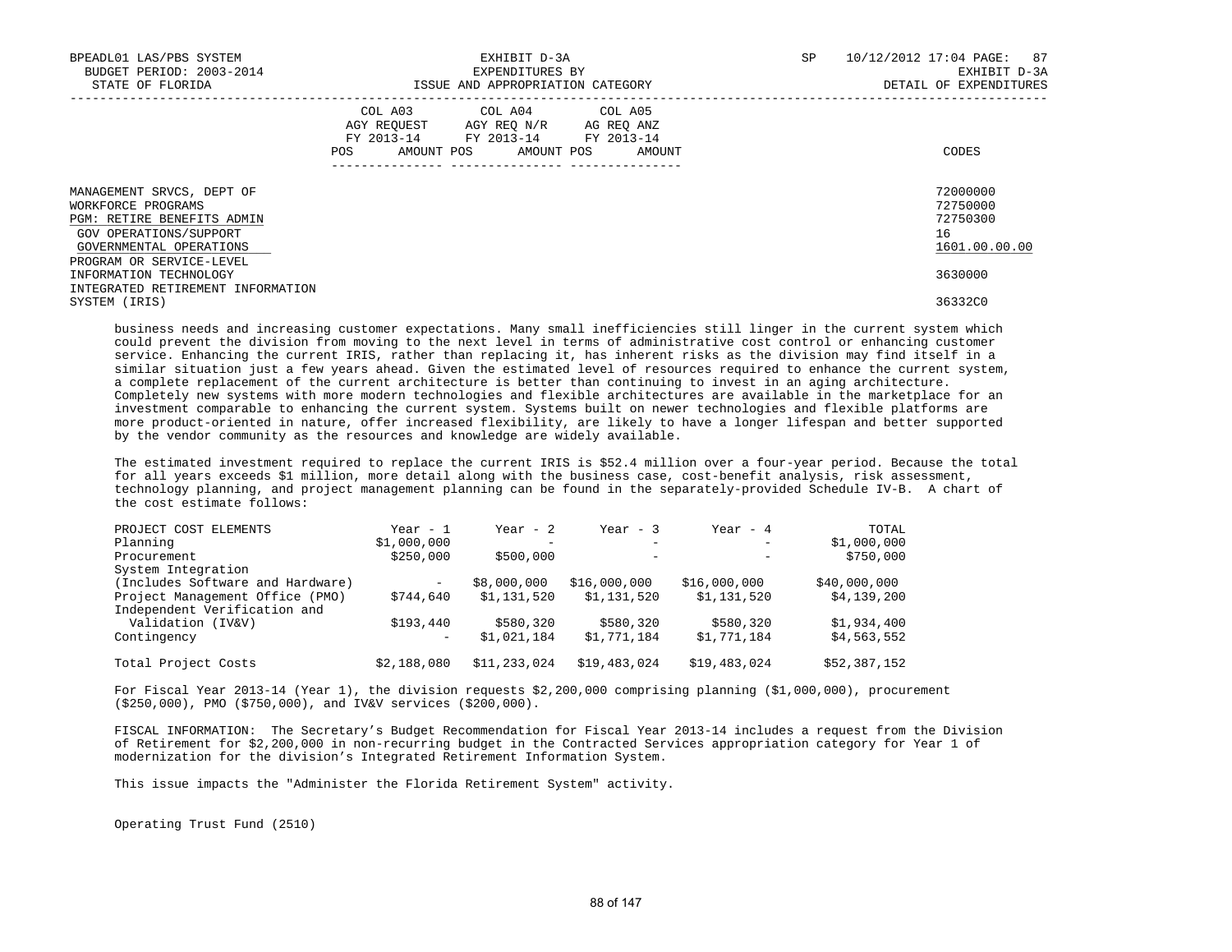BPEADL01 LAS/PBS SYSTEM | EXHIBIT D-3A | SP 10/12/2012 17:04 PAGE: 87
BUDGET PERIOD: 2003-2014 | EXPENDITURES BY | EXHIBIT D-3A
STATE OF FLORIDA | ISSUE AND APPROPRIATION CATEGORY | DETAIL OF EXPENDITURES

| | COL A03 AGY REQUEST FY 2013-14 POS AMOUNT | COL A04 AGY REQ N/R FY 2013-14 POS AMOUNT | COL A05 AG REQ ANZ FY 2013-14 POS AMOUNT | CODES |
|---|---|---|---|---|
| MANAGEMENT SRVCS, DEPT OF | | | | 72000000 |
| WORKFORCE PROGRAMS | | | | 72750000 |
| PGM: RETIRE BENEFITS ADMIN | | | | 72750300 |
| GOV OPERATIONS/SUPPORT | | | | 16 |
| GOVERNMENTAL OPERATIONS | | | | 1601.00.00.00 |
| PROGRAM OR SERVICE-LEVEL | | | | |
| INFORMATION TECHNOLOGY | | | | 3630000 |
| INTEGRATED RETIREMENT INFORMATION SYSTEM (IRIS) | | | | 36332C0 |

business needs and increasing customer expectations. Many small inefficiencies still linger in the current system which could prevent the division from moving to the next level in terms of administrative cost control or enhancing customer service. Enhancing the current IRIS, rather than replacing it, has inherent risks as the division may find itself in a similar situation just a few years ahead. Given the estimated level of resources required to enhance the current system, a complete replacement of the current architecture is better than continuing to invest in an aging architecture. Completely new systems with more modern technologies and flexible architectures are available in the marketplace for an investment comparable to enhancing the current system. Systems built on newer technologies and flexible platforms are more product-oriented in nature, offer increased flexibility, are likely to have a longer lifespan and better supported by the vendor community as the resources and knowledge are widely available.

The estimated investment required to replace the current IRIS is $52.4 million over a four-year period. Because the total for all years exceeds $1 million, more detail along with the business case, cost-benefit analysis, risk assessment, technology planning, and project management planning can be found in the separately-provided Schedule IV-B. A chart of the cost estimate follows:

| PROJECT COST ELEMENTS | Year - 1 | Year - 2 | Year - 3 | Year - 4 | TOTAL |
|---|---|---|---|---|---|
| Planning | $1,000,000 | - | - | - | $1,000,000 |
| Procurement | $250,000 | $500,000 | - | - | $750,000 |
| System Integration (Includes Software and Hardware) | - | $8,000,000 | $16,000,000 | $16,000,000 | $40,000,000 |
| Project Management Office (PMO) | $744,640 | $1,131,520 | $1,131,520 | $1,131,520 | $4,139,200 |
| Independent Verification and Validation (IV&V) | $193,440 | $580,320 | $580,320 | $580,320 | $1,934,400 |
| Contingency | - | $1,021,184 | $1,771,184 | $1,771,184 | $4,563,552 |
| Total Project Costs | $2,188,080 | $11,233,024 | $19,483,024 | $19,483,024 | $52,387,152 |

For Fiscal Year 2013-14 (Year 1), the division requests $2,200,000 comprising planning ($1,000,000), procurement ($250,000), PMO ($750,000), and IV&V services ($200,000).

FISCAL INFORMATION: The Secretary's Budget Recommendation for Fiscal Year 2013-14 includes a request from the Division of Retirement for $2,200,000 in non-recurring budget in the Contracted Services appropriation category for Year 1 of modernization for the division's Integrated Retirement Information System.

This issue impacts the "Administer the Florida Retirement System" activity.

Operating Trust Fund (2510)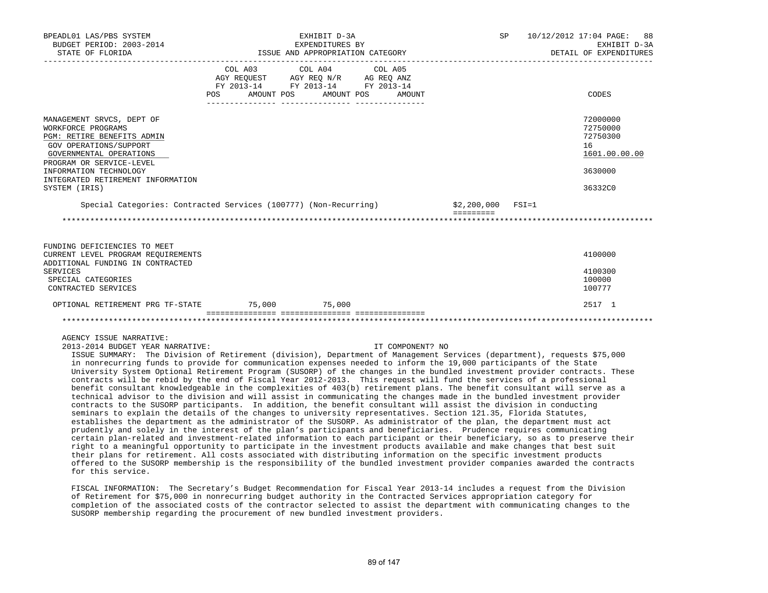| | COL A03 AGY REQUEST FY 2013-14 POS AMOUNT | COL A04 AGY REQ N/R FY 2013-14 POS AMOUNT | COL A05 AG REQ ANZ FY 2013-14 POS AMOUNT | | CODES |
|---|---|---|---|---|---|
| MANAGEMENT SRVCS, DEPT OF | | | | | 72000000 |
| WORKFORCE PROGRAMS | | | | | 72750000 |
| PGM: RETIRE BENEFITS ADMIN | | | | | 72750300 |
| GOV OPERATIONS/SUPPORT | | | | | 16 |
| GOVERNMENTAL OPERATIONS | | | | | 1601.00.00.00 |
| PROGRAM OR SERVICE-LEVEL INFORMATION TECHNOLOGY | | | | | 3630000 |
| INTEGRATED RETIREMENT INFORMATION SYSTEM (IRIS) | | | | | 36332C0 |
| Special Categories: Contracted Services (100777) (Non-Recurring) | | | | $2,200,000 FSI=1 | |
| FUNDING DEFICIENCIES TO MEET CURRENT LEVEL PROGRAM REQUIREMENTS | | | | | 4100000 |
| ADDITIONAL FUNDING IN CONTRACTED SERVICES | | | | | 4100300 |
| SPECIAL CATEGORIES | | | | | 100000 |
| CONTRACTED SERVICES | | | | | 100777 |
| OPTIONAL RETIREMENT PRG TF-STATE | 75,000 | 75,000 | | | 2517 1 |

AGENCY ISSUE NARRATIVE:

2013-2014 BUDGET YEAR NARRATIVE: IT COMPONENT? NO

ISSUE SUMMARY: The Division of Retirement (division), Department of Management Services (department), requests $75,000 in nonrecurring funds to provide for communication expenses needed to inform the 19,000 participants of the State University System Optional Retirement Program (SUSORP) of the changes in the bundled investment provider contracts. These contracts will be rebid by the end of Fiscal Year 2012-2013. This request will fund the services of a professional benefit consultant knowledgeable in the complexities of 403(b) retirement plans. The benefit consultant will serve as a technical advisor to the division and will assist in communicating the changes made in the bundled investment provider contracts to the SUSORP participants. In addition, the benefit consultant will assist the division in conducting seminars to explain the details of the changes to university representatives. Section 121.35, Florida Statutes, establishes the department as the administrator of the SUSORP. As administrator of the plan, the department must act prudently and solely in the interest of the plan's participants and beneficiaries. Prudence requires communicating certain plan-related and investment-related information to each participant or their beneficiary, so as to preserve their right to a meaningful opportunity to participate in the investment products available and make changes that best suit their plans for retirement. All costs associated with distributing information on the specific investment products offered to the SUSORP membership is the responsibility of the bundled investment provider companies awarded the contracts for this service.

FISCAL INFORMATION: The Secretary's Budget Recommendation for Fiscal Year 2013-14 includes a request from the Division of Retirement for $75,000 in nonrecurring budget authority in the Contracted Services appropriation category for completion of the associated costs of the contractor selected to assist the department with communicating changes to the SUSORP membership regarding the procurement of new bundled investment providers.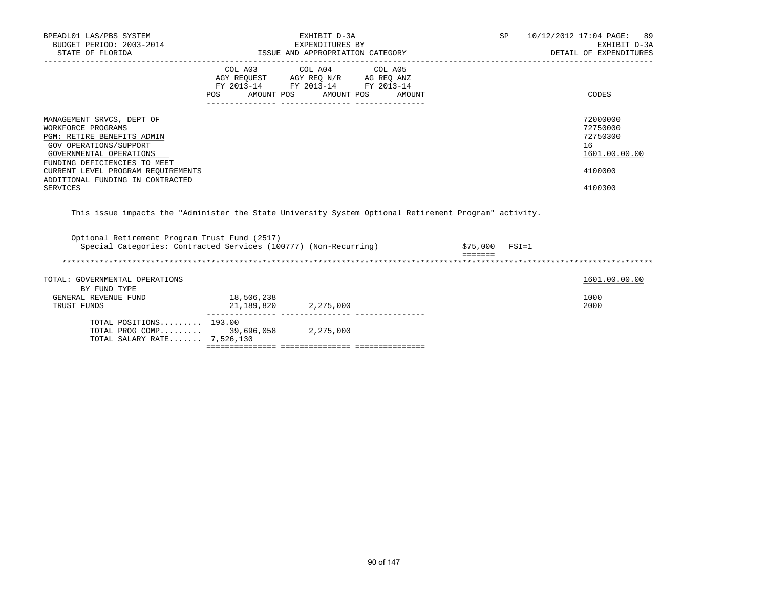BPEADL01 LAS/PBS SYSTEM | EXHIBIT D-3A | SP 10/12/2012 17:04 PAGE: 89
BUDGET PERIOD: 2003-2014 | EXPENDITURES BY | EXHIBIT D-3A
STATE OF FLORIDA | ISSUE AND APPROPRIATION CATEGORY | DETAIL OF EXPENDITURES

| | COL A03 AGY REQUEST FY 2013-14 POS AMOUNT | COL A04 AGY REQ N/R FY 2013-14 POS AMOUNT | COL A05 AG REQ ANZ FY 2013-14 POS AMOUNT | CODES |
|---|---|---|---|---|
| MANAGEMENT SRVCS, DEPT OF | | | | 72000000 |
| WORKFORCE PROGRAMS | | | | 72750000 |
| PGM: RETIRE BENEFITS ADMIN | | | | 72750300 |
| GOV OPERATIONS/SUPPORT | | | | 16 |
| GOVERNMENTAL OPERATIONS | | | | 1601.00.00.00 |
| FUNDING DEFICIENCIES TO MEET CURRENT LEVEL PROGRAM REQUIREMENTS | | | | 4100000 |
| ADDITIONAL FUNDING IN CONTRACTED SERVICES | | | | 4100300 |

This issue impacts the "Administer the State University System Optional Retirement Program" activity.

Optional Retirement Program Trust Fund (2517)
Special Categories: Contracted Services (100777) (Non-Recurring) $75,000 FSI=1

*****************************************************************************************************************************

| | COL A03 | COL A04 | COL A05 | CODES |
|---|---|---|---|---|
| TOTAL: GOVERNMENTAL OPERATIONS | | | | 1601.00.00.00 |
| BY FUND TYPE | | | | |
| GENERAL REVENUE FUND | 18,506,238 | | | 1000 |
| TRUST FUNDS | 21,189,820 | 2,275,000 | | 2000 |
| TOTAL POSITIONS......... | 193.00 | | | |
| TOTAL PROG COMP......... | 39,696,058 | 2,275,000 | | |
| TOTAL SALARY RATE....... | 7,526,130 | | | |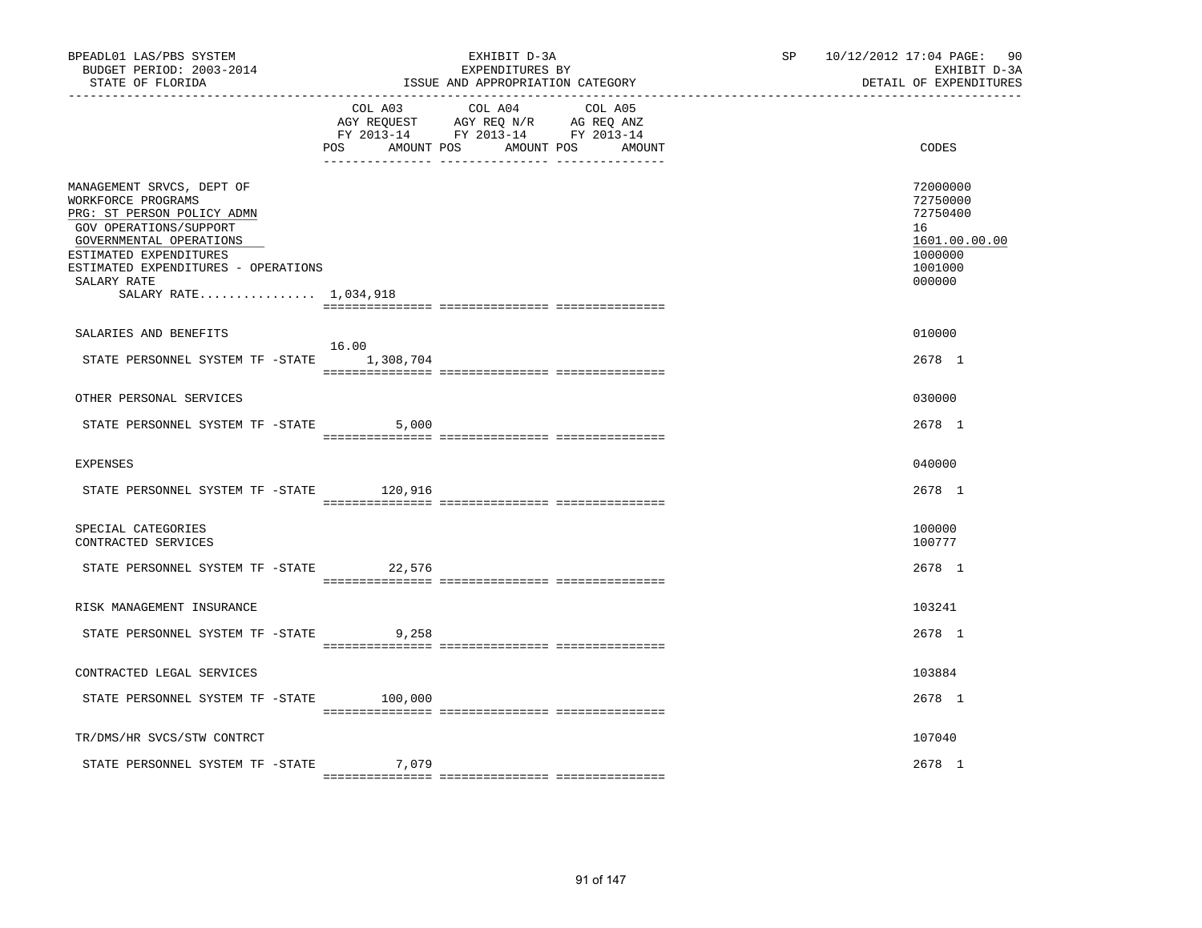BPEADL01 LAS/PBS SYSTEM | EXHIBIT D-3A | SP 10/12/2012 17:04 PAGE: 90
BUDGET PERIOD: 2003-2014 | EXPENDITURES BY | EXHIBIT D-3A
STATE OF FLORIDA | ISSUE AND APPROPRIATION CATEGORY | DETAIL OF EXPENDITURES

| | COL A03 AGY REQUEST FY 2013-14 POS AMOUNT | COL A04 AGY REQ N/R FY 2013-14 POS AMOUNT | COL A05 AG REQ ANZ FY 2013-14 POS AMOUNT | CODES |
|---|---|---|---|---|
| MANAGEMENT SRVCS, DEPT OF | | | | 72000000 |
| WORKFORCE PROGRAMS | | | | 72750000 |
| PRG: ST PERSON POLICY ADMN | | | | 72750400 |
| GOV OPERATIONS/SUPPORT | | | | 16 |
| GOVERNMENTAL OPERATIONS | | | | 1601.00.00.00 |
| ESTIMATED EXPENDITURES | | | | 1000000 |
| ESTIMATED EXPENDITURES - OPERATIONS | | | | 1001000 |
| SALARY RATE | | | | 000000 |
| SALARY RATE................ 1,034,918 | | | | |
| SALARIES AND BENEFITS | | | | 010000 |
| STATE PERSONNEL SYSTEM TF -STATE | 16.00 1,308,704 | | | 2678 1 |
| OTHER PERSONAL SERVICES | | | | 030000 |
| STATE PERSONNEL SYSTEM TF -STATE | 5,000 | | | 2678 1 |
| EXPENSES | | | | 040000 |
| STATE PERSONNEL SYSTEM TF -STATE | 120,916 | | | 2678 1 |
| SPECIAL CATEGORIES | | | | 100000 |
| CONTRACTED SERVICES | | | | 100777 |
| STATE PERSONNEL SYSTEM TF -STATE | 22,576 | | | 2678 1 |
| RISK MANAGEMENT INSURANCE | | | | 103241 |
| STATE PERSONNEL SYSTEM TF -STATE | 9,258 | | | 2678 1 |
| CONTRACTED LEGAL SERVICES | | | | 103884 |
| STATE PERSONNEL SYSTEM TF -STATE | 100,000 | | | 2678 1 |
| TR/DMS/HR SVCS/STW CONTRCT | | | | 107040 |
| STATE PERSONNEL SYSTEM TF -STATE | 7,079 | | | 2678 1 |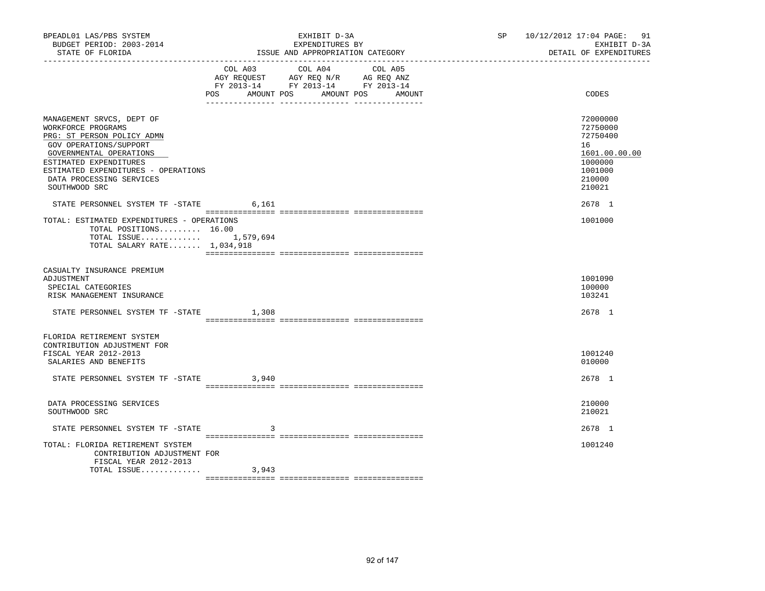BPEADL01 LAS/PBS SYSTEM | EXHIBIT D-3A | SP 10/12/2012 17:04 PAGE: 91
BUDGET PERIOD: 2003-2014 | EXPENDITURES BY | EXHIBIT D-3A
STATE OF FLORIDA | ISSUE AND APPROPRIATION CATEGORY | DETAIL OF EXPENDITURES

| | COL A03 AGY REQUEST FY 2013-14 POS AMOUNT | COL A04 AGY REQ N/R FY 2013-14 POS AMOUNT | COL A05 AG REQ ANZ FY 2013-14 POS AMOUNT | CODES |
|---|---|---|---|---|
| MANAGEMENT SRVCS, DEPT OF | | | | 72000000 |
| WORKFORCE PROGRAMS | | | | 72750000 |
| PRG: ST PERSON POLICY ADMN | | | | 72750400 |
| GOV OPERATIONS/SUPPORT | | | | 16 |
| GOVERNMENTAL OPERATIONS | | | | 1601.00.00.00 |
| ESTIMATED EXPENDITURES | | | | 1000000 |
| ESTIMATED EXPENDITURES - OPERATIONS | | | | 1001000 |
| DATA PROCESSING SERVICES | | | | 210000 |
| SOUTHWOOD SRC | | | | 210021 |
| STATE PERSONNEL SYSTEM TF -STATE | 6,161 | | | 2678 1 |
| TOTAL: ESTIMATED EXPENDITURES - OPERATIONS | | | | 1001000 |
| TOTAL POSITIONS......... 16.00 | | | | |
| TOTAL ISSUE............. | 1,579,694 | | | |
| TOTAL SALARY RATE....... 1,034,918 | | | | |
| CASUALTY INSURANCE PREMIUM ADJUSTMENT | | | | 1001090 |
| SPECIAL CATEGORIES | | | | 100000 |
| RISK MANAGEMENT INSURANCE | | | | 103241 |
| STATE PERSONNEL SYSTEM TF -STATE | 1,308 | | | 2678 1 |
| FLORIDA RETIREMENT SYSTEM CONTRIBUTION ADJUSTMENT FOR FISCAL YEAR 2012-2013 | | | | 1001240 |
| SALARIES AND BENEFITS | | | | 010000 |
| STATE PERSONNEL SYSTEM TF -STATE | 3,940 | | | 2678 1 |
| DATA PROCESSING SERVICES | | | | 210000 |
| SOUTHWOOD SRC | | | | 210021 |
| STATE PERSONNEL SYSTEM TF -STATE | 3 | | | 2678 1 |
| TOTAL: FLORIDA RETIREMENT SYSTEM CONTRIBUTION ADJUSTMENT FOR FISCAL YEAR 2012-2013 | | | | 1001240 |
| TOTAL ISSUE............. | 3,943 | | | |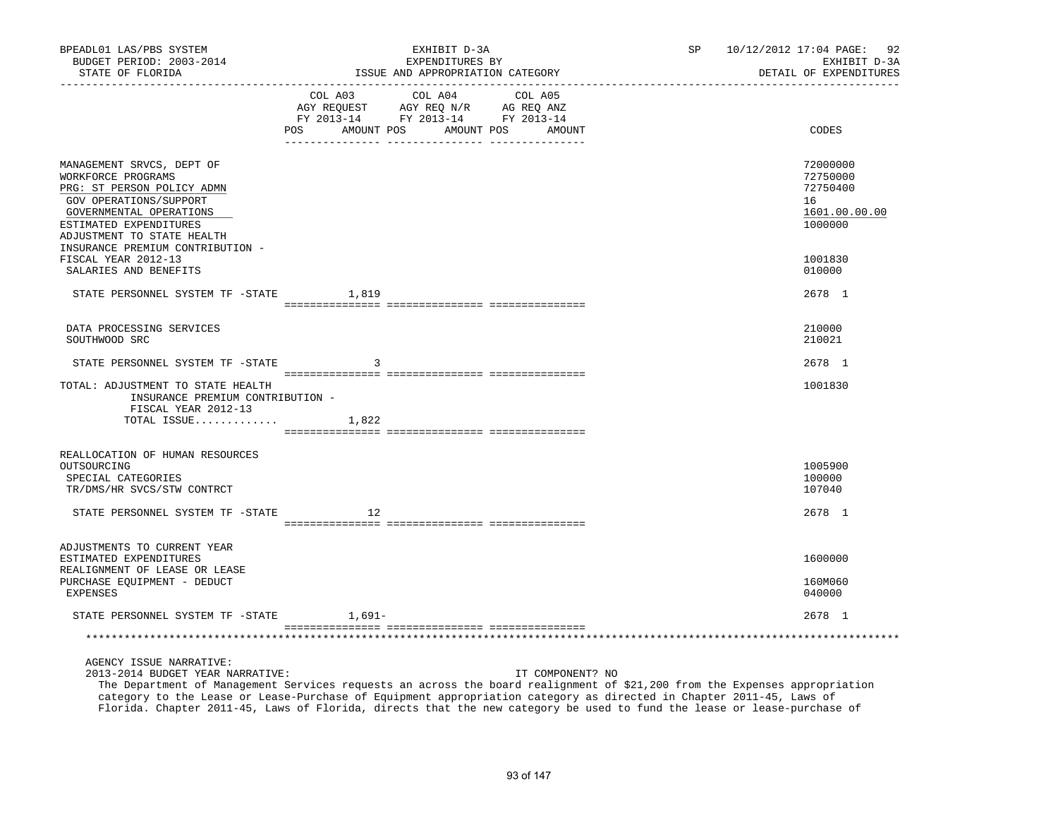BPEADL01 LAS/PBS SYSTEM — EXHIBIT D-3A — SP 10/12/2012 17:04 PAGE: 92
BUDGET PERIOD: 2003-2014 — EXPENDITURES BY — EXHIBIT D-3A
STATE OF FLORIDA — ISSUE AND APPROPRIATION CATEGORY — DETAIL OF EXPENDITURES

| | COL A03 AGY REQUEST FY 2013-14 POS AMOUNT | COL A04 AGY REQ N/R FY 2013-14 POS AMOUNT | COL A05 AG REQ ANZ FY 2013-14 POS AMOUNT | CODES |
|---|---|---|---|---|
| MANAGEMENT SRVCS, DEPT OF | | | | 72000000 |
| WORKFORCE PROGRAMS | | | | 72750000 |
| PRG: ST PERSON POLICY ADMN | | | | 72750400 |
| GOV OPERATIONS/SUPPORT | | | | 16 |
| GOVERNMENTAL OPERATIONS | | | | 1601.00.00.00 |
| ESTIMATED EXPENDITURES | | | | 1000000 |
| ADJUSTMENT TO STATE HEALTH INSURANCE PREMIUM CONTRIBUTION - FISCAL YEAR 2012-13 | | | | 1001830 |
| SALARIES AND BENEFITS | | | | 010000 |
| STATE PERSONNEL SYSTEM TF -STATE | 1,819 | | | 2678 1 |
| DATA PROCESSING SERVICES | | | | 210000 |
| SOUTHWOOD SRC | | | | 210021 |
| STATE PERSONNEL SYSTEM TF -STATE | 3 | | | 2678 1 |
| TOTAL: ADJUSTMENT TO STATE HEALTH INSURANCE PREMIUM CONTRIBUTION - FISCAL YEAR 2012-13 | | | | 1001830 |
| TOTAL ISSUE............. | 1,822 | | | |
| REALLOCATION OF HUMAN RESOURCES OUTSOURCING | | | | 1005900 |
| SPECIAL CATEGORIES | | | | 100000 |
| TR/DMS/HR SVCS/STW CONTRCT | | | | 107040 |
| STATE PERSONNEL SYSTEM TF -STATE | 12 | | | 2678 1 |
| ADJUSTMENTS TO CURRENT YEAR ESTIMATED EXPENDITURES | | | | 1600000 |
| REALIGNMENT OF LEASE OR LEASE PURCHASE EQUIPMENT - DEDUCT | | | | 160M060 |
| EXPENSES | | | | 040000 |
| STATE PERSONNEL SYSTEM TF -STATE | 1,691- | | | 2678 1 |

AGENCY ISSUE NARRATIVE:

2013-2014 BUDGET YEAR NARRATIVE: IT COMPONENT? NO

The Department of Management Services requests an across the board realignment of $21,200 from the Expenses appropriation category to the Lease or Lease-Purchase of Equipment appropriation category as directed in Chapter 2011-45, Laws of Florida. Chapter 2011-45, Laws of Florida, directs that the new category be used to fund the lease or lease-purchase of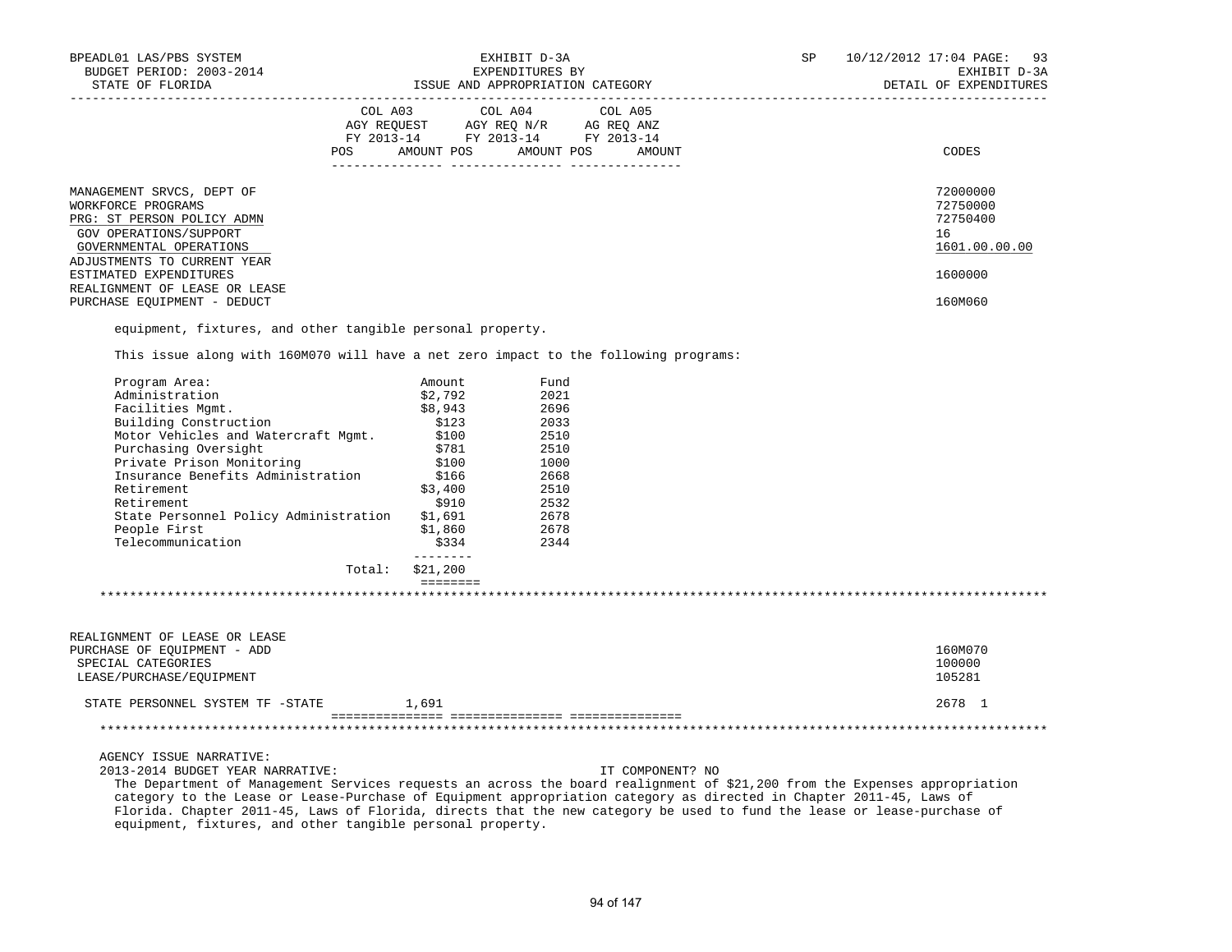BPEADL01 LAS/PBS SYSTEM — EXHIBIT D-3A — EXPENDITURES BY ISSUE AND APPROPRIATION CATEGORY — SP 10/12/2012 17:04 PAGE: 93
BUDGET PERIOD: 2003-2014 — EXHIBIT D-3A
STATE OF FLORIDA — DETAIL OF EXPENDITURES

| | COL A03 AGY REQUEST FY 2013-14 POS AMOUNT | COL A04 AGY REQ N/R FY 2013-14 POS AMOUNT | COL A05 AG REQ ANZ FY 2013-14 POS AMOUNT | CODES |
|---|---|---|---|---|
| MANAGEMENT SRVCS, DEPT OF | | | | 72000000 |
| WORKFORCE PROGRAMS | | | | 72750000 |
| PRG: ST PERSON POLICY ADMN | | | | 72750400 |
| GOV OPERATIONS/SUPPORT | | | | 16 |
| GOVERNMENTAL OPERATIONS | | | | 1601.00.00.00 |
| ADJUSTMENTS TO CURRENT YEAR ESTIMATED EXPENDITURES | | | | 1600000 |
| REALIGNMENT OF LEASE OR LEASE PURCHASE EQUIPMENT - DEDUCT | | | | 160M060 |

equipment, fixtures, and other tangible personal property.

This issue along with 160M070 will have a net zero impact to the following programs:

| Program Area: | Amount | Fund |
|---|---|---|
| Administration | $2,792 | 2021 |
| Facilities Mgmt. | $8,943 | 2696 |
| Building Construction | $123 | 2033 |
| Motor Vehicles and Watercraft Mgmt. | $100 | 2510 |
| Purchasing Oversight | $781 | 2510 |
| Private Prison Monitoring | $100 | 1000 |
| Insurance Benefits Administration | $166 | 2668 |
| Retirement | $3,400 | 2510 |
| Retirement | $910 | 2532 |
| State Personnel Policy Administration | $1,691 | 2678 |
| People First | $1,860 | 2678 |
| Telecommunication | $334 | 2344 |
| Total: | $21,200 | |

***

| | COL A03 | COL A04 | COL A05 | CODES |
|---|---|---|---|---|
| REALIGNMENT OF LEASE OR LEASE PURCHASE OF EQUIPMENT - ADD | | | | 160M070 |
| SPECIAL CATEGORIES | | | | 100000 |
| LEASE/PURCHASE/EQUIPMENT | | | | 105281 |
| STATE PERSONNEL SYSTEM TF -STATE | 1,691 | | | 2678 1 |

***

AGENCY ISSUE NARRATIVE:

2013-2014 BUDGET YEAR NARRATIVE: IT COMPONENT? NO

The Department of Management Services requests an across the board realignment of $21,200 from the Expenses appropriation category to the Lease or Lease-Purchase of Equipment appropriation category as directed in Chapter 2011-45, Laws of Florida. Chapter 2011-45, Laws of Florida, directs that the new category be used to fund the lease or lease-purchase of equipment, fixtures, and other tangible personal property.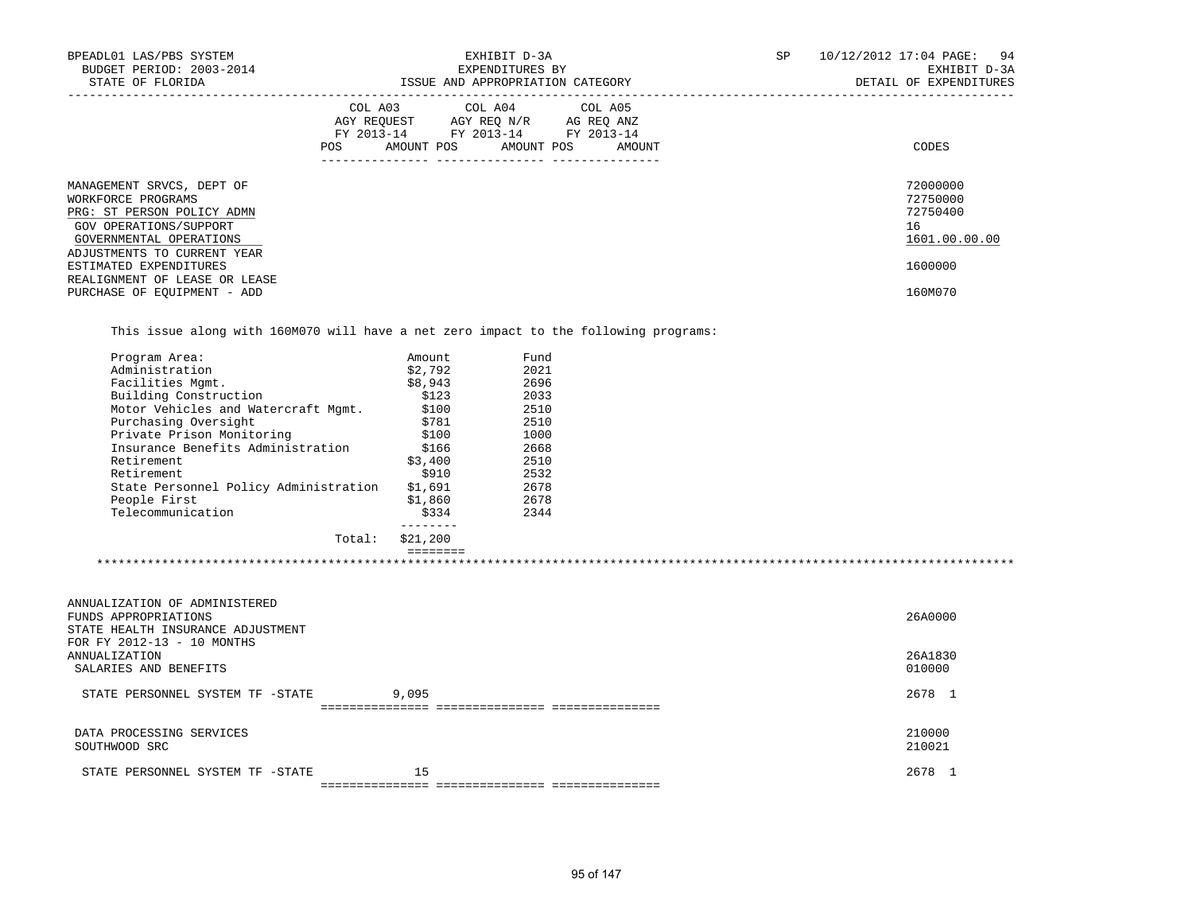BPEADL01 LAS/PBS SYSTEM — EXHIBIT D-3A — SP 10/12/2012 17:04 PAGE: 94
BUDGET PERIOD: 2003-2014 — EXPENDITURES BY — EXHIBIT D-3A
STATE OF FLORIDA — ISSUE AND APPROPRIATION CATEGORY — DETAIL OF EXPENDITURES

| | COL A03 AGY REQUEST FY 2013-14 POS AMOUNT | COL A04 AGY REQ N/R FY 2013-14 POS AMOUNT | COL A05 AG REQ ANZ FY 2013-14 POS AMOUNT | CODES |
|---|---|---|---|---|
| MANAGEMENT SRVCS, DEPT OF | | | | 72000000 |
| WORKFORCE PROGRAMS | | | | 72750000 |
| PRG: ST PERSON POLICY ADMN | | | | 72750400 |
| GOV OPERATIONS/SUPPORT | | | | 16 |
| GOVERNMENTAL OPERATIONS | | | | 1601.00.00.00 |
| ADJUSTMENTS TO CURRENT YEAR ESTIMATED EXPENDITURES | | | | 1600000 |
| REALIGNMENT OF LEASE OR LEASE PURCHASE OF EQUIPMENT - ADD | | | | 160M070 |

This issue along with 160M070 will have a net zero impact to the following programs:

| Program Area: | Amount | Fund |
|---|---|---|
| Administration | $2,792 | 2021 |
| Facilities Mgmt. | $8,943 | 2696 |
| Building Construction | $123 | 2033 |
| Motor Vehicles and Watercraft Mgmt. | $100 | 2510 |
| Purchasing Oversight | $781 | 2510 |
| Private Prison Monitoring | $100 | 1000 |
| Insurance Benefits Administration | $166 | 2668 |
| Retirement | $3,400 | 2510 |
| Retirement | $910 | 2532 |
| State Personnel Policy Administration | $1,691 | 2678 |
| People First | $1,860 | 2678 |
| Telecommunication | $334 | 2344 |
| Total: | $21,200 | |

*******************************************************************************************************************

| | COL A03 | COL A04 | COL A05 | CODES |
|---|---|---|---|---|
| ANNUALIZATION OF ADMINISTERED FUNDS APPROPRIATIONS | | | | 26A0000 |
| STATE HEALTH INSURANCE ADJUSTMENT FOR FY 2012-13 - 10 MONTHS ANNUALIZATION | | | | 26A1830 |
| SALARIES AND BENEFITS | | | | 010000 |
| STATE PERSONNEL SYSTEM TF -STATE | 9,095 | | | 2678 1 |
| DATA PROCESSING SERVICES | | | | 210000 |
| SOUTHWOOD SRC | | | | 210021 |
| STATE PERSONNEL SYSTEM TF -STATE | 15 | | | 2678 1 |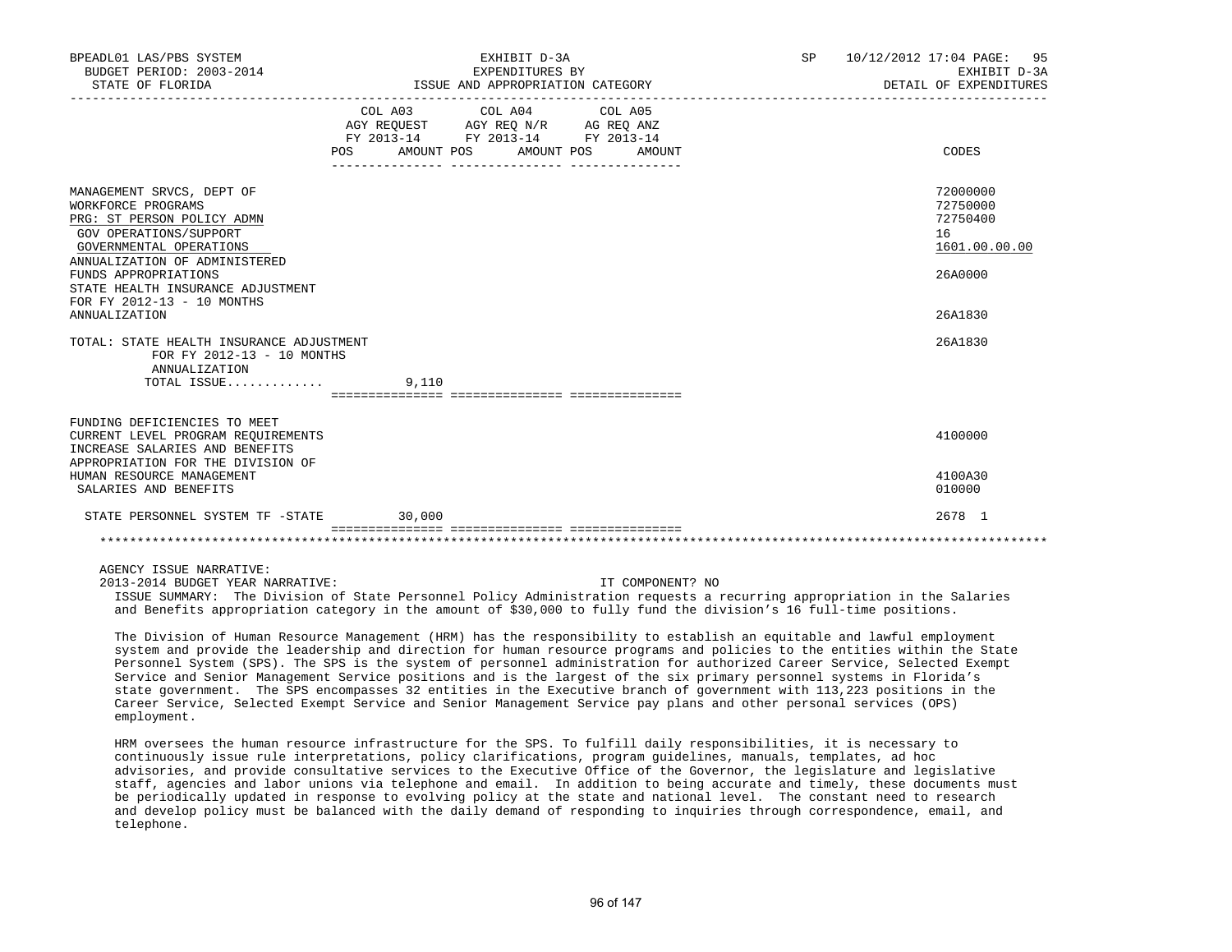BPEADL01 LAS/PBS SYSTEM | EXHIBIT D-3A | SP 10/12/2012 17:04 PAGE: 95
BUDGET PERIOD: 2003-2014 | EXPENDITURES BY | EXHIBIT D-3A
STATE OF FLORIDA | ISSUE AND APPROPRIATION CATEGORY | DETAIL OF EXPENDITURES

| | COL A03 AGY REQUEST FY 2013-14 POS AMOUNT | COL A04 AGY REQ N/R FY 2013-14 POS AMOUNT | COL A05 AG REQ ANZ FY 2013-14 POS AMOUNT | CODES |
|---|---|---|---|---|
| MANAGEMENT SRVCS, DEPT OF | | | | 72000000 |
| WORKFORCE PROGRAMS | | | | 72750000 |
| PRG: ST PERSON POLICY ADMN | | | | 72750400 |
| GOV OPERATIONS/SUPPORT | | | | 16 |
| GOVERNMENTAL OPERATIONS | | | | 1601.00.00.00 |
| ANNUALIZATION OF ADMINISTERED FUNDS APPROPRIATIONS | | | | 26A0000 |
| STATE HEALTH INSURANCE ADJUSTMENT FOR FY 2012-13 - 10 MONTHS ANNUALIZATION | | | | 26A1830 |
| TOTAL: STATE HEALTH INSURANCE ADJUSTMENT FOR FY 2012-13 - 10 MONTHS ANNUALIZATION | | | | 26A1830 |
| TOTAL ISSUE............ | 9,110 | | | |
| FUNDING DEFICIENCIES TO MEET CURRENT LEVEL PROGRAM REQUIREMENTS | | | | 4100000 |
| INCREASE SALARIES AND BENEFITS APPROPRIATION FOR THE DIVISION OF HUMAN RESOURCE MANAGEMENT | | | | 4100A30 |
| SALARIES AND BENEFITS | | | | 010000 |
| STATE PERSONNEL SYSTEM TF -STATE | 30,000 | | | 2678 1 |

AGENCY ISSUE NARRATIVE:

2013-2014 BUDGET YEAR NARRATIVE: IT COMPONENT? NO

ISSUE SUMMARY: The Division of State Personnel Policy Administration requests a recurring appropriation in the Salaries and Benefits appropriation category in the amount of $30,000 to fully fund the division's 16 full-time positions.

The Division of Human Resource Management (HRM) has the responsibility to establish an equitable and lawful employment system and provide the leadership and direction for human resource programs and policies to the entities within the State Personnel System (SPS). The SPS is the system of personnel administration for authorized Career Service, Selected Exempt Service and Senior Management Service positions and is the largest of the six primary personnel systems in Florida's state government. The SPS encompasses 32 entities in the Executive branch of government with 113,223 positions in the Career Service, Selected Exempt Service and Senior Management Service pay plans and other personal services (OPS) employment.

HRM oversees the human resource infrastructure for the SPS. To fulfill daily responsibilities, it is necessary to continuously issue rule interpretations, policy clarifications, program guidelines, manuals, templates, ad hoc advisories, and provide consultative services to the Executive Office of the Governor, the legislature and legislative staff, agencies and labor unions via telephone and email. In addition to being accurate and timely, these documents must be periodically updated in response to evolving policy at the state and national level. The constant need to research and develop policy must be balanced with the daily demand of responding to inquiries through correspondence, email, and telephone.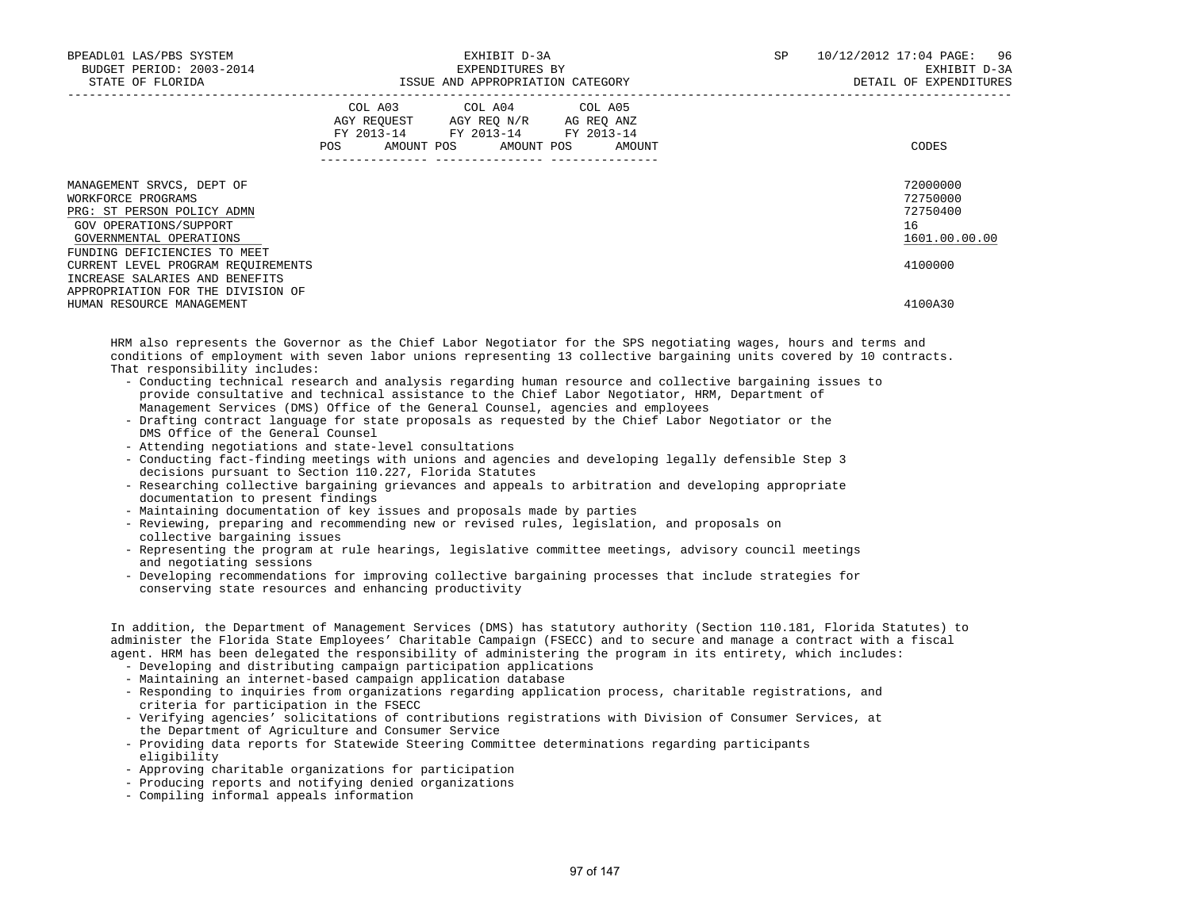BPEADL01 LAS/PBS SYSTEM — EXHIBIT D-3A — SP 10/12/2012 17:04 PAGE: 96
BUDGET PERIOD: 2003-2014 — EXPENDITURES BY — EXHIBIT D-3A
STATE OF FLORIDA — ISSUE AND APPROPRIATION CATEGORY — DETAIL OF EXPENDITURES

| | COL A03 AGY REQUEST FY 2013-14 POS AMOUNT | COL A04 AGY REQ N/R FY 2013-14 POS AMOUNT | COL A05 AG REQ ANZ FY 2013-14 POS AMOUNT | CODES |
|---|---|---|---|---|
| MANAGEMENT SRVCS, DEPT OF | | | | 72000000 |
| WORKFORCE PROGRAMS | | | | 72750000 |
| PRG: ST PERSON POLICY ADMN | | | | 72750400 |
| GOV OPERATIONS/SUPPORT | | | | 16 |
| GOVERNMENTAL OPERATIONS | | | | 1601.00.00.00 |
| FUNDING DEFICIENCIES TO MEET CURRENT LEVEL PROGRAM REQUIREMENTS | | | | 4100000 |
| INCREASE SALARIES AND BENEFITS APPROPRIATION FOR THE DIVISION OF HUMAN RESOURCE MANAGEMENT | | | | 4100A30 |

HRM also represents the Governor as the Chief Labor Negotiator for the SPS negotiating wages, hours and terms and conditions of employment with seven labor unions representing 13 collective bargaining units covered by 10 contracts. That responsibility includes:

- Conducting technical research and analysis regarding human resource and collective bargaining issues to provide consultative and technical assistance to the Chief Labor Negotiator, HRM, Department of Management Services (DMS) Office of the General Counsel, agencies and employees
- Drafting contract language for state proposals as requested by the Chief Labor Negotiator or the DMS Office of the General Counsel
- Attending negotiations and state-level consultations
- Conducting fact-finding meetings with unions and agencies and developing legally defensible Step 3 decisions pursuant to Section 110.227, Florida Statutes
- Researching collective bargaining grievances and appeals to arbitration and developing appropriate documentation to present findings
- Maintaining documentation of key issues and proposals made by parties
- Reviewing, preparing and recommending new or revised rules, legislation, and proposals on collective bargaining issues
- Representing the program at rule hearings, legislative committee meetings, advisory council meetings and negotiating sessions
- Developing recommendations for improving collective bargaining processes that include strategies for conserving state resources and enhancing productivity

In addition, the Department of Management Services (DMS) has statutory authority (Section 110.181, Florida Statutes) to administer the Florida State Employees' Charitable Campaign (FSECC) and to secure and manage a contract with a fiscal agent. HRM has been delegated the responsibility of administering the program in its entirety, which includes:

- Developing and distributing campaign participation applications
- Maintaining an internet-based campaign application database
- Responding to inquiries from organizations regarding application process, charitable registrations, and criteria for participation in the FSECC
- Verifying agencies' solicitations of contributions registrations with Division of Consumer Services, at the Department of Agriculture and Consumer Service
- Providing data reports for Statewide Steering Committee determinations regarding participants eligibility
- Approving charitable organizations for participation
- Producing reports and notifying denied organizations
- Compiling informal appeals information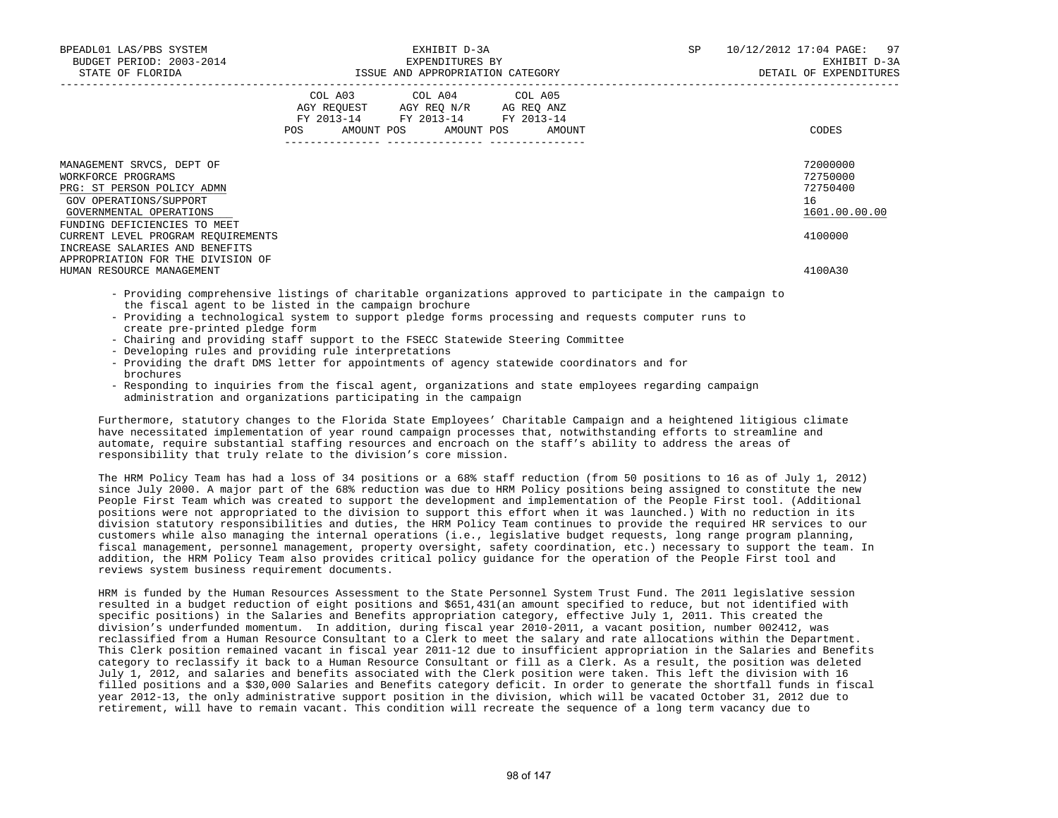| | COL A03 AGY REQUEST FY 2013-14 POS AMOUNT | COL A04 AGY REQ N/R FY 2013-14 POS AMOUNT | COL A05 AG REQ ANZ FY 2013-14 POS AMOUNT | CODES |
|---|---|---|---|---|
| MANAGEMENT SRVCS, DEPT OF | | | | 72000000 |
| WORKFORCE PROGRAMS | | | | 72750000 |
| PRG: ST PERSON POLICY ADMN | | | | 72750400 |
| GOV OPERATIONS/SUPPORT | | | | 16 |
| GOVERNMENTAL OPERATIONS | | | | 1601.00.00.00 |
| FUNDING DEFICIENCIES TO MEET CURRENT LEVEL PROGRAM REQUIREMENTS | | | | 4100000 |
| INCREASE SALARIES AND BENEFITS APPROPRIATION FOR THE DIVISION OF HUMAN RESOURCE MANAGEMENT | | | | 4100A30 |

- Providing comprehensive listings of charitable organizations approved to participate in the campaign to the fiscal agent to be listed in the campaign brochure
- Providing a technological system to support pledge forms processing and requests computer runs to create pre-printed pledge form
- Chairing and providing staff support to the FSECC Statewide Steering Committee
- Developing rules and providing rule interpretations
- Providing the draft DMS letter for appointments of agency statewide coordinators and for brochures
- Responding to inquiries from the fiscal agent, organizations and state employees regarding campaign administration and organizations participating in the campaign

Furthermore, statutory changes to the Florida State Employees' Charitable Campaign and a heightened litigious climate have necessitated implementation of year round campaign processes that, notwithstanding efforts to streamline and automate, require substantial staffing resources and encroach on the staff's ability to address the areas of responsibility that truly relate to the division's core mission.

The HRM Policy Team has had a loss of 34 positions or a 68% staff reduction (from 50 positions to 16 as of July 1, 2012) since July 2000. A major part of the 68% reduction was due to HRM Policy positions being assigned to constitute the new People First Team which was created to support the development and implementation of the People First tool. (Additional positions were not appropriated to the division to support this effort when it was launched.) With no reduction in its division statutory responsibilities and duties, the HRM Policy Team continues to provide the required HR services to our customers while also managing the internal operations (i.e., legislative budget requests, long range program planning, fiscal management, personnel management, property oversight, safety coordination, etc.) necessary to support the team. In addition, the HRM Policy Team also provides critical policy guidance for the operation of the People First tool and reviews system business requirement documents.

HRM is funded by the Human Resources Assessment to the State Personnel System Trust Fund. The 2011 legislative session resulted in a budget reduction of eight positions and $651,431(an amount specified to reduce, but not identified with specific positions) in the Salaries and Benefits appropriation category, effective July 1, 2011. This created the division's underfunded momentum. In addition, during fiscal year 2010-2011, a vacant position, number 002412, was reclassified from a Human Resource Consultant to a Clerk to meet the salary and rate allocations within the Department. This Clerk position remained vacant in fiscal year 2011-12 due to insufficient appropriation in the Salaries and Benefits category to reclassify it back to a Human Resource Consultant or fill as a Clerk. As a result, the position was deleted July 1, 2012, and salaries and benefits associated with the Clerk position were taken. This left the division with 16 filled positions and a $30,000 Salaries and Benefits category deficit. In order to generate the shortfall funds in fiscal year 2012-13, the only administrative support position in the division, which will be vacated October 31, 2012 due to retirement, will have to remain vacant. This condition will recreate the sequence of a long term vacancy due to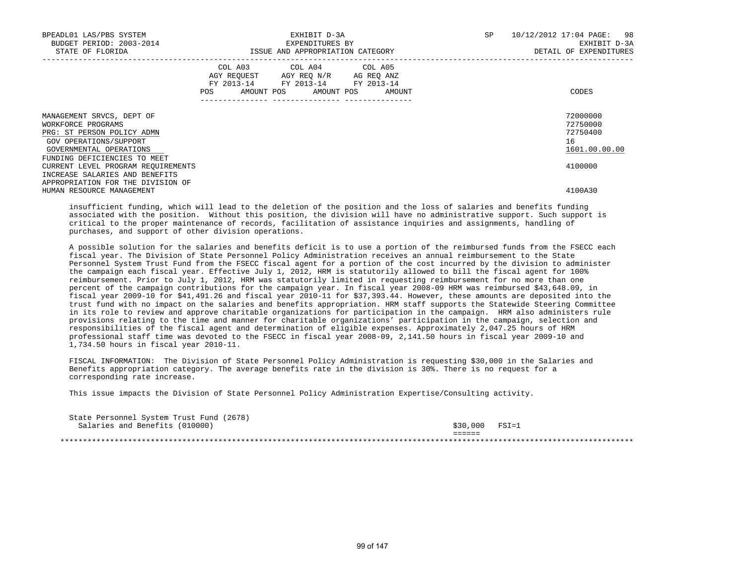| | COL A03 AGY REQUEST FY 2013-14 POS AMOUNT | COL A04 AGY REQ N/R FY 2013-14 POS AMOUNT | COL A05 AG REQ ANZ FY 2013-14 POS AMOUNT | CODES |
|---|---|---|---|---|
| MANAGEMENT SRVCS, DEPT OF | | | | 72000000 |
| WORKFORCE PROGRAMS | | | | 72750000 |
| PRG: ST PERSON POLICY ADMN | | | | 72750400 |
| GOV OPERATIONS/SUPPORT | | | | 16 |
| GOVERNMENTAL OPERATIONS | | | | 1601.00.00.00 |
| FUNDING DEFICIENCIES TO MEET CURRENT LEVEL PROGRAM REQUIREMENTS | | | | 4100000 |
| INCREASE SALARIES AND BENEFITS APPROPRIATION FOR THE DIVISION OF HUMAN RESOURCE MANAGEMENT | | | | 4100A30 |

insufficient funding, which will lead to the deletion of the position and the loss of salaries and benefits funding associated with the position. Without this position, the division will have no administrative support. Such support is critical to the proper maintenance of records, facilitation of assistance inquiries and assignments, handling of purchases, and support of other division operations.

A possible solution for the salaries and benefits deficit is to use a portion of the reimbursed funds from the FSECC each fiscal year. The Division of State Personnel Policy Administration receives an annual reimbursement to the State Personnel System Trust Fund from the FSECC fiscal agent for a portion of the cost incurred by the division to administer the campaign each fiscal year. Effective July 1, 2012, HRM is statutorily allowed to bill the fiscal agent for 100% reimbursement. Prior to July 1, 2012, HRM was statutorily limited in requesting reimbursement for no more than one percent of the campaign contributions for the campaign year. In fiscal year 2008-09 HRM was reimbursed $43,648.09, in fiscal year 2009-10 for $41,491.26 and fiscal year 2010-11 for $37,393.44. However, these amounts are deposited into the trust fund with no impact on the salaries and benefits appropriation. HRM staff supports the Statewide Steering Committee in its role to review and approve charitable organizations for participation in the campaign. HRM also administers rule provisions relating to the time and manner for charitable organizations' participation in the campaign, selection and responsibilities of the fiscal agent and determination of eligible expenses. Approximately 2,047.25 hours of HRM professional staff time was devoted to the FSECC in fiscal year 2008-09, 2,141.50 hours in fiscal year 2009-10 and 1,734.50 hours in fiscal year 2010-11.

FISCAL INFORMATION: The Division of State Personnel Policy Administration is requesting $30,000 in the Salaries and Benefits appropriation category. The average benefits rate in the division is 30%. There is no request for a corresponding rate increase.

This issue impacts the Division of State Personnel Policy Administration Expertise/Consulting activity.

State Personnel System Trust Fund (2678)
Salaries and Benefits (010000) $30,000 FSI=1
======

*******************************************************************************************************************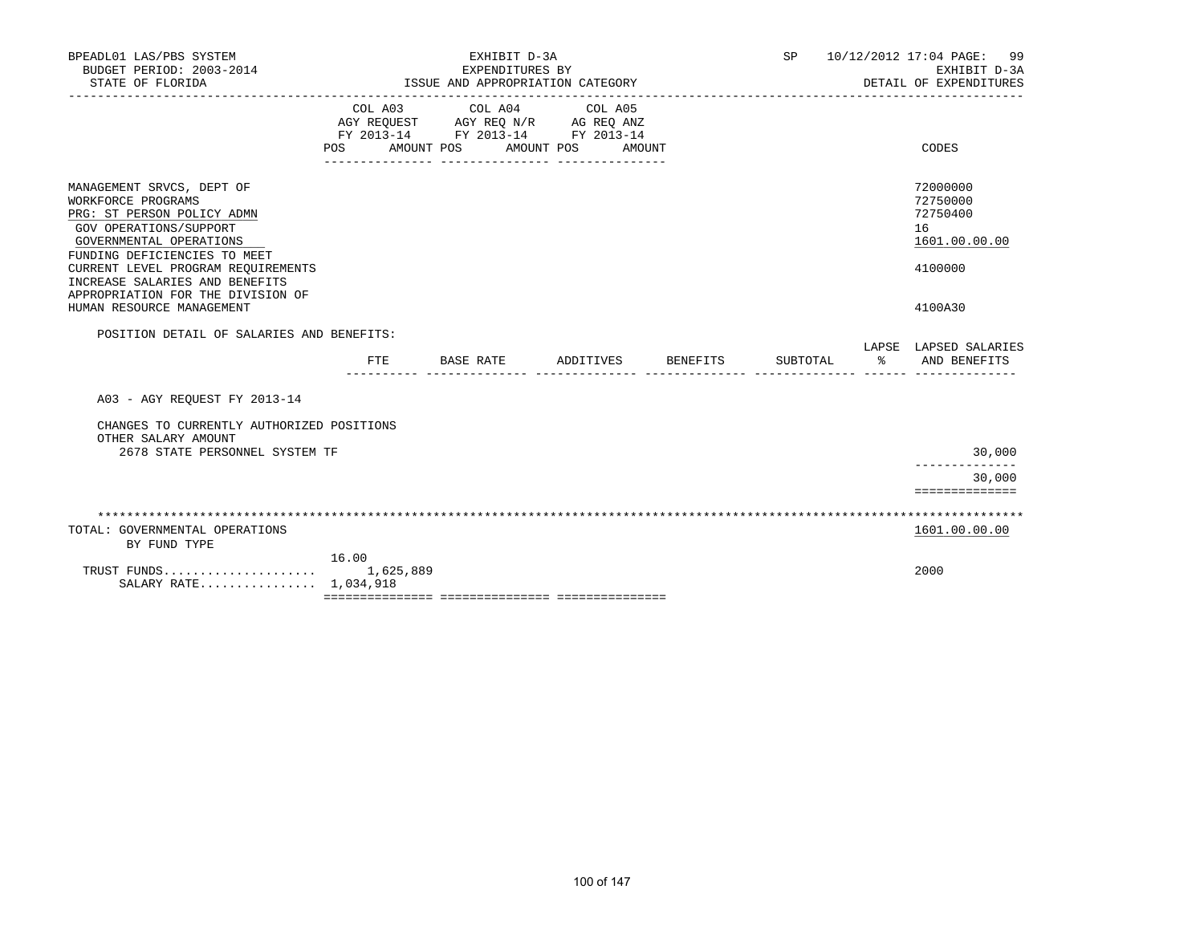BPEADL01 LAS/PBS SYSTEM — EXHIBIT D-3A — SP 10/12/2012 17:04 PAGE: 99
BUDGET PERIOD: 2003-2014 — EXPENDITURES BY — EXHIBIT D-3A
STATE OF FLORIDA — ISSUE AND APPROPRIATION CATEGORY — DETAIL OF EXPENDITURES

| | COL A03 AGY REQUEST FY 2013-14 POS AMOUNT | COL A04 AGY REQ N/R FY 2013-14 POS AMOUNT | COL A05 AG REQ ANZ FY 2013-14 POS AMOUNT | CODES |
|---|---|---|---|---|
| MANAGEMENT SRVCS, DEPT OF | | | | 72000000 |
| WORKFORCE PROGRAMS | | | | 72750000 |
| PRG: ST PERSON POLICY ADMN | | | | 72750400 |
| GOV OPERATIONS/SUPPORT | | | | 16 |
| GOVERNMENTAL OPERATIONS | | | | 1601.00.00.00 |
| FUNDING DEFICIENCIES TO MEET CURRENT LEVEL PROGRAM REQUIREMENTS | | | | 4100000 |
| INCREASE SALARIES AND BENEFITS APPROPRIATION FOR THE DIVISION OF HUMAN RESOURCE MANAGEMENT | | | | 4100A30 |

POSITION DETAIL OF SALARIES AND BENEFITS:

| | FTE | BASE RATE | ADDITIVES | BENEFITS | SUBTOTAL | LAPSE % | LAPSED SALARIES AND BENEFITS |
|---|---|---|---|---|---|---|---|
| A03 - AGY REQUEST FY 2013-14 | | | | | | | |
| CHANGES TO CURRENTLY AUTHORIZED POSITIONS | | | | | | | |
| OTHER SALARY AMOUNT | | | | | | | |
| 2678 STATE PERSONNEL SYSTEM TF | | | | | | | 30,000 |
| | | | | | | | 30,000 |

| TOTAL: GOVERNMENTAL OPERATIONS BY FUND TYPE | COL A03 POS | COL A03 AMOUNT | CODES |
|---|---|---|---|
| | | | 1601.00.00.00 |
| TRUST FUNDS | 16.00 | 1,625,889 | 2000 |
| SALARY RATE | | 1,034,918 | |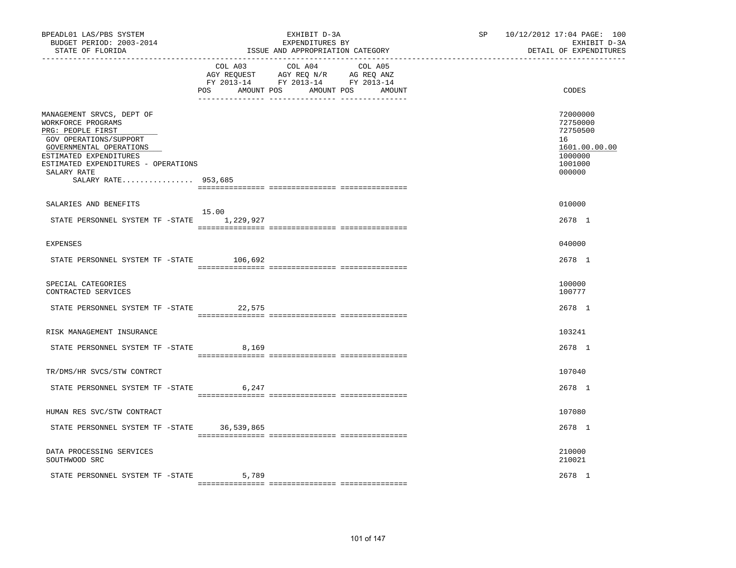BPEADL01 LAS/PBS SYSTEM | EXHIBIT D-3A | SP 10/12/2012 17:04 PAGE: 100
BUDGET PERIOD: 2003-2014 | EXPENDITURES BY | EXHIBIT D-3A
STATE OF FLORIDA | ISSUE AND APPROPRIATION CATEGORY | DETAIL OF EXPENDITURES

| | COL A03 AGY REQUEST FY 2013-14 POS AMOUNT | COL A04 AGY REQ N/R FY 2013-14 POS AMOUNT | COL A05 AG REQ ANZ FY 2013-14 POS AMOUNT | CODES |
|---|---|---|---|---|
| MANAGEMENT SRVCS, DEPT OF | | | | 72000000 |
| WORKFORCE PROGRAMS | | | | 72750000 |
| PRG: PEOPLE FIRST | | | | 72750500 |
| GOV OPERATIONS/SUPPORT | | | | 16 |
| GOVERNMENTAL OPERATIONS | | | | 1601.00.00.00 |
| ESTIMATED EXPENDITURES | | | | 1000000 |
| ESTIMATED EXPENDITURES - OPERATIONS | | | | 1001000 |
| SALARY RATE | | | | 000000 |
| SALARY RATE................ 953,685 | | | | |
| SALARIES AND BENEFITS | 15.00 | | | 010000 |
| STATE PERSONNEL SYSTEM TF -STATE | 1,229,927 | | | 2678 1 |
| EXPENSES | | | | 040000 |
| STATE PERSONNEL SYSTEM TF -STATE | 106,692 | | | 2678 1 |
| SPECIAL CATEGORIES | | | | 100000 |
| CONTRACTED SERVICES | | | | 100777 |
| STATE PERSONNEL SYSTEM TF -STATE | 22,575 | | | 2678 1 |
| RISK MANAGEMENT INSURANCE | | | | 103241 |
| STATE PERSONNEL SYSTEM TF -STATE | 8,169 | | | 2678 1 |
| TR/DMS/HR SVCS/STW CONTRCT | | | | 107040 |
| STATE PERSONNEL SYSTEM TF -STATE | 6,247 | | | 2678 1 |
| HUMAN RES SVC/STW CONTRACT | | | | 107080 |
| STATE PERSONNEL SYSTEM TF -STATE | 36,539,865 | | | 2678 1 |
| DATA PROCESSING SERVICES | | | | 210000 |
| SOUTHWOOD SRC | | | | 210021 |
| STATE PERSONNEL SYSTEM TF -STATE | 5,789 | | | 2678 1 |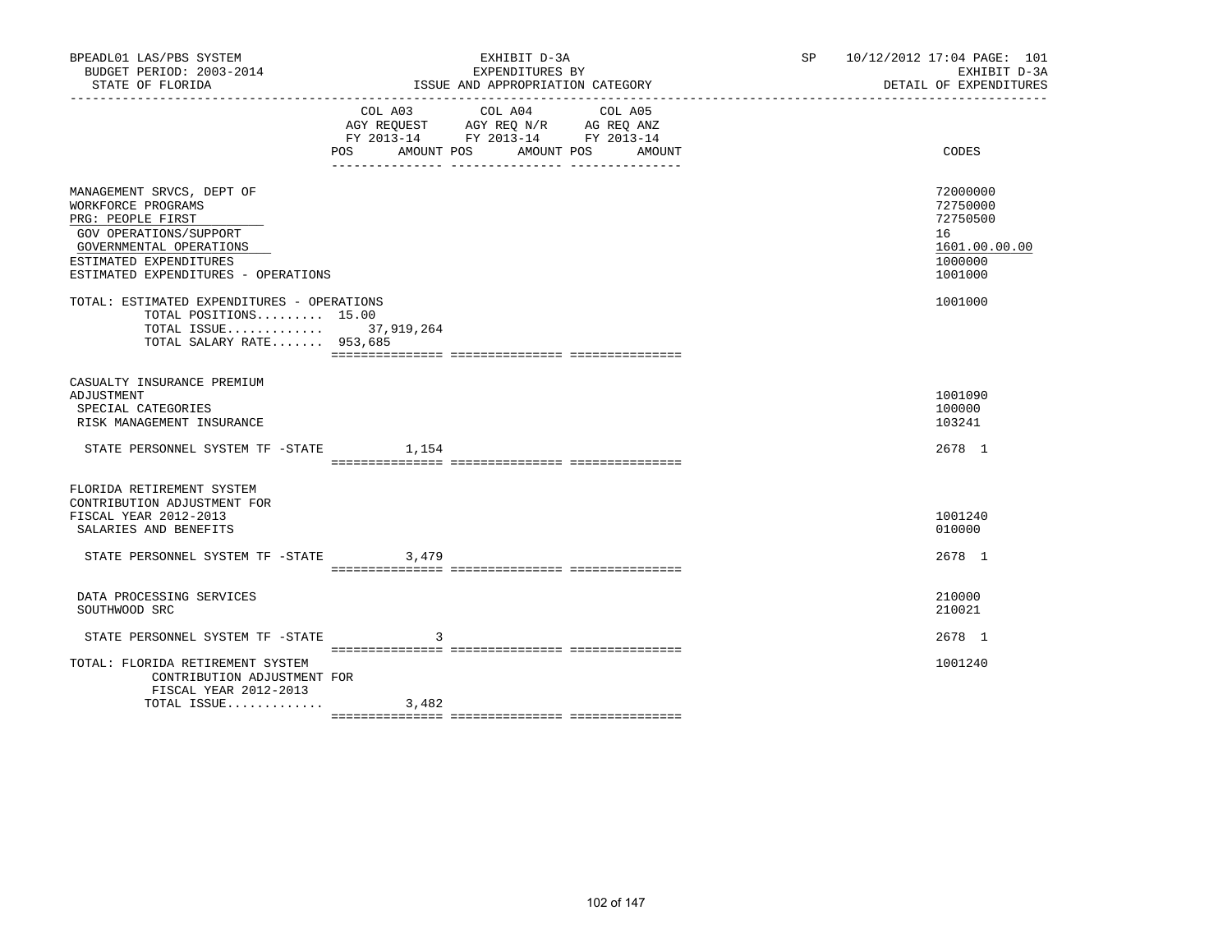BPEADL01 LAS/PBS SYSTEM | EXHIBIT D-3A | SP 10/12/2012 17:04 PAGE: 101
BUDGET PERIOD: 2003-2014 | EXPENDITURES BY | EXHIBIT D-3A
STATE OF FLORIDA | ISSUE AND APPROPRIATION CATEGORY | DETAIL OF EXPENDITURES

| | COL A03 AGY REQUEST FY 2013-14 POS AMOUNT | COL A04 AGY REQ N/R FY 2013-14 POS AMOUNT | COL A05 AG REQ ANZ FY 2013-14 POS AMOUNT | CODES |
|---|---|---|---|---|
| MANAGEMENT SRVCS, DEPT OF | | | | 72000000 |
| WORKFORCE PROGRAMS | | | | 72750000 |
| PRG: PEOPLE FIRST | | | | 72750500 |
| GOV OPERATIONS/SUPPORT | | | | 16 |
| GOVERNMENTAL OPERATIONS | | | | 1601.00.00.00 |
| ESTIMATED EXPENDITURES | | | | 1000000 |
| ESTIMATED EXPENDITURES - OPERATIONS | | | | 1001000 |
| TOTAL: ESTIMATED EXPENDITURES - OPERATIONS | | | | 1001000 |
| TOTAL POSITIONS......... 15.00 | | | | |
| TOTAL ISSUE............. | 37,919,264 | | | |
| TOTAL SALARY RATE....... 953,685 | | | | |
| CASUALTY INSURANCE PREMIUM ADJUSTMENT | | | | 1001090 |
| SPECIAL CATEGORIES | | | | 100000 |
| RISK MANAGEMENT INSURANCE | | | | 103241 |
| STATE PERSONNEL SYSTEM TF -STATE | 1,154 | | | 2678 1 |
| FLORIDA RETIREMENT SYSTEM CONTRIBUTION ADJUSTMENT FOR FISCAL YEAR 2012-2013 | | | | 1001240 |
| SALARIES AND BENEFITS | | | | 010000 |
| STATE PERSONNEL SYSTEM TF -STATE | 3,479 | | | 2678 1 |
| DATA PROCESSING SERVICES | | | | 210000 |
| SOUTHWOOD SRC | | | | 210021 |
| STATE PERSONNEL SYSTEM TF -STATE | 3 | | | 2678 1 |
| TOTAL: FLORIDA RETIREMENT SYSTEM CONTRIBUTION ADJUSTMENT FOR FISCAL YEAR 2012-2013 | | | | 1001240 |
| TOTAL ISSUE............. | 3,482 | | | |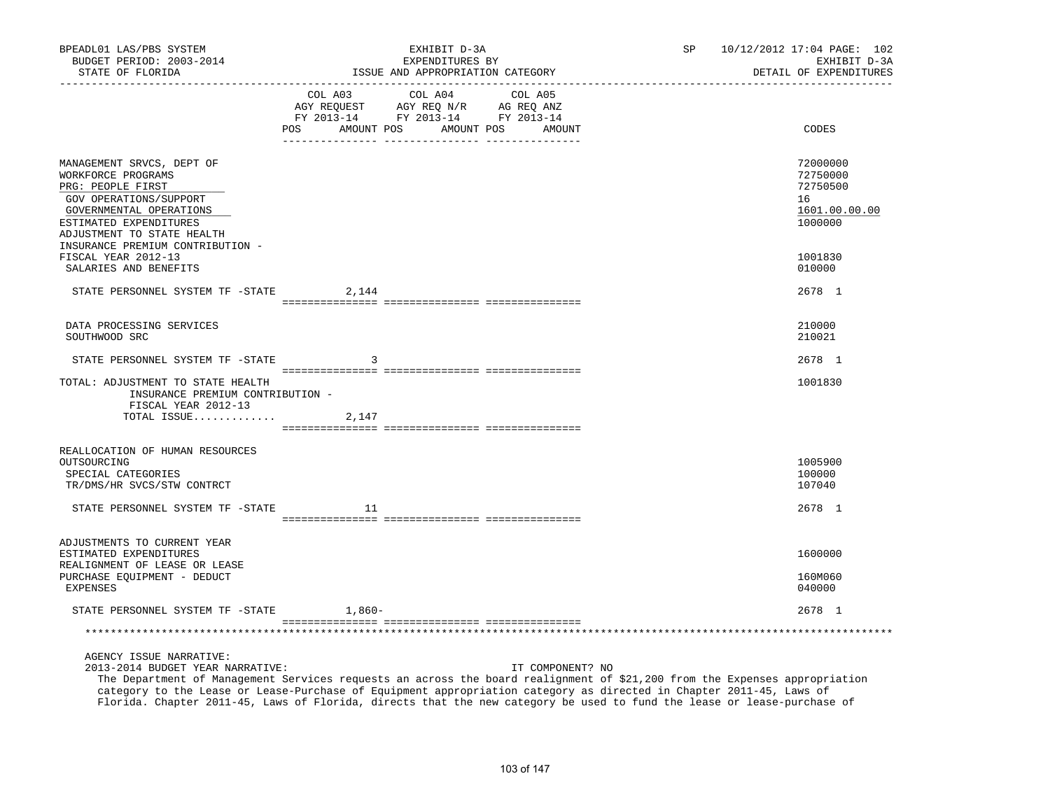BPEADL01 LAS/PBS SYSTEM | EXHIBIT D-3A | SP 10/12/2012 17:04 PAGE: 102
BUDGET PERIOD: 2003-2014 | EXPENDITURES BY | EXHIBIT D-3A
STATE OF FLORIDA | ISSUE AND APPROPRIATION CATEGORY | DETAIL OF EXPENDITURES

| | COL A03 AGY REQUEST FY 2013-14 POS AMOUNT | COL A04 AGY REQ N/R FY 2013-14 POS AMOUNT | COL A05 AG REQ ANZ FY 2013-14 POS AMOUNT | CODES |
|---|---|---|---|---|
| MANAGEMENT SRVCS, DEPT OF | | | | 72000000 |
| WORKFORCE PROGRAMS | | | | 72750000 |
| PRG: PEOPLE FIRST | | | | 72750500 |
| GOV OPERATIONS/SUPPORT | | | | 16 |
| GOVERNMENTAL OPERATIONS | | | | 1601.00.00.00 |
| ESTIMATED EXPENDITURES | | | | 1000000 |
| ADJUSTMENT TO STATE HEALTH INSURANCE PREMIUM CONTRIBUTION - FISCAL YEAR 2012-13 | | | | 1001830 |
| SALARIES AND BENEFITS | | | | 010000 |
| STATE PERSONNEL SYSTEM TF -STATE | 2,144 | | | 2678 1 |
| DATA PROCESSING SERVICES | | | | 210000 |
| SOUTHWOOD SRC | | | | 210021 |
| STATE PERSONNEL SYSTEM TF -STATE | 3 | | | 2678 1 |
| TOTAL: ADJUSTMENT TO STATE HEALTH INSURANCE PREMIUM CONTRIBUTION - FISCAL YEAR 2012-13 | | | | 1001830 |
| TOTAL ISSUE............ | 2,147 | | | |
| REALLOCATION OF HUMAN RESOURCES OUTSOURCING | | | | 1005900 |
| SPECIAL CATEGORIES | | | | 100000 |
| TR/DMS/HR SVCS/STW CONTRCT | | | | 107040 |
| STATE PERSONNEL SYSTEM TF -STATE | 11 | | | 2678 1 |
| ADJUSTMENTS TO CURRENT YEAR ESTIMATED EXPENDITURES | | | | 1600000 |
| REALIGNMENT OF LEASE OR LEASE PURCHASE EQUIPMENT - DEDUCT | | | | 160M060 |
| EXPENSES | | | | 040000 |
| STATE PERSONNEL SYSTEM TF -STATE | 1,860- | | | 2678 1 |

AGENCY ISSUE NARRATIVE:

2013-2014 BUDGET YEAR NARRATIVE: IT COMPONENT? NO

The Department of Management Services requests an across the board realignment of $21,200 from the Expenses appropriation category to the Lease or Lease-Purchase of Equipment appropriation category as directed in Chapter 2011-45, Laws of Florida. Chapter 2011-45, Laws of Florida, directs that the new category be used to fund the lease or lease-purchase of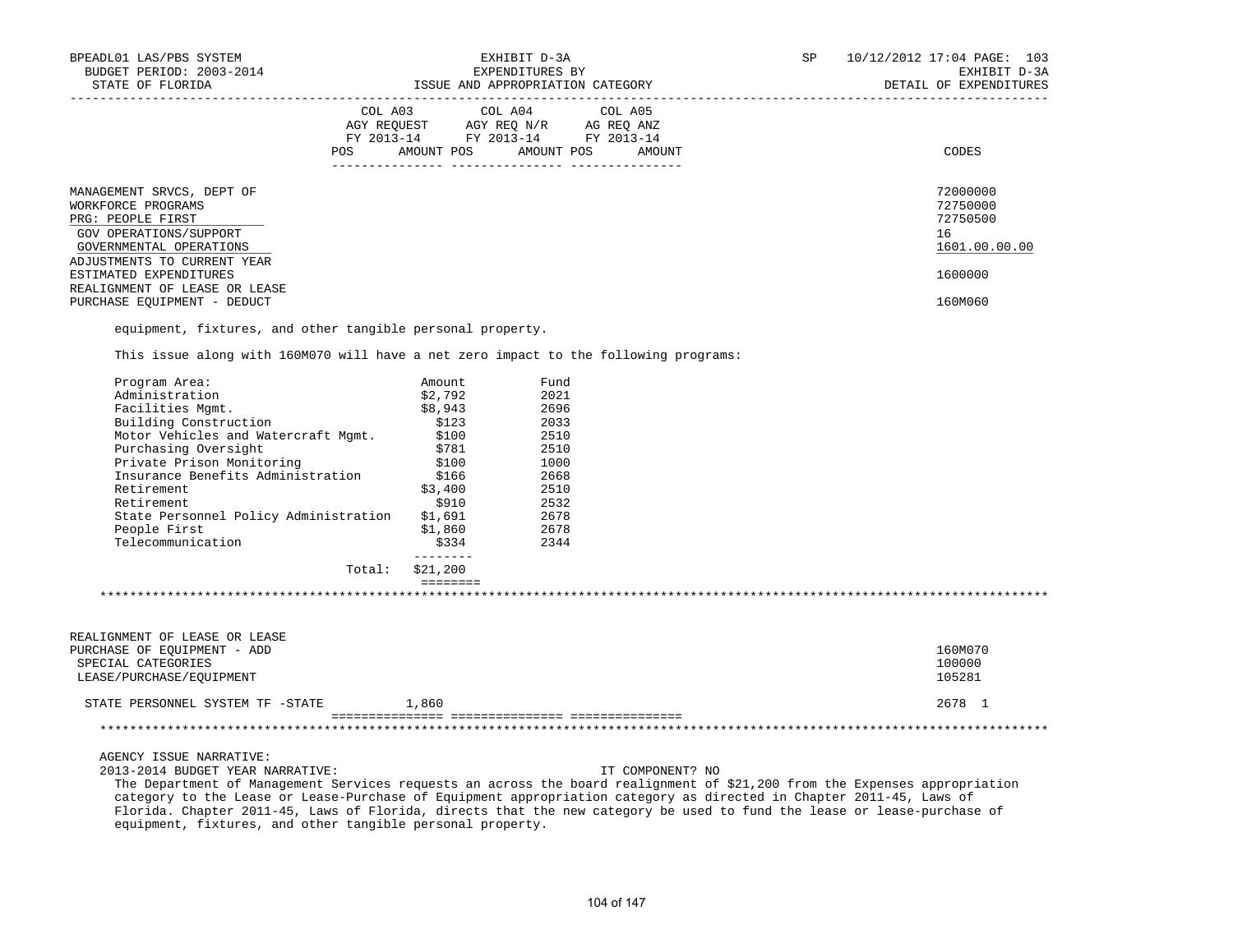BPEADL01 LAS/PBS SYSTEM — EXHIBIT D-3A — SP 10/12/2012 17:04 PAGE: 103
BUDGET PERIOD: 2003-2014 — EXPENDITURES BY — EXHIBIT D-3A
STATE OF FLORIDA — ISSUE AND APPROPRIATION CATEGORY — DETAIL OF EXPENDITURES

| | COL A03 AGY REQUEST FY 2013-14 POS AMOUNT | COL A04 AGY REQ N/R FY 2013-14 POS AMOUNT | COL A05 AG REQ ANZ FY 2013-14 POS AMOUNT | CODES |
|---|---|---|---|---|
| MANAGEMENT SRVCS, DEPT OF | | | | 72000000 |
| WORKFORCE PROGRAMS | | | | 72750000 |
| PRG: PEOPLE FIRST | | | | 72750500 |
| GOV OPERATIONS/SUPPORT | | | | 16 |
| GOVERNMENTAL OPERATIONS | | | | 1601.00.00.00 |
| ADJUSTMENTS TO CURRENT YEAR ESTIMATED EXPENDITURES | | | | 1600000 |
| REALIGNMENT OF LEASE OR LEASE PURCHASE EQUIPMENT - DEDUCT | | | | 160M060 |

equipment, fixtures, and other tangible personal property.

This issue along with 160M070 will have a net zero impact to the following programs:

| Program Area: | Amount | Fund |
|---|---|---|
| Administration | $2,792 | 2021 |
| Facilities Mgmt. | $8,943 | 2696 |
| Building Construction | $123 | 2033 |
| Motor Vehicles and Watercraft Mgmt. | $100 | 2510 |
| Purchasing Oversight | $781 | 2510 |
| Private Prison Monitoring | $100 | 1000 |
| Insurance Benefits Administration | $166 | 2668 |
| Retirement | $3,400 | 2510 |
| Retirement | $910 | 2532 |
| State Personnel Policy Administration | $1,691 | 2678 |
| People First | $1,860 | 2678 |
| Telecommunication | $334 | 2344 |
| Total: | $21,200 | |

****************************************************************************************************

| | COL A03 | COL A04 | COL A05 | CODES |
|---|---|---|---|---|
| REALIGNMENT OF LEASE OR LEASE PURCHASE OF EQUIPMENT - ADD | | | | 160M070 |
| SPECIAL CATEGORIES | | | | 100000 |
| LEASE/PURCHASE/EQUIPMENT | | | | 105281 |
| STATE PERSONNEL SYSTEM TF -STATE | 1,860 | | | 2678 1 |

****************************************************************************************************

AGENCY ISSUE NARRATIVE:
2013-2014 BUDGET YEAR NARRATIVE: IT COMPONENT? NO
The Department of Management Services requests an across the board realignment of $21,200 from the Expenses appropriation category to the Lease or Lease-Purchase of Equipment appropriation category as directed in Chapter 2011-45, Laws of Florida. Chapter 2011-45, Laws of Florida, directs that the new category be used to fund the lease or lease-purchase of equipment, fixtures, and other tangible personal property.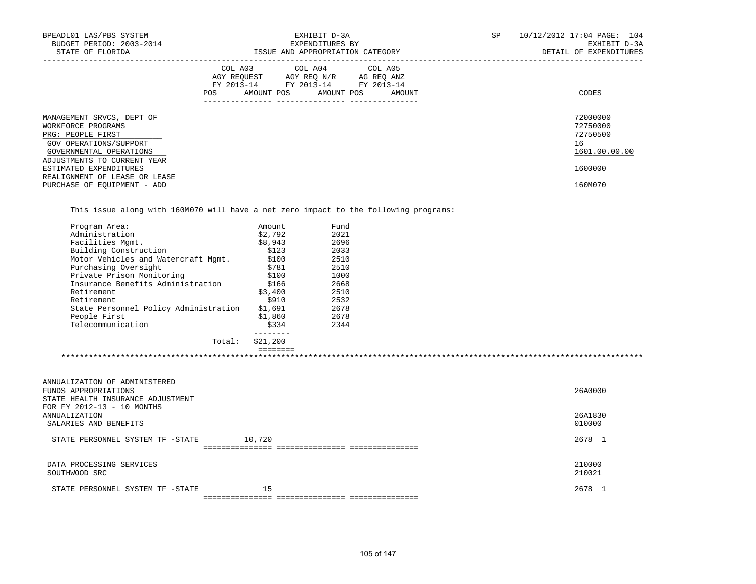BPEADL01 LAS/PBS SYSTEM — EXHIBIT D-3A — SP 10/12/2012 17:04 PAGE: 104
BUDGET PERIOD: 2003-2014 — EXPENDITURES BY — EXHIBIT D-3A
STATE OF FLORIDA — ISSUE AND APPROPRIATION CATEGORY — DETAIL OF EXPENDITURES

| | COL A03 AGY REQUEST FY 2013-14 POS AMOUNT | COL A04 AGY REQ N/R FY 2013-14 POS AMOUNT | COL A05 AG REQ ANZ FY 2013-14 POS AMOUNT | CODES |
|---|---|---|---|---|
| MANAGEMENT SRVCS, DEPT OF | | | | 72000000 |
| WORKFORCE PROGRAMS | | | | 72750000 |
| PRG: PEOPLE FIRST | | | | 72750500 |
| GOV OPERATIONS/SUPPORT | | | | 16 |
| GOVERNMENTAL OPERATIONS | | | | 1601.00.00.00 |
| ADJUSTMENTS TO CURRENT YEAR ESTIMATED EXPENDITURES | | | | 1600000 |
| REALIGNMENT OF LEASE OR LEASE PURCHASE OF EQUIPMENT - ADD | | | | 160M070 |

This issue along with 160M070 will have a net zero impact to the following programs:

| Program Area: | Amount | Fund |
|---|---|---|
| Administration | $2,792 | 2021 |
| Facilities Mgmt. | $8,943 | 2696 |
| Building Construction | $123 | 2033 |
| Motor Vehicles and Watercraft Mgmt. | $100 | 2510 |
| Purchasing Oversight | $781 | 2510 |
| Private Prison Monitoring | $100 | 1000 |
| Insurance Benefits Administration | $166 | 2668 |
| Retirement | $3,400 | 2510 |
| Retirement | $910 | 2532 |
| State Personnel Policy Administration | $1,691 | 2678 |
| People First | $1,860 | 2678 |
| Telecommunication | $334 | 2344 |
| Total: | $21,200 | |

| | COL A03 | COL A04 | COL A05 | CODES |
|---|---|---|---|---|
| ANNUALIZATION OF ADMINISTERED FUNDS APPROPRIATIONS | | | | 26A0000 |
| STATE HEALTH INSURANCE ADJUSTMENT FOR FY 2012-13 - 10 MONTHS ANNUALIZATION | | | | 26A1830 |
| SALARIES AND BENEFITS | | | | 010000 |
| STATE PERSONNEL SYSTEM TF -STATE | 10,720 | | | 2678 1 |
| DATA PROCESSING SERVICES | | | | 210000 |
| SOUTHWOOD SRC | | | | 210021 |
| STATE PERSONNEL SYSTEM TF -STATE | 15 | | | 2678 1 |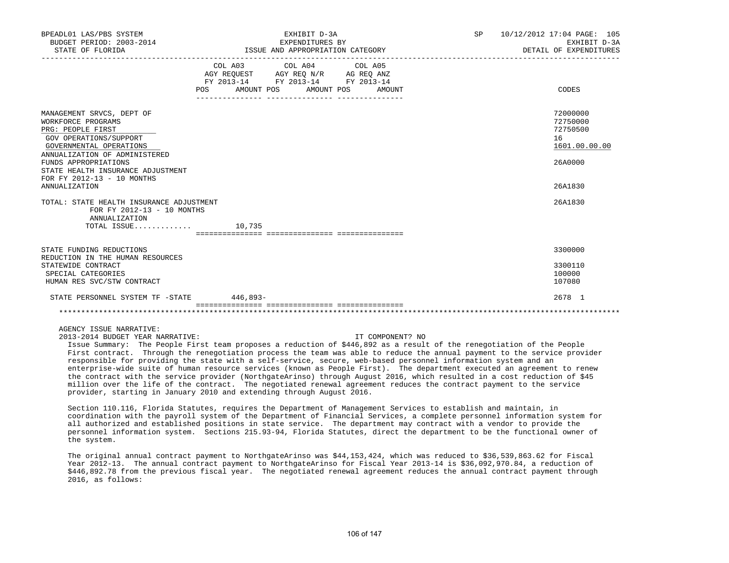| | COL A03 AGY REQUEST FY 2013-14 POS AMOUNT | COL A04 AGY REQ N/R FY 2013-14 POS AMOUNT | COL A05 AG REQ ANZ FY 2013-14 POS AMOUNT | CODES |
|---|---|---|---|---|
| MANAGEMENT SRVCS, DEPT OF | | | | 72000000 |
| WORKFORCE PROGRAMS | | | | 72750000 |
| PRG: PEOPLE FIRST | | | | 72750500 |
| GOV OPERATIONS/SUPPORT | | | | 16 |
| GOVERNMENTAL OPERATIONS | | | | 1601.00.00.00 |
| ANNUALIZATION OF ADMINISTERED FUNDS APPROPRIATIONS | | | | 26A0000 |
| STATE HEALTH INSURANCE ADJUSTMENT FOR FY 2012-13 - 10 MONTHS ANNUALIZATION | | | | 26A1830 |
| TOTAL: STATE HEALTH INSURANCE ADJUSTMENT FOR FY 2012-13 - 10 MONTHS ANNUALIZATION | | | | 26A1830 |
| TOTAL ISSUE............. | 10,735 | | | |
| STATE FUNDING REDUCTIONS | | | | 3300000 |
| REDUCTION IN THE HUMAN RESOURCES STATEWIDE CONTRACT | | | | 3300110 |
| SPECIAL CATEGORIES | | | | 100000 |
| HUMAN RES SVC/STW CONTRACT | | | | 107080 |
| STATE PERSONNEL SYSTEM TF -STATE | 446,893- | | | 2678 1 |

AGENCY ISSUE NARRATIVE:

2013-2014 BUDGET YEAR NARRATIVE: IT COMPONENT? NO

Issue Summary: The People First team proposes a reduction of $446,892 as a result of the renegotiation of the People First contract. Through the renegotiation process the team was able to reduce the annual payment to the service provider responsible for providing the state with a self-service, secure, web-based personnel information system and an enterprise-wide suite of human resource services (known as People First). The department executed an agreement to renew the contract with the service provider (NorthgateArinso) through August 2016, which resulted in a cost reduction of $45 million over the life of the contract. The negotiated renewal agreement reduces the contract payment to the service provider, starting in January 2010 and extending through August 2016.

Section 110.116, Florida Statutes, requires the Department of Management Services to establish and maintain, in coordination with the payroll system of the Department of Financial Services, a complete personnel information system for all authorized and established positions in state service. The department may contract with a vendor to provide the personnel information system. Sections 215.93-94, Florida Statutes, direct the department to be the functional owner of the system.

The original annual contract payment to NorthgateArinso was $44,153,424, which was reduced to $36,539,863.62 for Fiscal Year 2012-13. The annual contract payment to NorthgateArinso for Fiscal Year 2013-14 is $36,092,970.84, a reduction of $446,892.78 from the previous fiscal year. The negotiated renewal agreement reduces the annual contract payment through 2016, as follows: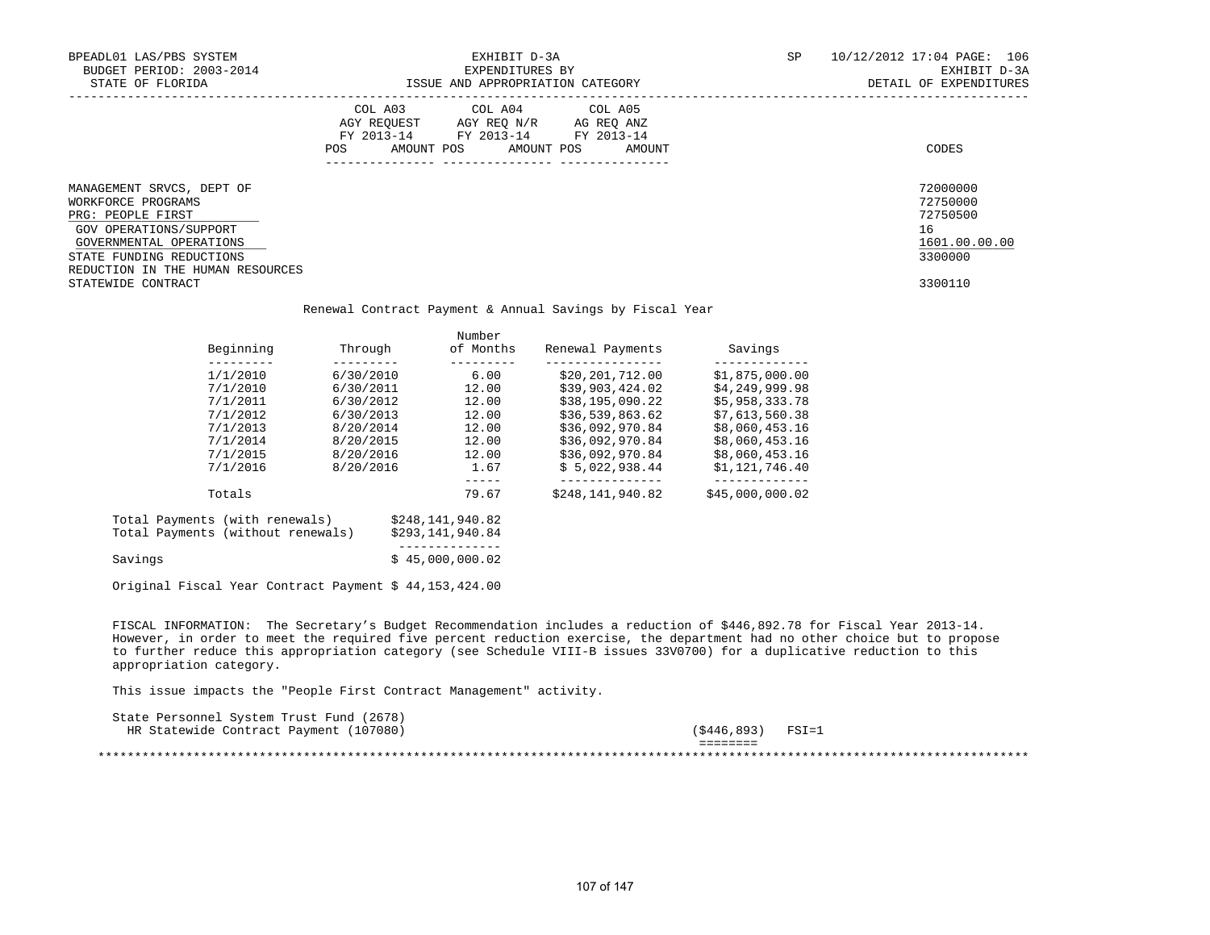BPEADL01 LAS/PBS SYSTEM — EXHIBIT D-3A — SP 10/12/2012 17:04 PAGE: 106
BUDGET PERIOD: 2003-2014 — EXPENDITURES BY — EXHIBIT D-3A
STATE OF FLORIDA — ISSUE AND APPROPRIATION CATEGORY — DETAIL OF EXPENDITURES

| | COL A03 AGY REQUEST FY 2013-14 POS AMOUNT | COL A04 AGY REQ N/R FY 2013-14 POS AMOUNT | COL A05 AG REQ ANZ FY 2013-14 POS AMOUNT | CODES |
|---|---|---|---|---|
| MANAGEMENT SRVCS, DEPT OF | | | | 72000000 |
| WORKFORCE PROGRAMS | | | | 72750000 |
| PRG: PEOPLE FIRST | | | | 72750500 |
| GOV OPERATIONS/SUPPORT | | | | 16 |
| GOVERNMENTAL OPERATIONS | | | | 1601.00.00.00 |
| STATE FUNDING REDUCTIONS | | | | 3300000 |
| REDUCTION IN THE HUMAN RESOURCES STATEWIDE CONTRACT | | | | 3300110 |

Renewal Contract Payment & Annual Savings by Fiscal Year

| Beginning | Through | Number of Months | Renewal Payments | Savings |
|---|---|---|---|---|
| 1/1/2010 | 6/30/2010 | 6.00 | $20,201,712.00 | $1,875,000.00 |
| 7/1/2010 | 6/30/2011 | 12.00 | $39,903,424.02 | $4,249,999.98 |
| 7/1/2011 | 6/30/2012 | 12.00 | $38,195,090.22 | $5,958,333.78 |
| 7/1/2012 | 6/30/2013 | 12.00 | $36,539,863.62 | $7,613,560.38 |
| 7/1/2013 | 8/20/2014 | 12.00 | $36,092,970.84 | $8,060,453.16 |
| 7/1/2014 | 8/20/2015 | 12.00 | $36,092,970.84 | $8,060,453.16 |
| 7/1/2015 | 8/20/2016 | 12.00 | $36,092,970.84 | $8,060,453.16 |
| 7/1/2016 | 8/20/2016 | 1.67 | $ 5,022,938.44 | $1,121,746.40 |
| Totals | | 79.67 | $248,141,940.82 | $45,000,000.02 |

| | |
|---|---|
| Total Payments (with renewals) | $248,141,940.82 |
| Total Payments (without renewals) | $293,141,940.84 |
| Savings | $ 45,000,000.02 |

Original Fiscal Year Contract Payment $ 44,153,424.00

FISCAL INFORMATION: The Secretary's Budget Recommendation includes a reduction of $446,892.78 for Fiscal Year 2013-14. However, in order to meet the required five percent reduction exercise, the department had no other choice but to propose to further reduce this appropriation category (see Schedule VIII-B issues 33V0700) for a duplicative reduction to this appropriation category.

This issue impacts the "People First Contract Management" activity.

State Personnel System Trust Fund (2678)
HR Statewide Contract Payment (107080) — ($446,893) FSI=1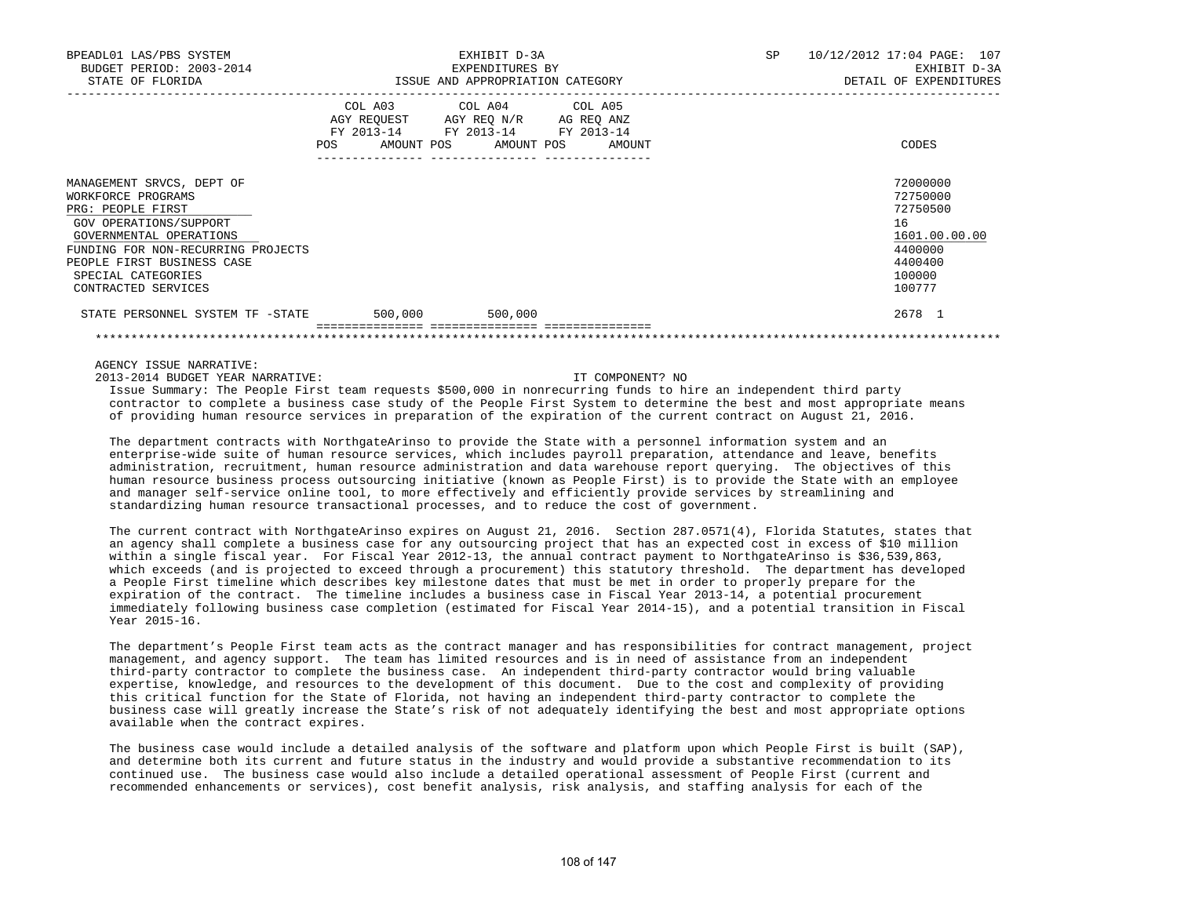BPEADL01 LAS/PBS SYSTEM | EXHIBIT D-3A | SP 10/12/2012 17:04 PAGE: 107
BUDGET PERIOD: 2003-2014 | EXPENDITURES BY | EXHIBIT D-3A
STATE OF FLORIDA | ISSUE AND APPROPRIATION CATEGORY | DETAIL OF EXPENDITURES

| | COL A03 AGY REQUEST FY 2013-14 POS AMOUNT | COL A04 AGY REQ N/R FY 2013-14 POS AMOUNT | COL A05 AG REQ ANZ FY 2013-14 POS AMOUNT | CODES |
|---|---|---|---|---|
| MANAGEMENT SRVCS, DEPT OF | | | | 72000000 |
| WORKFORCE PROGRAMS | | | | 72750000 |
| PRG: PEOPLE FIRST | | | | 72750500 |
| GOV OPERATIONS/SUPPORT | | | | 16 |
| GOVERNMENTAL OPERATIONS | | | | 1601.00.00.00 |
| FUNDING FOR NON-RECURRING PROJECTS | | | | 4400000 |
| PEOPLE FIRST BUSINESS CASE | | | | 4400400 |
| SPECIAL CATEGORIES | | | | 100000 |
| CONTRACTED SERVICES | | | | 100777 |
| STATE PERSONNEL SYSTEM TF -STATE | 500,000 | 500,000 | | 2678 1 |

AGENCY ISSUE NARRATIVE:

2013-2014 BUDGET YEAR NARRATIVE: IT COMPONENT? NO

Issue Summary: The People First team requests $500,000 in nonrecurring funds to hire an independent third party contractor to complete a business case study of the People First System to determine the best and most appropriate means of providing human resource services in preparation of the expiration of the current contract on August 21, 2016.

The department contracts with NorthgateArinso to provide the State with a personnel information system and an enterprise-wide suite of human resource services, which includes payroll preparation, attendance and leave, benefits administration, recruitment, human resource administration and data warehouse report querying. The objectives of this human resource business process outsourcing initiative (known as People First) is to provide the State with an employee and manager self-service online tool, to more effectively and efficiently provide services by streamlining and standardizing human resource transactional processes, and to reduce the cost of government.

The current contract with NorthgateArinso expires on August 21, 2016. Section 287.0571(4), Florida Statutes, states that an agency shall complete a business case for any outsourcing project that has an expected cost in excess of $10 million within a single fiscal year. For Fiscal Year 2012-13, the annual contract payment to NorthgateArinso is $36,539,863, which exceeds (and is projected to exceed through a procurement) this statutory threshold. The department has developed a People First timeline which describes key milestone dates that must be met in order to properly prepare for the expiration of the contract. The timeline includes a business case in Fiscal Year 2013-14, a potential procurement immediately following business case completion (estimated for Fiscal Year 2014-15), and a potential transition in Fiscal Year 2015-16.

The department's People First team acts as the contract manager and has responsibilities for contract management, project management, and agency support. The team has limited resources and is in need of assistance from an independent third-party contractor to complete the business case. An independent third-party contractor would bring valuable expertise, knowledge, and resources to the development of this document. Due to the cost and complexity of providing this critical function for the State of Florida, not having an independent third-party contractor to complete the business case will greatly increase the State's risk of not adequately identifying the best and most appropriate options available when the contract expires.

The business case would include a detailed analysis of the software and platform upon which People First is built (SAP), and determine both its current and future status in the industry and would provide a substantive recommendation to its continued use. The business case would also include a detailed operational assessment of People First (current and recommended enhancements or services), cost benefit analysis, risk analysis, and staffing analysis for each of the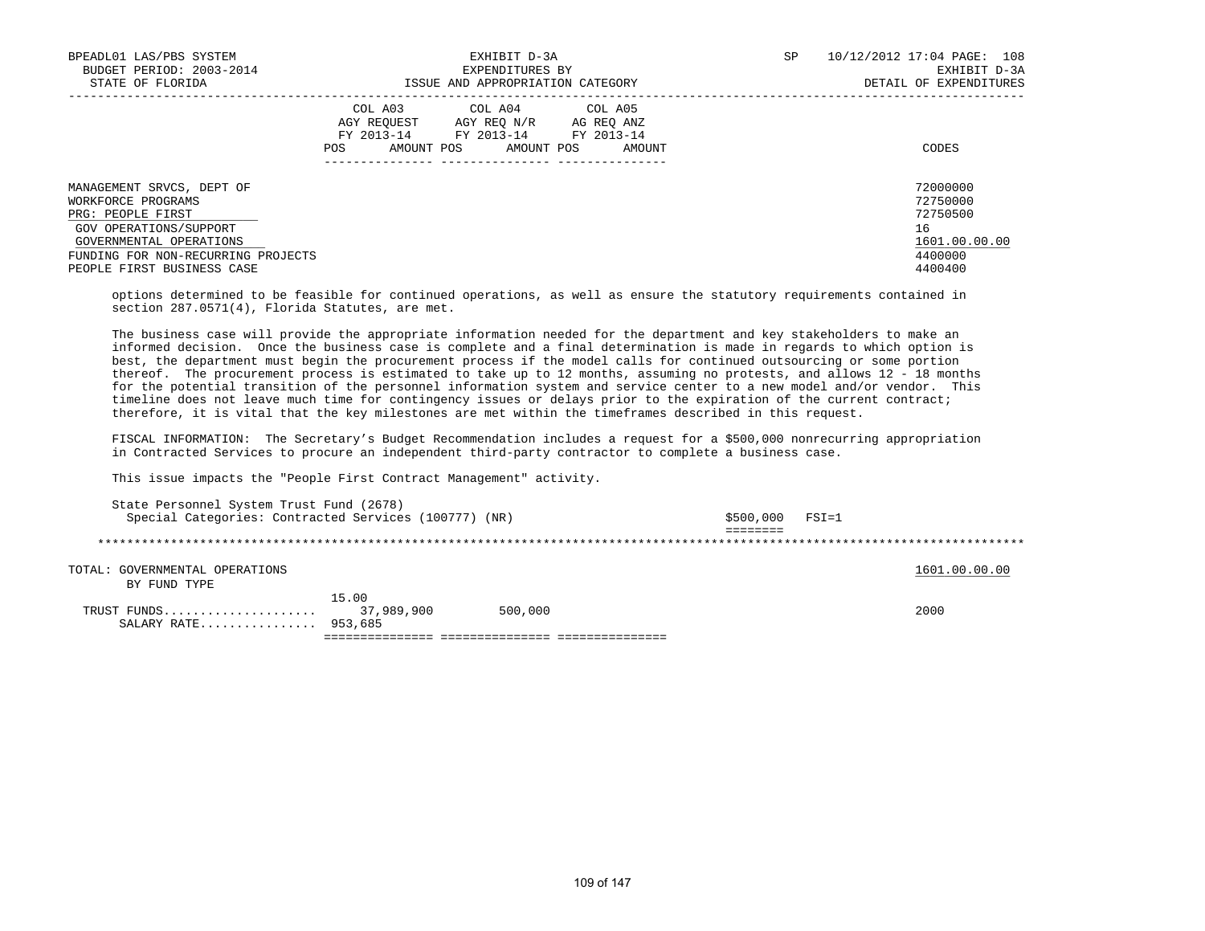BPEADL01 LAS/PBS SYSTEM | EXHIBIT D-3A | SP 10/12/2012 17:04 PAGE: 108
BUDGET PERIOD: 2003-2014 | EXPENDITURES BY | EXHIBIT D-3A
STATE OF FLORIDA | ISSUE AND APPROPRIATION CATEGORY | DETAIL OF EXPENDITURES

| | COL A03 AGY REQUEST FY 2013-14 POS AMOUNT | COL A04 AGY REQ N/R FY 2013-14 POS AMOUNT | COL A05 AG REQ ANZ FY 2013-14 POS AMOUNT | CODES |
|---|---|---|---|---|
| MANAGEMENT SRVCS, DEPT OF | | | | 72000000 |
| WORKFORCE PROGRAMS | | | | 72750000 |
| PRG: PEOPLE FIRST | | | | 72750500 |
| GOV OPERATIONS/SUPPORT | | | | 16 |
| GOVERNMENTAL OPERATIONS | | | | 1601.00.00.00 |
| FUNDING FOR NON-RECURRING PROJECTS | | | | 4400000 |
| PEOPLE FIRST BUSINESS CASE | | | | 4400400 |

options determined to be feasible for continued operations, as well as ensure the statutory requirements contained in section 287.0571(4), Florida Statutes, are met.

The business case will provide the appropriate information needed for the department and key stakeholders to make an informed decision. Once the business case is complete and a final determination is made in regards to which option is best, the department must begin the procurement process if the model calls for continued outsourcing or some portion thereof. The procurement process is estimated to take up to 12 months, assuming no protests, and allows 12 - 18 months for the potential transition of the personnel information system and service center to a new model and/or vendor. This timeline does not leave much time for contingency issues or delays prior to the expiration of the current contract; therefore, it is vital that the key milestones are met within the timeframes described in this request.

FISCAL INFORMATION: The Secretary's Budget Recommendation includes a request for a $500,000 nonrecurring appropriation in Contracted Services to procure an independent third-party contractor to complete a business case.

This issue impacts the "People First Contract Management" activity.

State Personnel System Trust Fund (2678)
Special Categories: Contracted Services (100777) (NR) $500,000 FSI=1

********************************************************************************************************************

| TOTAL: GOVERNMENTAL OPERATIONS | | | | 1601.00.00.00 |
|---|---|---|---|---|
| BY FUND TYPE | 15.00 | | | |
| TRUST FUNDS..................... | 37,989,900 | 500,000 | | 2000 |
| SALARY RATE................ | 953,685 | | | |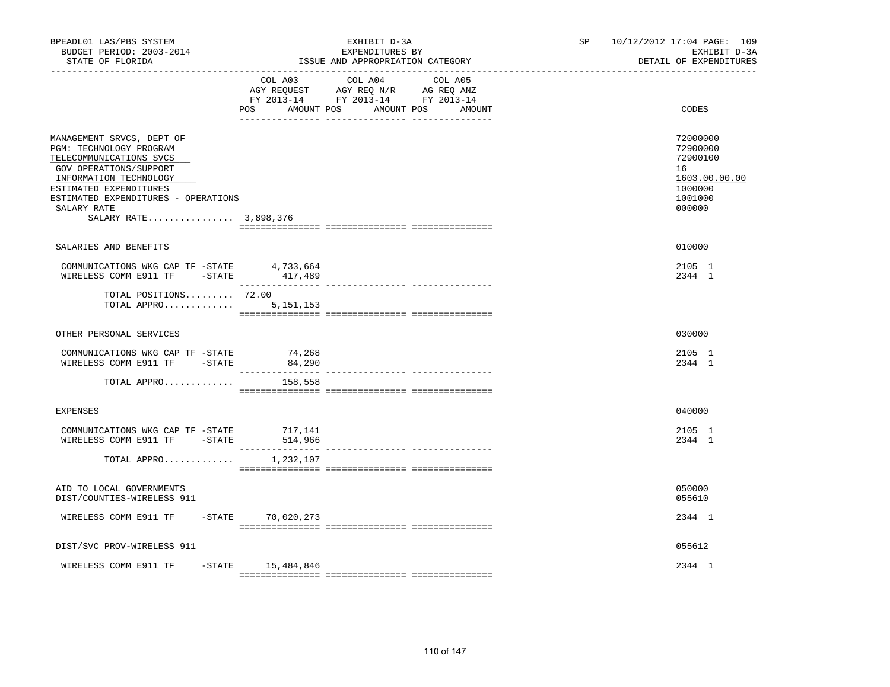BPEADL01 LAS/PBS SYSTEM
BUDGET PERIOD: 2003-2014
STATE OF FLORIDA

EXHIBIT D-3A
EXPENDITURES BY
ISSUE AND APPROPRIATION CATEGORY

SP 10/12/2012 17:04 PAGE: 109
EXHIBIT D-3A
DETAIL OF EXPENDITURES

| | COL A03 AGY REQUEST FY 2013-14 POS AMOUNT | COL A04 AGY REQ N/R FY 2013-14 POS AMOUNT | COL A05 AG REQ ANZ FY 2013-14 POS AMOUNT | CODES |
|---|---|---|---|---|
| MANAGEMENT SRVCS, DEPT OF | | | | 72000000 |
| PGM: TECHNOLOGY PROGRAM | | | | 72900000 |
| TELECOMMUNICATIONS SVCS | | | | 72900100 |
| GOV OPERATIONS/SUPPORT | | | | 16 |
| INFORMATION TECHNOLOGY | | | | 1603.00.00.00 |
| ESTIMATED EXPENDITURES | | | | 1000000 |
| ESTIMATED EXPENDITURES - OPERATIONS | | | | 1001000 |
| SALARY RATE | | | | 000000 |
| SALARY RATE................ | 3,898,376 | | | |
| SALARIES AND BENEFITS | | | | 010000 |
| COMMUNICATIONS WKG CAP TF -STATE | 4,733,664 | | | 2105 1 |
| WIRELESS COMM E911 TF -STATE | 417,489 | | | 2344 1 |
| TOTAL POSITIONS......... | 72.00 | | | |
| TOTAL APPRO............. | 5,151,153 | | | |
| OTHER PERSONAL SERVICES | | | | 030000 |
| COMMUNICATIONS WKG CAP TF -STATE | 74,268 | | | 2105 1 |
| WIRELESS COMM E911 TF -STATE | 84,290 | | | 2344 1 |
| TOTAL APPRO............. | 158,558 | | | |
| EXPENSES | | | | 040000 |
| COMMUNICATIONS WKG CAP TF -STATE | 717,141 | | | 2105 1 |
| WIRELESS COMM E911 TF -STATE | 514,966 | | | 2344 1 |
| TOTAL APPRO............. | 1,232,107 | | | |
| AID TO LOCAL GOVERNMENTS | | | | 050000 |
| DIST/COUNTIES-WIRELESS 911 | | | | 055610 |
| WIRELESS COMM E911 TF -STATE | 70,020,273 | | | 2344 1 |
| DIST/SVC PROV-WIRELESS 911 | | | | 055612 |
| WIRELESS COMM E911 TF -STATE | 15,484,846 | | | 2344 1 |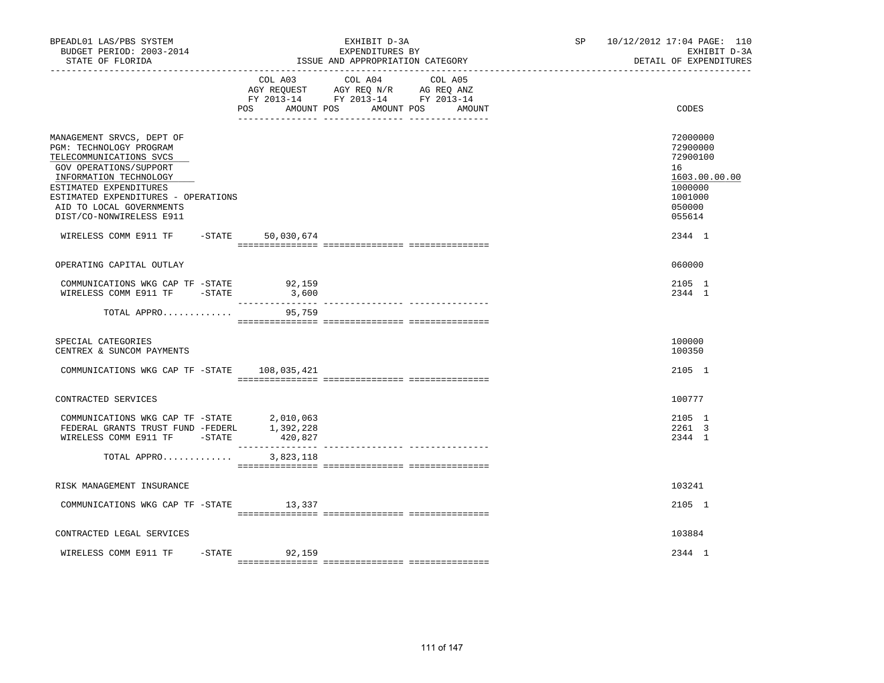BPEADL01 LAS/PBS SYSTEM — EXHIBIT D-3A — SP 10/12/2012 17:04 PAGE: 110
BUDGET PERIOD: 2003-2014 — EXPENDITURES BY — EXHIBIT D-3A
STATE OF FLORIDA — ISSUE AND APPROPRIATION CATEGORY — DETAIL OF EXPENDITURES

| | COL A03 AGY REQUEST FY 2013-14 POS AMOUNT | COL A04 AGY REQ N/R FY 2013-14 POS AMOUNT | COL A05 AG REQ ANZ FY 2013-14 POS AMOUNT | CODES |
|---|---|---|---|---|
| MANAGEMENT SRVCS, DEPT OF | | | | 72000000 |
| PGM: TECHNOLOGY PROGRAM | | | | 72900000 |
| TELECOMMUNICATIONS SVCS | | | | 72900100 |
| GOV OPERATIONS/SUPPORT | | | | 16 |
| INFORMATION TECHNOLOGY | | | | 1603.00.00.00 |
| ESTIMATED EXPENDITURES | | | | 1000000 |
| ESTIMATED EXPENDITURES - OPERATIONS | | | | 1001000 |
| AID TO LOCAL GOVERNMENTS | | | | 050000 |
| DIST/CO-NONWIRELESS E911 | | | | 055614 |
| WIRELESS COMM E911 TF -STATE | 50,030,674 | | | 2344 1 |
| OPERATING CAPITAL OUTLAY | | | | 060000 |
| COMMUNICATIONS WKG CAP TF -STATE | 92,159 | | | 2105 1 |
| WIRELESS COMM E911 TF -STATE | 3,600 | | | 2344 1 |
| TOTAL APPRO............ | 95,759 | | | |
| SPECIAL CATEGORIES | | | | 100000 |
| CENTREX & SUNCOM PAYMENTS | | | | 100350 |
| COMMUNICATIONS WKG CAP TF -STATE | 108,035,421 | | | 2105 1 |
| CONTRACTED SERVICES | | | | 100777 |
| COMMUNICATIONS WKG CAP TF -STATE | 2,010,063 | | | 2105 1 |
| FEDERAL GRANTS TRUST FUND -FEDERL | 1,392,228 | | | 2261 3 |
| WIRELESS COMM E911 TF -STATE | 420,827 | | | 2344 1 |
| TOTAL APPRO............ | 3,823,118 | | | |
| RISK MANAGEMENT INSURANCE | | | | 103241 |
| COMMUNICATIONS WKG CAP TF -STATE | 13,337 | | | 2105 1 |
| CONTRACTED LEGAL SERVICES | | | | 103884 |
| WIRELESS COMM E911 TF -STATE | 92,159 | | | 2344 1 |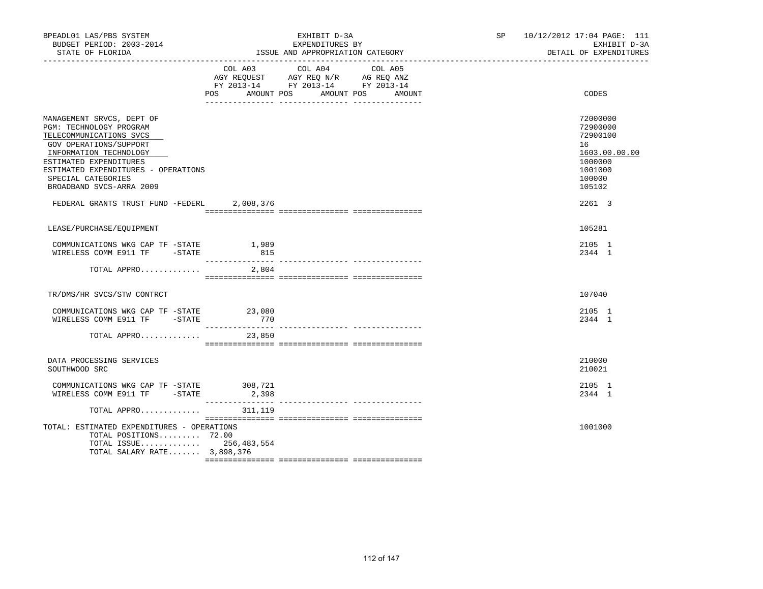BPEADL01 LAS/PBS SYSTEM — EXHIBIT D-3A — SP 10/12/2012 17:04 PAGE: 111

BUDGET PERIOD: 2003-2014 — EXPENDITURES BY — EXHIBIT D-3A

STATE OF FLORIDA — ISSUE AND APPROPRIATION CATEGORY — DETAIL OF EXPENDITURES

| | COL A03 AGY REQUEST FY 2013-14 POS AMOUNT | COL A04 AGY REQ N/R FY 2013-14 POS AMOUNT | COL A05 AG REQ ANZ FY 2013-14 POS AMOUNT | CODES |
|---|---|---|---|---|
| MANAGEMENT SRVCS, DEPT OF | | | | 72000000 |
| PGM: TECHNOLOGY PROGRAM | | | | 72900000 |
| TELECOMMUNICATIONS SVCS | | | | 72900100 |
| GOV OPERATIONS/SUPPORT | | | | 16 |
| INFORMATION TECHNOLOGY | | | | 1603.00.00.00 |
| ESTIMATED EXPENDITURES | | | | 1000000 |
| ESTIMATED EXPENDITURES - OPERATIONS | | | | 1001000 |
| SPECIAL CATEGORIES | | | | 100000 |
| BROADBAND SVCS-ARRA 2009 | | | | 105102 |
| FEDERAL GRANTS TRUST FUND -FEDERL | 2,008,376 | | | 2261 3 |
| LEASE/PURCHASE/EQUIPMENT | | | | 105281 |
| COMMUNICATIONS WKG CAP TF -STATE | 1,989 | | | 2105 1 |
| WIRELESS COMM E911 TF -STATE | 815 | | | 2344 1 |
| TOTAL APPRO............ | 2,804 | | | |
| TR/DMS/HR SVCS/STW CONTRCT | | | | 107040 |
| COMMUNICATIONS WKG CAP TF -STATE | 23,080 | | | 2105 1 |
| WIRELESS COMM E911 TF -STATE | 770 | | | 2344 1 |
| TOTAL APPRO............ | 23,850 | | | |
| DATA PROCESSING SERVICES | | | | 210000 |
| SOUTHWOOD SRC | | | | 210021 |
| COMMUNICATIONS WKG CAP TF -STATE | 308,721 | | | 2105 1 |
| WIRELESS COMM E911 TF -STATE | 2,398 | | | 2344 1 |
| TOTAL APPRO............ | 311,119 | | | |
| TOTAL: ESTIMATED EXPENDITURES - OPERATIONS | | | | 1001000 |
| TOTAL POSITIONS......... | 72.00 | | | |
| TOTAL ISSUE............ | 256,483,554 | | | |
| TOTAL SALARY RATE....... | 3,898,376 | | | |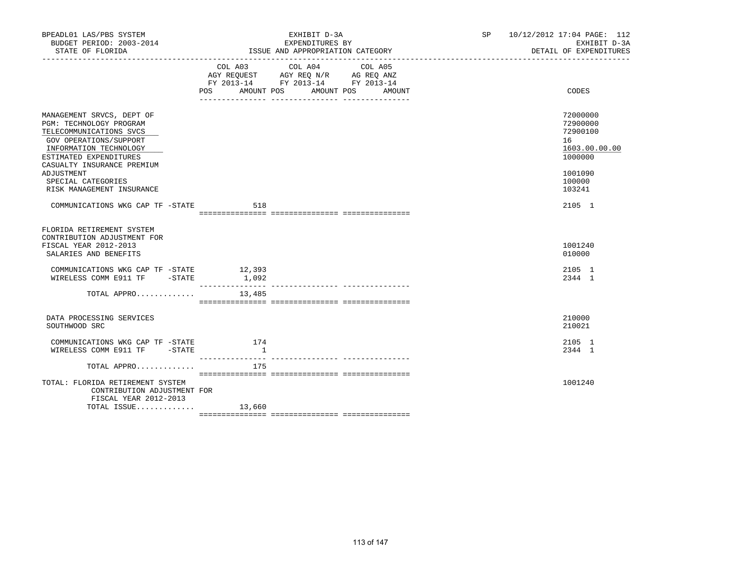BPEADL01 LAS/PBS SYSTEM | EXHIBIT D-3A | SP 10/12/2012 17:04 PAGE: 112
BUDGET PERIOD: 2003-2014 | EXPENDITURES BY | EXHIBIT D-3A
STATE OF FLORIDA | ISSUE AND APPROPRIATION CATEGORY | DETAIL OF EXPENDITURES

| | COL A03 AGY REQUEST FY 2013-14 POS AMOUNT | COL A04 AGY REQ N/R FY 2013-14 POS AMOUNT | COL A05 AG REQ ANZ FY 2013-14 POS AMOUNT | CODES |
|---|---|---|---|---|
| MANAGEMENT SRVCS, DEPT OF | | | | 72000000 |
| PGM: TECHNOLOGY PROGRAM | | | | 72900000 |
| TELECOMMUNICATIONS SVCS | | | | 72900100 |
| GOV OPERATIONS/SUPPORT | | | | 16 |
| INFORMATION TECHNOLOGY | | | | 1603.00.00.00 |
| ESTIMATED EXPENDITURES | | | | 1000000 |
| CASUALTY INSURANCE PREMIUM ADJUSTMENT | | | | 1001090 |
| SPECIAL CATEGORIES | | | | 100000 |
| RISK MANAGEMENT INSURANCE | | | | 103241 |
| COMMUNICATIONS WKG CAP TF -STATE | 518 | | | 2105 1 |
| FLORIDA RETIREMENT SYSTEM CONTRIBUTION ADJUSTMENT FOR FISCAL YEAR 2012-2013 | | | | 1001240 |
| SALARIES AND BENEFITS | | | | 010000 |
| COMMUNICATIONS WKG CAP TF -STATE | 12,393 | | | 2105 1 |
| WIRELESS COMM E911 TF -STATE | 1,092 | | | 2344 1 |
| TOTAL APPRO............. | 13,485 | | | |
| DATA PROCESSING SERVICES | | | | 210000 |
| SOUTHWOOD SRC | | | | 210021 |
| COMMUNICATIONS WKG CAP TF -STATE | 174 | | | 2105 1 |
| WIRELESS COMM E911 TF -STATE | 1 | | | 2344 1 |
| TOTAL APPRO............. | 175 | | | |
| TOTAL: FLORIDA RETIREMENT SYSTEM CONTRIBUTION ADJUSTMENT FOR FISCAL YEAR 2012-2013 | | | | 1001240 |
| TOTAL ISSUE............. | 13,660 | | | |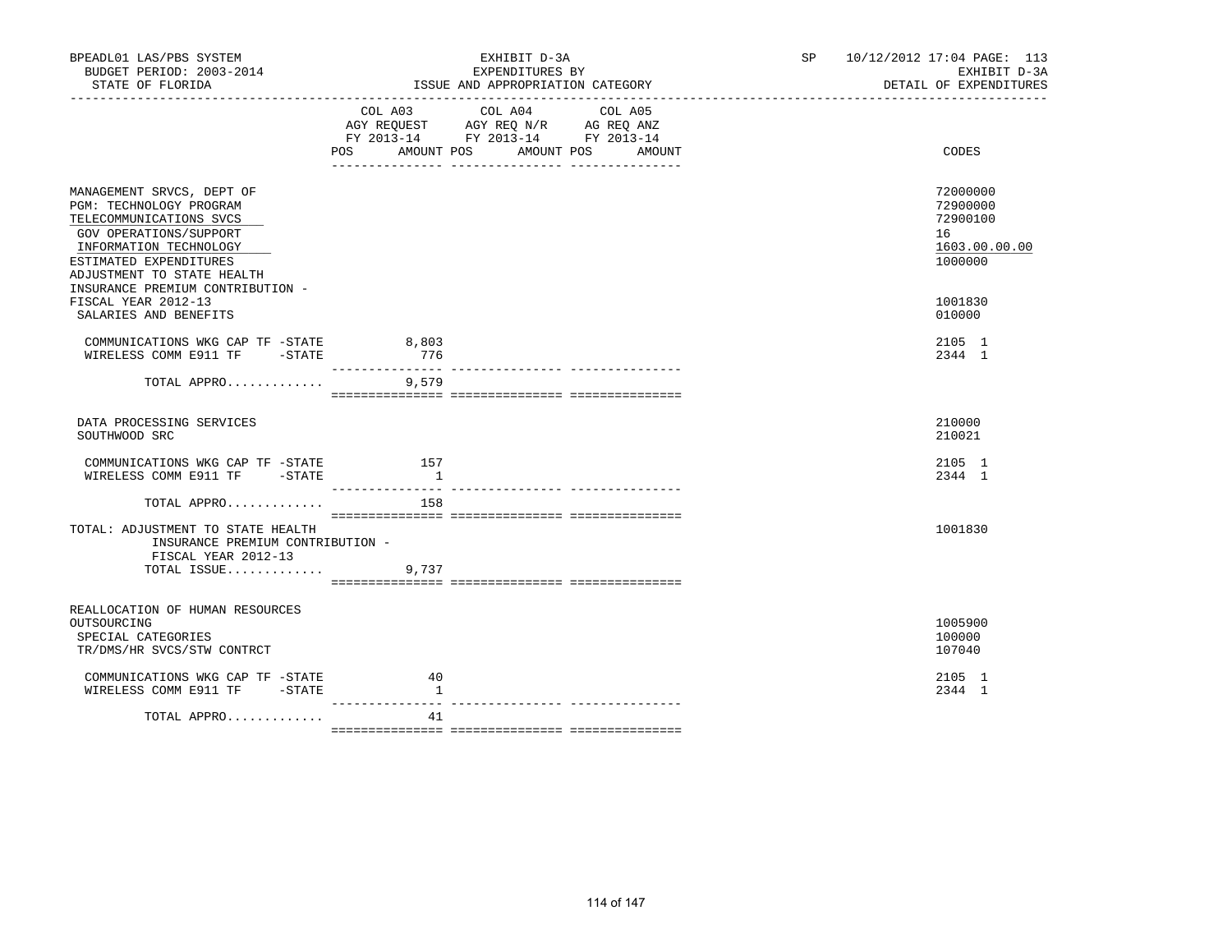BPEADL01 LAS/PBS SYSTEM — EXHIBIT D-3A — SP 10/12/2012 17:04 PAGE: 113
BUDGET PERIOD: 2003-2014 — EXPENDITURES BY — EXHIBIT D-3A
STATE OF FLORIDA — ISSUE AND APPROPRIATION CATEGORY — DETAIL OF EXPENDITURES

| | COL A03 AGY REQUEST FY 2013-14 POS AMOUNT | COL A04 AGY REQ N/R FY 2013-14 POS AMOUNT | COL A05 AG REQ ANZ FY 2013-14 POS AMOUNT | CODES |
|---|---|---|---|---|
| MANAGEMENT SRVCS, DEPT OF | | | | 72000000 |
| PGM: TECHNOLOGY PROGRAM | | | | 72900000 |
| TELECOMMUNICATIONS SVCS | | | | 72900100 |
| GOV OPERATIONS/SUPPORT | | | | 16 |
| INFORMATION TECHNOLOGY | | | | 1603.00.00.00 |
| ESTIMATED EXPENDITURES | | | | 1000000 |
| ADJUSTMENT TO STATE HEALTH INSURANCE PREMIUM CONTRIBUTION - FISCAL YEAR 2012-13 | | | | 1001830 |
| SALARIES AND BENEFITS | | | | 010000 |
| COMMUNICATIONS WKG CAP TF -STATE | 8,803 | | | 2105 1 |
| WIRELESS COMM E911 TF -STATE | 776 | | | 2344 1 |
| TOTAL APPRO............. | 9,579 | | | |
| DATA PROCESSING SERVICES | | | | 210000 |
| SOUTHWOOD SRC | | | | 210021 |
| COMMUNICATIONS WKG CAP TF -STATE | 157 | | | 2105 1 |
| WIRELESS COMM E911 TF -STATE | 1 | | | 2344 1 |
| TOTAL APPRO............. | 158 | | | |
| TOTAL: ADJUSTMENT TO STATE HEALTH INSURANCE PREMIUM CONTRIBUTION - FISCAL YEAR 2012-13 | | | | 1001830 |
| TOTAL ISSUE............. | 9,737 | | | |
| REALLOCATION OF HUMAN RESOURCES OUTSOURCING | | | | 1005900 |
| SPECIAL CATEGORIES | | | | 100000 |
| TR/DMS/HR SVCS/STW CONTRCT | | | | 107040 |
| COMMUNICATIONS WKG CAP TF -STATE | 40 | | | 2105 1 |
| WIRELESS COMM E911 TF -STATE | 1 | | | 2344 1 |
| TOTAL APPRO............. | 41 | | | |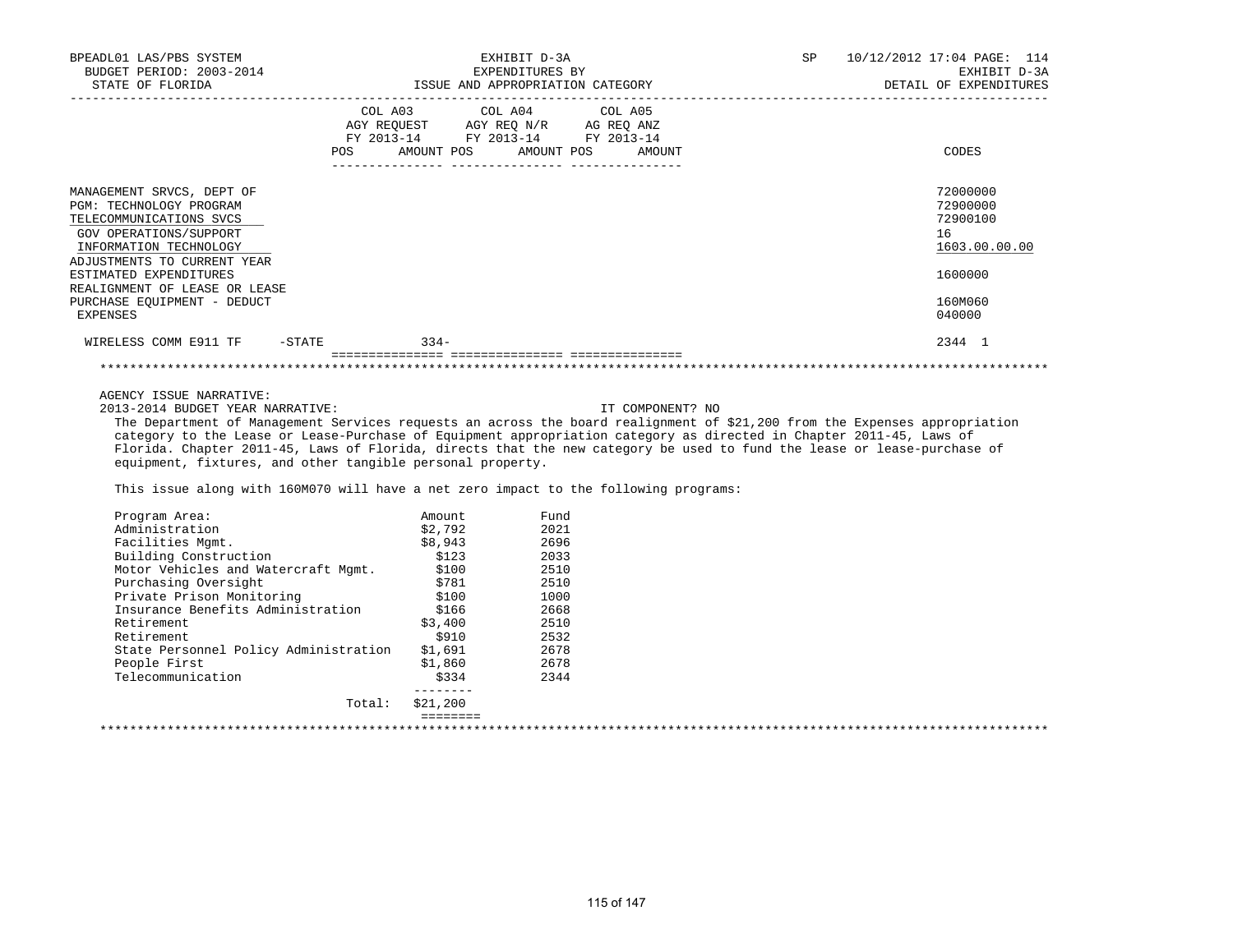BPEADL01 LAS/PBS SYSTEM — EXHIBIT D-3A — SP 10/12/2012 17:04 PAGE: 114
BUDGET PERIOD: 2003-2014 — EXPENDITURES BY — EXHIBIT D-3A
STATE OF FLORIDA — ISSUE AND APPROPRIATION CATEGORY — DETAIL OF EXPENDITURES

| | COL A03 AGY REQUEST FY 2013-14 POS | AMOUNT | COL A04 AGY REQ N/R FY 2013-14 POS | AMOUNT | COL A05 AG REQ ANZ FY 2013-14 POS | AMOUNT | CODES |
|---|---|---|---|---|---|---|---|
| MANAGEMENT SRVCS, DEPT OF | | | | | | | 72000000 |
| PGM: TECHNOLOGY PROGRAM | | | | | | | 72900000 |
| TELECOMMUNICATIONS SVCS | | | | | | | 72900100 |
| GOV OPERATIONS/SUPPORT | | | | | | | 16 |
| INFORMATION TECHNOLOGY | | | | | | | 1603.00.00.00 |
| ADJUSTMENTS TO CURRENT YEAR ESTIMATED EXPENDITURES | | | | | | | 1600000 |
| REALIGNMENT OF LEASE OR LEASE PURCHASE EQUIPMENT - DEDUCT | | | | | | | 160M060 |
| EXPENSES | | | | | | | 040000 |
| WIRELESS COMM E911 TF -STATE | | 334- | | | | | 2344 1 |

AGENCY ISSUE NARRATIVE:

2013-2014 BUDGET YEAR NARRATIVE: IT COMPONENT? NO

The Department of Management Services requests an across the board realignment of $21,200 from the Expenses appropriation category to the Lease or Lease-Purchase of Equipment appropriation category as directed in Chapter 2011-45, Laws of Florida. Chapter 2011-45, Laws of Florida, directs that the new category be used to fund the lease or lease-purchase of equipment, fixtures, and other tangible personal property.

This issue along with 160M070 will have a net zero impact to the following programs:

| Program Area: | Amount | Fund |
|---|---|---|
| Administration | $2,792 | 2021 |
| Facilities Mgmt. | $8,943 | 2696 |
| Building Construction | $123 | 2033 |
| Motor Vehicles and Watercraft Mgmt. | $100 | 2510 |
| Purchasing Oversight | $781 | 2510 |
| Private Prison Monitoring | $100 | 1000 |
| Insurance Benefits Administration | $166 | 2668 |
| Retirement | $3,400 | 2510 |
| Retirement | $910 | 2532 |
| State Personnel Policy Administration | $1,691 | 2678 |
| People First | $1,860 | 2678 |
| Telecommunication | $334 | 2344 |
| Total: | $21,200 | |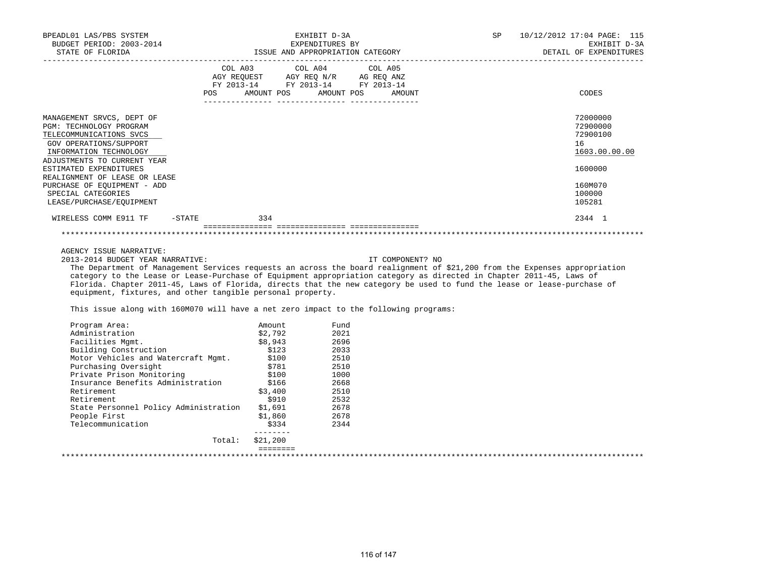BPEADL01 LAS/PBS SYSTEM | EXHIBIT D-3A | SP 10/12/2012 17:04 PAGE: 115
BUDGET PERIOD: 2003-2014 | EXPENDITURES BY | EXHIBIT D-3A
STATE OF FLORIDA | ISSUE AND APPROPRIATION CATEGORY | DETAIL OF EXPENDITURES

| | COL A03 AGY REQUEST FY 2013-14 POS AMOUNT | COL A04 AGY REQ N/R FY 2013-14 POS AMOUNT | COL A05 AG REQ ANZ FY 2013-14 POS AMOUNT | CODES |
|---|---|---|---|---|
| MANAGEMENT SRVCS, DEPT OF | | | | 72000000 |
| PGM: TECHNOLOGY PROGRAM | | | | 72900000 |
| TELECOMMUNICATIONS SVCS | | | | 72900100 |
| GOV OPERATIONS/SUPPORT | | | | 16 |
| INFORMATION TECHNOLOGY | | | | 1603.00.00.00 |
| ADJUSTMENTS TO CURRENT YEAR ESTIMATED EXPENDITURES | | | | 1600000 |
| REALIGNMENT OF LEASE OR LEASE PURCHASE OF EQUIPMENT - ADD | | | | 160M070 |
| SPECIAL CATEGORIES | | | | 100000 |
| LEASE/PURCHASE/EQUIPMENT | | | | 105281 |
| WIRELESS COMM E911 TF -STATE | 334 | | | 2344 1 |

AGENCY ISSUE NARRATIVE:

2013-2014 BUDGET YEAR NARRATIVE: IT COMPONENT? NO

The Department of Management Services requests an across the board realignment of $21,200 from the Expenses appropriation category to the Lease or Lease-Purchase of Equipment appropriation category as directed in Chapter 2011-45, Laws of Florida. Chapter 2011-45, Laws of Florida, directs that the new category be used to fund the lease or lease-purchase of equipment, fixtures, and other tangible personal property.

This issue along with 160M070 will have a net zero impact to the following programs:

| Program Area: | Amount | Fund |
|---|---|---|
| Administration | $2,792 | 2021 |
| Facilities Mgmt. | $8,943 | 2696 |
| Building Construction | $123 | 2033 |
| Motor Vehicles and Watercraft Mgmt. | $100 | 2510 |
| Purchasing Oversight | $781 | 2510 |
| Private Prison Monitoring | $100 | 1000 |
| Insurance Benefits Administration | $166 | 2668 |
| Retirement | $3,400 | 2510 |
| Retirement | $910 | 2532 |
| State Personnel Policy Administration | $1,691 | 2678 |
| People First | $1,860 | 2678 |
| Telecommunication | $334 | 2344 |
| Total: | $21,200 | |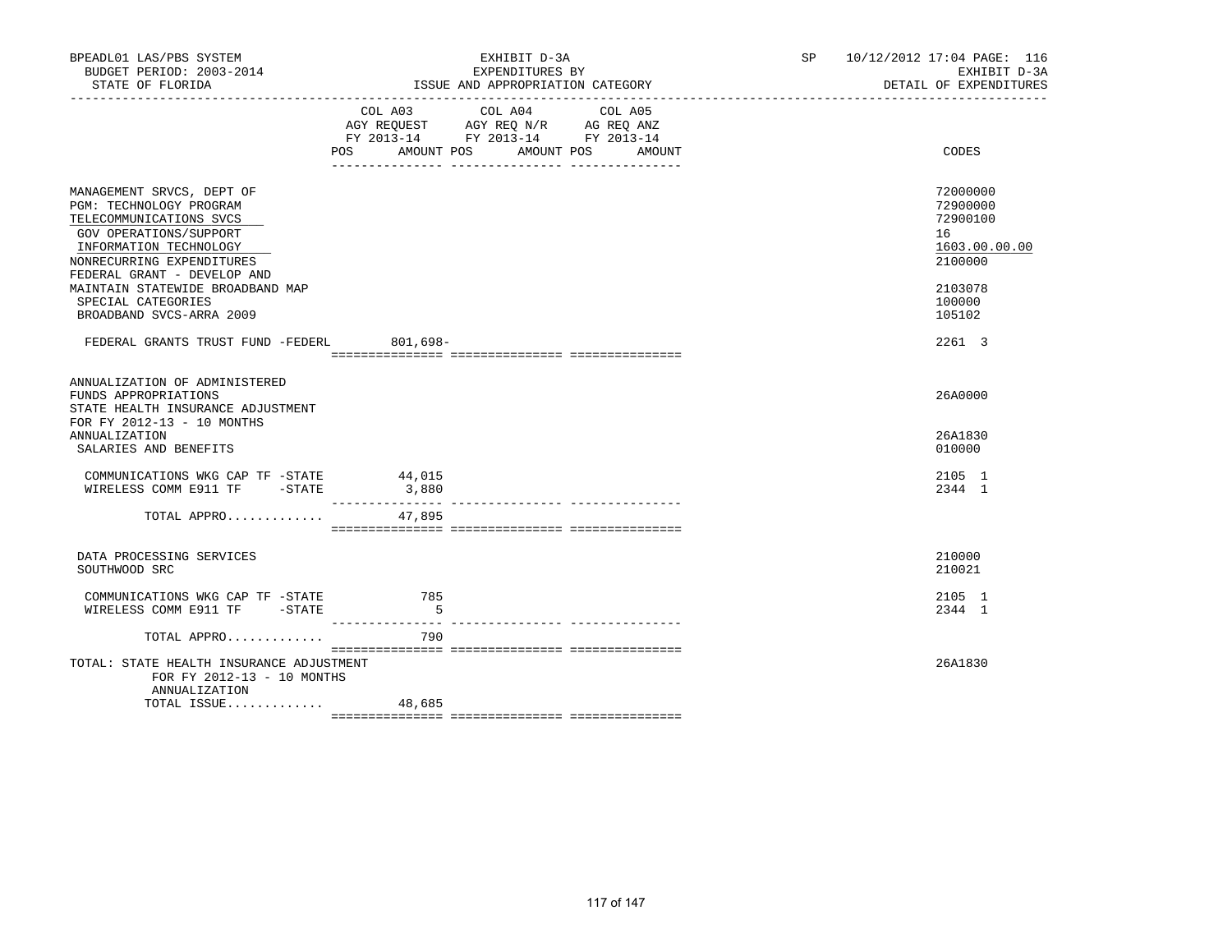BPEADL01 LAS/PBS SYSTEM
BUDGET PERIOD: 2003-2014
STATE OF FLORIDA

EXHIBIT D-3A
EXPENDITURES BY
ISSUE AND APPROPRIATION CATEGORY

SP 10/12/2012 17:04 PAGE: 116
EXHIBIT D-3A
DETAIL OF EXPENDITURES

| | COL A03 AGY REQUEST FY 2013-14 POS AMOUNT | COL A04 AGY REQ N/R FY 2013-14 POS AMOUNT | COL A05 AG REQ ANZ FY 2013-14 POS AMOUNT | CODES |
|---|---|---|---|---|
| MANAGEMENT SRVCS, DEPT OF | | | | 72000000 |
| PGM: TECHNOLOGY PROGRAM | | | | 72900000 |
| TELECOMMUNICATIONS SVCS | | | | 72900100 |
| GOV OPERATIONS/SUPPORT | | | | 16 |
| INFORMATION TECHNOLOGY | | | | 1603.00.00.00 |
| NONRECURRING EXPENDITURES | | | | 2100000 |
| FEDERAL GRANT - DEVELOP AND MAINTAIN STATEWIDE BROADBAND MAP | | | | 2103078 |
| SPECIAL CATEGORIES | | | | 100000 |
| BROADBAND SVCS-ARRA 2009 | | | | 105102 |
| FEDERAL GRANTS TRUST FUND -FEDERL | 801,698- | | | 2261 3 |
| ANNUALIZATION OF ADMINISTERED FUNDS APPROPRIATIONS | | | | 26A0000 |
| STATE HEALTH INSURANCE ADJUSTMENT FOR FY 2012-13 - 10 MONTHS ANNUALIZATION | | | | 26A1830 |
| SALARIES AND BENEFITS | | | | 010000 |
| COMMUNICATIONS WKG CAP TF -STATE | 44,015 | | | 2105 1 |
| WIRELESS COMM E911 TF -STATE | 3,880 | | | 2344 1 |
| TOTAL APPRO............. | 47,895 | | | |
| DATA PROCESSING SERVICES | | | | 210000 |
| SOUTHWOOD SRC | | | | 210021 |
| COMMUNICATIONS WKG CAP TF -STATE | 785 | | | 2105 1 |
| WIRELESS COMM E911 TF -STATE | 5 | | | 2344 1 |
| TOTAL APPRO............. | 790 | | | |
| TOTAL: STATE HEALTH INSURANCE ADJUSTMENT FOR FY 2012-13 - 10 MONTHS ANNUALIZATION | | | | 26A1830 |
| TOTAL ISSUE............. | 48,685 | | | |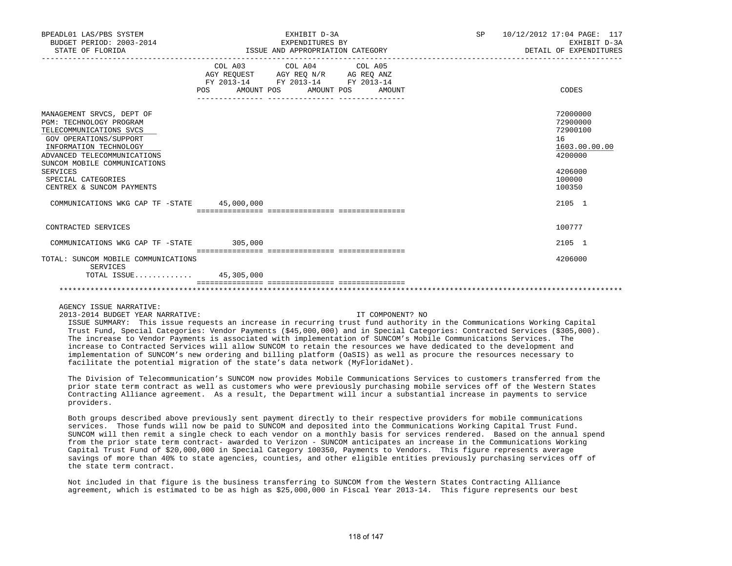BPEADL01 LAS/PBS SYSTEM — EXHIBIT D-3A — SP 10/12/2012 17:04 PAGE: 117
BUDGET PERIOD: 2003-2014 — EXPENDITURES BY — EXHIBIT D-3A
STATE OF FLORIDA — ISSUE AND APPROPRIATION CATEGORY — DETAIL OF EXPENDITURES

| | COL A03 AGY REQUEST FY 2013-14 POS AMOUNT | COL A04 AGY REQ N/R FY 2013-14 POS AMOUNT | COL A05 AG REQ ANZ FY 2013-14 POS AMOUNT | CODES |
|---|---|---|---|---|
| MANAGEMENT SRVCS, DEPT OF | | | | 72000000 |
| PGM: TECHNOLOGY PROGRAM | | | | 72900000 |
| TELECOMMUNICATIONS SVCS | | | | 72900100 |
| GOV OPERATIONS/SUPPORT | | | | 16 |
| INFORMATION TECHNOLOGY | | | | 1603.00.00.00 |
| ADVANCED TELECOMMUNICATIONS | | | | 4200000 |
| SUNCOM MOBILE COMMUNICATIONS SERVICES | | | | 4206000 |
| SPECIAL CATEGORIES | | | | 100000 |
| CENTREX & SUNCOM PAYMENTS | | | | 100350 |
| COMMUNICATIONS WKG CAP TF -STATE | 45,000,000 | | | 2105 1 |
| CONTRACTED SERVICES | | | | 100777 |
| COMMUNICATIONS WKG CAP TF -STATE | 305,000 | | | 2105 1 |
| TOTAL: SUNCOM MOBILE COMMUNICATIONS SERVICES | | | | 4206000 |
| TOTAL ISSUE............ | 45,305,000 | | | |

AGENCY ISSUE NARRATIVE:

2013-2014 BUDGET YEAR NARRATIVE: IT COMPONENT? NO

ISSUE SUMMARY: This issue requests an increase in recurring trust fund authority in the Communications Working Capital Trust Fund, Special Categories: Vendor Payments ($45,000,000) and in Special Categories: Contracted Services ($305,000). The increase to Vendor Payments is associated with implementation of SUNCOM's Mobile Communications Services. The increase to Contracted Services will allow SUNCOM to retain the resources we have dedicated to the development and implementation of SUNCOM's new ordering and billing platform (OaSIS) as well as procure the resources necessary to facilitate the potential migration of the state's data network (MyFloridaNet).

The Division of Telecommunication's SUNCOM now provides Mobile Communications Services to customers transferred from the prior state term contract as well as customers who were previously purchasing mobile services off of the Western States Contracting Alliance agreement. As a result, the Department will incur a substantial increase in payments to service providers.

Both groups described above previously sent payment directly to their respective providers for mobile communications services. Those funds will now be paid to SUNCOM and deposited into the Communications Working Capital Trust Fund. SUNCOM will then remit a single check to each vendor on a monthly basis for services rendered. Based on the annual spend from the prior state term contract- awarded to Verizon - SUNCOM anticipates an increase in the Communications Working Capital Trust Fund of $20,000,000 in Special Category 100350, Payments to Vendors. This figure represents average savings of more than 40% to state agencies, counties, and other eligible entities previously purchasing services off of the state term contract.

Not included in that figure is the business transferring to SUNCOM from the Western States Contracting Alliance agreement, which is estimated to be as high as $25,000,000 in Fiscal Year 2013-14. This figure represents our best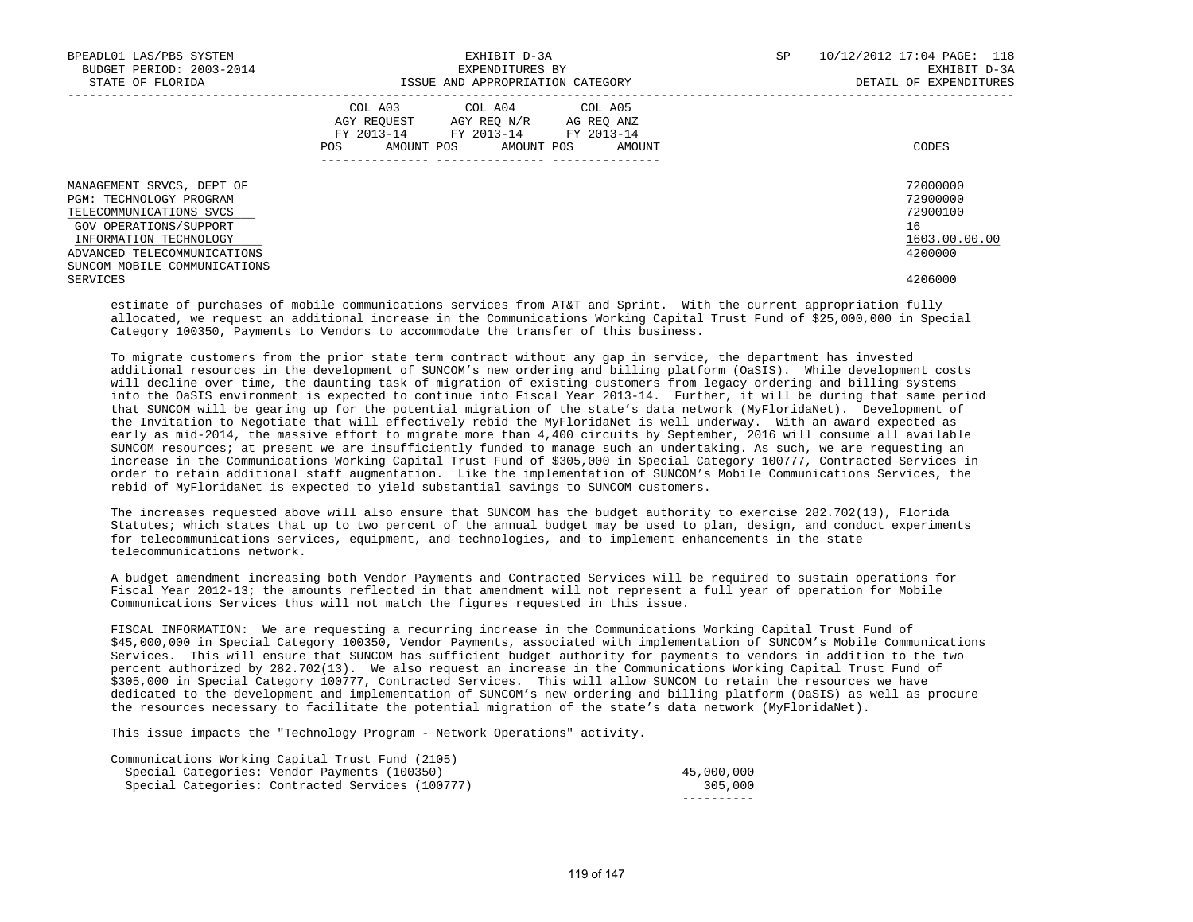| | COL A03 AGY REQUEST FY 2013-14 POS AMOUNT | COL A04 AGY REQ N/R FY 2013-14 POS AMOUNT | COL A05 AG REQ ANZ FY 2013-14 POS AMOUNT | CODES |
|---|---|---|---|---|
| MANAGEMENT SRVCS, DEPT OF | | | | 72000000 |
| PGM: TECHNOLOGY PROGRAM | | | | 72900000 |
| TELECOMMUNICATIONS SVCS | | | | 72900100 |
| GOV OPERATIONS/SUPPORT | | | | 16 |
| INFORMATION TECHNOLOGY | | | | 1603.00.00.00 |
| ADVANCED TELECOMMUNICATIONS | | | | 4200000 |
| SUNCOM MOBILE COMMUNICATIONS SERVICES | | | | 4206000 |

estimate of purchases of mobile communications services from AT&T and Sprint. With the current appropriation fully allocated, we request an additional increase in the Communications Working Capital Trust Fund of $25,000,000 in Special Category 100350, Payments to Vendors to accommodate the transfer of this business.

To migrate customers from the prior state term contract without any gap in service, the department has invested additional resources in the development of SUNCOM's new ordering and billing platform (OaSIS). While development costs will decline over time, the daunting task of migration of existing customers from legacy ordering and billing systems into the OaSIS environment is expected to continue into Fiscal Year 2013-14. Further, it will be during that same period that SUNCOM will be gearing up for the potential migration of the state's data network (MyFloridaNet). Development of the Invitation to Negotiate that will effectively rebid the MyFloridaNet is well underway. With an award expected as early as mid-2014, the massive effort to migrate more than 4,400 circuits by September, 2016 will consume all available SUNCOM resources; at present we are insufficiently funded to manage such an undertaking. As such, we are requesting an increase in the Communications Working Capital Trust Fund of $305,000 in Special Category 100777, Contracted Services in order to retain additional staff augmentation. Like the implementation of SUNCOM's Mobile Communications Services, the rebid of MyFloridaNet is expected to yield substantial savings to SUNCOM customers.

The increases requested above will also ensure that SUNCOM has the budget authority to exercise 282.702(13), Florida Statutes; which states that up to two percent of the annual budget may be used to plan, design, and conduct experiments for telecommunications services, equipment, and technologies, and to implement enhancements in the state telecommunications network.

A budget amendment increasing both Vendor Payments and Contracted Services will be required to sustain operations for Fiscal Year 2012-13; the amounts reflected in that amendment will not represent a full year of operation for Mobile Communications Services thus will not match the figures requested in this issue.

FISCAL INFORMATION: We are requesting a recurring increase in the Communications Working Capital Trust Fund of $45,000,000 in Special Category 100350, Vendor Payments, associated with implementation of SUNCOM's Mobile Communications Services. This will ensure that SUNCOM has sufficient budget authority for payments to vendors in addition to the two percent authorized by 282.702(13). We also request an increase in the Communications Working Capital Trust Fund of $305,000 in Special Category 100777, Contracted Services. This will allow SUNCOM to retain the resources we have dedicated to the development and implementation of SUNCOM's new ordering and billing platform (OaSIS) as well as procure the resources necessary to facilitate the potential migration of the state's data network (MyFloridaNet).

This issue impacts the "Technology Program - Network Operations" activity.

| Communications Working Capital Trust Fund (2105) | |
|---|---|
| Special Categories: Vendor Payments (100350) | 45,000,000 |
| Special Categories: Contracted Services (100777) | 305,000 |
| | ---------- |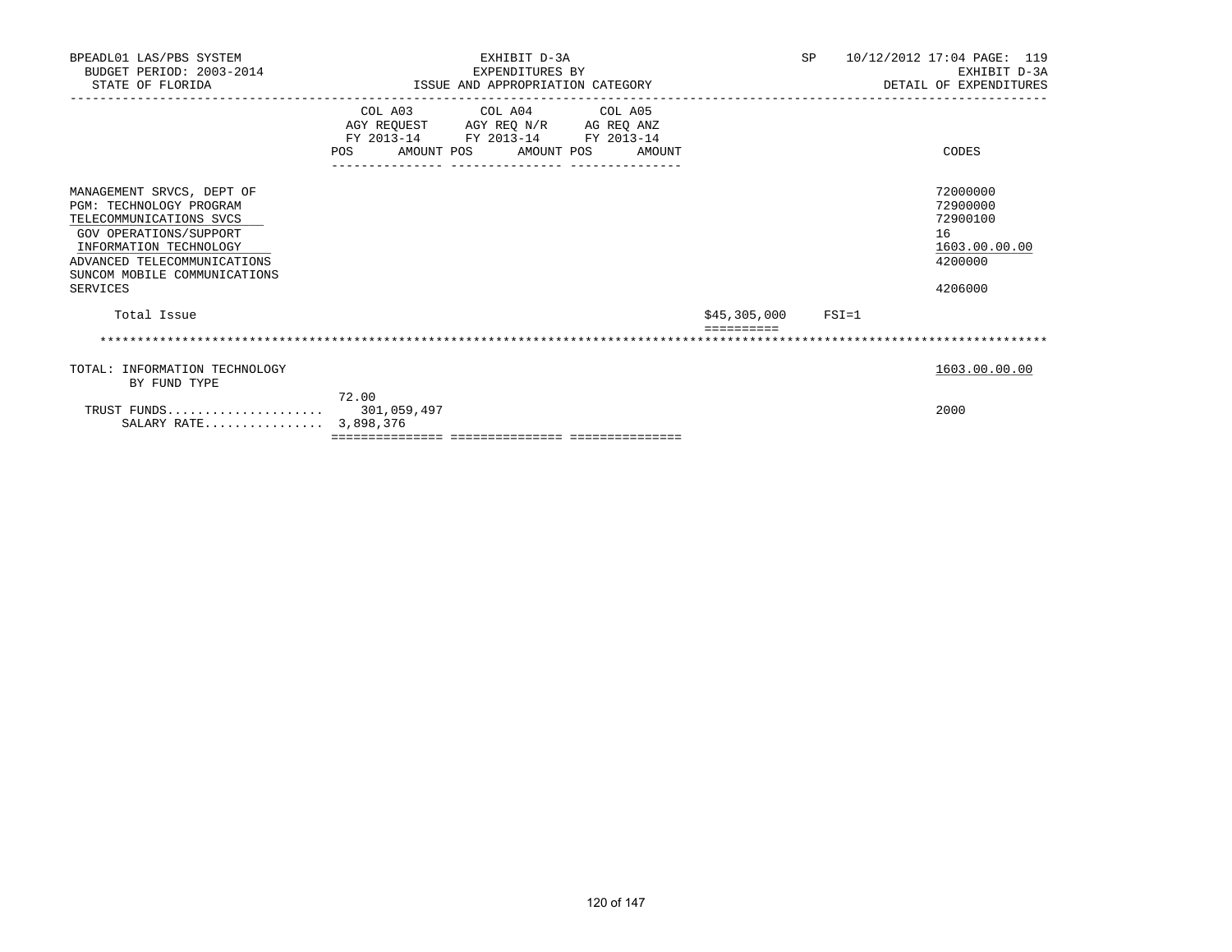BPEADL01 LAS/PBS SYSTEM
BUDGET PERIOD: 2003-2014
STATE OF FLORIDA

EXHIBIT D-3A
EXPENDITURES BY
ISSUE AND APPROPRIATION CATEGORY

SP 10/12/2012 17:04 PAGE: 119
EXHIBIT D-3A
DETAIL OF EXPENDITURES

| | COL A03 AGY REQUEST FY 2013-14 POS AMOUNT | COL A04 AGY REQ N/R FY 2013-14 POS AMOUNT | COL A05 AG REQ ANZ FY 2013-14 POS AMOUNT | | CODES |
|---|---|---|---|---|---|
| MANAGEMENT SRVCS, DEPT OF | | | | | 72000000 |
| PGM: TECHNOLOGY PROGRAM | | | | | 72900000 |
| TELECOMMUNICATIONS SVCS | | | | | 72900100 |
| GOV OPERATIONS/SUPPORT | | | | | 16 |
| INFORMATION TECHNOLOGY | | | | | 1603.00.00.00 |
| ADVANCED TELECOMMUNICATIONS | | | | | 4200000 |
| SUNCOM MOBILE COMMUNICATIONS SERVICES | | | | | 4206000 |
| Total Issue | | | | $45,305,000 FSI=1 | |

TOTAL: INFORMATION TECHNOLOGY — 1603.00.00.00
BY FUND TYPE

| | COL A03 | COL A04 | COL A05 | CODES |
|---|---|---|---|---|
| TRUST FUNDS..................... | 72.00 301,059,497 | | | 2000 |
| SALARY RATE................ | 3,898,376 | | | |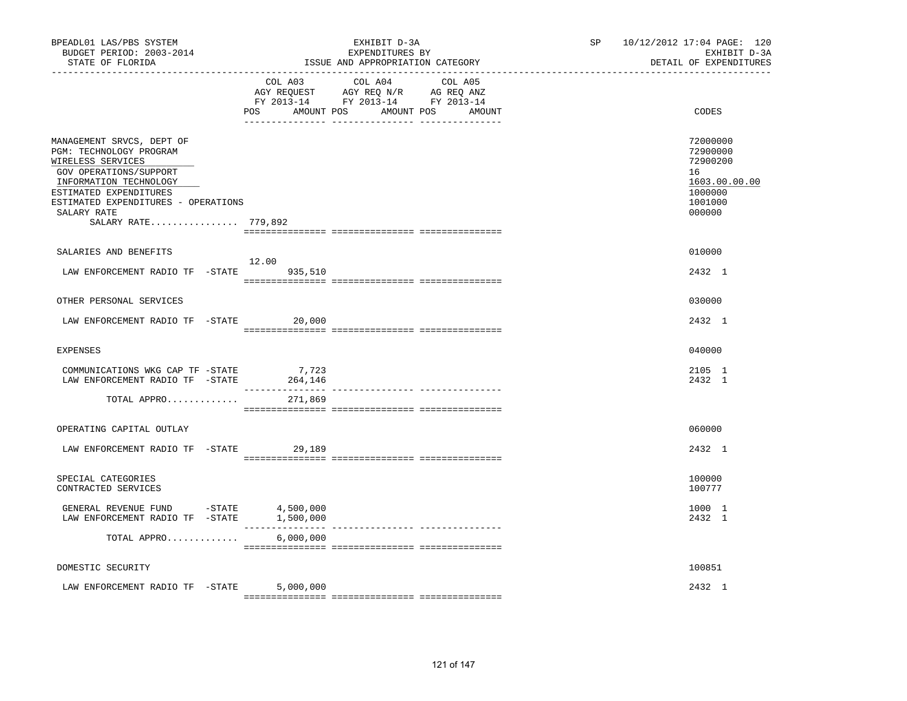BPEADL01 LAS/PBS SYSTEM
BUDGET PERIOD: 2003-2014
STATE OF FLORIDA

EXHIBIT D-3A
EXPENDITURES BY
ISSUE AND APPROPRIATION CATEGORY

SP 10/12/2012 17:04 PAGE: 120
EXHIBIT D-3A
DETAIL OF EXPENDITURES

| | COL A03 AGY REQUEST FY 2013-14 POS AMOUNT | COL A04 AGY REQ N/R FY 2013-14 POS AMOUNT | COL A05 AG REQ ANZ FY 2013-14 POS AMOUNT | CODES |
|---|---|---|---|---|
| MANAGEMENT SRVCS, DEPT OF | | | | 72000000 |
| PGM: TECHNOLOGY PROGRAM | | | | 72900000 |
| WIRELESS SERVICES | | | | 72900200 |
| GOV OPERATIONS/SUPPORT | | | | 16 |
| INFORMATION TECHNOLOGY | | | | 1603.00.00.00 |
| ESTIMATED EXPENDITURES | | | | 1000000 |
| ESTIMATED EXPENDITURES - OPERATIONS | | | | 1001000 |
| SALARY RATE | | | | 000000 |
| SALARY RATE................ 779,892 | | | | |
| SALARIES AND BENEFITS | | | | 010000 |
| LAW ENFORCEMENT RADIO TF -STATE | 12.00 935,510 | | | 2432 1 |
| OTHER PERSONAL SERVICES | | | | 030000 |
| LAW ENFORCEMENT RADIO TF -STATE | 20,000 | | | 2432 1 |
| EXPENSES | | | | 040000 |
| COMMUNICATIONS WKG CAP TF -STATE | 7,723 | | | 2105 1 |
| LAW ENFORCEMENT RADIO TF -STATE | 264,146 | | | 2432 1 |
| TOTAL APPRO............. | 271,869 | | | |
| OPERATING CAPITAL OUTLAY | | | | 060000 |
| LAW ENFORCEMENT RADIO TF -STATE | 29,189 | | | 2432 1 |
| SPECIAL CATEGORIES | | | | 100000 |
| CONTRACTED SERVICES | | | | 100777 |
| GENERAL REVENUE FUND -STATE | 4,500,000 | | | 1000 1 |
| LAW ENFORCEMENT RADIO TF -STATE | 1,500,000 | | | 2432 1 |
| TOTAL APPRO............. | 6,000,000 | | | |
| DOMESTIC SECURITY | | | | 100851 |
| LAW ENFORCEMENT RADIO TF -STATE | 5,000,000 | | | 2432 1 |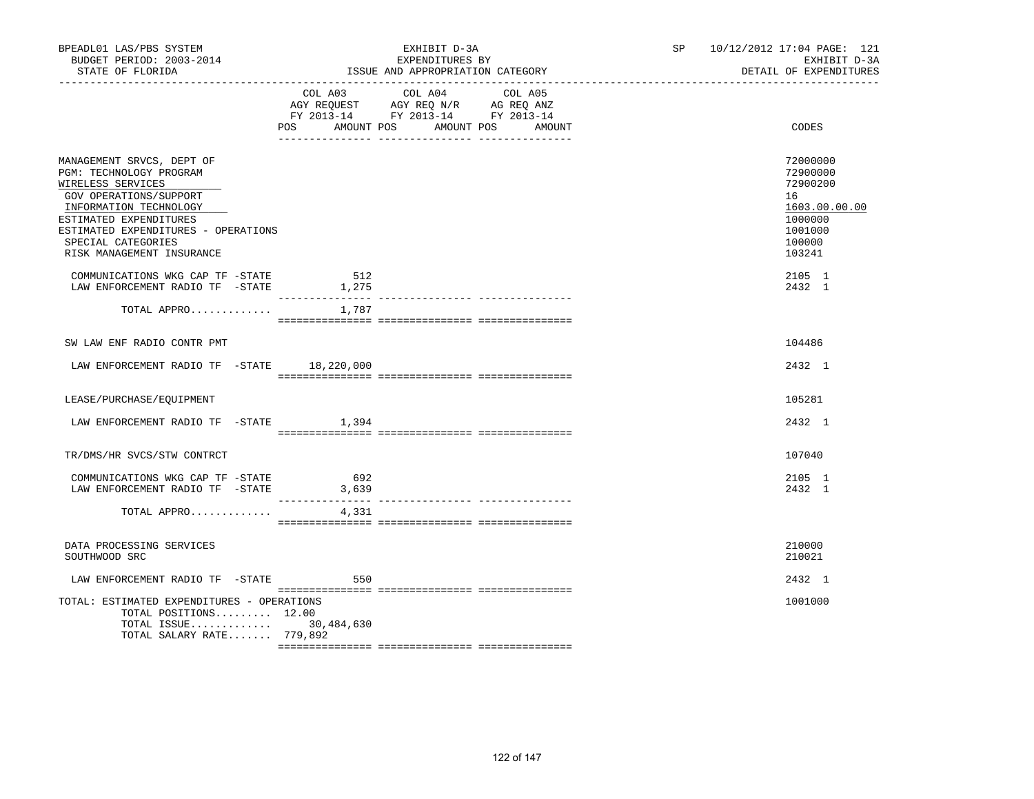BPEADL01 LAS/PBS SYSTEM
BUDGET PERIOD: 2003-2014
STATE OF FLORIDA

EXHIBIT D-3A
EXPENDITURES BY
ISSUE AND APPROPRIATION CATEGORY

SP 10/12/2012 17:04 PAGE: 121
EXHIBIT D-3A
DETAIL OF EXPENDITURES

| | COL A03 AGY REQUEST FY 2013-14 POS AMOUNT | COL A04 AGY REQ N/R FY 2013-14 POS AMOUNT | COL A05 AG REQ ANZ FY 2013-14 POS AMOUNT | CODES |
|---|---|---|---|---|
| MANAGEMENT SRVCS, DEPT OF | | | | 72000000 |
| PGM: TECHNOLOGY PROGRAM | | | | 72900000 |
| WIRELESS SERVICES | | | | 72900200 |
| GOV OPERATIONS/SUPPORT | | | | 16 |
| INFORMATION TECHNOLOGY | | | | 1603.00.00.00 |
| ESTIMATED EXPENDITURES | | | | 1000000 |
| ESTIMATED EXPENDITURES - OPERATIONS | | | | 1001000 |
| SPECIAL CATEGORIES | | | | 100000 |
| RISK MANAGEMENT INSURANCE | | | | 103241 |
| COMMUNICATIONS WKG CAP TF -STATE | 512 | | | 2105 1 |
| LAW ENFORCEMENT RADIO TF -STATE | 1,275 | | | 2432 1 |
| TOTAL APPRO............ | 1,787 | | | |
| SW LAW ENF RADIO CONTR PMT | | | | 104486 |
| LAW ENFORCEMENT RADIO TF -STATE | 18,220,000 | | | 2432 1 |
| LEASE/PURCHASE/EQUIPMENT | | | | 105281 |
| LAW ENFORCEMENT RADIO TF -STATE | 1,394 | | | 2432 1 |
| TR/DMS/HR SVCS/STW CONTRCT | | | | 107040 |
| COMMUNICATIONS WKG CAP TF -STATE | 692 | | | 2105 1 |
| LAW ENFORCEMENT RADIO TF -STATE | 3,639 | | | 2432 1 |
| TOTAL APPRO............ | 4,331 | | | |
| DATA PROCESSING SERVICES | | | | 210000 |
| SOUTHWOOD SRC | | | | 210021 |
| LAW ENFORCEMENT RADIO TF -STATE | 550 | | | 2432 1 |
| TOTAL: ESTIMATED EXPENDITURES - OPERATIONS | | | | 1001000 |
| TOTAL POSITIONS......... | 12.00 | | | |
| TOTAL ISSUE............ | 30,484,630 | | | |
| TOTAL SALARY RATE....... | 779,892 | | | |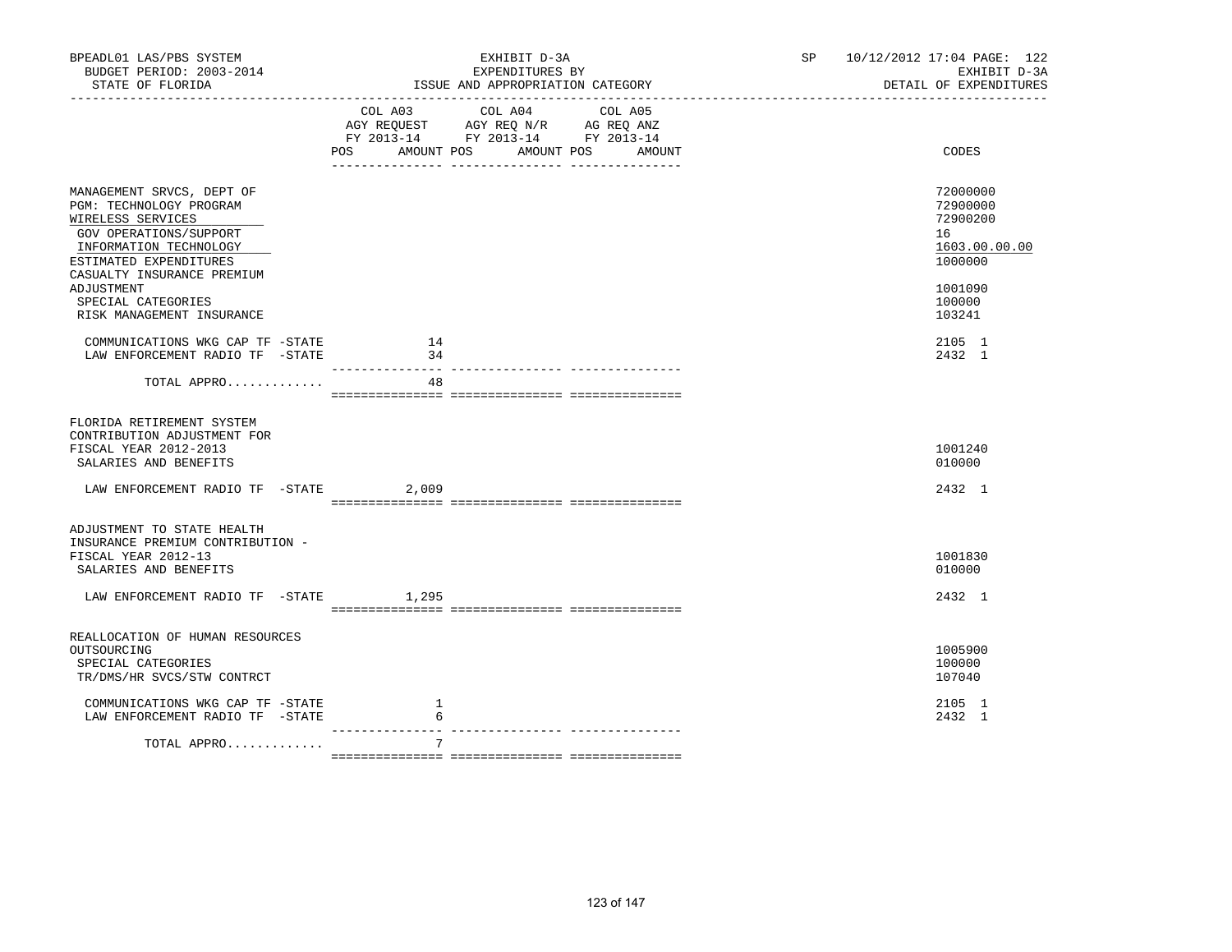BPEADL01 LAS/PBS SYSTEM
BUDGET PERIOD: 2003-2014
STATE OF FLORIDA

EXHIBIT D-3A
EXPENDITURES BY
ISSUE AND APPROPRIATION CATEGORY

SP 10/12/2012 17:04 PAGE: 122
EXHIBIT D-3A
DETAIL OF EXPENDITURES

| | COL A03 AGY REQUEST FY 2013-14 POS AMOUNT | COL A04 AGY REQ N/R FY 2013-14 POS AMOUNT | COL A05 AG REQ ANZ FY 2013-14 POS AMOUNT | CODES |
|---|---|---|---|---|
| MANAGEMENT SRVCS, DEPT OF | | | | 72000000 |
| PGM: TECHNOLOGY PROGRAM | | | | 72900000 |
| WIRELESS SERVICES | | | | 72900200 |
| GOV OPERATIONS/SUPPORT | | | | 16 |
| INFORMATION TECHNOLOGY | | | | 1603.00.00.00 |
| ESTIMATED EXPENDITURES | | | | 1000000 |
| CASUALTY INSURANCE PREMIUM ADJUSTMENT | | | | 1001090 |
| SPECIAL CATEGORIES | | | | 100000 |
| RISK MANAGEMENT INSURANCE | | | | 103241 |
| COMMUNICATIONS WKG CAP TF -STATE | 14 | | | 2105 1 |
| LAW ENFORCEMENT RADIO TF -STATE | 34 | | | 2432 1 |
| TOTAL APPRO............ | 48 | | | |
| FLORIDA RETIREMENT SYSTEM CONTRIBUTION ADJUSTMENT FOR FISCAL YEAR 2012-2013 | | | | 1001240 |
| SALARIES AND BENEFITS | | | | 010000 |
| LAW ENFORCEMENT RADIO TF -STATE | 2,009 | | | 2432 1 |
| ADJUSTMENT TO STATE HEALTH INSURANCE PREMIUM CONTRIBUTION - FISCAL YEAR 2012-13 | | | | 1001830 |
| SALARIES AND BENEFITS | | | | 010000 |
| LAW ENFORCEMENT RADIO TF -STATE | 1,295 | | | 2432 1 |
| REALLOCATION OF HUMAN RESOURCES OUTSOURCING | | | | 1005900 |
| SPECIAL CATEGORIES | | | | 100000 |
| TR/DMS/HR SVCS/STW CONTRCT | | | | 107040 |
| COMMUNICATIONS WKG CAP TF -STATE | 1 | | | 2105 1 |
| LAW ENFORCEMENT RADIO TF -STATE | 6 | | | 2432 1 |
| TOTAL APPRO............ | 7 | | | |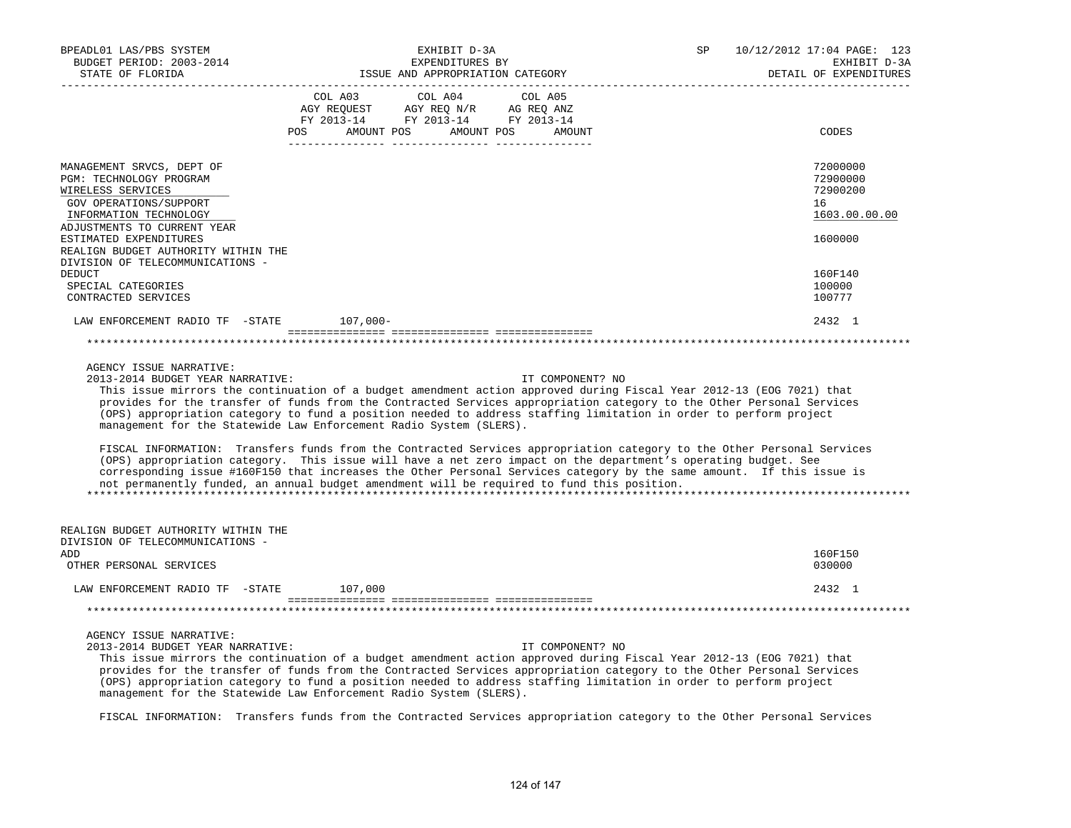| | COL A03 AGY REQUEST FY 2013-14 POS AMOUNT | COL A04 AGY REQ N/R FY 2013-14 POS AMOUNT | COL A05 AG REQ ANZ FY 2013-14 POS AMOUNT | CODES |
|---|---|---|---|---|
| MANAGEMENT SRVCS, DEPT OF | | | | 72000000 |
| PGM: TECHNOLOGY PROGRAM | | | | 72900000 |
| WIRELESS SERVICES | | | | 72900200 |
| GOV OPERATIONS/SUPPORT | | | | 16 |
| INFORMATION TECHNOLOGY | | | | 1603.00.00.00 |
| ADJUSTMENTS TO CURRENT YEAR ESTIMATED EXPENDITURES | | | | 1600000 |
| REALIGN BUDGET AUTHORITY WITHIN THE DIVISION OF TELECOMMUNICATIONS - DEDUCT | | | | 160F140 |
| SPECIAL CATEGORIES | | | | 100000 |
| CONTRACTED SERVICES | | | | 100777 |
| LAW ENFORCEMENT RADIO TF -STATE | 107,000- | | | 2432 1 |

AGENCY ISSUE NARRATIVE:

2013-2014 BUDGET YEAR NARRATIVE: IT COMPONENT? NO

This issue mirrors the continuation of a budget amendment action approved during Fiscal Year 2012-13 (EOG 7021) that provides for the transfer of funds from the Contracted Services appropriation category to the Other Personal Services (OPS) appropriation category to fund a position needed to address staffing limitation in order to perform project management for the Statewide Law Enforcement Radio System (SLERS).

FISCAL INFORMATION: Transfers funds from the Contracted Services appropriation category to the Other Personal Services (OPS) appropriation category. This issue will have a net zero impact on the department's operating budget. See corresponding issue #160F150 that increases the Other Personal Services category by the same amount. If this issue is not permanently funded, an annual budget amendment will be required to fund this position.

| | COL A03 | COL A04 | COL A05 | CODES |
|---|---|---|---|---|
| REALIGN BUDGET AUTHORITY WITHIN THE DIVISION OF TELECOMMUNICATIONS - ADD | | | | 160F150 |
| OTHER PERSONAL SERVICES | | | | 030000 |
| LAW ENFORCEMENT RADIO TF -STATE | 107,000 | | | 2432 1 |

AGENCY ISSUE NARRATIVE:

2013-2014 BUDGET YEAR NARRATIVE: IT COMPONENT? NO

This issue mirrors the continuation of a budget amendment action approved during Fiscal Year 2012-13 (EOG 7021) that provides for the transfer of funds from the Contracted Services appropriation category to the Other Personal Services (OPS) appropriation category to fund a position needed to address staffing limitation in order to perform project management for the Statewide Law Enforcement Radio System (SLERS).

FISCAL INFORMATION: Transfers funds from the Contracted Services appropriation category to the Other Personal Services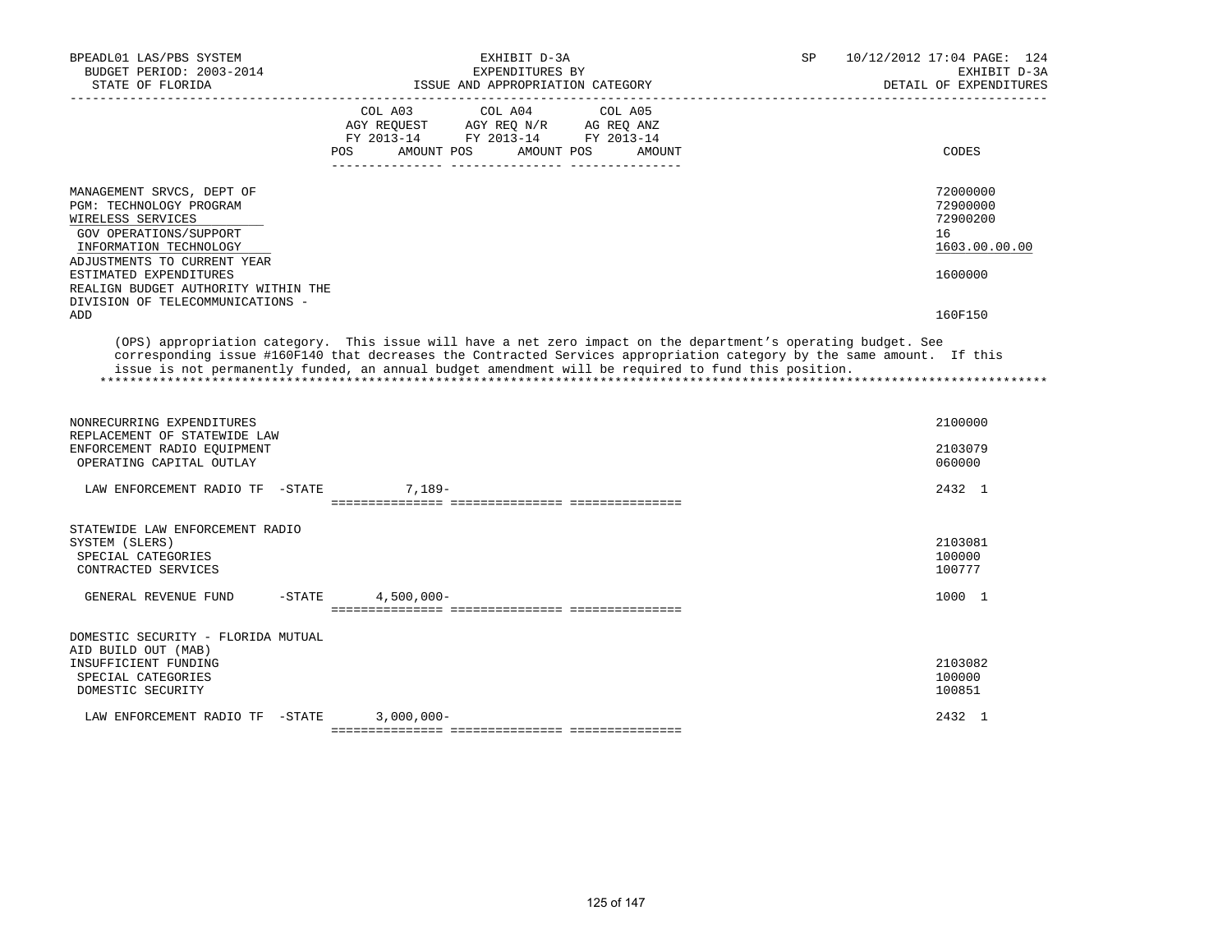BPEADL01 LAS/PBS SYSTEM | EXHIBIT D-3A | SP 10/12/2012 17:04 PAGE: 124
BUDGET PERIOD: 2003-2014 | EXPENDITURES BY | EXHIBIT D-3A
STATE OF FLORIDA | ISSUE AND APPROPRIATION CATEGORY | DETAIL OF EXPENDITURES

| | COL A03 AGY REQUEST FY 2013-14 POS AMOUNT | COL A04 AGY REQ N/R FY 2013-14 POS AMOUNT | COL A05 AG REQ ANZ FY 2013-14 POS AMOUNT | CODES |
|---|---|---|---|---|
| MANAGEMENT SRVCS, DEPT OF | | | | 72000000 |
| PGM: TECHNOLOGY PROGRAM | | | | 72900000 |
| WIRELESS SERVICES | | | | 72900200 |
| GOV OPERATIONS/SUPPORT | | | | 16 |
| INFORMATION TECHNOLOGY | | | | 1603.00.00.00 |
| ADJUSTMENTS TO CURRENT YEAR ESTIMATED EXPENDITURES | | | | 1600000 |
| REALIGN BUDGET AUTHORITY WITHIN THE DIVISION OF TELECOMMUNICATIONS - ADD | | | | 160F150 |

(OPS) appropriation category. This issue will have a net zero impact on the department's operating budget. See corresponding issue #160F140 that decreases the Contracted Services appropriation category by the same amount. If this issue is not permanently funded, an annual budget amendment will be required to fund this position.
*******************************************************************************************************************************

| | COL A03 | COL A04 | COL A05 | CODES |
|---|---|---|---|---|
| NONRECURRING EXPENDITURES | | | | 2100000 |
| REPLACEMENT OF STATEWIDE LAW ENFORCEMENT RADIO EQUIPMENT | | | | 2103079 |
| OPERATING CAPITAL OUTLAY | | | | 060000 |
| LAW ENFORCEMENT RADIO TF -STATE | 7,189- | | | 2432 1 |
| STATEWIDE LAW ENFORCEMENT RADIO SYSTEM (SLERS) | | | | 2103081 |
| SPECIAL CATEGORIES | | | | 100000 |
| CONTRACTED SERVICES | | | | 100777 |
| GENERAL REVENUE FUND -STATE | 4,500,000- | | | 1000 1 |
| DOMESTIC SECURITY - FLORIDA MUTUAL AID BUILD OUT (MAB) INSUFFICIENT FUNDING | | | | 2103082 |
| SPECIAL CATEGORIES | | | | 100000 |
| DOMESTIC SECURITY | | | | 100851 |
| LAW ENFORCEMENT RADIO TF -STATE | 3,000,000- | | | 2432 1 |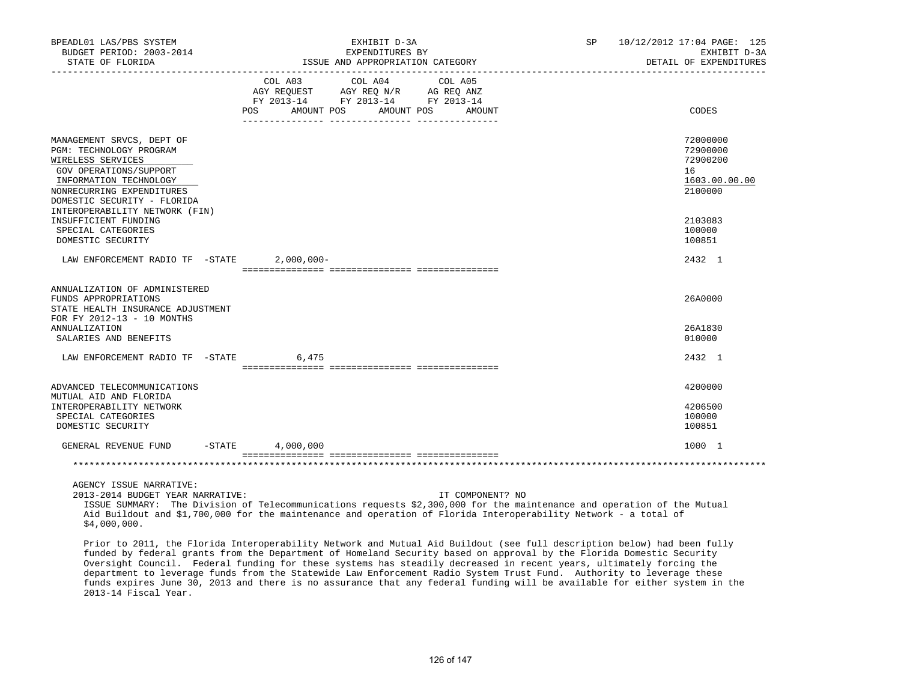BPEADL01 LAS/PBS SYSTEM — EXHIBIT D-3A — SP 10/12/2012 17:04 PAGE: 125
BUDGET PERIOD: 2003-2014 — EXPENDITURES BY — EXHIBIT D-3A
STATE OF FLORIDA — ISSUE AND APPROPRIATION CATEGORY — DETAIL OF EXPENDITURES

| | COL A03 AGY REQUEST FY 2013-14 POS AMOUNT | COL A04 AGY REQ N/R FY 2013-14 POS AMOUNT | COL A05 AG REQ ANZ FY 2013-14 POS AMOUNT | CODES |
|---|---|---|---|---|
| MANAGEMENT SRVCS, DEPT OF | | | | 72000000 |
| PGM: TECHNOLOGY PROGRAM | | | | 72900000 |
| WIRELESS SERVICES | | | | 72900200 |
| GOV OPERATIONS/SUPPORT | | | | 16 |
| INFORMATION TECHNOLOGY | | | | 1603.00.00.00 |
| NONRECURRING EXPENDITURES | | | | 2100000 |
| DOMESTIC SECURITY - FLORIDA INTEROPERABILITY NETWORK (FIN) | | | | |
| INSUFFICIENT FUNDING | | | | 2103083 |
| SPECIAL CATEGORIES | | | | 100000 |
| DOMESTIC SECURITY | | | | 100851 |
| LAW ENFORCEMENT RADIO TF -STATE | 2,000,000- | | | 2432 1 |
| ANNUALIZATION OF ADMINISTERED FUNDS APPROPRIATIONS | | | | 26A0000 |
| STATE HEALTH INSURANCE ADJUSTMENT FOR FY 2012-13 - 10 MONTHS ANNUALIZATION | | | | 26A1830 |
| SALARIES AND BENEFITS | | | | 010000 |
| LAW ENFORCEMENT RADIO TF -STATE | 6,475 | | | 2432 1 |
| ADVANCED TELECOMMUNICATIONS | | | | 4200000 |
| MUTUAL AID AND FLORIDA INTEROPERABILITY NETWORK | | | | 4206500 |
| SPECIAL CATEGORIES | | | | 100000 |
| DOMESTIC SECURITY | | | | 100851 |
| GENERAL REVENUE FUND -STATE | 4,000,000 | | | 1000 1 |

AGENCY ISSUE NARRATIVE:

2013-2014 BUDGET YEAR NARRATIVE: IT COMPONENT? NO

ISSUE SUMMARY: The Division of Telecommunications requests $2,300,000 for the maintenance and operation of the Mutual Aid Buildout and $1,700,000 for the maintenance and operation of Florida Interoperability Network - a total of $4,000,000.

Prior to 2011, the Florida Interoperability Network and Mutual Aid Buildout (see full description below) had been fully funded by federal grants from the Department of Homeland Security based on approval by the Florida Domestic Security Oversight Council. Federal funding for these systems has steadily decreased in recent years, ultimately forcing the department to leverage funds from the Statewide Law Enforcement Radio System Trust Fund. Authority to leverage these funds expires June 30, 2013 and there is no assurance that any federal funding will be available for either system in the 2013-14 Fiscal Year.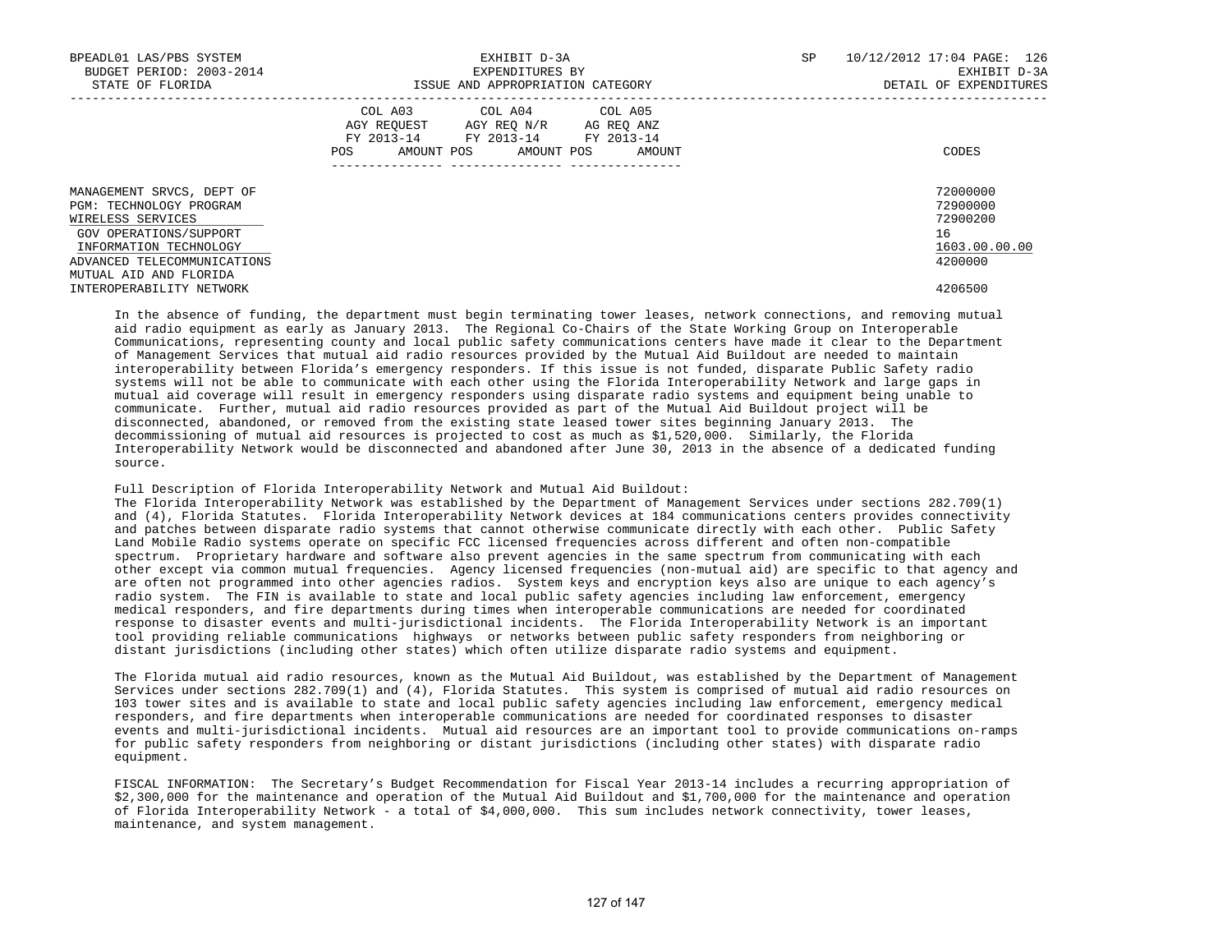| | COL A03 AGY REQUEST FY 2013-14 | | COL A04 AGY REQ N/R FY 2013-14 | | COL A05 AG REQ ANZ FY 2013-14 | | |
|---|---|---|---|---|---|---|---|
| | POS | AMOUNT | POS | AMOUNT | POS | AMOUNT | CODES |
| MANAGEMENT SRVCS, DEPT OF | | | | | | | 72000000 |
| PGM: TECHNOLOGY PROGRAM | | | | | | | 72900000 |
| WIRELESS SERVICES | | | | | | | 72900200 |
| GOV OPERATIONS/SUPPORT | | | | | | | 16 |
| INFORMATION TECHNOLOGY | | | | | | | 1603.00.00.00 |
| ADVANCED TELECOMMUNICATIONS | | | | | | | 4200000 |
| MUTUAL AID AND FLORIDA INTEROPERABILITY NETWORK | | | | | | | 4206500 |

In the absence of funding, the department must begin terminating tower leases, network connections, and removing mutual aid radio equipment as early as January 2013. The Regional Co-Chairs of the State Working Group on Interoperable Communications, representing county and local public safety communications centers have made it clear to the Department of Management Services that mutual aid radio resources provided by the Mutual Aid Buildout are needed to maintain interoperability between Florida's emergency responders. If this issue is not funded, disparate Public Safety radio systems will not be able to communicate with each other using the Florida Interoperability Network and large gaps in mutual aid coverage will result in emergency responders using disparate radio systems and equipment being unable to communicate. Further, mutual aid radio resources provided as part of the Mutual Aid Buildout project will be disconnected, abandoned, or removed from the existing state leased tower sites beginning January 2013. The decommissioning of mutual aid resources is projected to cost as much as $1,520,000. Similarly, the Florida Interoperability Network would be disconnected and abandoned after June 30, 2013 in the absence of a dedicated funding source.

Full Description of Florida Interoperability Network and Mutual Aid Buildout:
The Florida Interoperability Network was established by the Department of Management Services under sections 282.709(1) and (4), Florida Statutes. Florida Interoperability Network devices at 184 communications centers provides connectivity and patches between disparate radio systems that cannot otherwise communicate directly with each other. Public Safety Land Mobile Radio systems operate on specific FCC licensed frequencies across different and often non-compatible spectrum. Proprietary hardware and software also prevent agencies in the same spectrum from communicating with each other except via common mutual frequencies. Agency licensed frequencies (non-mutual aid) are specific to that agency and are often not programmed into other agencies radios. System keys and encryption keys also are unique to each agency's radio system. The FIN is available to state and local public safety agencies including law enforcement, emergency medical responders, and fire departments during times when interoperable communications are needed for coordinated response to disaster events and multi-jurisdictional incidents. The Florida Interoperability Network is an important tool providing reliable communications highways or networks between public safety responders from neighboring or distant jurisdictions (including other states) which often utilize disparate radio systems and equipment.

The Florida mutual aid radio resources, known as the Mutual Aid Buildout, was established by the Department of Management Services under sections 282.709(1) and (4), Florida Statutes. This system is comprised of mutual aid radio resources on 103 tower sites and is available to state and local public safety agencies including law enforcement, emergency medical responders, and fire departments when interoperable communications are needed for coordinated responses to disaster events and multi-jurisdictional incidents. Mutual aid resources are an important tool to provide communications on-ramps for public safety responders from neighboring or distant jurisdictions (including other states) with disparate radio equipment.

FISCAL INFORMATION: The Secretary's Budget Recommendation for Fiscal Year 2013-14 includes a recurring appropriation of $2,300,000 for the maintenance and operation of the Mutual Aid Buildout and $1,700,000 for the maintenance and operation of Florida Interoperability Network - a total of $4,000,000. This sum includes network connectivity, tower leases, maintenance, and system management.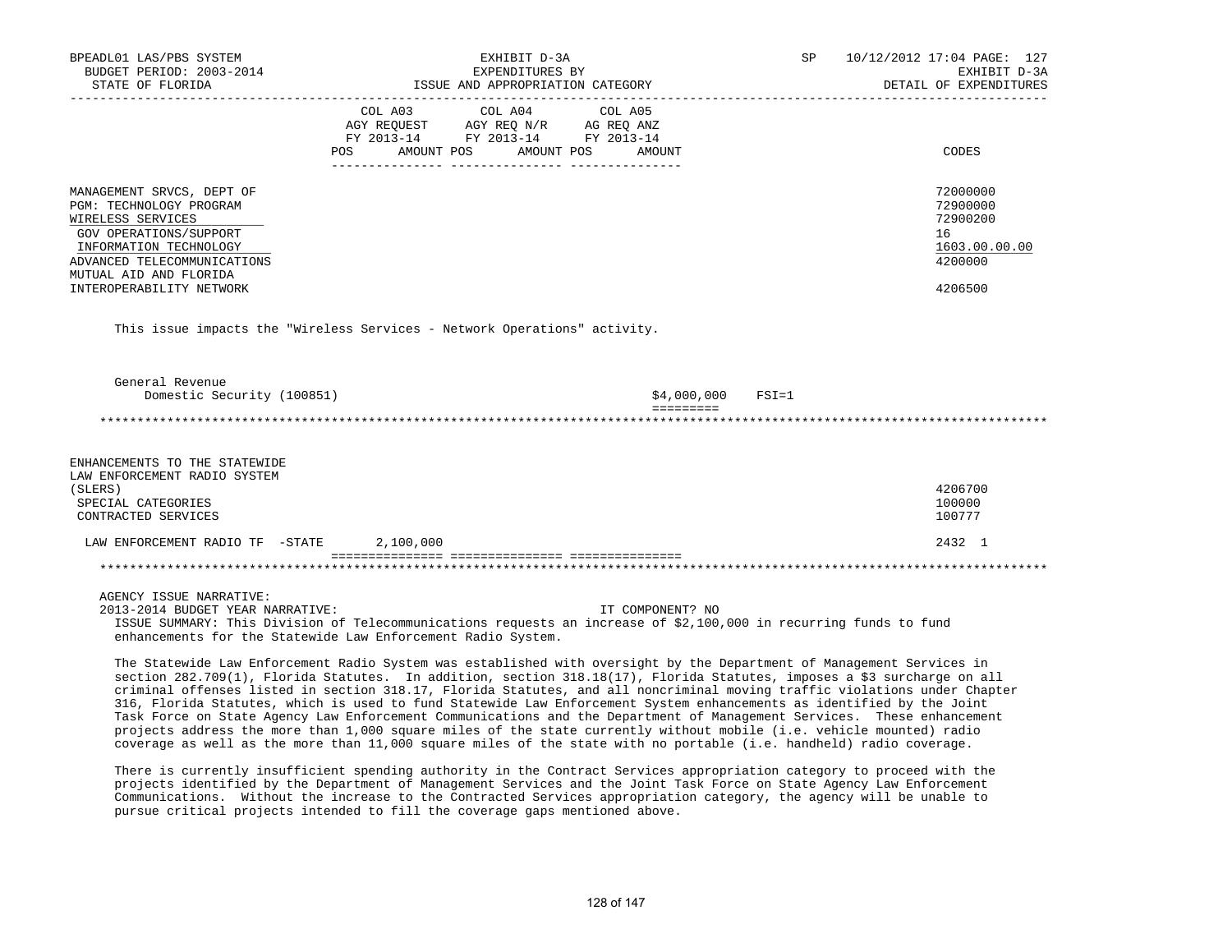| | COL A03 AGY REQUEST FY 2013-14 | | COL A04 AGY REQ N/R FY 2013-14 | | COL A05 AG REQ ANZ FY 2013-14 | | |
|---|---|---|---|---|---|---|---|
| | POS | AMOUNT | POS | AMOUNT | POS | AMOUNT | CODES |
| MANAGEMENT SRVCS, DEPT OF | | | | | | | 72000000 |
| PGM: TECHNOLOGY PROGRAM | | | | | | | 72900000 |
| WIRELESS SERVICES | | | | | | | 72900200 |
| GOV OPERATIONS/SUPPORT | | | | | | | 16 |
| INFORMATION TECHNOLOGY | | | | | | | 1603.00.00.00 |
| ADVANCED TELECOMMUNICATIONS | | | | | | | 4200000 |
| MUTUAL AID AND FLORIDA INTEROPERABILITY NETWORK | | | | | | | 4206500 |

This issue impacts the "Wireless Services - Network Operations" activity.

General Revenue
Domestic Security (100851) $4,000,000 FSI=1

| | COL A03 AGY REQUEST FY 2013-14 | | COL A04 AGY REQ N/R FY 2013-14 | | COL A05 AG REQ ANZ FY 2013-14 | | |
|---|---|---|---|---|---|---|---|
| | POS | AMOUNT | POS | AMOUNT | POS | AMOUNT | CODES |
| ENHANCEMENTS TO THE STATEWIDE LAW ENFORCEMENT RADIO SYSTEM (SLERS) | | | | | | | 4206700 |
| SPECIAL CATEGORIES | | | | | | | 100000 |
| CONTRACTED SERVICES | | | | | | | 100777 |
| LAW ENFORCEMENT RADIO TF -STATE | | 2,100,000 | | | | | 2432 1 |

AGENCY ISSUE NARRATIVE:
2013-2014 BUDGET YEAR NARRATIVE: IT COMPONENT? NO

ISSUE SUMMARY: This Division of Telecommunications requests an increase of $2,100,000 in recurring funds to fund enhancements for the Statewide Law Enforcement Radio System.

The Statewide Law Enforcement Radio System was established with oversight by the Department of Management Services in section 282.709(1), Florida Statutes. In addition, section 318.18(17), Florida Statutes, imposes a $3 surcharge on all criminal offenses listed in section 318.17, Florida Statutes, and all noncriminal moving traffic violations under Chapter 316, Florida Statutes, which is used to fund Statewide Law Enforcement System enhancements as identified by the Joint Task Force on State Agency Law Enforcement Communications and the Department of Management Services. These enhancement projects address the more than 1,000 square miles of the state currently without mobile (i.e. vehicle mounted) radio coverage as well as the more than 11,000 square miles of the state with no portable (i.e. handheld) radio coverage.

There is currently insufficient spending authority in the Contract Services appropriation category to proceed with the projects identified by the Department of Management Services and the Joint Task Force on State Agency Law Enforcement Communications. Without the increase to the Contracted Services appropriation category, the agency will be unable to pursue critical projects intended to fill the coverage gaps mentioned above.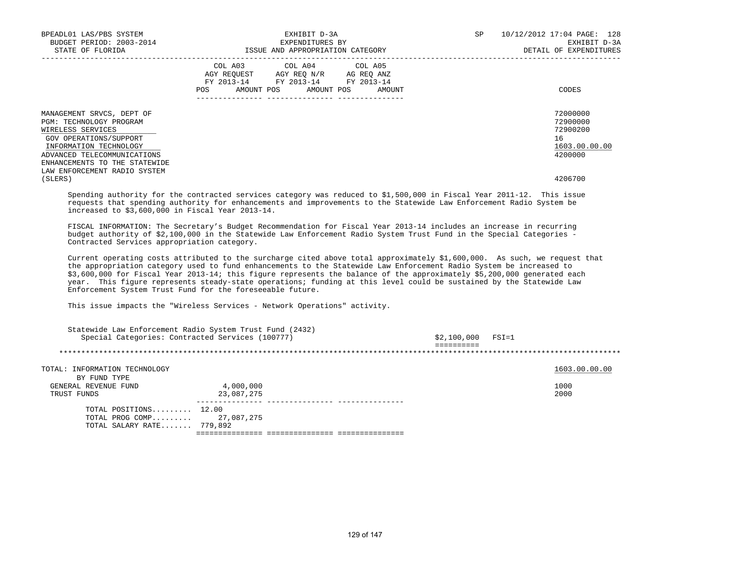BPEADL01 LAS/PBS SYSTEM | EXHIBIT D-3A | SP 10/12/2012 17:04 PAGE: 128
BUDGET PERIOD: 2003-2014 | EXPENDITURES BY | EXHIBIT D-3A
STATE OF FLORIDA | ISSUE AND APPROPRIATION CATEGORY | DETAIL OF EXPENDITURES

| | COL A03 AGY REQUEST FY 2013-14 POS AMOUNT | COL A04 AGY REQ N/R FY 2013-14 POS AMOUNT | COL A05 AG REQ ANZ FY 2013-14 POS AMOUNT | CODES |
|---|---|---|---|---|
| MANAGEMENT SRVCS, DEPT OF | | | | 72000000 |
| PGM: TECHNOLOGY PROGRAM | | | | 72900000 |
| WIRELESS SERVICES | | | | 72900200 |
| GOV OPERATIONS/SUPPORT | | | | 16 |
| INFORMATION TECHNOLOGY | | | | 1603.00.00.00 |
| ADVANCED TELECOMMUNICATIONS | | | | 4200000 |
| ENHANCEMENTS TO THE STATEWIDE LAW ENFORCEMENT RADIO SYSTEM (SLERS) | | | | 4206700 |

Spending authority for the contracted services category was reduced to $1,500,000 in Fiscal Year 2011-12. This issue requests that spending authority for enhancements and improvements to the Statewide Law Enforcement Radio System be increased to $3,600,000 in Fiscal Year 2013-14.

FISCAL INFORMATION: The Secretary's Budget Recommendation for Fiscal Year 2013-14 includes an increase in recurring budget authority of $2,100,000 in the Statewide Law Enforcement Radio System Trust Fund in the Special Categories - Contracted Services appropriation category.

Current operating costs attributed to the surcharge cited above total approximately $1,600,000. As such, we request that the appropriation category used to fund enhancements to the Statewide Law Enforcement Radio System be increased to $3,600,000 for Fiscal Year 2013-14; this figure represents the balance of the approximately $5,200,000 generated each year. This figure represents steady-state operations; funding at this level could be sustained by the Statewide Law Enforcement System Trust Fund for the foreseeable future.

This issue impacts the "Wireless Services - Network Operations" activity.

Statewide Law Enforcement Radio System Trust Fund (2432)
Special Categories: Contracted Services (100777) — $2,100,000 FSI=1

| | COL A03 | COL A04 | COL A05 | CODES |
|---|---|---|---|---|
| TOTAL: INFORMATION TECHNOLOGY | | | | 1603.00.00.00 |
| BY FUND TYPE | | | | |
| GENERAL REVENUE FUND | 4,000,000 | | | 1000 |
| TRUST FUNDS | 23,087,275 | | | 2000 |
| TOTAL POSITIONS......... | 12.00 | | | |
| TOTAL PROG COMP......... | 27,087,275 | | | |
| TOTAL SALARY RATE....... | 779,892 | | | |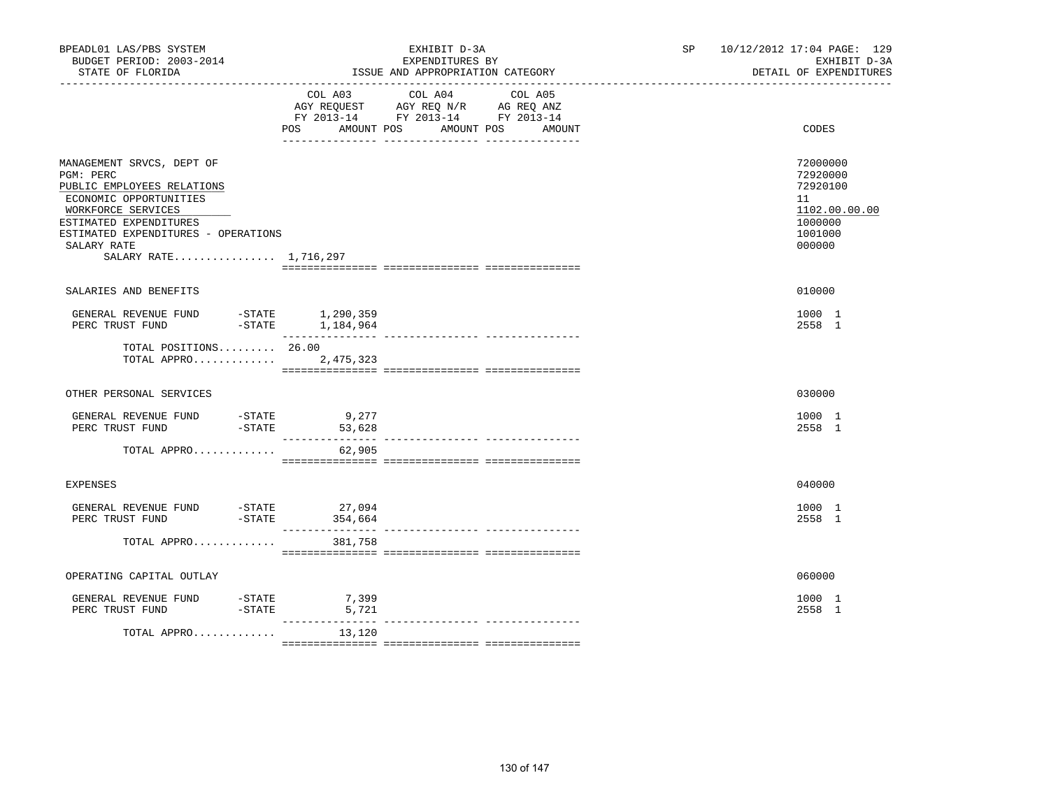BPEADL01 LAS/PBS SYSTEM
BUDGET PERIOD: 2003-2014
STATE OF FLORIDA

EXHIBIT D-3A
EXPENDITURES BY
ISSUE AND APPROPRIATION CATEGORY

SP 10/12/2012 17:04 PAGE: 129
EXHIBIT D-3A
DETAIL OF EXPENDITURES

| | COL A03 AGY REQUEST FY 2013-14 POS AMOUNT | COL A04 AGY REQ N/R FY 2013-14 POS AMOUNT | COL A05 AG REQ ANZ FY 2013-14 POS AMOUNT | CODES |
|---|---|---|---|---|
| MANAGEMENT SRVCS, DEPT OF | | | | 72000000 |
| PGM: PERC | | | | 72920000 |
| PUBLIC EMPLOYEES RELATIONS | | | | 72920100 |
| ECONOMIC OPPORTUNITIES | | | | 11 |
| WORKFORCE SERVICES | | | | 1102.00.00.00 |
| ESTIMATED EXPENDITURES | | | | 1000000 |
| ESTIMATED EXPENDITURES - OPERATIONS | | | | 1001000 |
| SALARY RATE | | | | 000000 |
| SALARY RATE................ 1,716,297 | | | | |
| SALARIES AND BENEFITS | | | | 010000 |
| GENERAL REVENUE FUND -STATE | 1,290,359 | | | 1000 1 |
| PERC TRUST FUND -STATE | 1,184,964 | | | 2558 1 |
| TOTAL POSITIONS......... | 26.00 | | | |
| TOTAL APPRO............. | 2,475,323 | | | |
| OTHER PERSONAL SERVICES | | | | 030000 |
| GENERAL REVENUE FUND -STATE | 9,277 | | | 1000 1 |
| PERC TRUST FUND -STATE | 53,628 | | | 2558 1 |
| TOTAL APPRO............. | 62,905 | | | |
| EXPENSES | | | | 040000 |
| GENERAL REVENUE FUND -STATE | 27,094 | | | 1000 1 |
| PERC TRUST FUND -STATE | 354,664 | | | 2558 1 |
| TOTAL APPRO............. | 381,758 | | | |
| OPERATING CAPITAL OUTLAY | | | | 060000 |
| GENERAL REVENUE FUND -STATE | 7,399 | | | 1000 1 |
| PERC TRUST FUND -STATE | 5,721 | | | 2558 1 |
| TOTAL APPRO............. | 13,120 | | | |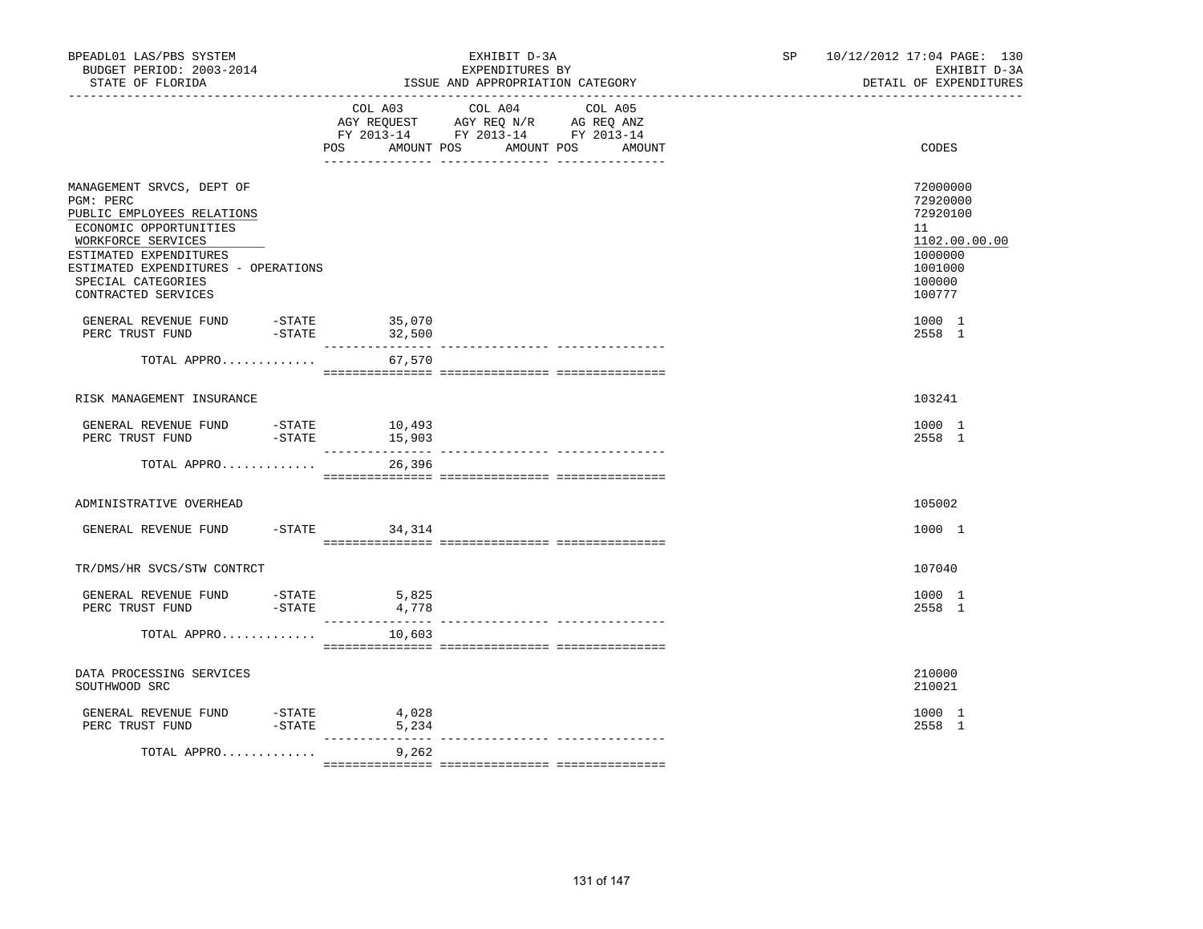BPEADL01 LAS/PBS SYSTEM — EXHIBIT D-3A — SP 10/12/2012 17:04 PAGE: 130
BUDGET PERIOD: 2003-2014 — EXPENDITURES BY — EXHIBIT D-3A
STATE OF FLORIDA — ISSUE AND APPROPRIATION CATEGORY — DETAIL OF EXPENDITURES

| | COL A03 AGY REQUEST FY 2013-14 POS AMOUNT | COL A04 AGY REQ N/R FY 2013-14 POS AMOUNT | COL A05 AG REQ ANZ FY 2013-14 POS AMOUNT | CODES |
|---|---|---|---|---|
| MANAGEMENT SRVCS, DEPT OF | | | | 72000000 |
| PGM: PERC | | | | 72920000 |
| PUBLIC EMPLOYEES RELATIONS | | | | 72920100 |
| ECONOMIC OPPORTUNITIES | | | | 11 |
| WORKFORCE SERVICES | | | | 1102.00.00.00 |
| ESTIMATED EXPENDITURES | | | | 1000000 |
| ESTIMATED EXPENDITURES - OPERATIONS | | | | 1001000 |
| SPECIAL CATEGORIES | | | | 100000 |
| CONTRACTED SERVICES | | | | 100777 |
| GENERAL REVENUE FUND -STATE | 35,070 | | | 1000 1 |
| PERC TRUST FUND -STATE | 32,500 | | | 2558 1 |
| TOTAL APPRO............ | 67,570 | | | |
| RISK MANAGEMENT INSURANCE | | | | 103241 |
| GENERAL REVENUE FUND -STATE | 10,493 | | | 1000 1 |
| PERC TRUST FUND -STATE | 15,903 | | | 2558 1 |
| TOTAL APPRO............ | 26,396 | | | |
| ADMINISTRATIVE OVERHEAD | | | | 105002 |
| GENERAL REVENUE FUND -STATE | 34,314 | | | 1000 1 |
| TR/DMS/HR SVCS/STW CONTRCT | | | | 107040 |
| GENERAL REVENUE FUND -STATE | 5,825 | | | 1000 1 |
| PERC TRUST FUND -STATE | 4,778 | | | 2558 1 |
| TOTAL APPRO............ | 10,603 | | | |
| DATA PROCESSING SERVICES | | | | 210000 |
| SOUTHWOOD SRC | | | | 210021 |
| GENERAL REVENUE FUND -STATE | 4,028 | | | 1000 1 |
| PERC TRUST FUND -STATE | 5,234 | | | 2558 1 |
| TOTAL APPRO............ | 9,262 | | | |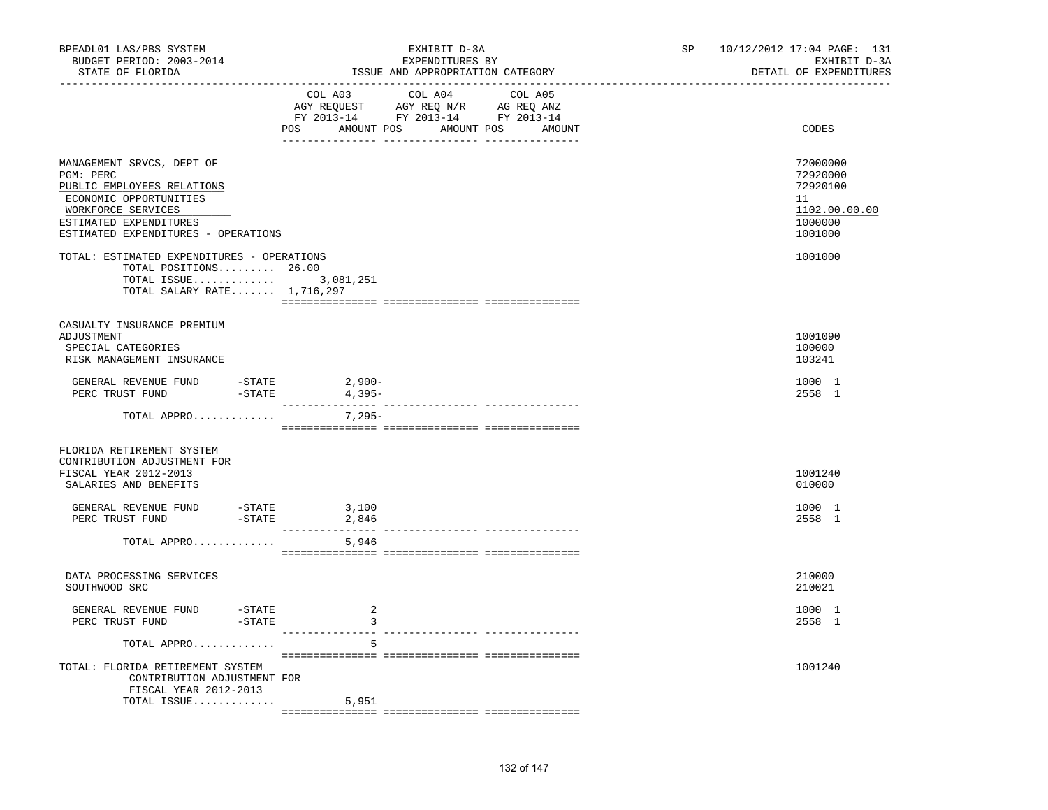BPEADL01 LAS/PBS SYSTEM
BUDGET PERIOD: 2003-2014
STATE OF FLORIDA

EXHIBIT D-3A
EXPENDITURES BY
ISSUE AND APPROPRIATION CATEGORY

SP 10/12/2012 17:04 PAGE: 131
EXHIBIT D-3A
DETAIL OF EXPENDITURES

| | COL A03 AGY REQUEST FY 2013-14 POS AMOUNT | COL A04 AGY REQ N/R FY 2013-14 POS AMOUNT | COL A05 AG REQ ANZ FY 2013-14 POS AMOUNT | CODES |
|---|---|---|---|---|
| MANAGEMENT SRVCS, DEPT OF | | | | 72000000 |
| PGM: PERC | | | | 72920000 |
| PUBLIC EMPLOYEES RELATIONS | | | | 72920100 |
| ECONOMIC OPPORTUNITIES | | | | 11 |
| WORKFORCE SERVICES | | | | 1102.00.00.00 |
| ESTIMATED EXPENDITURES | | | | 1000000 |
| ESTIMATED EXPENDITURES - OPERATIONS | | | | 1001000 |
| TOTAL: ESTIMATED EXPENDITURES - OPERATIONS | | | | 1001000 |
| TOTAL POSITIONS......... | 26.00 | | | |
| TOTAL ISSUE............. | 3,081,251 | | | |
| TOTAL SALARY RATE....... | 1,716,297 | | | |
| CASUALTY INSURANCE PREMIUM ADJUSTMENT | | | | 1001090 |
| SPECIAL CATEGORIES | | | | 100000 |
| RISK MANAGEMENT INSURANCE | | | | 103241 |
| GENERAL REVENUE FUND -STATE | 2,900- | | | 1000 1 |
| PERC TRUST FUND -STATE | 4,395- | | | 2558 1 |
| TOTAL APPRO............. | 7,295- | | | |
| FLORIDA RETIREMENT SYSTEM CONTRIBUTION ADJUSTMENT FOR FISCAL YEAR 2012-2013 | | | | 1001240 |
| SALARIES AND BENEFITS | | | | 010000 |
| GENERAL REVENUE FUND -STATE | 3,100 | | | 1000 1 |
| PERC TRUST FUND -STATE | 2,846 | | | 2558 1 |
| TOTAL APPRO............. | 5,946 | | | |
| DATA PROCESSING SERVICES | | | | 210000 |
| SOUTHWOOD SRC | | | | 210021 |
| GENERAL REVENUE FUND -STATE | 2 | | | 1000 1 |
| PERC TRUST FUND -STATE | 3 | | | 2558 1 |
| TOTAL APPRO............. | 5 | | | |
| TOTAL: FLORIDA RETIREMENT SYSTEM CONTRIBUTION ADJUSTMENT FOR FISCAL YEAR 2012-2013 | | | | 1001240 |
| TOTAL ISSUE............. | 5,951 | | | |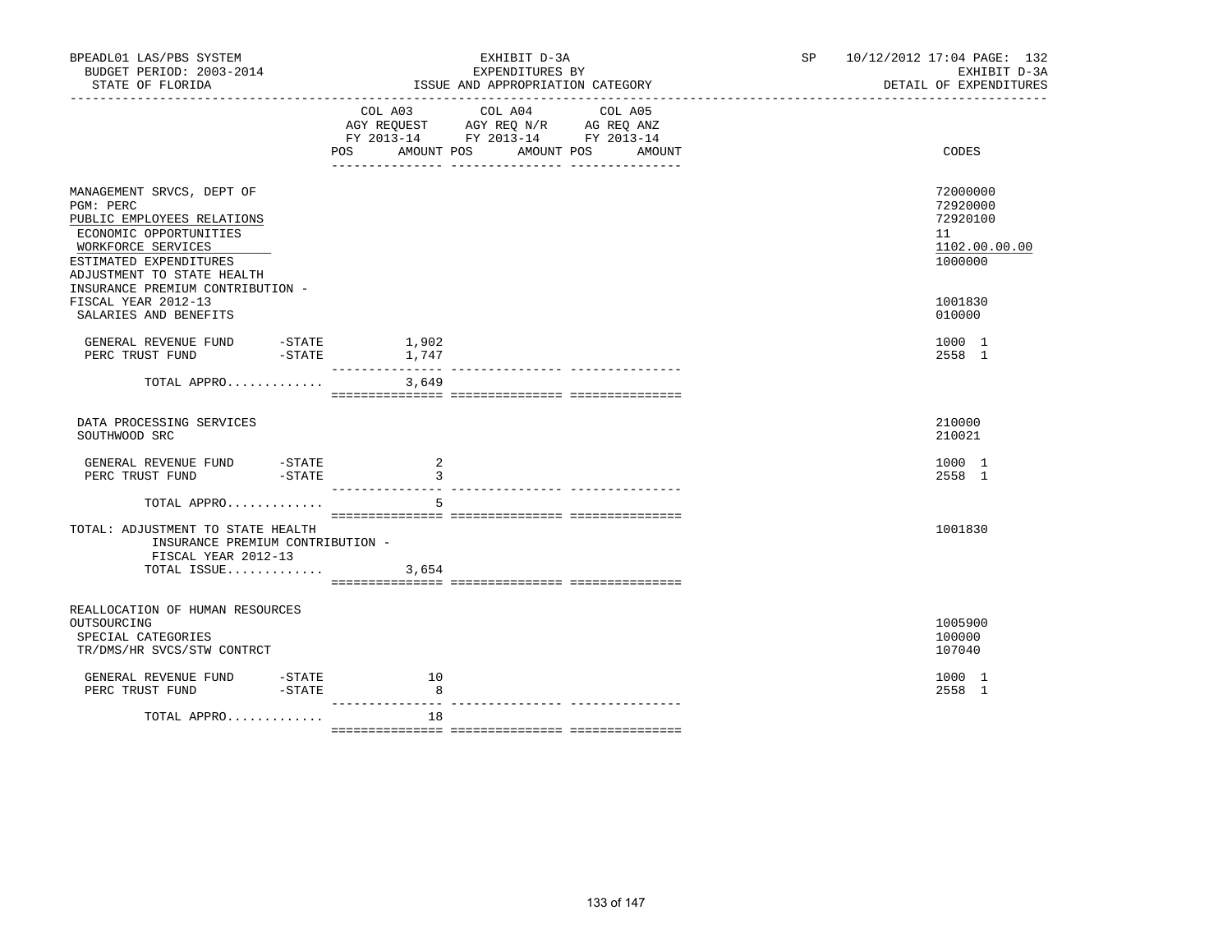BPEADL01 LAS/PBS SYSTEM — EXHIBIT D-3A — SP 10/12/2012 17:04 PAGE: 132
BUDGET PERIOD: 2003-2014 — EXPENDITURES BY — EXHIBIT D-3A
STATE OF FLORIDA — ISSUE AND APPROPRIATION CATEGORY — DETAIL OF EXPENDITURES

| | COL A03 AGY REQUEST FY 2013-14 POS AMOUNT | COL A04 AGY REQ N/R FY 2013-14 POS AMOUNT | COL A05 AG REQ ANZ FY 2013-14 POS AMOUNT | CODES |
|---|---|---|---|---|
| MANAGEMENT SRVCS, DEPT OF | | | | 72000000 |
| PGM: PERC | | | | 72920000 |
| PUBLIC EMPLOYEES RELATIONS | | | | 72920100 |
| ECONOMIC OPPORTUNITIES | | | | 11 |
| WORKFORCE SERVICES | | | | 1102.00.00.00 |
| ESTIMATED EXPENDITURES | | | | 1000000 |
| ADJUSTMENT TO STATE HEALTH INSURANCE PREMIUM CONTRIBUTION - FISCAL YEAR 2012-13 | | | | 1001830 |
| SALARIES AND BENEFITS | | | | 010000 |
| GENERAL REVENUE FUND -STATE | 1,902 | | | 1000 1 |
| PERC TRUST FUND -STATE | 1,747 | | | 2558 1 |
| TOTAL APPRO............. | 3,649 | | | |
| DATA PROCESSING SERVICES | | | | 210000 |
| SOUTHWOOD SRC | | | | 210021 |
| GENERAL REVENUE FUND -STATE | 2 | | | 1000 1 |
| PERC TRUST FUND -STATE | 3 | | | 2558 1 |
| TOTAL APPRO............. | 5 | | | |
| TOTAL: ADJUSTMENT TO STATE HEALTH INSURANCE PREMIUM CONTRIBUTION - FISCAL YEAR 2012-13 | | | | 1001830 |
| TOTAL ISSUE............. | 3,654 | | | |
| REALLOCATION OF HUMAN RESOURCES OUTSOURCING | | | | 1005900 |
| SPECIAL CATEGORIES | | | | 100000 |
| TR/DMS/HR SVCS/STW CONTRCT | | | | 107040 |
| GENERAL REVENUE FUND -STATE | 10 | | | 1000 1 |
| PERC TRUST FUND -STATE | 8 | | | 2558 1 |
| TOTAL APPRO............. | 18 | | | |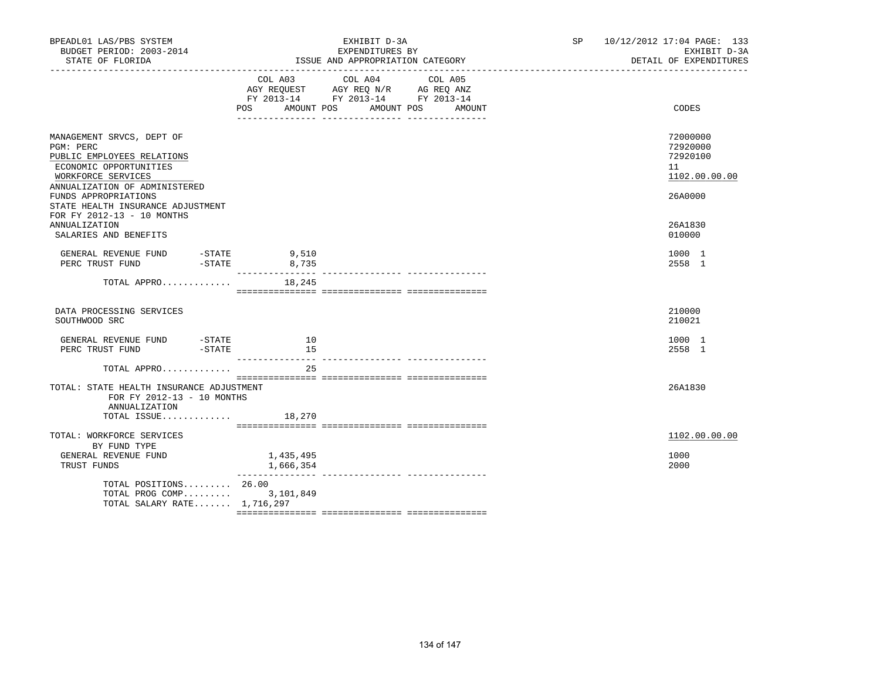BPEADL01 LAS/PBS SYSTEM | EXHIBIT D-3A | SP 10/12/2012 17:04 PAGE: 133
BUDGET PERIOD: 2003-2014 | EXPENDITURES BY | EXHIBIT D-3A
STATE OF FLORIDA | ISSUE AND APPROPRIATION CATEGORY | DETAIL OF EXPENDITURES

| | COL A03 AGY REQUEST FY 2013-14 POS AMOUNT | COL A04 AGY REQ N/R FY 2013-14 POS AMOUNT | COL A05 AG REQ ANZ FY 2013-14 POS AMOUNT | CODES |
|---|---|---|---|---|
| MANAGEMENT SRVCS, DEPT OF | | | | 72000000 |
| PGM: PERC | | | | 72920000 |
| PUBLIC EMPLOYEES RELATIONS | | | | 72920100 |
| ECONOMIC OPPORTUNITIES | | | | 11 |
| WORKFORCE SERVICES | | | | 1102.00.00.00 |
| ANNUALIZATION OF ADMINISTERED FUNDS APPROPRIATIONS | | | | 26A0000 |
| STATE HEALTH INSURANCE ADJUSTMENT FOR FY 2012-13 - 10 MONTHS ANNUALIZATION | | | | 26A1830 |
| SALARIES AND BENEFITS | | | | 010000 |
| GENERAL REVENUE FUND -STATE | 9,510 | | | 1000 1 |
| PERC TRUST FUND -STATE | 8,735 | | | 2558 1 |
| TOTAL APPRO............ | 18,245 | | | |
| DATA PROCESSING SERVICES | | | | 210000 |
| SOUTHWOOD SRC | | | | 210021 |
| GENERAL REVENUE FUND -STATE | 10 | | | 1000 1 |
| PERC TRUST FUND -STATE | 15 | | | 2558 1 |
| TOTAL APPRO............ | 25 | | | |
| TOTAL: STATE HEALTH INSURANCE ADJUSTMENT FOR FY 2012-13 - 10 MONTHS ANNUALIZATION | | | | 26A1830 |
| TOTAL ISSUE............ | 18,270 | | | |
| TOTAL: WORKFORCE SERVICES BY FUND TYPE | | | | 1102.00.00.00 |
| GENERAL REVENUE FUND | 1,435,495 | | | 1000 |
| TRUST FUNDS | 1,666,354 | | | 2000 |
| TOTAL POSITIONS......... | 26.00 | | | |
| TOTAL PROG COMP......... | 3,101,849 | | | |
| TOTAL SALARY RATE....... | 1,716,297 | | | |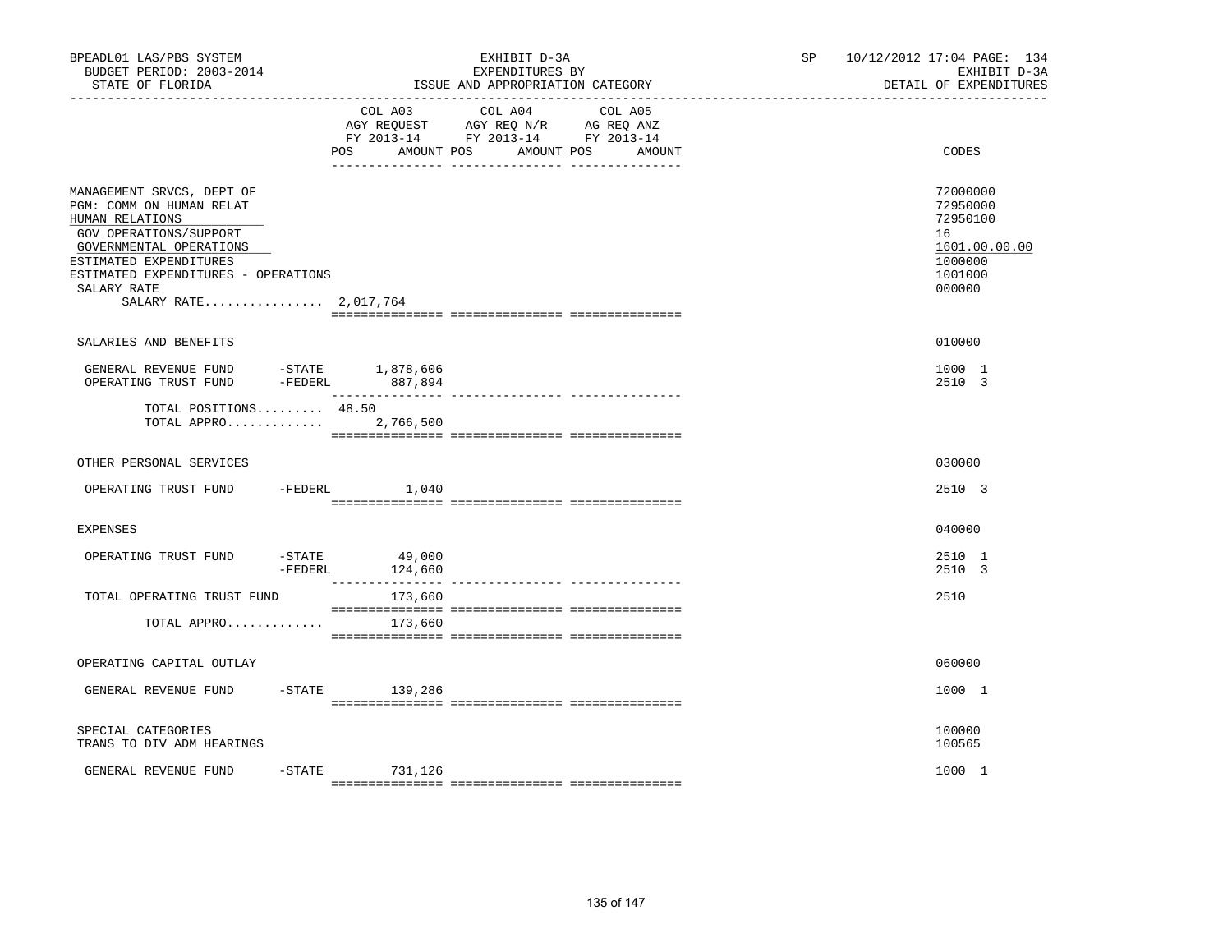BPEADL01 LAS/PBS SYSTEM — BUDGET PERIOD: 2003-2014 — STATE OF FLORIDA

EXHIBIT D-3A — EXPENDITURES BY ISSUE AND APPROPRIATION CATEGORY

SP 10/12/2012 17:04 PAGE: 134 — EXHIBIT D-3A — DETAIL OF EXPENDITURES

| | COL A03 AGY REQUEST FY 2013-14 POS AMOUNT | COL A04 AGY REQ N/R FY 2013-14 POS AMOUNT | COL A05 AG REQ ANZ FY 2013-14 POS AMOUNT | CODES |
|---|---|---|---|---|
| MANAGEMENT SRVCS, DEPT OF | | | | 72000000 |
| PGM: COMM ON HUMAN RELAT | | | | 72950000 |
| HUMAN RELATIONS | | | | 72950100 |
| GOV OPERATIONS/SUPPORT | | | | 16 |
| GOVERNMENTAL OPERATIONS | | | | 1601.00.00.00 |
| ESTIMATED EXPENDITURES | | | | 1000000 |
| ESTIMATED EXPENDITURES - OPERATIONS | | | | 1001000 |
| SALARY RATE | | | | 000000 |
| SALARY RATE................ | 2,017,764 | | | |
| SALARIES AND BENEFITS | | | | 010000 |
| GENERAL REVENUE FUND -STATE | 1,878,606 | | | 1000 1 |
| OPERATING TRUST FUND -FEDERL | 887,894 | | | 2510 3 |
| TOTAL POSITIONS......... | 48.50 | | | |
| TOTAL APPRO............. | 2,766,500 | | | |
| OTHER PERSONAL SERVICES | | | | 030000 |
| OPERATING TRUST FUND -FEDERL | 1,040 | | | 2510 3 |
| EXPENSES | | | | 040000 |
| OPERATING TRUST FUND -STATE | 49,000 | | | 2510 1 |
| -FEDERL | 124,660 | | | 2510 3 |
| TOTAL OPERATING TRUST FUND | 173,660 | | | 2510 |
| TOTAL APPRO............. | 173,660 | | | |
| OPERATING CAPITAL OUTLAY | | | | 060000 |
| GENERAL REVENUE FUND -STATE | 139,286 | | | 1000 1 |
| SPECIAL CATEGORIES | | | | 100000 |
| TRANS TO DIV ADM HEARINGS | | | | 100565 |
| GENERAL REVENUE FUND -STATE | 731,126 | | | 1000 1 |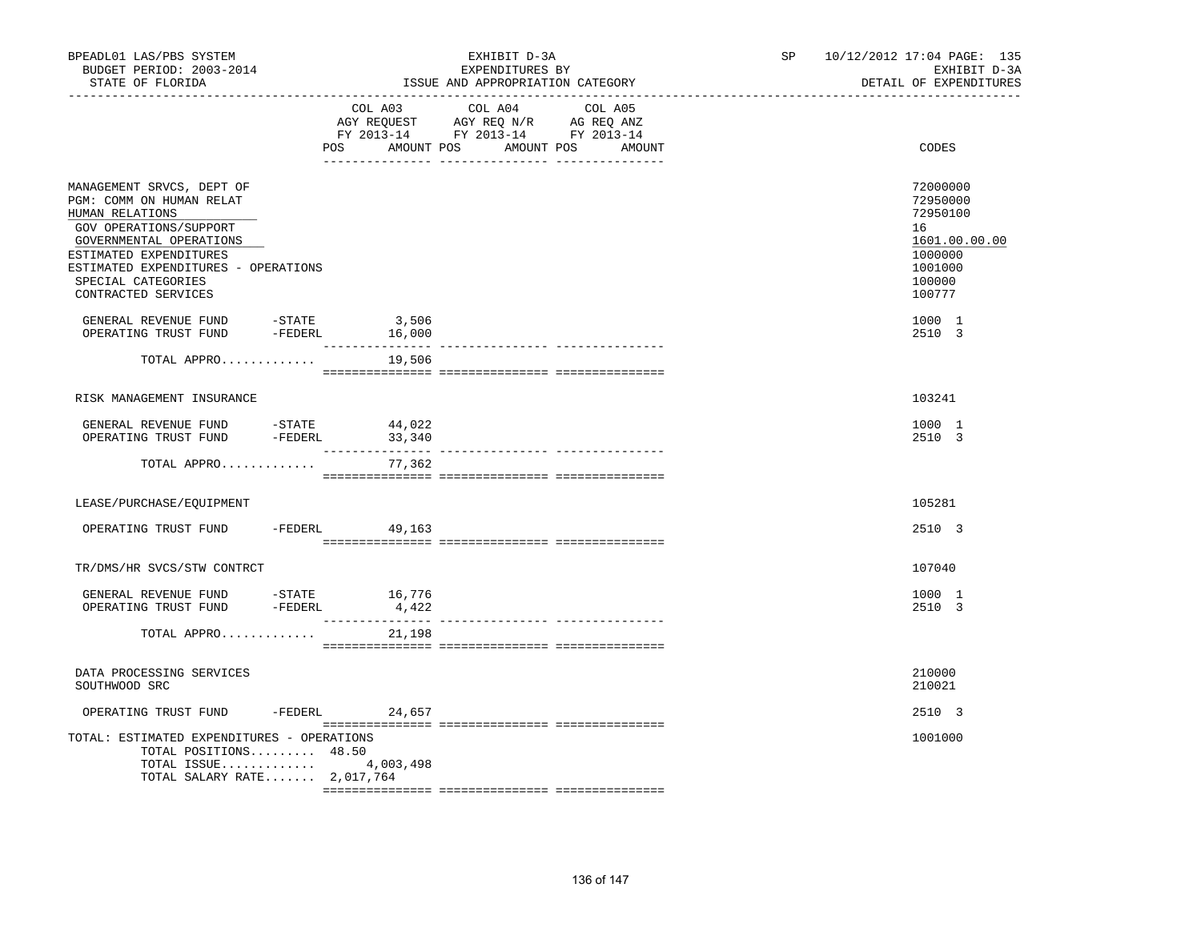BPEADL01 LAS/PBS SYSTEM | EXHIBIT D-3A | SP 10/12/2012 17:04 PAGE: 135
BUDGET PERIOD: 2003-2014 | EXPENDITURES BY | EXHIBIT D-3A
STATE OF FLORIDA | ISSUE AND APPROPRIATION CATEGORY | DETAIL OF EXPENDITURES

| | COL A03 AGY REQUEST FY 2013-14 POS AMOUNT | COL A04 AGY REQ N/R FY 2013-14 POS AMOUNT | COL A05 AG REQ ANZ FY 2013-14 POS AMOUNT | CODES |
|---|---|---|---|---|
| MANAGEMENT SRVCS, DEPT OF | | | | 72000000 |
| PGM: COMM ON HUMAN RELAT | | | | 72950000 |
| HUMAN RELATIONS | | | | 72950100 |
| GOV OPERATIONS/SUPPORT | | | | 16 |
| GOVERNMENTAL OPERATIONS | | | | 1601.00.00.00 |
| ESTIMATED EXPENDITURES | | | | 1000000 |
| ESTIMATED EXPENDITURES - OPERATIONS | | | | 1001000 |
| SPECIAL CATEGORIES | | | | 100000 |
| CONTRACTED SERVICES | | | | 100777 |
| GENERAL REVENUE FUND -STATE | 3,506 | | | 1000 1 |
| OPERATING TRUST FUND -FEDERL | 16,000 | | | 2510 3 |
| TOTAL APPRO............ | 19,506 | | | |
| RISK MANAGEMENT INSURANCE | | | | 103241 |
| GENERAL REVENUE FUND -STATE | 44,022 | | | 1000 1 |
| OPERATING TRUST FUND -FEDERL | 33,340 | | | 2510 3 |
| TOTAL APPRO............ | 77,362 | | | |
| LEASE/PURCHASE/EQUIPMENT | | | | 105281 |
| OPERATING TRUST FUND -FEDERL | 49,163 | | | 2510 3 |
| TR/DMS/HR SVCS/STW CONTRCT | | | | 107040 |
| GENERAL REVENUE FUND -STATE | 16,776 | | | 1000 1 |
| OPERATING TRUST FUND -FEDERL | 4,422 | | | 2510 3 |
| TOTAL APPRO............ | 21,198 | | | |
| DATA PROCESSING SERVICES | | | | 210000 |
| SOUTHWOOD SRC | | | | 210021 |
| OPERATING TRUST FUND -FEDERL | 24,657 | | | 2510 3 |
| TOTAL: ESTIMATED EXPENDITURES - OPERATIONS | | | | 1001000 |
| TOTAL POSITIONS......... | 48.50 | | | |
| TOTAL ISSUE............ | 4,003,498 | | | |
| TOTAL SALARY RATE....... | 2,017,764 | | | |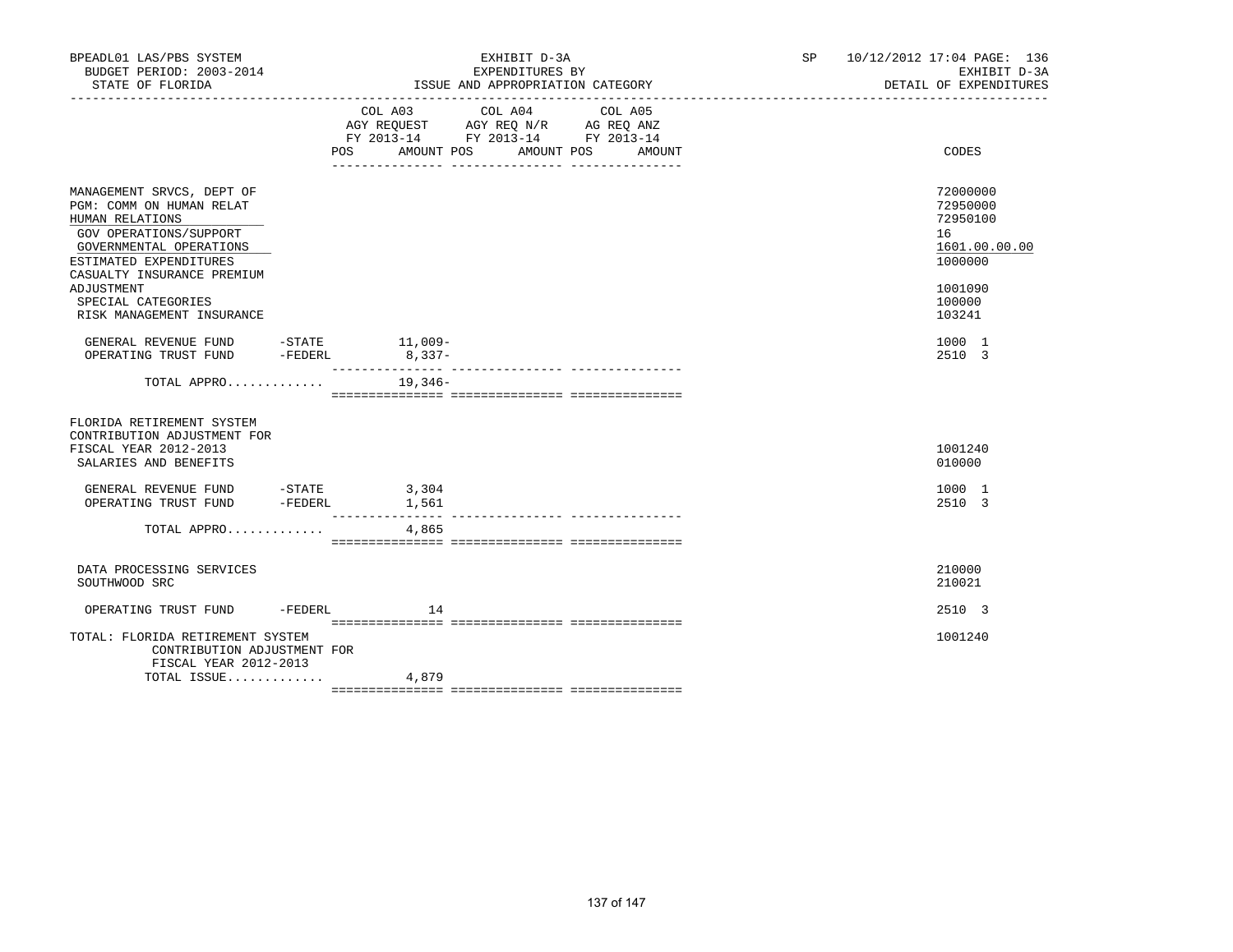BPEADL01 LAS/PBS SYSTEM
BUDGET PERIOD: 2003-2014
STATE OF FLORIDA

EXHIBIT D-3A
EXPENDITURES BY
ISSUE AND APPROPRIATION CATEGORY

SP 10/12/2012 17:04 PAGE: 136
EXHIBIT D-3A
DETAIL OF EXPENDITURES

| | COL A03 AGY REQUEST FY 2013-14 POS AMOUNT | COL A04 AGY REQ N/R FY 2013-14 POS AMOUNT | COL A05 AG REQ ANZ FY 2013-14 POS AMOUNT | CODES |
|---|---|---|---|---|
| MANAGEMENT SRVCS, DEPT OF | | | | 72000000 |
| PGM: COMM ON HUMAN RELAT | | | | 72950000 |
| HUMAN RELATIONS | | | | 72950100 |
| GOV OPERATIONS/SUPPORT | | | | 16 |
| GOVERNMENTAL OPERATIONS | | | | 1601.00.00.00 |
| ESTIMATED EXPENDITURES | | | | 1000000 |
| CASUALTY INSURANCE PREMIUM ADJUSTMENT | | | | 1001090 |
| SPECIAL CATEGORIES | | | | 100000 |
| RISK MANAGEMENT INSURANCE | | | | 103241 |
| GENERAL REVENUE FUND -STATE | 11,009- | | | 1000 1 |
| OPERATING TRUST FUND -FEDERL | 8,337- | | | 2510 3 |
| TOTAL APPRO............. | 19,346- | | | |
| FLORIDA RETIREMENT SYSTEM CONTRIBUTION ADJUSTMENT FOR FISCAL YEAR 2012-2013 | | | | 1001240 |
| SALARIES AND BENEFITS | | | | 010000 |
| GENERAL REVENUE FUND -STATE | 3,304 | | | 1000 1 |
| OPERATING TRUST FUND -FEDERL | 1,561 | | | 2510 3 |
| TOTAL APPRO............. | 4,865 | | | |
| DATA PROCESSING SERVICES | | | | 210000 |
| SOUTHWOOD SRC | | | | 210021 |
| OPERATING TRUST FUND -FEDERL | 14 | | | 2510 3 |
| TOTAL: FLORIDA RETIREMENT SYSTEM CONTRIBUTION ADJUSTMENT FOR FISCAL YEAR 2012-2013 | | | | 1001240 |
| TOTAL ISSUE............. | 4,879 | | | |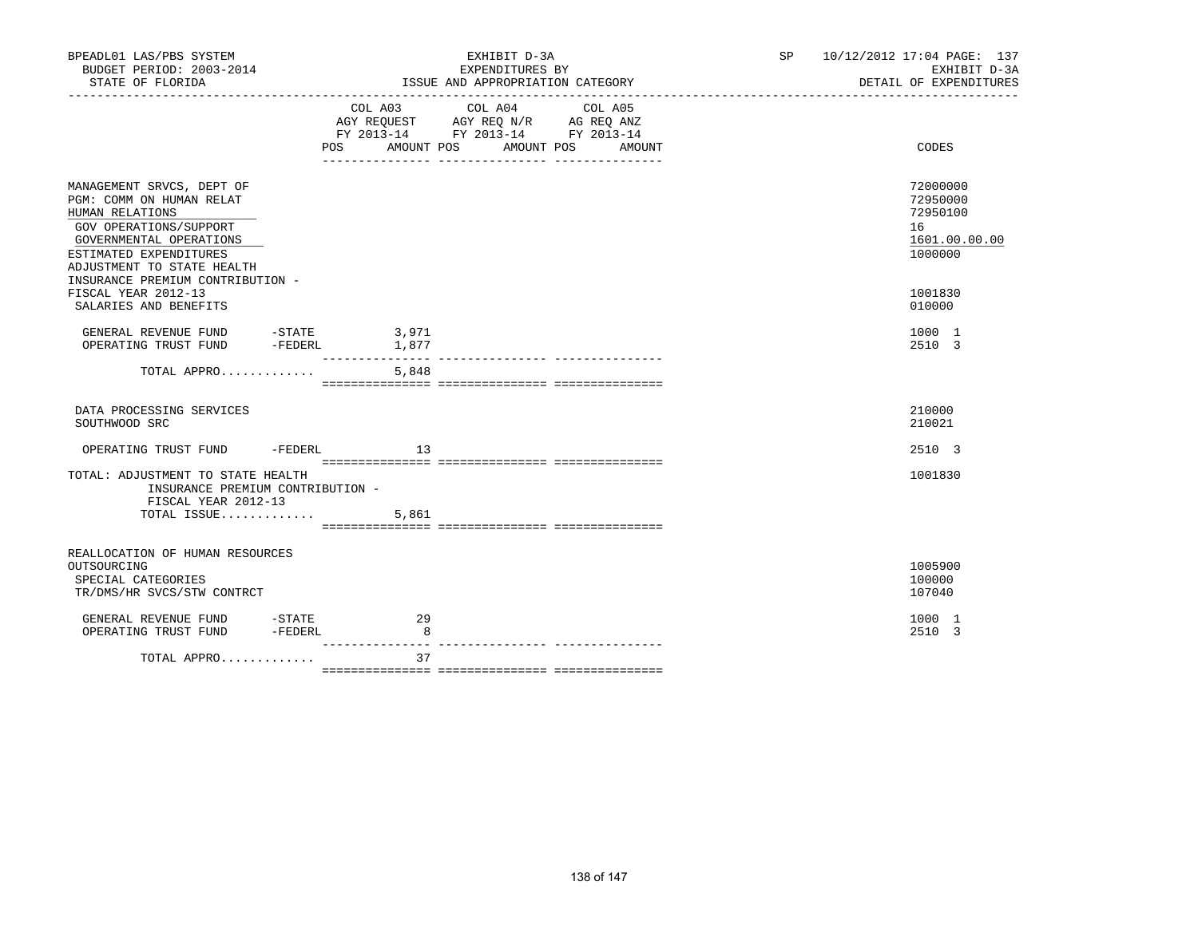BPEADL01 LAS/PBS SYSTEM | EXHIBIT D-3A | SP 10/12/2012 17:04 PAGE: 137
BUDGET PERIOD: 2003-2014 | EXPENDITURES BY | EXHIBIT D-3A
STATE OF FLORIDA | ISSUE AND APPROPRIATION CATEGORY | DETAIL OF EXPENDITURES

| | COL A03 AGY REQUEST FY 2013-14 POS AMOUNT | COL A04 AGY REQ N/R FY 2013-14 POS AMOUNT | COL A05 AG REQ ANZ FY 2013-14 POS AMOUNT | CODES |
|---|---|---|---|---|
| MANAGEMENT SRVCS, DEPT OF | | | | 72000000 |
| PGM: COMM ON HUMAN RELAT | | | | 72950000 |
| HUMAN RELATIONS | | | | 72950100 |
| GOV OPERATIONS/SUPPORT | | | | 16 |
| GOVERNMENTAL OPERATIONS | | | | 1601.00.00.00 |
| ESTIMATED EXPENDITURES | | | | 1000000 |
| ADJUSTMENT TO STATE HEALTH INSURANCE PREMIUM CONTRIBUTION - FISCAL YEAR 2012-13 | | | | 1001830 |
| SALARIES AND BENEFITS | | | | 010000 |
| GENERAL REVENUE FUND -STATE | 3,971 | | | 1000 1 |
| OPERATING TRUST FUND -FEDERL | 1,877 | | | 2510 3 |
| TOTAL APPRO............. | 5,848 | | | |
| DATA PROCESSING SERVICES | | | | 210000 |
| SOUTHWOOD SRC | | | | 210021 |
| OPERATING TRUST FUND -FEDERL | 13 | | | 2510 3 |
| TOTAL: ADJUSTMENT TO STATE HEALTH INSURANCE PREMIUM CONTRIBUTION - FISCAL YEAR 2012-13 | | | | 1001830 |
| TOTAL ISSUE............. | 5,861 | | | |
| REALLOCATION OF HUMAN RESOURCES OUTSOURCING | | | | 1005900 |
| SPECIAL CATEGORIES | | | | 100000 |
| TR/DMS/HR SVCS/STW CONTRCT | | | | 107040 |
| GENERAL REVENUE FUND -STATE | 29 | | | 1000 1 |
| OPERATING TRUST FUND -FEDERL | 8 | | | 2510 3 |
| TOTAL APPRO............. | 37 | | | |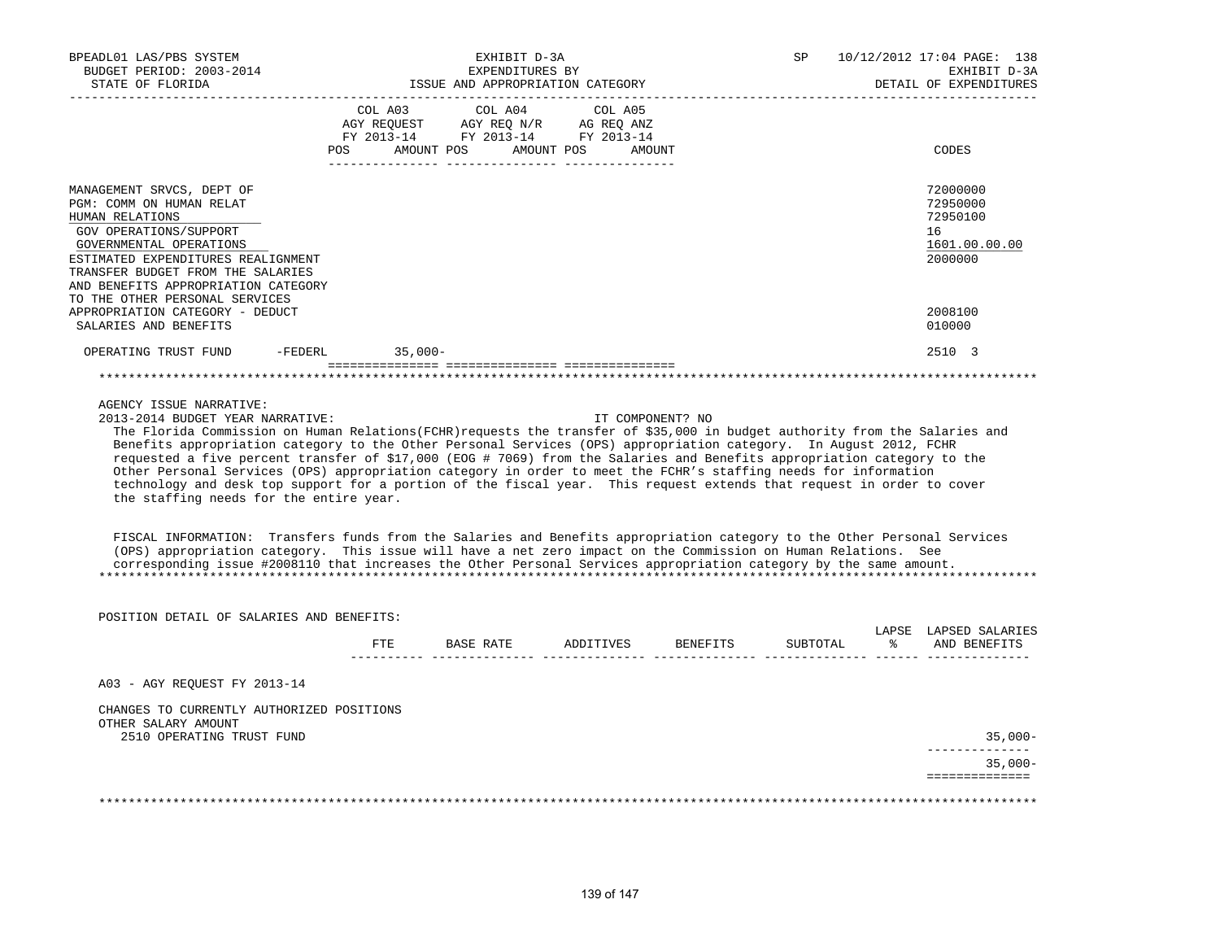BPEADL01 LAS/PBS SYSTEM | EXHIBIT D-3A | SP 10/12/2012 17:04 PAGE: 138
BUDGET PERIOD: 2003-2014 | EXPENDITURES BY | EXHIBIT D-3A
STATE OF FLORIDA | ISSUE AND APPROPRIATION CATEGORY | DETAIL OF EXPENDITURES

| | COL A03 AGY REQUEST FY 2013-14 POS AMOUNT | COL A04 AGY REQ N/R FY 2013-14 POS AMOUNT | COL A05 AG REQ ANZ FY 2013-14 POS AMOUNT | CODES |
|---|---|---|---|---|
| MANAGEMENT SRVCS, DEPT OF | | | | 72000000 |
| PGM: COMM ON HUMAN RELAT | | | | 72950000 |
| HUMAN RELATIONS | | | | 72950100 |
| GOV OPERATIONS/SUPPORT | | | | 16 |
| GOVERNMENTAL OPERATIONS | | | | 1601.00.00.00 |
| ESTIMATED EXPENDITURES REALIGNMENT | | | | 2000000 |
| TRANSFER BUDGET FROM THE SALARIES AND BENEFITS APPROPRIATION CATEGORY TO THE OTHER PERSONAL SERVICES APPROPRIATION CATEGORY - DEDUCT | | | | 2008100 |
| SALARIES AND BENEFITS | | | | 010000 |
| OPERATING TRUST FUND -FEDERL | 35,000- | | | 2510 3 |

AGENCY ISSUE NARRATIVE:

2013-2014 BUDGET YEAR NARRATIVE: IT COMPONENT? NO

The Florida Commission on Human Relations(FCHR)requests the transfer of $35,000 in budget authority from the Salaries and Benefits appropriation category to the Other Personal Services (OPS) appropriation category. In August 2012, FCHR requested a five percent transfer of $17,000 (EOG # 7069) from the Salaries and Benefits appropriation category to the Other Personal Services (OPS) appropriation category in order to meet the FCHR's staffing needs for information technology and desk top support for a portion of the fiscal year. This request extends that request in order to cover the staffing needs for the entire year.

FISCAL INFORMATION: Transfers funds from the Salaries and Benefits appropriation category to the Other Personal Services (OPS) appropriation category. This issue will have a net zero impact on the Commission on Human Relations. See corresponding issue #2008110 that increases the Other Personal Services appropriation category by the same amount.

POSITION DETAIL OF SALARIES AND BENEFITS:

| | FTE | BASE RATE | ADDITIVES | BENEFITS | SUBTOTAL | LAPSE % | LAPSED SALARIES AND BENEFITS |
|---|---|---|---|---|---|---|---|
| A03 - AGY REQUEST FY 2013-14 | | | | | | | |
| CHANGES TO CURRENTLY AUTHORIZED POSITIONS | | | | | | | |
| OTHER SALARY AMOUNT | | | | | | | |
| 2510 OPERATING TRUST FUND | | | | | | | 35,000- |
| | | | | | | | 35,000- |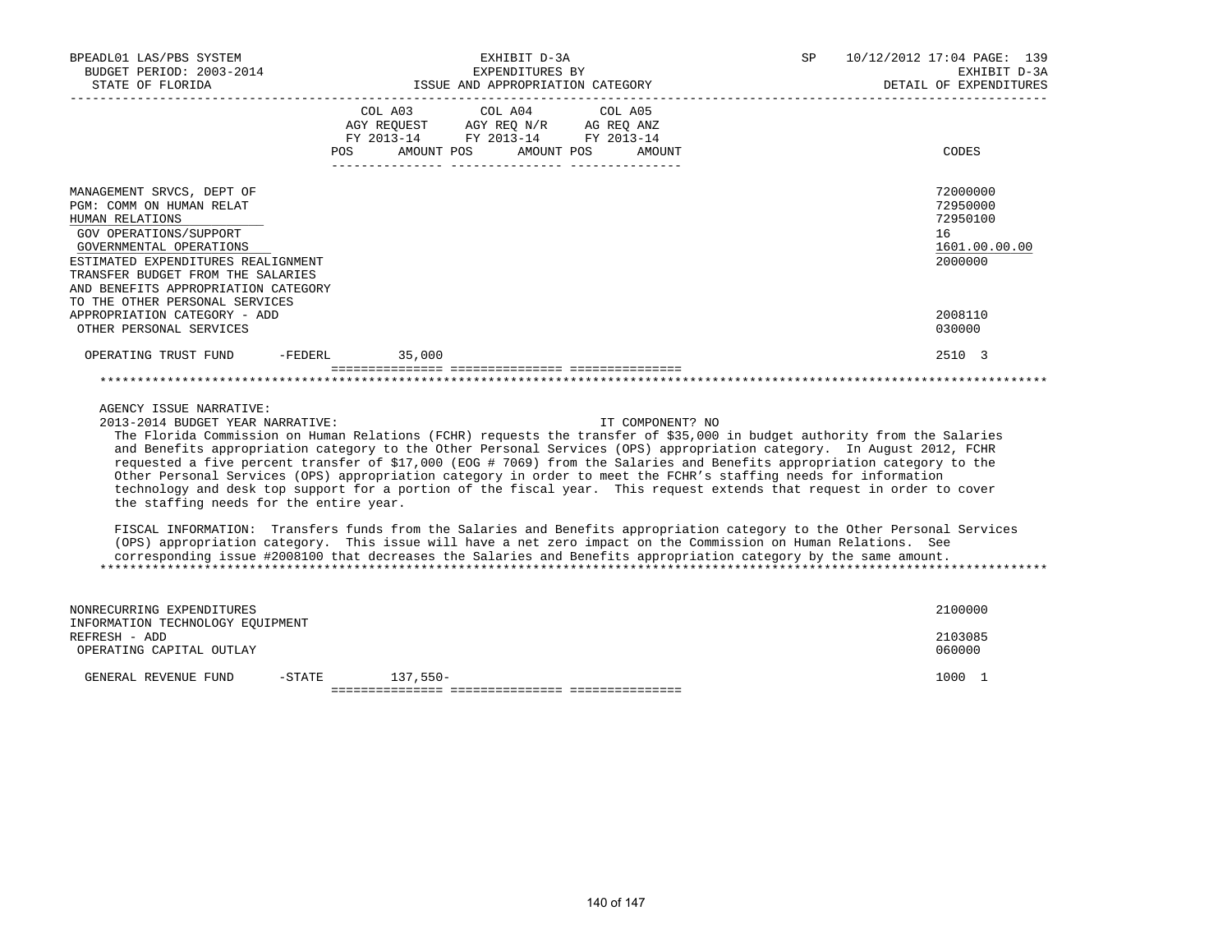BPEADL01 LAS/PBS SYSTEM — EXHIBIT D-3A — SP 10/12/2012 17:04 PAGE: 139
BUDGET PERIOD: 2003-2014 — EXPENDITURES BY — EXHIBIT D-3A
STATE OF FLORIDA — ISSUE AND APPROPRIATION CATEGORY — DETAIL OF EXPENDITURES

| | COL A03 AGY REQUEST FY 2013-14 POS AMOUNT | COL A04 AGY REQ N/R FY 2013-14 POS AMOUNT | COL A05 AG REQ ANZ FY 2013-14 POS AMOUNT | CODES |
|---|---|---|---|---|
| MANAGEMENT SRVCS, DEPT OF | | | | 72000000 |
| PGM: COMM ON HUMAN RELAT | | | | 72950000 |
| HUMAN RELATIONS | | | | 72950100 |
| GOV OPERATIONS/SUPPORT | | | | 16 |
| GOVERNMENTAL OPERATIONS | | | | 1601.00.00.00 |
| ESTIMATED EXPENDITURES REALIGNMENT | | | | 2000000 |
| TRANSFER BUDGET FROM THE SALARIES AND BENEFITS APPROPRIATION CATEGORY TO THE OTHER PERSONAL SERVICES APPROPRIATION CATEGORY - ADD | | | | 2008110 |
| OTHER PERSONAL SERVICES | | | | 030000 |
| OPERATING TRUST FUND -FEDERL | 35,000 | | | 2510 3 |

AGENCY ISSUE NARRATIVE:

2013-2014 BUDGET YEAR NARRATIVE: IT COMPONENT? NO

The Florida Commission on Human Relations (FCHR) requests the transfer of $35,000 in budget authority from the Salaries and Benefits appropriation category to the Other Personal Services (OPS) appropriation category. In August 2012, FCHR requested a five percent transfer of $17,000 (EOG # 7069) from the Salaries and Benefits appropriation category to the Other Personal Services (OPS) appropriation category in order to meet the FCHR's staffing needs for information technology and desk top support for a portion of the fiscal year. This request extends that request in order to cover the staffing needs for the entire year.

FISCAL INFORMATION: Transfers funds from the Salaries and Benefits appropriation category to the Other Personal Services (OPS) appropriation category. This issue will have a net zero impact on the Commission on Human Relations. See corresponding issue #2008100 that decreases the Salaries and Benefits appropriation category by the same amount.

| | COL A03 | COL A04 | COL A05 | CODES |
|---|---|---|---|---|
| NONRECURRING EXPENDITURES | | | | 2100000 |
| INFORMATION TECHNOLOGY EQUIPMENT REFRESH - ADD | | | | 2103085 |
| OPERATING CAPITAL OUTLAY | | | | 060000 |
| GENERAL REVENUE FUND -STATE | 137,550- | | | 1000 1 |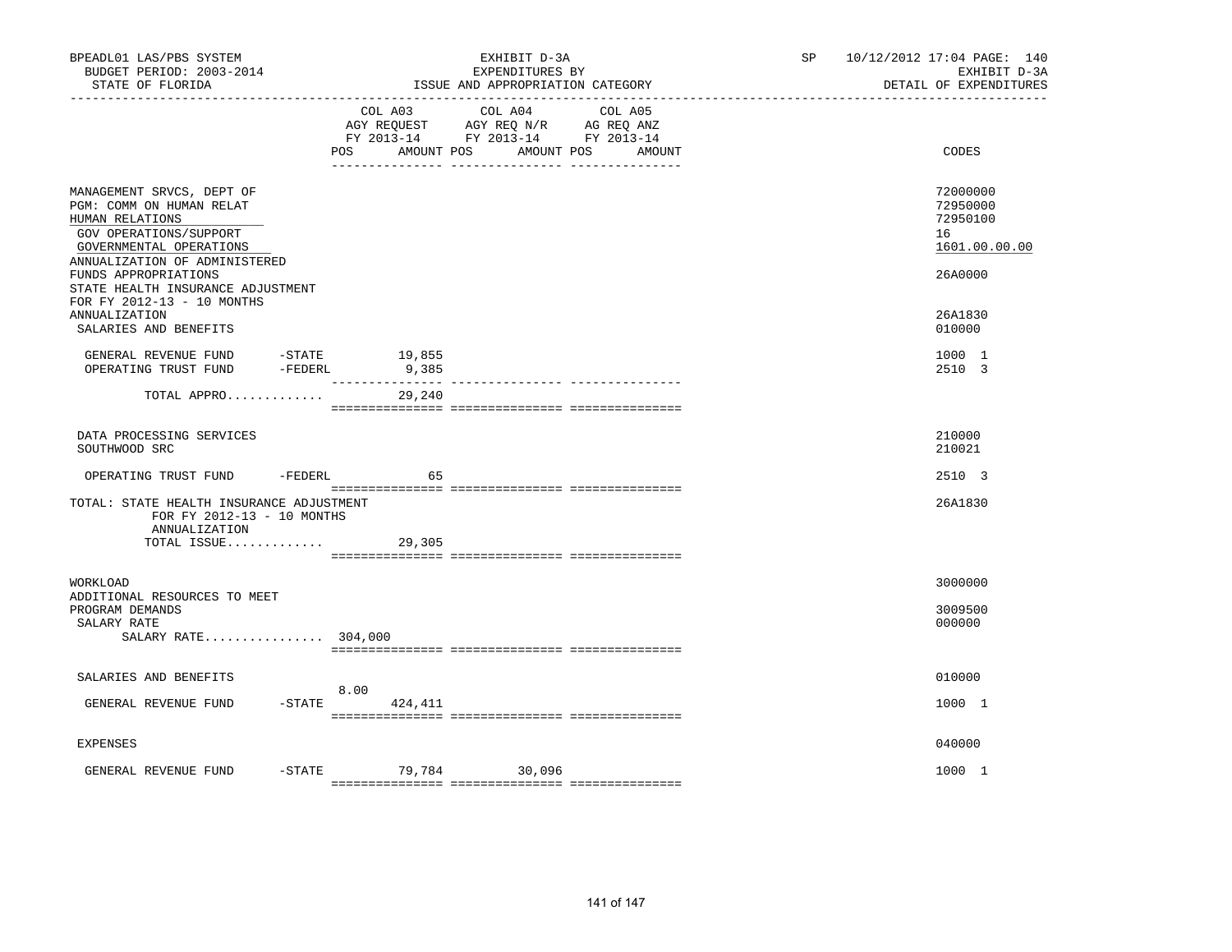BPEADL01 LAS/PBS SYSTEM | EXHIBIT D-3A | SP 10/12/2012 17:04 PAGE: 140
BUDGET PERIOD: 2003-2014 | EXPENDITURES BY | EXHIBIT D-3A
STATE OF FLORIDA | ISSUE AND APPROPRIATION CATEGORY | DETAIL OF EXPENDITURES

| | COL A03 AGY REQUEST FY 2013-14 POS AMOUNT | COL A04 AGY REQ N/R FY 2013-14 POS AMOUNT | COL A05 AG REQ ANZ FY 2013-14 POS AMOUNT | CODES |
|---|---|---|---|---|
| MANAGEMENT SRVCS, DEPT OF | | | | 72000000 |
| PGM: COMM ON HUMAN RELAT | | | | 72950000 |
| HUMAN RELATIONS | | | | 72950100 |
| GOV OPERATIONS/SUPPORT | | | | 16 |
| GOVERNMENTAL OPERATIONS | | | | 1601.00.00.00 |
| ANNUALIZATION OF ADMINISTERED FUNDS APPROPRIATIONS | | | | 26A0000 |
| STATE HEALTH INSURANCE ADJUSTMENT FOR FY 2012-13 - 10 MONTHS ANNUALIZATION | | | | 26A1830 |
| SALARIES AND BENEFITS | | | | 010000 |
| GENERAL REVENUE FUND -STATE | 19,855 | | | 1000 1 |
| OPERATING TRUST FUND -FEDERL | 9,385 | | | 2510 3 |
| TOTAL APPRO............. | 29,240 | | | |
| DATA PROCESSING SERVICES | | | | 210000 |
| SOUTHWOOD SRC | | | | 210021 |
| OPERATING TRUST FUND -FEDERL | 65 | | | 2510 3 |
| TOTAL: STATE HEALTH INSURANCE ADJUSTMENT FOR FY 2012-13 - 10 MONTHS ANNUALIZATION | | | | 26A1830 |
| TOTAL ISSUE............. | 29,305 | | | |
| WORKLOAD | | | | 3000000 |
| ADDITIONAL RESOURCES TO MEET PROGRAM DEMANDS | | | | 3009500 |
| SALARY RATE | | | | 000000 |
| SALARY RATE................ | 304,000 | | | |
| SALARIES AND BENEFITS | | | | 010000 |
| GENERAL REVENUE FUND -STATE | 8.00 424,411 | | | 1000 1 |
| EXPENSES | | | | 040000 |
| GENERAL REVENUE FUND -STATE | 79,784 | 30,096 | | 1000 1 |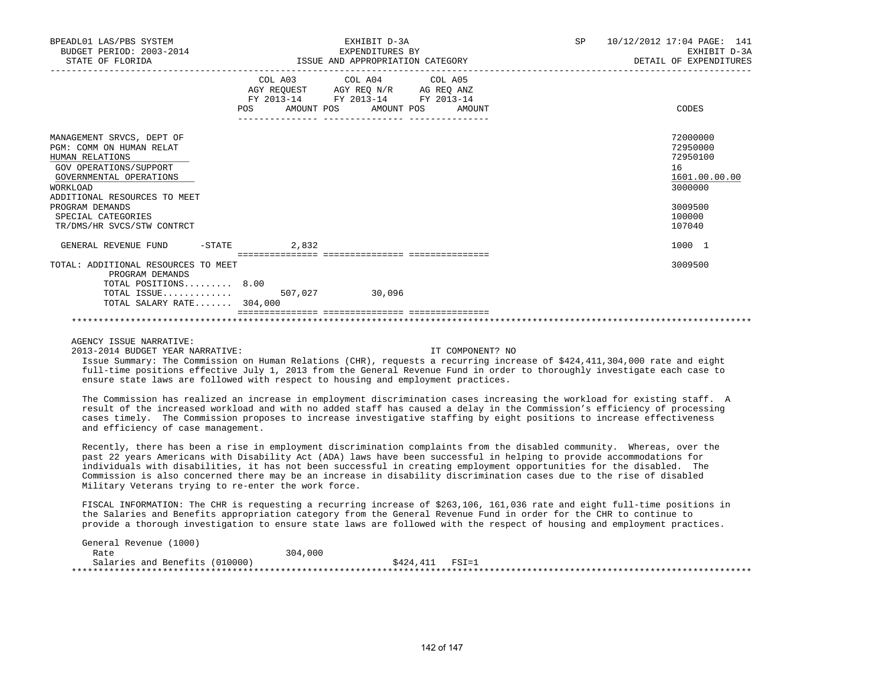BPEADL01 LAS/PBS SYSTEM
BUDGET PERIOD: 2003-2014
STATE OF FLORIDA

EXHIBIT D-3A
EXPENDITURES BY
ISSUE AND APPROPRIATION CATEGORY

SP 10/12/2012 17:04 PAGE: 141
EXHIBIT D-3A
DETAIL OF EXPENDITURES

| | COL A03 AGY REQUEST FY 2013-14 POS AMOUNT | COL A04 AGY REQ N/R FY 2013-14 POS AMOUNT | COL A05 AG REQ ANZ FY 2013-14 POS AMOUNT | CODES |
|---|---|---|---|---|
| MANAGEMENT SRVCS, DEPT OF | | | | 72000000 |
| PGM: COMM ON HUMAN RELAT | | | | 72950000 |
| HUMAN RELATIONS | | | | 72950100 |
| GOV OPERATIONS/SUPPORT | | | | 16 |
| GOVERNMENTAL OPERATIONS | | | | 1601.00.00.00 |
| WORKLOAD | | | | 3000000 |
| ADDITIONAL RESOURCES TO MEET PROGRAM DEMANDS | | | | 3009500 |
| SPECIAL CATEGORIES | | | | 100000 |
| TR/DMS/HR SVCS/STW CONTRCT | | | | 107040 |
| GENERAL REVENUE FUND -STATE | 2,832 | | | 1000 1 |
| TOTAL: ADDITIONAL RESOURCES TO MEET PROGRAM DEMANDS | | | | 3009500 |
| TOTAL POSITIONS......... | 8.00 | | | |
| TOTAL ISSUE............. | 507,027 | 30,096 | | |
| TOTAL SALARY RATE....... | 304,000 | | | |

AGENCY ISSUE NARRATIVE:

2013-2014 BUDGET YEAR NARRATIVE: IT COMPONENT? NO

Issue Summary: The Commission on Human Relations (CHR), requests a recurring increase of $424,411,304,000 rate and eight full-time positions effective July 1, 2013 from the General Revenue Fund in order to thoroughly investigate each case to ensure state laws are followed with respect to housing and employment practices.

The Commission has realized an increase in employment discrimination cases increasing the workload for existing staff. A result of the increased workload and with no added staff has caused a delay in the Commission's efficiency of processing cases timely. The Commission proposes to increase investigative staffing by eight positions to increase effectiveness and efficiency of case management.

Recently, there has been a rise in employment discrimination complaints from the disabled community. Whereas, over the past 22 years Americans with Disability Act (ADA) laws have been successful in helping to provide accommodations for individuals with disabilities, it has not been successful in creating employment opportunities for the disabled. The Commission is also concerned there may be an increase in disability discrimination cases due to the rise of disabled Military Veterans trying to re-enter the work force.

FISCAL INFORMATION: The CHR is requesting a recurring increase of $263,106, 161,036 rate and eight full-time positions in the Salaries and Benefits appropriation category from the General Revenue Fund in order for the CHR to continue to provide a thorough investigation to ensure state laws are followed with the respect of housing and employment practices.

General Revenue (1000)

| | | | |
|---|---|---|---|
| Rate | 304,000 | | |
| Salaries and Benefits (010000) | | $424,411 | FSI=1 |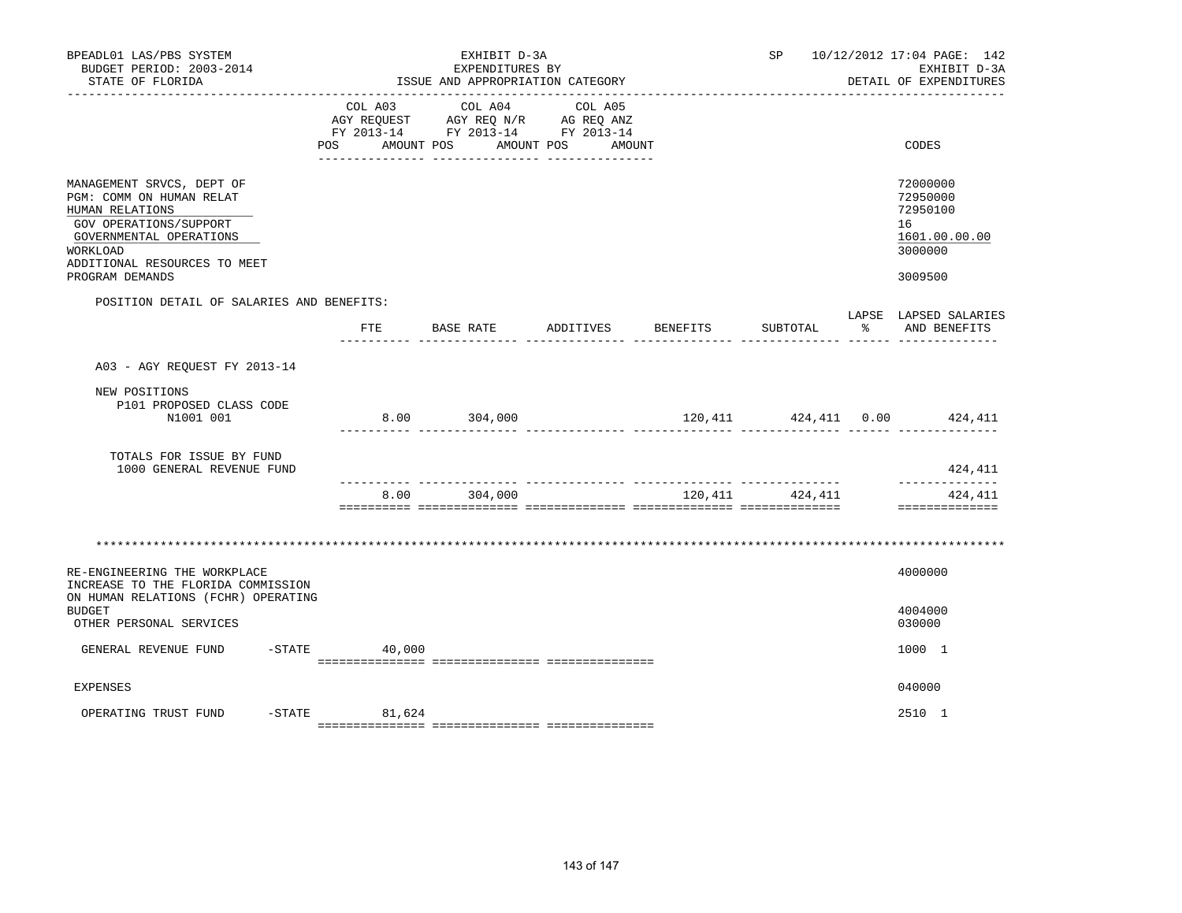BPEADL01 LAS/PBS SYSTEM — EXHIBIT D-3A — EXPENDITURES BY ISSUE AND APPROPRIATION CATEGORY

BUDGET PERIOD: 2003-2014 — STATE OF FLORIDA

SP 10/12/2012 17:04 PAGE: 142 — EXHIBIT D-3A — DETAIL OF EXPENDITURES

| | COL A03 AGY REQUEST FY 2013-14 POS AMOUNT | COL A04 AGY REQ N/R FY 2013-14 POS AMOUNT | COL A05 AG REQ ANZ FY 2013-14 POS AMOUNT | CODES |
|---|---|---|---|---|
| MANAGEMENT SRVCS, DEPT OF | | | | 72000000 |
| PGM: COMM ON HUMAN RELAT | | | | 72950000 |
| HUMAN RELATIONS | | | | 72950100 |
| GOV OPERATIONS/SUPPORT | | | | 16 |
| GOVERNMENTAL OPERATIONS | | | | 1601.00.00.00 |
| WORKLOAD | | | | 3000000 |
| ADDITIONAL RESOURCES TO MEET PROGRAM DEMANDS | | | | 3009500 |

POSITION DETAIL OF SALARIES AND BENEFITS:

| | FTE | BASE RATE | ADDITIVES | BENEFITS | SUBTOTAL | LAPSE % | LAPSED SALARIES AND BENEFITS |
|---|---|---|---|---|---|---|---|
| A03 - AGY REQUEST FY 2013-14 | | | | | | | |
| NEW POSITIONS | | | | | | | |
| P101 PROPOSED CLASS CODE N1001 001 | 8.00 | 304,000 | | 120,411 | 424,411 | 0.00 | 424,411 |
| TOTALS FOR ISSUE BY FUND | | | | | | | |
| 1000 GENERAL REVENUE FUND | | | | | | | 424,411 |
| | 8.00 | 304,000 | | 120,411 | 424,411 | | 424,411 |

********************************************************************************

| | COL A03 | COL A04 | COL A05 | CODES |
|---|---|---|---|---|
| RE-ENGINEERING THE WORKPLACE | | | | 4000000 |
| INCREASE TO THE FLORIDA COMMISSION ON HUMAN RELATIONS (FCHR) OPERATING BUDGET | | | | 4004000 |
| OTHER PERSONAL SERVICES | | | | 030000 |
| GENERAL REVENUE FUND -STATE | 40,000 | | | 1000 1 |
| EXPENSES | | | | 040000 |
| OPERATING TRUST FUND -STATE | 81,624 | | | 2510 1 |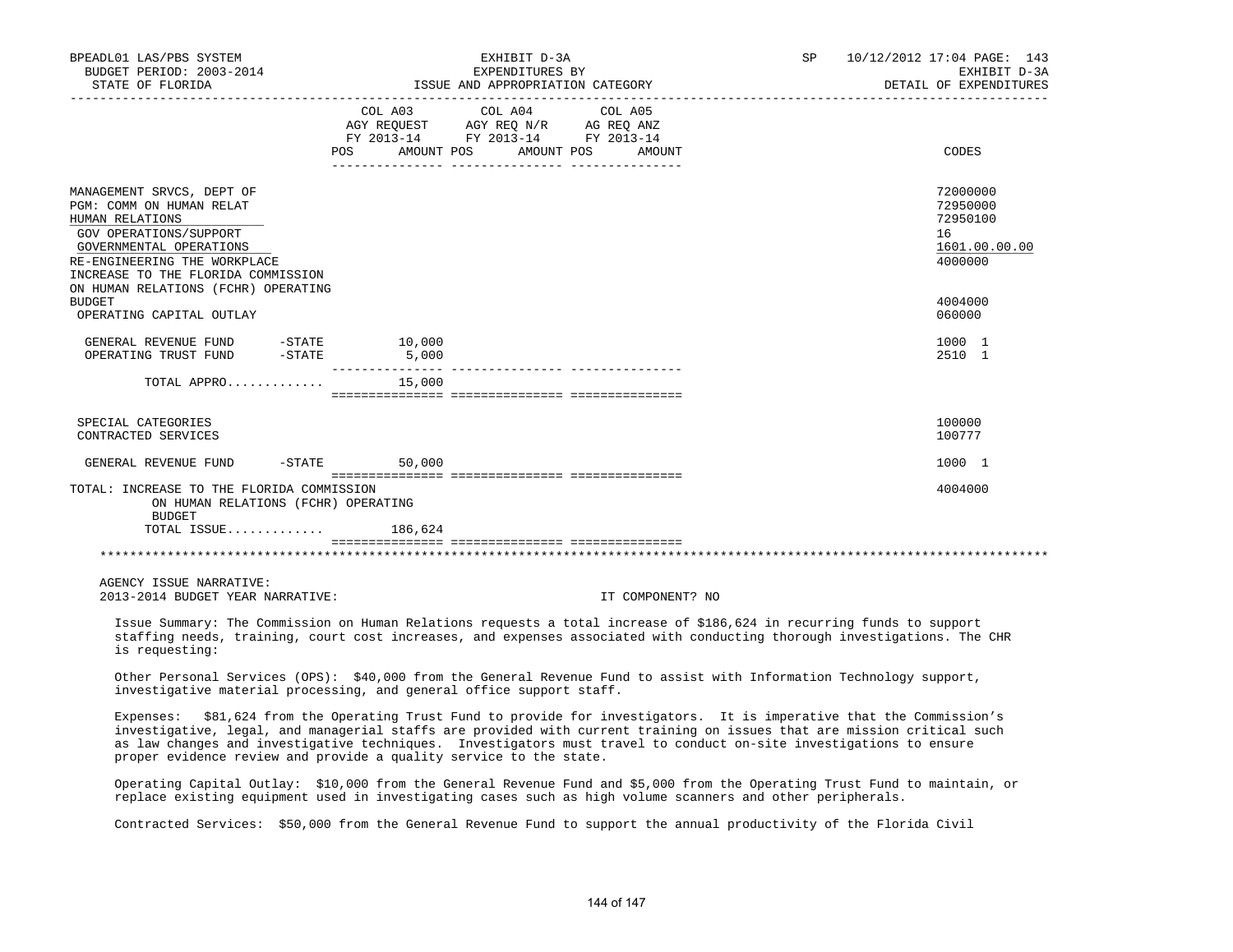BPEADL01 LAS/PBS SYSTEM | EXHIBIT D-3A | SP 10/12/2012 17:04 PAGE: 143
BUDGET PERIOD: 2003-2014 | EXPENDITURES BY | EXHIBIT D-3A
STATE OF FLORIDA | ISSUE AND APPROPRIATION CATEGORY | DETAIL OF EXPENDITURES

| | COL A03 AGY REQUEST FY 2013-14 POS AMOUNT | COL A04 AGY REQ N/R FY 2013-14 POS AMOUNT | COL A05 AG REQ ANZ FY 2013-14 POS AMOUNT | CODES |
|---|---|---|---|---|
| MANAGEMENT SRVCS, DEPT OF | | | | 72000000 |
| PGM: COMM ON HUMAN RELAT | | | | 72950000 |
| HUMAN RELATIONS | | | | 72950100 |
| GOV OPERATIONS/SUPPORT | | | | 16 |
| GOVERNMENTAL OPERATIONS | | | | 1601.00.00.00 |
| RE-ENGINEERING THE WORKPLACE | | | | 4000000 |
| INCREASE TO THE FLORIDA COMMISSION ON HUMAN RELATIONS (FCHR) OPERATING BUDGET | | | | 4004000 |
| OPERATING CAPITAL OUTLAY | | | | 060000 |
| GENERAL REVENUE FUND -STATE | 10,000 | | | 1000 1 |
| OPERATING TRUST FUND -STATE | 5,000 | | | 2510 1 |
| TOTAL APPRO............ | 15,000 | | | |
| SPECIAL CATEGORIES | | | | 100000 |
| CONTRACTED SERVICES | | | | 100777 |
| GENERAL REVENUE FUND -STATE | 50,000 | | | 1000 1 |
| TOTAL: INCREASE TO THE FLORIDA COMMISSION ON HUMAN RELATIONS (FCHR) OPERATING BUDGET | | | | 4004000 |
| TOTAL ISSUE............ | 186,624 | | | |

AGENCY ISSUE NARRATIVE:
2013-2014 BUDGET YEAR NARRATIVE: IT COMPONENT? NO

Issue Summary: The Commission on Human Relations requests a total increase of $186,624 in recurring funds to support staffing needs, training, court cost increases, and expenses associated with conducting thorough investigations. The CHR is requesting:

Other Personal Services (OPS): $40,000 from the General Revenue Fund to assist with Information Technology support, investigative material processing, and general office support staff.

Expenses: $81,624 from the Operating Trust Fund to provide for investigators. It is imperative that the Commission's investigative, legal, and managerial staffs are provided with current training on issues that are mission critical such as law changes and investigative techniques. Investigators must travel to conduct on-site investigations to ensure proper evidence review and provide a quality service to the state.

Operating Capital Outlay: $10,000 from the General Revenue Fund and $5,000 from the Operating Trust Fund to maintain, or replace existing equipment used in investigating cases such as high volume scanners and other peripherals.

Contracted Services: $50,000 from the General Revenue Fund to support the annual productivity of the Florida Civil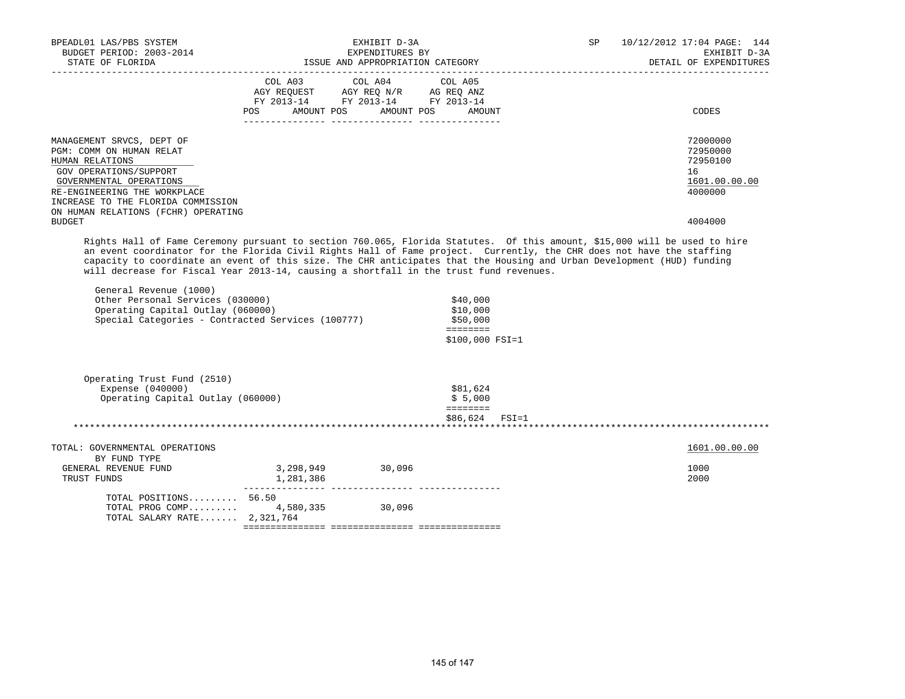BPEADL01 LAS/PBS SYSTEM — EXHIBIT D-3A — SP 10/12/2012 17:04 PAGE: 144
BUDGET PERIOD: 2003-2014 — EXPENDITURES BY — EXHIBIT D-3A
STATE OF FLORIDA — ISSUE AND APPROPRIATION CATEGORY — DETAIL OF EXPENDITURES

| | COL A03 AGY REQUEST FY 2013-14 POS AMOUNT | COL A04 AGY REQ N/R FY 2013-14 POS AMOUNT | COL A05 AG REQ ANZ FY 2013-14 POS AMOUNT | CODES |
|---|---|---|---|---|
| MANAGEMENT SRVCS, DEPT OF | | | | 72000000 |
| PGM: COMM ON HUMAN RELAT | | | | 72950000 |
| HUMAN RELATIONS | | | | 72950100 |
| GOV OPERATIONS/SUPPORT | | | | 16 |
| GOVERNMENTAL OPERATIONS | | | | 1601.00.00.00 |
| RE-ENGINEERING THE WORKPLACE | | | | 4000000 |
| INCREASE TO THE FLORIDA COMMISSION ON HUMAN RELATIONS (FCHR) OPERATING BUDGET | | | | 4004000 |

Rights Hall of Fame Ceremony pursuant to section 760.065, Florida Statutes. Of this amount, $15,000 will be used to hire an event coordinator for the Florida Civil Rights Hall of Fame project. Currently, the CHR does not have the staffing capacity to coordinate an event of this size. The CHR anticipates that the Housing and Urban Development (HUD) funding will decrease for Fiscal Year 2013-14, causing a shortfall in the trust fund revenues.

General Revenue (1000)

| | |
|---|---|
| Other Personal Services (030000) | $40,000 |
| Operating Capital Outlay (060000) | $10,000 |
| Special Categories - Contracted Services (100777) | $50,000 |
| | ======== |
| | $100,000 FSI=1 |

Operating Trust Fund (2510)

| | |
|---|---|
| Expense (040000) | $81,624 |
| Operating Capital Outlay (060000) | $ 5,000 |
| | ======== |
| | $86,624 FSI=1 |

******************************************************************************************************

| | COL A03 | COL A04 | COL A05 | CODES |
|---|---|---|---|---|
| TOTAL: GOVERNMENTAL OPERATIONS | | | | 1601.00.00.00 |
| BY FUND TYPE | | | | |
| GENERAL REVENUE FUND | 3,298,949 | 30,096 | | 1000 |
| TRUST FUNDS | 1,281,386 | | | 2000 |
| TOTAL POSITIONS......... | 56.50 | | | |
| TOTAL PROG COMP......... | 4,580,335 | 30,096 | | |
| TOTAL SALARY RATE....... | 2,321,764 | | | |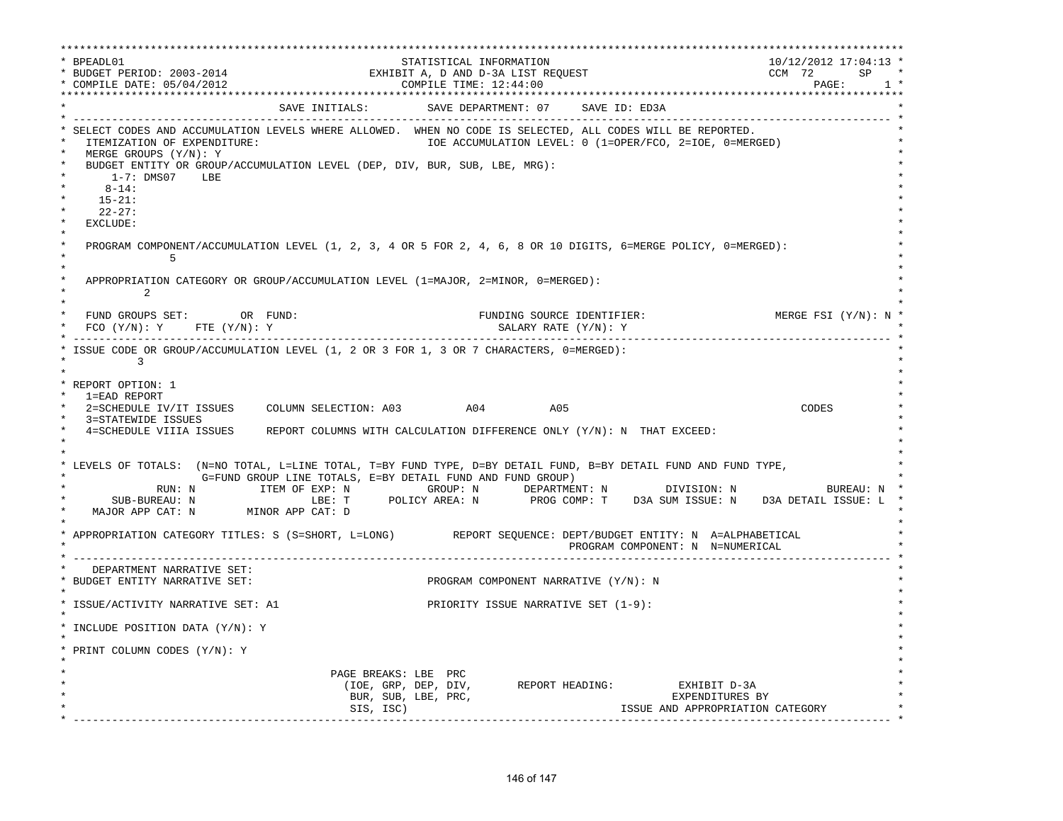```
************************************************************************************************************************
* BPEADL01                                      STATISTICAL INFORMATION                             10/12/2012 17:04:13 *
* BUDGET PERIOD: 2003-2014                  EXHIBIT A, D AND D-3A LIST REQUEST                      CCM  72      SP     *
* COMPILE DATE: 05/04/2012                          COMPILE TIME: 12:44:00                                   PAGE:      1 *
************************************************************************************************************************
*                                  SAVE INITIALS:         SAVE DEPARTMENT: 07     SAVE ID: ED3A                          *
* ---------------------------------------------------------------------------------------------------------------------- *
* SELECT CODES AND ACCUMULATION LEVELS WHERE ALLOWED.  WHEN NO CODE IS SELECTED, ALL CODES WILL BE REPORTED.             *
*   ITEMIZATION OF EXPENDITURE:                         IOE ACCUMULATION LEVEL: 0 (1=OPER/FCO, 2=IOE, 0=MERGED)          *
*   MERGE GROUPS (Y/N): Y                                                                                                *
*   BUDGET ENTITY OR GROUP/ACCUMULATION LEVEL (DEP, DIV, BUR, SUB, LBE, MRG):                                            *
*       1-7: DMS07    LBE                                                                                                *
*      8-14:                                                                                                             *
*     15-21:                                                                                                             *
*     22-27:                                                                                                             *
*   EXCLUDE:                                                                                                             *
*                                                                                                                        *
*   PROGRAM COMPONENT/ACCUMULATION LEVEL (1, 2, 3, 4 OR 5 FOR 2, 4, 6, 8 OR 10 DIGITS, 6=MERGE POLICY, 0=MERGED):        *
*               5                                                                                                        *
*                                                                                                                        *
*   APPROPRIATION CATEGORY OR GROUP/ACCUMULATION LEVEL (1=MAJOR, 2=MINOR, 0=MERGED):                                     *
*           2                                                                                                            *
*                                                                                                                        *
*   FUND GROUPS SET:        OR  FUND:                            FUNDING SOURCE IDENTIFIER:                  MERGE FSI (Y/N): N *
*   FCO (Y/N): Y     FTE (Y/N): Y                                   SALARY RATE (Y/N): Y                                 *
* ---------------------------------------------------------------------------------------------------------------------- *
* ISSUE CODE OR GROUP/ACCUMULATION LEVEL (1, 2 OR 3 FOR 1, 3 OR 7 CHARACTERS, 0=MERGED):                                 *
*          3                                                                                                             *
*                                                                                                                        *
* REPORT OPTION: 1                                                                                                       *
*   1=EAD REPORT                                                                                                         *
*   2=SCHEDULE IV/IT ISSUES     COLUMN SELECTION: A03          A04          A05                              CODES       *
*   3=STATEWIDE ISSUES                                                                                                   *
*   4=SCHEDULE VIIIA ISSUES     REPORT COLUMNS WITH CALCULATION DIFFERENCE ONLY (Y/N): N  THAT EXCEED:                   *
*                                                                                                                        *
*                                                                                                                        *
* LEVELS OF TOTALS:  (N=NO TOTAL, L=LINE TOTAL, T=BY FUND TYPE, D=BY DETAIL FUND, B=BY DETAIL FUND AND FUND TYPE,        *
*                    G=FUND GROUP LINE TOTALS, E=BY DETAIL FUND AND FUND GROUP)                                          *
*             RUN: N          ITEM OF EXP: N            GROUP: N       DEPARTMENT: N         DIVISION: N          BUREAU: N *
*       SUB-BUREAU: N                  LBE: T      POLICY AREA: N       PROG COMP: T    D3A SUM ISSUE: N    D3A DETAIL ISSUE: L *
*    MAJOR APP CAT: N        MINOR APP CAT: D                                                                            *
*                                                                                                                        *
* APPROPRIATION CATEGORY TITLES: S (S=SHORT, L=LONG)         REPORT SEQUENCE: DEPT/BUDGET ENTITY: N  A=ALPHABETICAL      *
*                                                                             PROGRAM COMPONENT: N  N=NUMERICAL          *
* ---------------------------------------------------------------------------------------------------------------------- *
*    DEPARTMENT NARRATIVE SET:                                                                                           *
* BUDGET ENTITY NARRATIVE SET:                          PROGRAM COMPONENT NARRATIVE (Y/N): N                             *
*                                                                                                                        *
* ISSUE/ACTIVITY NARRATIVE SET: A1                      PRIORITY ISSUE NARRATIVE SET (1-9):                              *
*                                                                                                                        *
* INCLUDE POSITION DATA (Y/N): Y                                                                                         *
*                                                                                                                        *
* PRINT COLUMN CODES (Y/N): Y                                                                                            *
*                                                                                                                        *
*                                       PAGE BREAKS: LBE  PRC                                                            *
*                                         (IOE, GRP, DEP, DIV,       REPORT HEADING:          EXHIBIT D-3A                *
*                                          BUR, SUB, LBE, PRC,                               EXPENDITURES BY              *
*                                          SIS, ISC)                               ISSUE AND APPROPRIATION CATEGORY      *
* ---------------------------------------------------------------------------------------------------------------------- *
```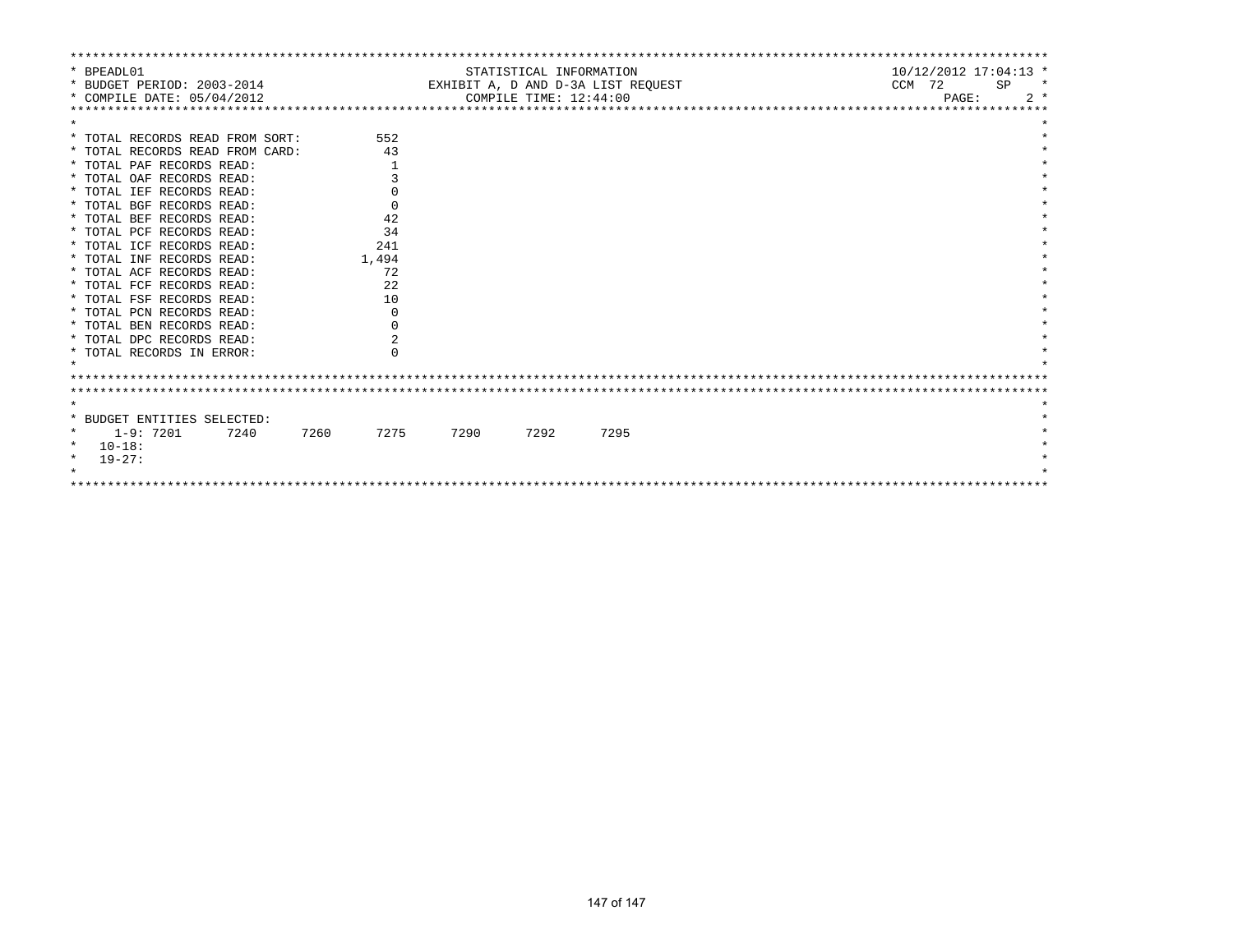```
*******************************************************************************************************************************
* BPEADL01                                          STATISTICAL INFORMATION                              10/12/2012 17:04:13 *
* BUDGET PERIOD: 2003-2014                     EXHIBIT A, D AND D-3A LIST REQUEST                        CCM  72       SP    *
* COMPILE DATE: 05/04/2012                          COMPILE TIME: 12:44:00                                          PAGE:     2 *
*******************************************************************************************************************************
*                                                                                                                             *
* TOTAL RECORDS READ FROM SORT:          552                                                                                  *
* TOTAL RECORDS READ FROM CARD:           43                                                                                  *
* TOTAL PAF RECORDS READ:                  1                                                                                  *
* TOTAL OAF RECORDS READ:                  3                                                                                  *
* TOTAL IEF RECORDS READ:                  0                                                                                  *
* TOTAL BGF RECORDS READ:                  0                                                                                  *
* TOTAL BEF RECORDS READ:                 42                                                                                  *
* TOTAL PCF RECORDS READ:                 34                                                                                  *
* TOTAL ICF RECORDS READ:                241                                                                                  *
* TOTAL INF RECORDS READ:              1,494                                                                                  *
* TOTAL ACF RECORDS READ:                 72                                                                                  *
* TOTAL FCF RECORDS READ:                 22                                                                                  *
* TOTAL FSF RECORDS READ:                 10                                                                                  *
* TOTAL PCN RECORDS READ:                  0                                                                                  *
* TOTAL BEN RECORDS READ:                  0                                                                                  *
* TOTAL DPC RECORDS READ:                  2                                                                                  *
* TOTAL RECORDS IN ERROR:                  0                                                                                  *
*                                                                                                                             *
*******************************************************************************************************************************
*******************************************************************************************************************************
*                                                                                                                             *
* BUDGET ENTITIES SELECTED:                                                                                                   *
*     1-9: 7201      7240      7260      7275      7290      7292      7295                                                   *
*   10-18:                                                                                                                    *
*   19-27:                                                                                                                    *
*                                                                                                                             *
*******************************************************************************************************************************
```